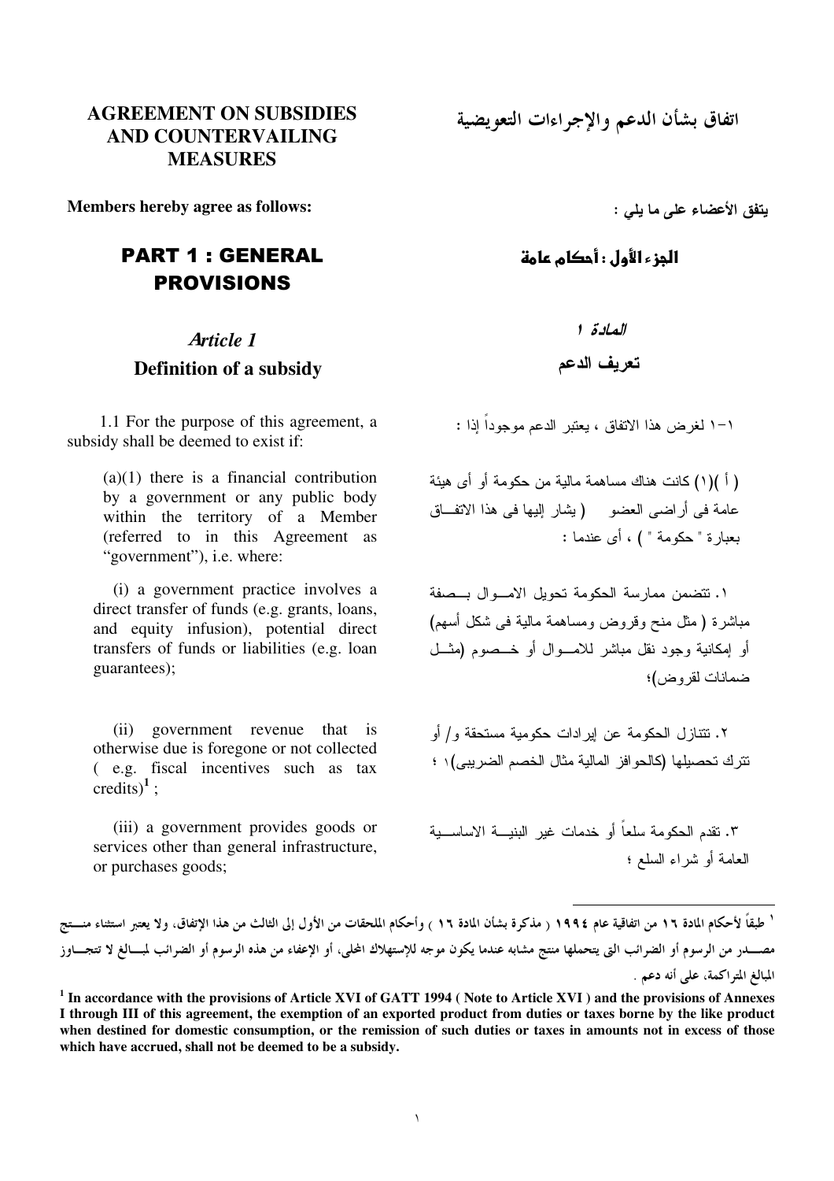# AGREEMENT ON SUBSIDIES AND COUNTERVAILING MEASURES

# اتفاق بشأن الدعم والإجراءات التعويضية

**Members hereby agree as follows:**

**يتفق الأعضاء على ما يلي :**

## PART 1 : GENERAL PROVISIONS

## الجزء الأول : أحكام عامة

### *Article 1*

### Definition of a subsidy

### *المادة ١*

### تعريف الدعم

1.1 For the purpose of this agreement, a subsidy shall be deemed to exist if:

١-١ لغرض هذا الاتفاق ، يعتبر الدعم موجوداً إذا :

(a)(1) there is a financial contribution by a government or any public body within the territory of a Member (referred to in this Agreement as "government"), i.e. where:

( أ )(١) كانت هناك مساهمة مالية من حكومة أو أى هيئة عامة فى أراضى العضو ( يشار إليها فى هذا الاتفاق بعبارة " حكومة " ) ، أى عندما :

(i) a government practice involves a direct transfer of funds (e.g. grants, loans, and equity infusion), potential direct transfers of funds or liabilities (e.g. loan guarantees);

١. تتضمن ممارسة الحكومة تحويل الاموال بصفة مباشرة ( مثل منح وقروض ومساهمة مالية فى شكل أسهم) أو إمكانية وجود نقل مباشر للاموال أو خصوم (مثل ضمانات لقروض)؛

(ii) government revenue that is otherwise due is foregone or not collected ( e.g. fiscal incentives such as tax credits)[1] ;

٢. تتنازل الحكومة عن إيرادات حكومية مستحقة و/ أو تترك تحصيلها (كالحوافز المالية مثال الخصم الضريبى)١ ؛

(iii) a government provides goods or services other than general infrastructure, or purchases goods;

٣. تقدم الحكومة سلعاً أو خدمات غير البنية الاساسية العامة أو شراء السلع ؛

---

١ طبقاً لأحكام المادة ١٦ من اتفاقية عام ١٩٩٤ ( مذكرة بشأن المادة ١٦ ) وأحكام الملحقات من الأول إلى الثالث من هذا الإتفاق، ولا يعتبر استثناء منتج مصدر من الرسوم أو الضرائب التى يتحملها منتج مشابه عندما يكون موجه للإستهلاك المحلى، أو الإعفاء من هذه الرسوم أو الضرائب لمبالغ لا تتجاوز المبالغ المتراكمة، على أنه دعم .

**[1] In accordance with the provisions of Article XVI of GATT 1994 ( Note to Article XVI ) and the provisions of Annexes I through III of this agreement, the exemption of an exported product from duties or taxes borne by the like product when destined for domestic consumption, or the remission of such duties or taxes in amounts not in excess of those which have accrued, shall not be deemed to be a subsidy.**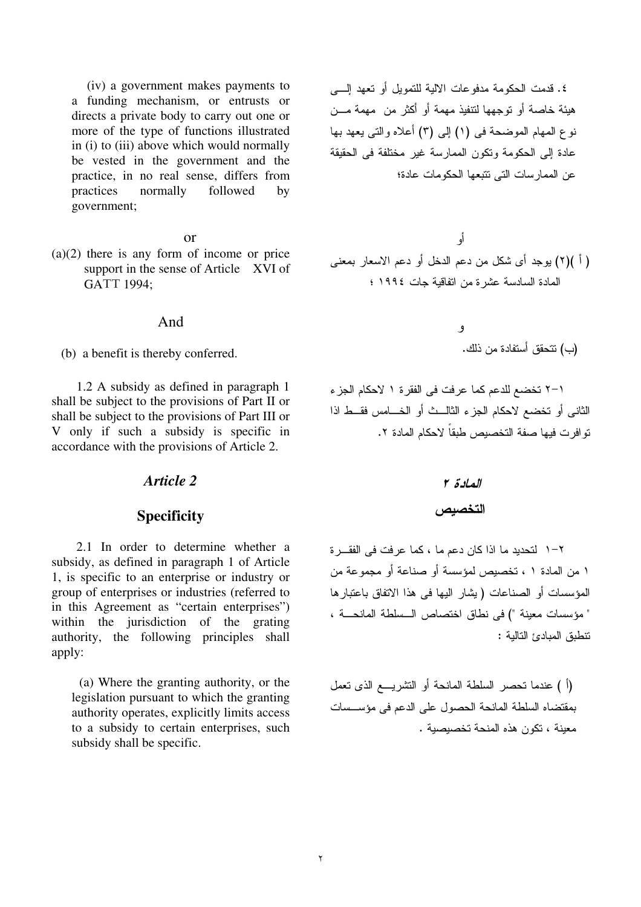(iv) a government makes payments to a funding mechanism, or entrusts or directs a private body to carry out one or more of the type of functions illustrated in (i) to (iii) above which would normally be vested in the government and the practice, in no real sense, differs from practices normally followed by government;

٤. قدمت الحكومة مدفوعات الالية للتمويل أو تعهد إلـــى هيئة خاصة أو توجهها لتنفيذ مهمة أو أكثر من مهمة مـــن نوع المهام الموضحة فى (١) إلى (٣) أعلاه والتى يعهد بها عادة إلى الحكومة وتكون الممارسة غير مختلفة فى الحقيقة عن الممارسات التى تتبعها الحكومات عادة؛

or

أو

(a)(2) there is any form of income or price support in the sense of Article XVI of GATT 1994;

( أ )(٢) يوجد أى شكل من دعم الدخل أو دعم الاسعار بمعنى المادة السادسة عشرة من اتفاقية جات ١٩٩٤ ؛

And

و

(b) a benefit is thereby conferred.

(ب) تتحقق أستفادة من ذلك.

1.2 A subsidy as defined in paragraph 1 shall be subject to the provisions of Part II or shall be subject to the provisions of Part III or V only if such a subsidy is specific in accordance with the provisions of Article 2.

١-٢ تخضع للدعم كما عرفت فى الفقرة ١ لاحكام الجزء الثانى أو تخضع لاحكام الجزء الثالـــث أو الخـــامس فقـــط اذا توافرت فيها صفة التخصيص طبقاً لاحكام المادة ٢.

## *Article 2*

## المادة ٢

## **Specificity**

## التخصيص

2.1 In order to determine whether a subsidy, as defined in paragraph 1 of Article 1, is specific to an enterprise or industry or group of enterprises or industries (referred to in this Agreement as "certain enterprises") within the jurisdiction of the grating authority, the following principles shall apply:

٢-١ لتحديد ما اذا كان دعم ما ، كما عرفت فى الفقـــرة ١ من المادة ١ ، تخصيص لمؤسسة أو صناعة أو مجموعة من المؤسسات أو الصناعات ( يشار اليها فى هذا الاتفاق باعتبارها " مؤسسات معينة ") فى نطاق اختصاص الـــسلطة المانحـــة ، تنطبق المبادئ التالية :

(a) Where the granting authority, or the legislation pursuant to which the granting authority operates, explicitly limits access to a subsidy to certain enterprises, such subsidy shall be specific.

(أ ) عندما تحصر السلطة المانحة أو التشريـــع الذى تعمل بمقتضاه السلطة المانحة الحصول على الدعم فى مؤســـسات معينة ، تكون هذه المنحة تخصيصية .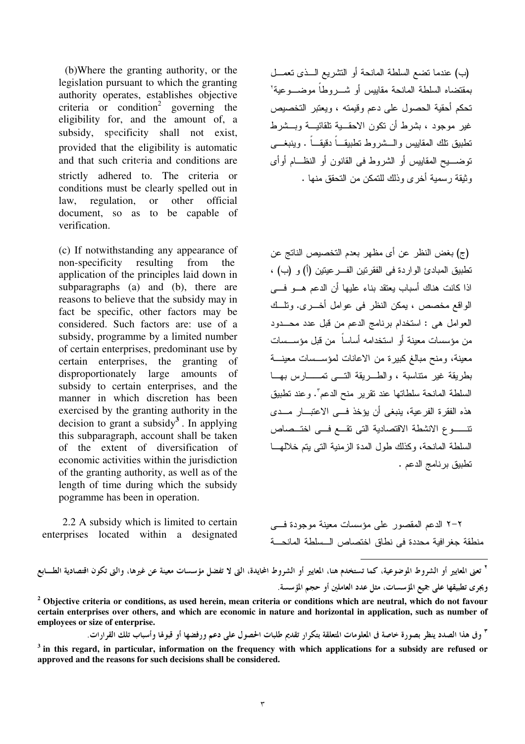(b)Where the granting authority, or the legislation pursuant to which the granting authority operates, establishes objective criteria or condition[2] governing the eligibility for, and the amount of, a subsidy, specificity shall not exist, provided that the eligibility is automatic and that such criteria and conditions are strictly adhered to. The criteria or conditions must be clearly spelled out in law, regulation, or other official document, so as to be capable of verification.

(ب) عندما تضع السلطة المانحة أو التشريع الذى تعمل بمقتضاه السلطة المانحة مقاييس أو شروطاً موضوعية[٢] تحكم أحقية الحصول على دعم وقيمته ، ويعتبر التخصيص غير موجود ، بشرط أن تكون الاحقية تلقائية وبشرط تطبيق تلك المقاييس والشروط تطبيقاً دقيقاً . وينبغى توضيح المقاييس أو الشروط فى القانون أو النظام أوأى وثيقة رسمية أخرى وذلك للتمكن من التحقق منها .

(c) If notwithstanding any appearance of non-specificity resulting from the application of the principles laid down in subparagraphs (a) and (b), there are reasons to believe that the subsidy may in fact be specific, other factors may be considered. Such factors are: use of a subsidy, programme by a limited number of certain enterprises, predominant use by certain enterprises, the granting of disproportionately large amounts of subsidy to certain enterprises, and the manner in which discretion has been exercised by the granting authority in the decision to grant a subsidy[3]. In applying this subparagraph, account shall be taken of the extent of diversification of economic activities within the jurisdiction of the granting authority, as well as of the length of time during which the subsidy pogramme has been in operation.

(ج) بغض النظر عن أى مظهر بعدم التخصيص الناتج عن تطبيق المبادئ الواردة فى الفقرتين الفرعيتين (أ) و (ب) ، اذا كانت هناك أسباب يعتقد بناء عليها أن الدعم هو فى الواقع مخصص ، يمكن النظر فى عوامل أخرى. وتلك العوامل هى : استخدام برنامج الدعم من قبل عدد محدود من مؤسسات معينة أو استخدامه أساساً من قبل مؤسسات معينة، ومنح مبالغ كبيرة من الاعانات لمؤسسات معينة بطريقة غير متناسبة ، والطريقة التى تمارس بها السلطة المانحة سلطاتها عند تقرير منح الدعم[٣]. وعند تطبيق هذه الفقرة الفرعية، ينبغى أن يؤخذ فى الاعتبار مدى تنوع الانشطة الاقتصادية التى تقع فى اختصاص السلطة المانحة، وكذلك طول المدة الزمنية التى يتم خلالها تطبيق برنامج الدعم .

2.2 A subsidy which is limited to certain enterprises located within a designated

٢-٢ الدعم المقصور على مؤسسات معينة موجودة فى منطقة جغرافية محددة فى نطاق اختصاص السلطة المانحة

---

[٢] تعنى المعايير أو الشروط الموضوعية، كما تستخدم هنا، المعايير أو الشروط المحايدة، التى لا تفضل مؤسسات معينة عن غيرها، والتى تكون اقتصادية الطابع ويجرى تطبيقها على جميع المؤسسات، مثل عدد العاملين أو حجم المؤسسة.

**[2] Objective criteria or conditions, as used herein, mean criteria or conditions which are neutral, which do not favour certain enterprises over others, and which are economic in nature and horizontal in application, such as number of employees or size of enterprise.**

[٣] وفى هذا الصدد ينظر بصورة خاصة فى المعلومات المتعلقة بتكرار تقديم طلبات الحصول على دعم ورفضها أو قبولها وأسباب تلك القرارات.

**[3] in this regard, in particular, information on the frequency with which applications for a subsidy are refused or approved and the reasons for such decisions shall be considered.**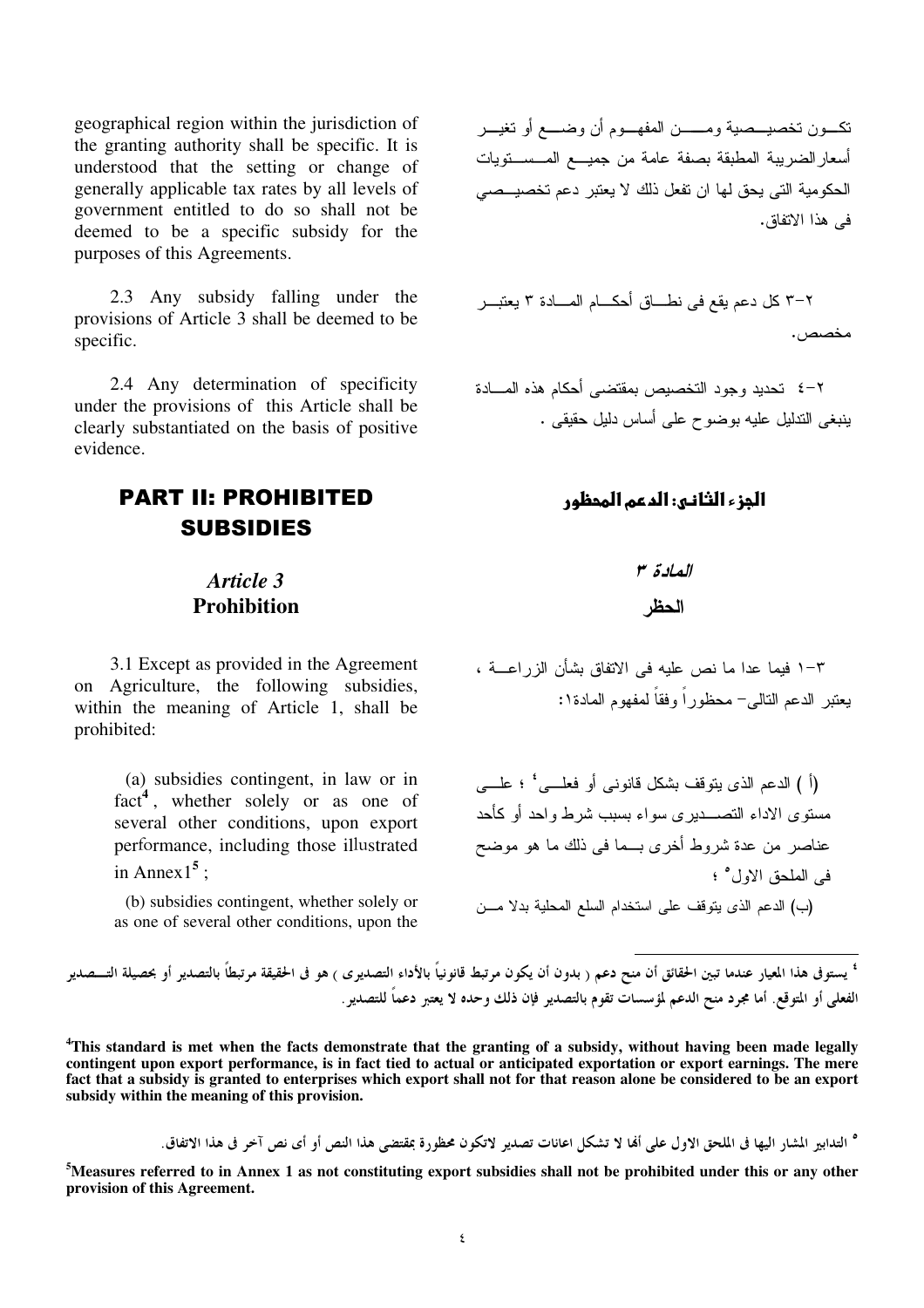geographical region within the jurisdiction of the granting authority shall be specific. It is understood that the setting or change of generally applicable tax rates by all levels of government entitled to do so shall not be deemed to be a specific subsidy for the purposes of this Agreements.

تكـــون تخصيـــصية ومـــــن المفهـــوم أن وضــــع أو تغيـــر أسعارالضريبة المطبقة بصفة عامة من جميـــع المـــستويات الحكومية التى يحق لها ان تفعل ذلك لا يعتبر دعم تخصيـــصي فى هذا الاتفاق.

2.3 Any subsidy falling under the provisions of Article 3 shall be deemed to be specific.

٢-٣ كل دعم يقع فى نطـــاق أحكـــام المـــادة ٣ يعتبـــر مخصص.

2.4 Any determination of specificity under the provisions of this Article shall be clearly substantiated on the basis of positive evidence.

٢-٤ تحديد وجود التخصيص بمقتضى أحكام هذه المـــادة ينبغى التدليل عليه بوضوح على أساس دليل حقيقى .

# PART II: PROHIBITED SUBSIDIES

# الجزء الثانى: الدعم المحظور

## *Article 3*
## Prohibition

## *المادة ٣*
## الحظر

3.1 Except as provided in the Agreement on Agriculture, the following subsidies, within the meaning of Article 1, shall be prohibited:

٣-١ فيما عدا ما نص عليه فى الاتفاق بشأن الزراعـــة ، يعتبر الدعم التالى- محظوراً وفقاً لمفهوم المادة١:

(a) subsidies contingent, in law or in fact[4], whether solely or as one of several other conditions, upon export performance, including those illustrated in Annex1[5];

(أ ) الدعم الذى يتوقف بشكل قانونى أو فعلـــى[٤] ؛ علـــى مستوى الاداء التصـــديرى سواء بسبب شرط واحد أو كأحد عناصر من عدة شروط أخرى بـــما فى ذلك ما هو موضح فى الملحق الاول[٥] ؛

(b) subsidies contingent, whether solely or as one of several other conditions, upon the

(ب) الدعم الذى يتوقف على استخدام السلع المحلية بدلا مـــن

[٤] يستوفى هذا المعيار عندما تبين الحقائق أن منح دعم ( بدون أن يكون مرتبط قانونياً بالأداء التصديرى ) هو فى الحقيقة مرتبطاً بالتصدير أو بحصيلة التـــصدير الفعلى أو المتوقع. أما مجرد منح الدعم لمؤسسات تقوم بالتصدير فإن ذلك وحده لا يعتبر دعماً للتصدير.

**[4]This standard is met when the facts demonstrate that the granting of a subsidy, without having been made legally contingent upon export performance, is in fact tied to actual or anticipated exportation or export earnings. The mere fact that a subsidy is granted to enterprises which export shall not for that reason alone be considered to be an export subsidy within the meaning of this provision.**

[٥] التدابير المشار اليها فى الملحق الاول على أنها لا تشكل اعانات تصدير لاتكون محظورة بمقتضى هذا النص أو أى نص آخر فى هذا الاتفاق.

**[5]Measures referred to in Annex 1 as not constituting export subsidies shall not be prohibited under this or any other provision of this Agreement.**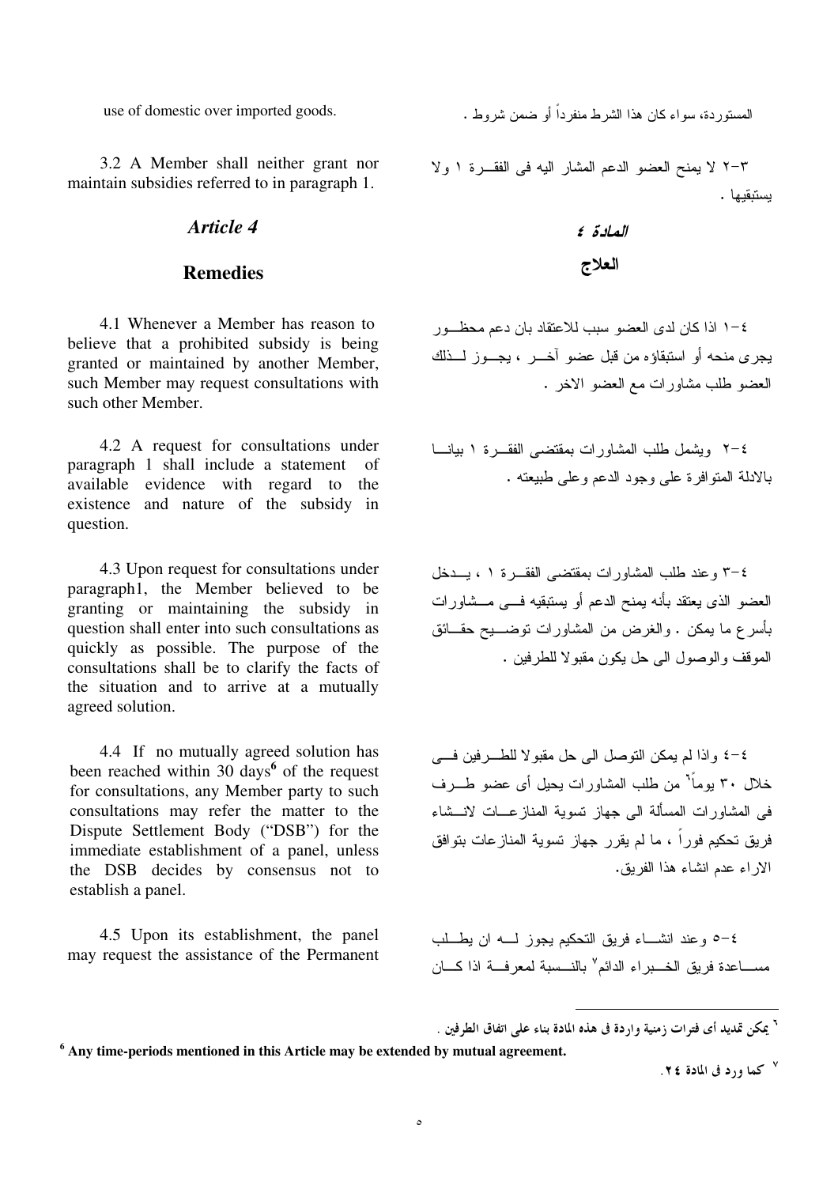use of domestic over imported goods.

3.2 A Member shall neither grant nor maintain subsidies referred to in paragraph 1.

## *Article 4*

## Remedies

4.1 Whenever a Member has reason to believe that a prohibited subsidy is being granted or maintained by another Member, such Member may request consultations with such other Member.

4.2 A request for consultations under paragraph 1 shall include a statement of available evidence with regard to the existence and nature of the subsidy in question.

4.3 Upon request for consultations under paragraph1, the Member believed to be granting or maintaining the subsidy in question shall enter into such consultations as quickly as possible. The purpose of the consultations shall be to clarify the facts of the situation and to arrive at a mutually agreed solution.

4.4 If no mutually agreed solution has been reached within 30 days[6] of the request for consultations, any Member party to such consultations may refer the matter to the Dispute Settlement Body ("DSB") for the immediate establishment of a panel, unless the DSB decides by consensus not to establish a panel.

4.5 Upon its establishment, the panel may request the assistance of the Permanent

المستوردة، سواء كان هذا الشرط منفرداً أو ضمن شروط .

٣-٢ لا يمنح العضو الدعم المشار اليه فى الفقرة ١ ولا يستبقيها .

## *المادة ٤*

## العلاج

٤-١ اذا كان لدى العضو سبب للاعتقاد بان دعم محظور يجرى منحه أو استبقاؤه من قبل عضو آخر ، يجوز لذلك العضو طلب مشاورات مع العضو الاخر .

٤-٢ ويشمل طلب المشاورات بمقتضى الفقرة ١ بيانا بالادلة المتوافرة على وجود الدعم وعلى طبيعته .

٤-٣ وعند طلب المشاورات بمقتضى الفقرة ١ ، يدخل العضو الذى يعتقد بأنه يمنح الدعم أو يستبقيه فى مشاورات بأسرع ما يمكن . والغرض من المشاورات توضيح حقائق الموقف والوصول الى حل يكون مقبولا للطرفين .

٤-٤ واذا لم يمكن التوصل الى حل مقبولا للطرفين فى خلال ٣٠ يوماً[٦] من طلب المشاورات يحيل أى عضو طرف فى المشاورات المسألة الى جهاز تسوية المنازعات لانشاء فريق تحكيم فوراً ، ما لم يقرر جهاز تسوية المنازعات بتوافق الاراء عدم انشاء هذا الفريق.

٤-٥ وعند انشاء فريق التحكيم يجوز له ان يطلب مساعدة فريق الخبراء الدائم[٧] بالنسبة لمعرفة اذا كان

---

[6] **Any time-periods mentioned in this Article may be extended by mutual agreement.**

[٦] يمكن تمديد أى فترات زمنية واردة فى هذه المادة بناء على اتفاق الطرفين .

[٧] كما ورد فى المادة ٢٤.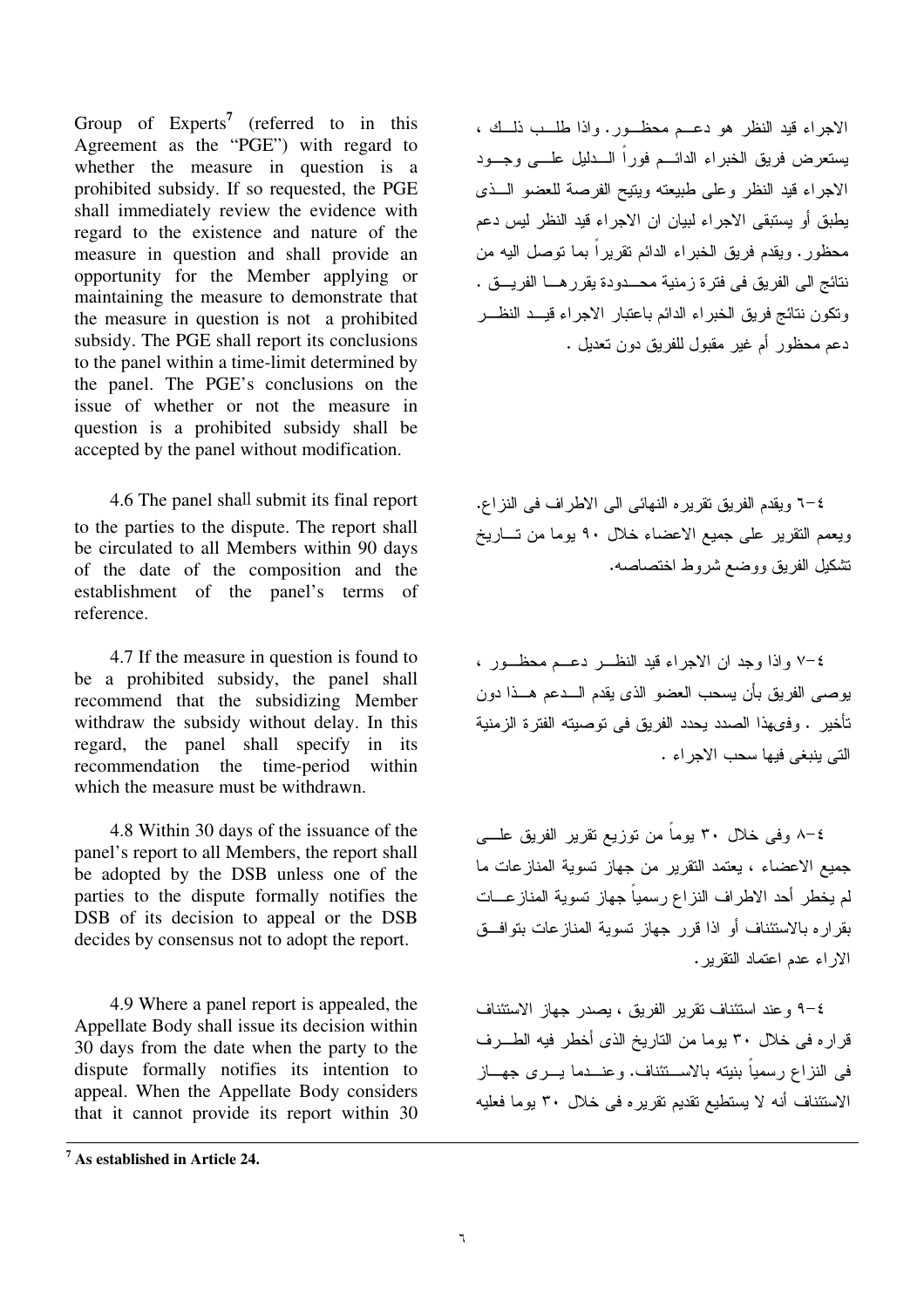Group of Experts[7] (referred to in this Agreement as the "PGE") with regard to whether the measure in question is a prohibited subsidy. If so requested, the PGE shall immediately review the evidence with regard to the existence and nature of the measure in question and shall provide an opportunity for the Member applying or maintaining the measure to demonstrate that the measure in question is not a prohibited subsidy. The PGE shall report its conclusions to the panel within a time-limit determined by the panel. The PGE's conclusions on the issue of whether or not the measure in question is a prohibited subsidy shall be accepted by the panel without modification.

الاجراء قيد النظر هو دعـم محظـور. واذا طلـب ذلـك ، يستعرض فريق الخبراء الدائـم فوراً الـدليل علـى وجـود الاجراء قيد النظر وعلى طبيعته ويتيح الفرصة للعضو الـذى يطبق أو يستبقى الاجراء لبيان ان الاجراء قيد النظر ليس دعم محظور. ويقدم فريق الخبراء الدائم تقريراً بما توصل اليه من نتائج الى الفريق فى فترة زمنية محـدودة يقررهـا الفريـق . وتكون نتائج فريق الخبراء الدائم باعتبار الاجراء قيـد النظـر دعم محظور أم غير مقبول للفريق دون تعديل .

4.6 The panel shall submit its final report to the parties to the dispute. The report shall be circulated to all Members within 90 days of the date of the composition and the establishment of the panel's terms of reference.

٤-٦ ويقدم الفريق تقريره النهائى الى الاطراف فى النزاع. ويعمم التقرير على جميع الاعضاء خلال ٩٠ يوما من تـاريخ تشكيل الفريق ووضع شروط اختصاصه.

4.7 If the measure in question is found to be a prohibited subsidy, the panel shall recommend that the subsidizing Member withdraw the subsidy without delay. In this regard, the panel shall specify in its recommendation the time-period within which the measure must be withdrawn.

٤-٧ واذا وجد ان الاجراء قيد النظـر دعـم محظـور ، يوصى الفريق بأن يسحب العضو الذى يقدم الـدعم هـذا دون تأخير . وفىهذا الصدد يحدد الفريق فى توصيته الفترة الزمنية التى ينبغى فيها سحب الاجراء .

4.8 Within 30 days of the issuance of the panel's report to all Members, the report shall be adopted by the DSB unless one of the parties to the dispute formally notifies the DSB of its decision to appeal or the DSB decides by consensus not to adopt the report.

٤-٨ وفى خلال ٣٠ يوماً من توزيع تقرير الفريق علـى جميع الاعضاء ، يعتمد التقرير من جهاز تسوية المنازعات ما لم يخطر أحد الاطراف النزاع رسمياً جهاز تسوية المنازعـات بقراره بالاستئناف أو اذا قرر جهاز تسوية المنازعات بتوافـق الاراء عدم اعتماد التقرير.

4.9 Where a panel report is appealed, the Appellate Body shall issue its decision within 30 days from the date when the party to the dispute formally notifies its intention to appeal. When the Appellate Body considers that it cannot provide its report within 30

٤-٩ وعند استئناف تقرير الفريق ، يصدر جهاز الاستئناف قراره فى خلال ٣٠ يوما من التاريخ الذى أخطر فيه الطـرف فى النزاع رسمياً بنيته بالاسـتئناف. وعنـدما يـرى جهـاز الاستئناف أنه لا يستطيع تقديم تقريره فى خلال ٣٠ يوما فعليه

[7] **As established in Article 24.**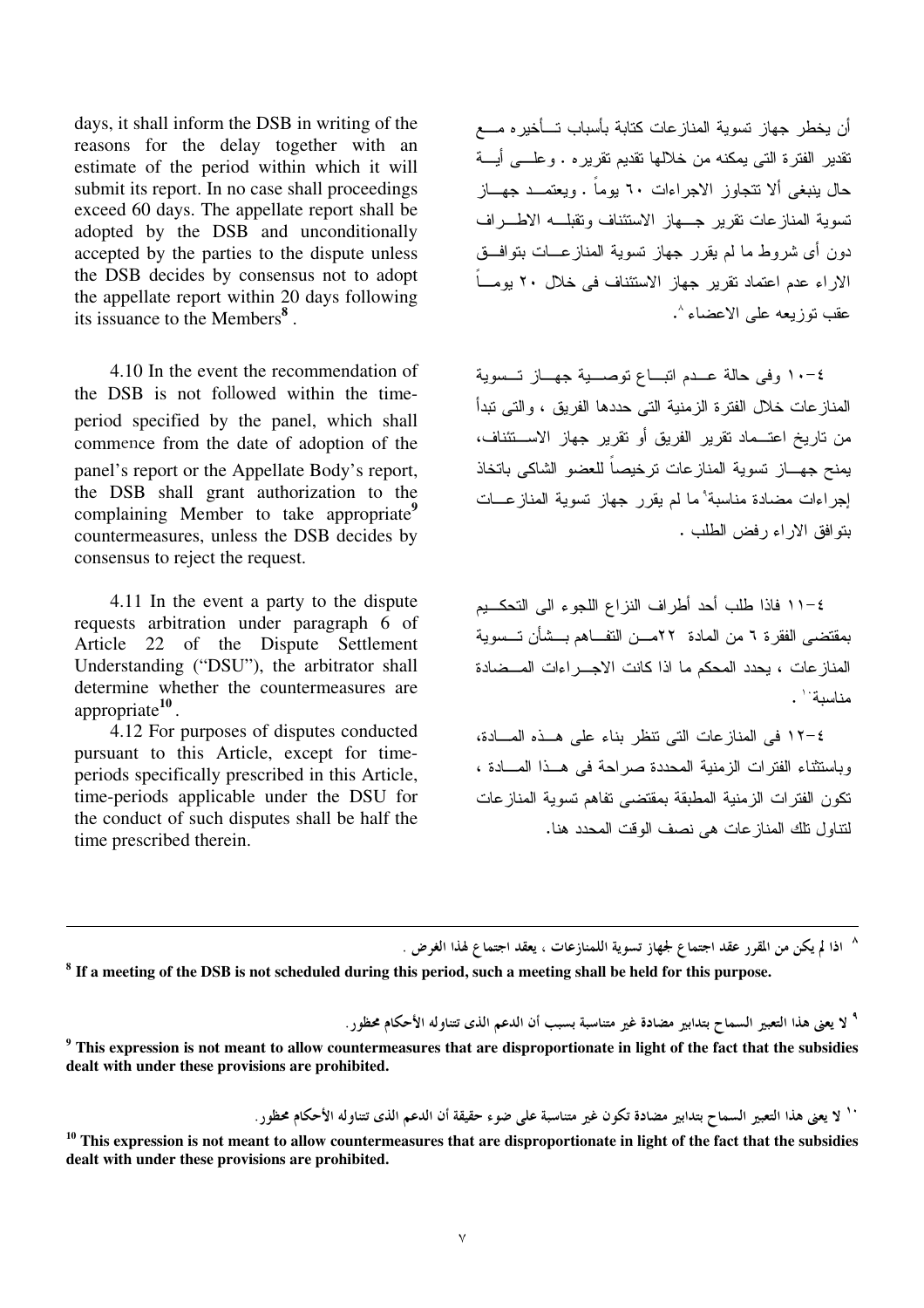days, it shall inform the DSB in writing of the reasons for the delay together with an estimate of the period within which it will submit its report. In no case shall proceedings exceed 60 days. The appellate report shall be adopted by the DSB and unconditionally accepted by the parties to the dispute unless the DSB decides by consensus not to adopt the appellate report within 20 days following its issuance to the Members[8].

أن يخطر جهاز تسوية المنازعات كتابة بأسباب تأخيره مع تقدير الفترة التى يمكنه من خلالها تقديم تقريره . وعلى أية حال ينبغى ألا تتجاوز الاجراءات ٦٠ يوماً . ويعتمد جهاز تسوية المنازعات تقرير جهاز الاستئناف وتقبله الاطراف دون أى شروط ما لم يقرر جهاز تسوية المنازعات بتوافق الاراء عدم اعتماد تقرير جهاز الاستئناف فى خلال ٢٠ يوماً عقب توزيعه على الاعضاء[٨].

4.10 In the event the recommendation of the DSB is not followed within the time-period specified by the panel, which shall commence from the date of adoption of the panel's report or the Appellate Body's report, the DSB shall grant authorization to the complaining Member to take appropriate[9] countermeasures, unless the DSB decides by consensus to reject the request.

٤-١٠ وفى حالة عدم اتباع توصية جهاز تسوية المنازعات خلال الفترة الزمنية التى حددها الفريق ، والتى تبدأ من تاريخ اعتماد تقرير الفريق أو تقرير جهاز الاستئناف، يمنح جهاز تسوية المنازعات ترخيصاً للعضو الشاكى باتخاذ إجراءات مضادة مناسبة[٩] ما لم يقرر جهاز تسوية المنازعات بتوافق الاراء رفض الطلب .

4.11 In the event a party to the dispute requests arbitration under paragraph 6 of Article 22 of the Dispute Settlement Understanding ("DSU"), the arbitrator shall determine whether the countermeasures are appropriate[10].

٤-١١ فاذا طلب أحد أطراف النزاع اللجوء الى التحكيم بمقتضى الفقرة ٦ من المادة ٢٢ من التفاهم بشأن تسوية المنازعات ، يحدد المحكم ما اذا كانت الاجراءات المضادة مناسبة[١٠] .

4.12 For purposes of disputes conducted pursuant to this Article, except for time-periods specifically prescribed in this Article, time-periods applicable under the DSU for the conduct of such disputes shall be half the time prescribed therein.

٤-١٢ فى المنازعات التى تنظر بناء على هذه المادة، وباستثناء الفترات الزمنية المحددة صراحة فى هذا المادة ، تكون الفترات الزمنية المطبقة بمقتضى تفاهم تسوية المنازعات لتناول تلك المنازعات هى نصف الوقت المحدد هنا.

---

[٨] اذا لم يكن من المقرر عقد اجتماع لجهاز تسوية اللمنازعات ، يعقد اجتماع لهذا الغرض .

**[8] If a meeting of the DSB is not scheduled during this period, such a meeting shall be held for this purpose.**

[٩] لا يعنى هذا التعبير السماح بتدابير مضادة غير متناسبة بسبب أن الدعم الذى تتناوله الأحكام محظور.

**[9] This expression is not meant to allow countermeasures that are disproportionate in light of the fact that the subsidies dealt with under these provisions are prohibited.**

[١٠] لا يعنى هذا التعبير السماح بتدابير مضادة تكون غير متناسبة على ضوء حقيقة أن الدعم الذى تتناوله الأحكام محظور.

**[10] This expression is not meant to allow countermeasures that are disproportionate in light of the fact that the subsidies dealt with under these provisions are prohibited.**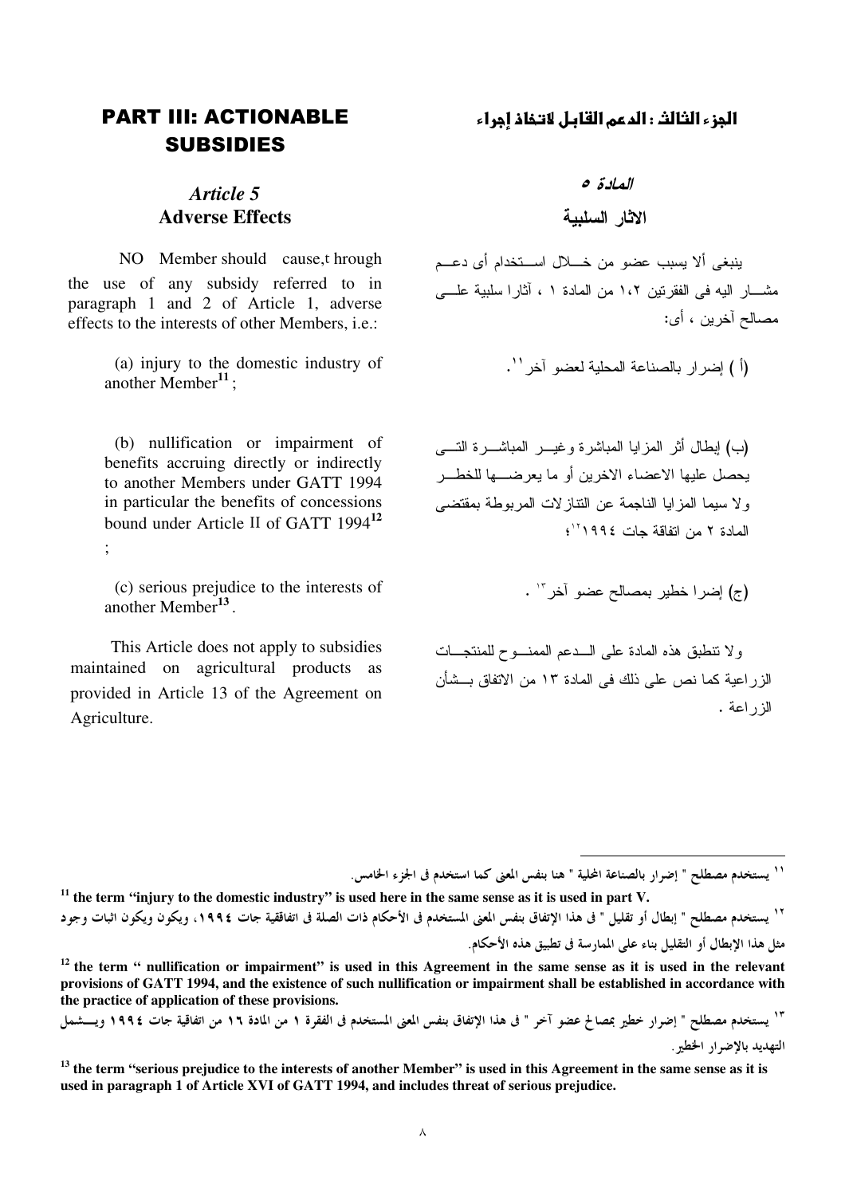## PART III: ACTIONABLE SUBSIDIES

### *Article 5*
### Adverse Effects

NO Member should cause,t hrough the use of any subsidy referred to in paragraph 1 and 2 of Article 1, adverse effects to the interests of other Members, i.e.:

(a) injury to the domestic industry of another Member[11] ;

(b) nullification or impairment of benefits accruing directly or indirectly to another Members under GATT 1994 in particular the benefits of concessions bound under Article II of GATT 1994[12] ;

(c) serious prejudice to the interests of another Member[13] .

This Article does not apply to subsidies maintained on agricultural products as provided in Article 13 of the Agreement on Agriculture.

## الجزء الثالث : الدعم القابل لاتخاذ إجراء

### المادة ٥
### الاثار السلبية

ينبغى ألا يسبب عضو من خلال استخدام أى دعم مشار اليه فى الفقرتين ١،٢ من المادة ١ ، آثارا سلبية على مصالح آخرين ، أى:

(أ ) إضرار بالصناعة المحلية لعضو آخر[١١].

(ب) إبطال أثر المزايا المباشرة وغير المباشرة التى يحصل عليها الاعضاء الاخرين أو ما يعرضها للخطر ولا سيما المزايا الناجمة عن التنازلات المربوطة بمقتضى المادة ٢ من اتفاقة جات ١٩٩٤[١٢]؛

(ج) إضرا خطير بمصالح عضو آخر[١٣] .

ولا تنطبق هذه المادة على الدعم الممنوح للمنتجات الزراعية كما نص على ذلك فى المادة ١٣ من الاتفاق بشأن الزراعة .

---

[١١] يستخدم مصطلح " إضرار بالصناعة المحلية " هنا بنفس المعنى كما استخدم فى الجزء الخامس.

[11] **the term "injury to the domestic industry" is used here in the same sense as it is used in part V.**

[١٢] يستخدم مصطلح " إبطال أو تقليل " فى هذا الإتفاق بنفس المعنى المستخدم فى الأحكام ذات الصلة فى اتفاقية جات ١٩٩٤، ويكون ويكون اثبات وجود مثل هذا الإبطال أو التقليل بناء على الممارسة فى تطبيق هذه الأحكام.

[12] **the term " nullification or impairment" is used in this Agreement in the same sense as it is used in the relevant provisions of GATT 1994, and the existence of such nullification or impairment shall be established in accordance with the practice of application of these provisions.**

[١٣] يستخدم مصطلح " إضرار خطير بمصالح عضو آخر " فى هذا الإتفاق بنفس المعنى المستخدم فى الفقرة ١ من المادة ١٦ من اتفاقية جات ١٩٩٤ ويشمل التهديد بالإضرار الخطير.

[13] **the term "serious prejudice to the interests of another Member" is used in this Agreement in the same sense as it is used in paragraph 1 of Article XVI of GATT 1994, and includes threat of serious prejudice.**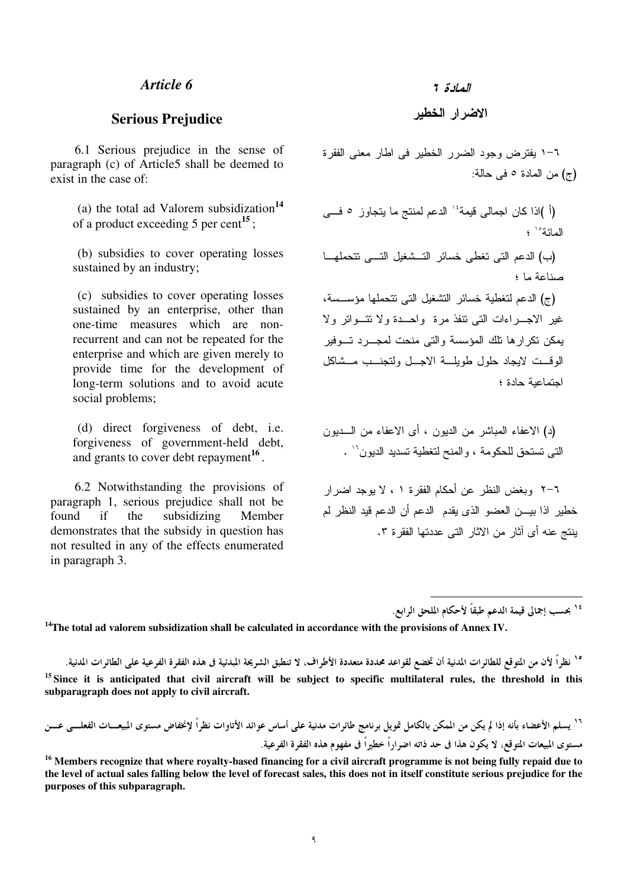# Article 6

## Serious Prejudice

6.1 Serious prejudice in the sense of paragraph (c) of Article5 shall be deemed to exist in the case of:

(a) the total ad Valorem subsidization[14] of a product exceeding 5 per cent[15];

(b) subsidies to cover operating losses sustained by an industry;

(c) subsidies to cover operating losses sustained by an enterprise, other than one-time measures which are non-recurrent and can not be repeated for the enterprise and which are given merely to provide time for the development of long-term solutions and to avoid acute social problems;

(d) direct forgiveness of debt, i.e. forgiveness of government-held debt, and grants to cover debt repayment[16].

6.2 Notwithstanding the provisions of paragraph 1, serious prejudice shall not be found if the subsidizing Member demonstrates that the subsidy in question has not resulted in any of the effects enumerated in paragraph 3.

# المادة ٦

## الاضرار الخطير

٦-١ يفترض وجود الضرر الخطير فى اطار معنى الفقرة (ج) من المادة ٥ فى حالة:

(أ) اذا كان اجمالى قيمة[١٤] الدعم لمنتج ما يتجاوز ٥ فى المائة[١٥]؛

(ب) الدعم التى تغطى خسائر التشغيل التى تتحملها صناعة ما؛

(ج) الدعم لتغطية خسائر التشغيل التى تتحملها مؤسسة، غير الاجراءات التى تنفذ مرة واحدة ولا تتواتر ولا يمكن تكرارها تلك المؤسسة والتى منحت لمجرد توفير الوقت لايجاد حلول طويلة الاجل ولتجنب مشاكل اجتماعية حادة؛

(د) الاعفاء المباشر من الديون، أى الاعفاء من الديون التى تستحق للحكومة، والمنح لتغطية تسديد الديون[١٦].

٦-٢ وبغض النظر عن أحكام الفقرة ١، لا يوجد اضرار خطير اذا بين العضو الذى يقدم الدعم أن الدعم قيد النظر لم ينتج عنه أى آثار من الاثار التى عددتها الفقرة ٣.

---

[١٤] بحسب إجمالى قيمة الدعم طبقاً لأحكام الملحق الرابع.

[14] **The total ad valorem subsidization shall be calculated in accordance with the provisions of Annex IV.**

[١٥] نظراً لأن من المتوقع للطائرات المدنية أن تخضع لقواعد محددة متعددة الأطراف، لا تنطبق الشريحة المبدئية فى هذه الفقرة الفرعية على الطائرات المدنية.

[15] **Since it is anticipated that civil aircraft will be subject to specific multilateral rules, the threshold in this subparagraph does not apply to civil aircraft.**

[١٦] يسلم الأعضاء بأنه إذا لم يكن من الممكن بالكامل تمويل برنامج طائرات مدنية على أساس عوائد الأتاوات نظراً لإنخفاض مستوى المبيعات الفعلى عن مستوى المبيعات المتوقع، لا يكون هذا فى حد ذاته اضراراً خطيراً فى مفهوم هذه الفقرة الفرعية.

[16] **Members recognize that where royalty-based financing for a civil aircraft programme is not being fully repaid due to the level of actual sales falling below the level of forecast sales, this does not in itself constitute serious prejudice for the purposes of this subparagraph.**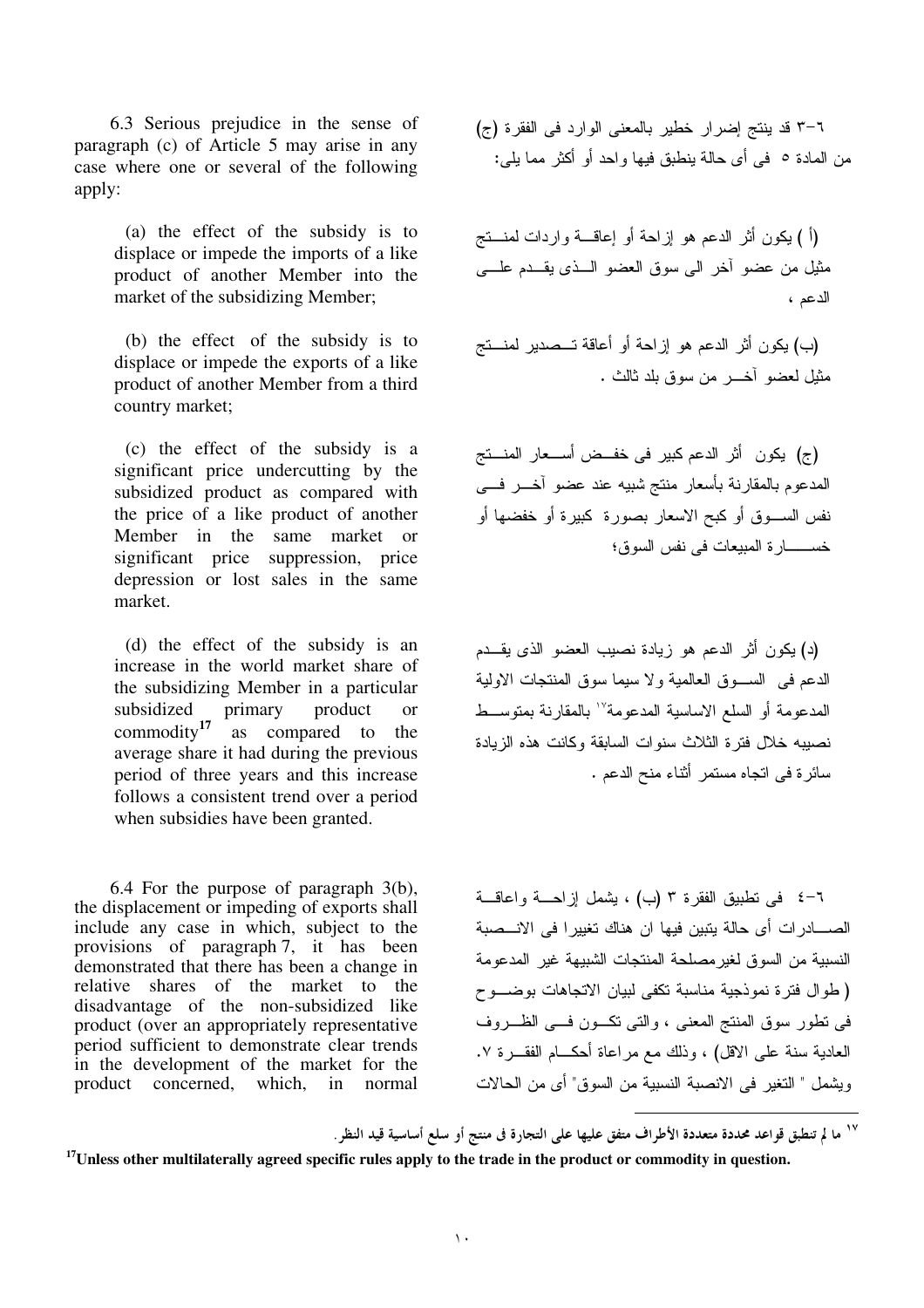6.3 Serious prejudice in the sense of paragraph (c) of Article 5 may arise in any case where one or several of the following apply:

(a) the effect of the subsidy is to displace or impede the imports of a like product of another Member into the market of the subsidizing Member;

(b) the effect of the subsidy is to displace or impede the exports of a like product of another Member from a third country market;

(c) the effect of the subsidy is a significant price undercutting by the subsidized product as compared with the price of a like product of another Member in the same market or significant price suppression, price depression or lost sales in the same market.

(d) the effect of the subsidy is an increase in the world market share of the subsidizing Member in a particular subsidized primary product or commodity[17] as compared to the average share it had during the previous period of three years and this increase follows a consistent trend over a period when subsidies have been granted.

6.4 For the purpose of paragraph 3(b), the displacement or impeding of exports shall include any case in which, subject to the provisions of paragraph 7, it has been demonstrated that there has been a change in relative shares of the market to the disadvantage of the non-subsidized like product (over an appropriately representative period sufficient to demonstrate clear trends in the development of the market for the product concerned, which, in normal

٦-٣ قد ينتج إضرار خطير بالمعنى الوارد فى الفقرة (ج) من المادة ٥ فى أى حالة ينطبق فيها واحد أو أكثر مما يلى:

(أ ) يكون أثر الدعم هو إزاحة أو إعاقة واردات لمنتج مثيل من عضو آخر الى سوق العضو الذى يقدم على الدعم ،

(ب) يكون أثر الدعم هو إزاحة أو أعاقة تصدير لمنتج مثيل لعضو آخر من سوق بلد ثالث .

(ج) يكون أثر الدعم كبير فى خفض أسعار المنتج المدعوم بالمقارنة بأسعار منتج شبيه عند عضو آخر فى نفس السوق أو كبح الاسعار بصورة كبيرة أو خفضها أو خسارة المبيعات فى نفس السوق؛

(د) يكون أثر الدعم هو زيادة نصيب العضو الذى يقدم الدعم فى السوق العالمية ولا سيما سوق المنتجات الاولية المدعومة أو السلع الاساسية المدعومة[١٧] بالمقارنة بمتوسط نصيبه خلال فترة الثلاث سنوات السابقة وكانت هذه الزيادة سائرة فى اتجاه مستمر أثناء منح الدعم .

٦-٤ فى تطبيق الفقرة ٣ (ب) ، يشمل إزاحة واعاقة الصادرات أى حالة يتبين فيها ان هناك تغييرا فى الانصبة النسبية من السوق لغيرمصلحة المنتجات الشبيهة غير المدعومة ( طوال فترة نموذجية مناسبة تكفى لبيان الاتجاهات بوضوح فى تطور سوق المنتج المعنى ، والتى تكون فى الظروف العادية سنة على الاقل) ، وذلك مع مراعاة أحكام الفقرة ٧. ويشمل " التغير فى الانصبة النسبية من السوق" أى من الحالات

---

[١٧] ما لم تنطبق قواعد محددة متعددة الأطراف متفق عليها على التجارة فى منتج أو سلع أساسية قيد النظر.

**[17]Unless other multilaterally agreed specific rules apply to the trade in the product or commodity in question.**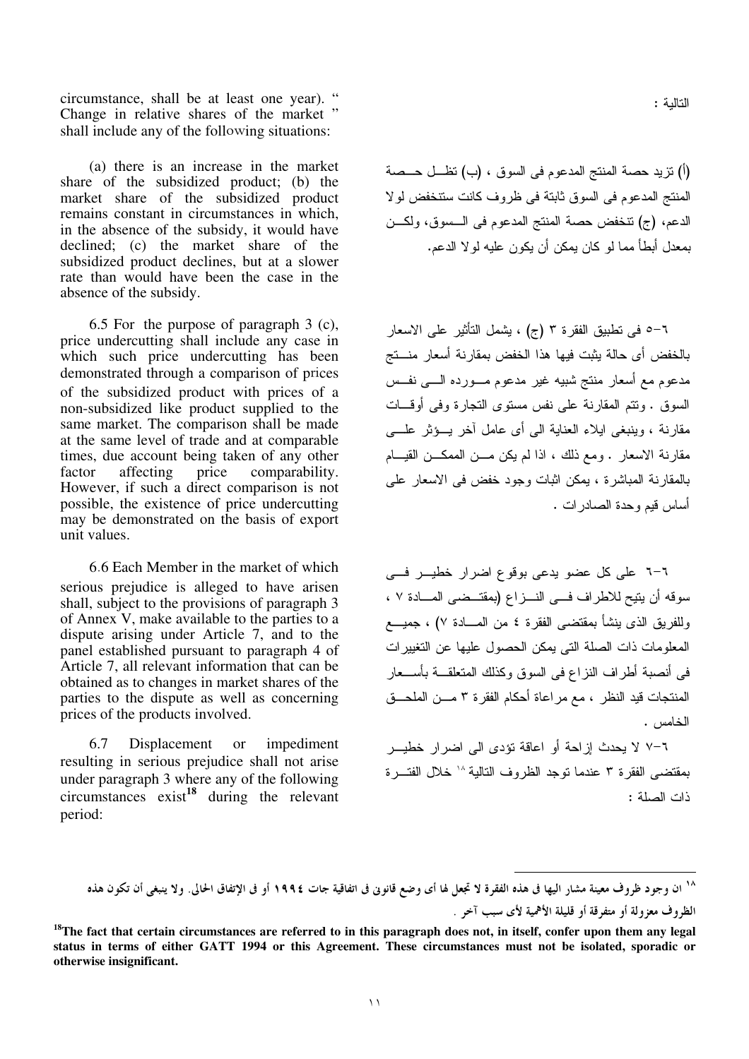circumstance, shall be at least one year). " Change in relative shares of the market " shall include any of the following situations:

(a) there is an increase in the market share of the subsidized product; (b) the market share of the subsidized product remains constant in circumstances in which, in the absence of the subsidy, it would have declined; (c) the market share of the subsidized product declines, but at a slower rate than would have been the case in the absence of the subsidy.

6.5 For the purpose of paragraph 3 (c), price undercutting shall include any case in which such price undercutting has been demonstrated through a comparison of prices of the subsidized product with prices of a non-subsidized like product supplied to the same market. The comparison shall be made at the same level of trade and at comparable times, due account being taken of any other factor affecting price comparability. However, if such a direct comparison is not possible, the existence of price undercutting may be demonstrated on the basis of export unit values.

6.6 Each Member in the market of which serious prejudice is alleged to have arisen shall, subject to the provisions of paragraph 3 of Annex V, make available to the parties to a dispute arising under Article 7, and to the panel established pursuant to paragraph 4 of Article 7, all relevant information that can be obtained as to changes in market shares of the parties to the dispute as well as concerning prices of the products involved.

6.7 Displacement or impediment resulting in serious prejudice shall not arise under paragraph 3 where any of the following circumstances exist[18] during the relevant period:

التالية :

(أ) تزيد حصة المنتج المدعوم فى السوق ، (ب) تظل حصة المنتج المدعوم فى السوق ثابتة فى ظروف كانت ستنخفض لولا الدعم، (ج) تنخفض حصة المنتج المدعوم فى السوق، ولكن بمعدل أبطأ مما لو كان يمكن أن يكون عليه لولا الدعم.

٦-٥ فى تطبيق الفقرة ٣ (ج) ، يشمل التأثير على الاسعار بالخفض أى حالة يثبت فيها هذا الخفض بمقارنة أسعار منتج مدعوم مع أسعار منتج شبيه غير مدعوم مورده الى نفس السوق . وتتم المقارنة على نفس مستوى التجارة وفى أوقات مقارنة ، وينبغى ايلاء العناية الى أى عامل آخر يؤثر على مقارنة الاسعار . ومع ذلك ، اذا لم يكن من الممكن القيام بالمقارنة المباشرة ، يمكن اثبات وجود خفض فى الاسعار على أساس قيم وحدة الصادرات .

٦-٦ على كل عضو يدعى بوقوع اضرار خطير فى سوقه أن يتيح للاطراف فى النزاع (بمقتضى المادة ٧ ، وللفريق الذى ينشأ بمقتضى الفقرة ٤ من المادة ٧) ، جميع المعلومات ذات الصلة التى يمكن الحصول عليها عن التغييرات فى أنصبة أطراف النزاع فى السوق وكذلك المتعلقة بأسعار المنتجات قيد النظر ، مع مراعاة أحكام الفقرة ٣ من الملحق الخامس .

٦-٧ لا يحدث إزاحة أو اعاقة تؤدى الى اضرار خطير بمقتضى الفقرة ٣ عندما توجد الظروف التالية [١٨] خلال الفترة ذات الصلة :

---

[١٨] ان وجود ظروف معينة مشار اليها فى هذه الفقرة لا تجعل لها أى وضع قانونى فى اتفاقية جات ١٩٩٤ أو فى الإتفاق الحالى. ولا ينبغى أن تكون هذه الظروف معزولة أو متفرقة أو قليلة الأهمية لأى سبب آخر .

**[18] The fact that certain circumstances are referred to in this paragraph does not, in itself, confer upon them any legal status in terms of either GATT 1994 or this Agreement. These circumstances must not be isolated, sporadic or otherwise insignificant.**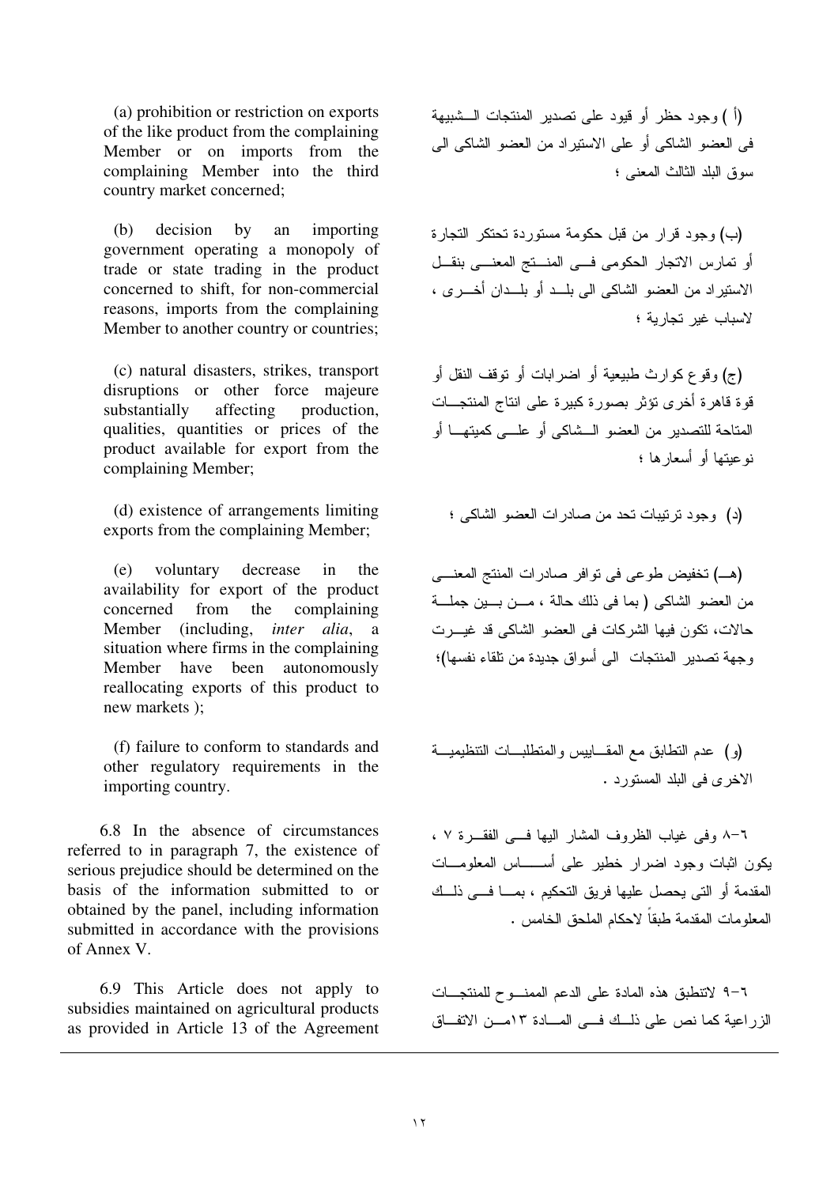(a) prohibition or restriction on exports of the like product from the complaining Member or on imports from the complaining Member into the third country market concerned;

(أ ) وجود حظر أو قيود على تصدير المنتجات الشبيهة فى العضو الشاكى أو على الاستيراد من العضو الشاكى الى سوق البلد الثالث المعنى ؛

(b) decision by an importing government operating a monopoly of trade or state trading in the product concerned to shift, for non-commercial reasons, imports from the complaining Member to another country or countries;

(ب) وجود قرار من قبل حكومة مستوردة تحتكر التجارة أو تمارس الاتجار الحكومى فى المنتج المعنى بنقل الاستيراد من العضو الشاكى الى بلد أو بلدان أخرى ، لاسباب غير تجارية ؛

(c) natural disasters, strikes, transport disruptions or other force majeure substantially affecting production, qualities, quantities or prices of the product available for export from the complaining Member;

(ج) وقوع كوارث طبيعية أو اضرابات أو توقف النقل أو قوة قاهرة أخرى تؤثر بصورة كبيرة على انتاج المنتجات المتاحة للتصدير من العضو الشاكى أو على كميتها أو نوعيتها أو أسعارها ؛

(d) existence of arrangements limiting exports from the complaining Member;

(د) وجود ترتيبات تحد من صادرات العضو الشاكى ؛

(e) voluntary decrease in the availability for export of the product concerned from the complaining Member (including, *inter alia*, a situation where firms in the complaining Member have been autonomously reallocating exports of this product to new markets );

(هـ) تخفيض طوعى فى توافر صادرات المنتج المعنى من العضو الشاكى ( بما فى ذلك حالة ، من بين جملة حالات، تكون فيها الشركات فى العضو الشاكى قد غيرت وجهة تصدير المنتجات الى أسواق جديدة من تلقاء نفسها)؛

(f) failure to conform to standards and other regulatory requirements in the importing country.

(و) عدم التطابق مع المقاييس والمتطلبات التنظيمية الاخرى فى البلد المستورد .

6.8 In the absence of circumstances referred to in paragraph 7, the existence of serious prejudice should be determined on the basis of the information submitted to or obtained by the panel, including information submitted in accordance with the provisions of Annex V.

٦-٨ وفى غياب الظروف المشار اليها فى الفقرة ٧ ، يكون اثبات وجود اضرار خطير على أساس المعلومات المقدمة أو التى يحصل عليها فريق التحكيم ، بما فى ذلك المعلومات المقدمة طبقاً لاحكام الملحق الخامس .

6.9 This Article does not apply to subsidies maintained on agricultural products as provided in Article 13 of the Agreement

٦-٩ لاتنطبق هذه المادة على الدعم الممنوح للمنتجات الزراعية كما نص على ذلك فى المادة ١٣من الاتفاق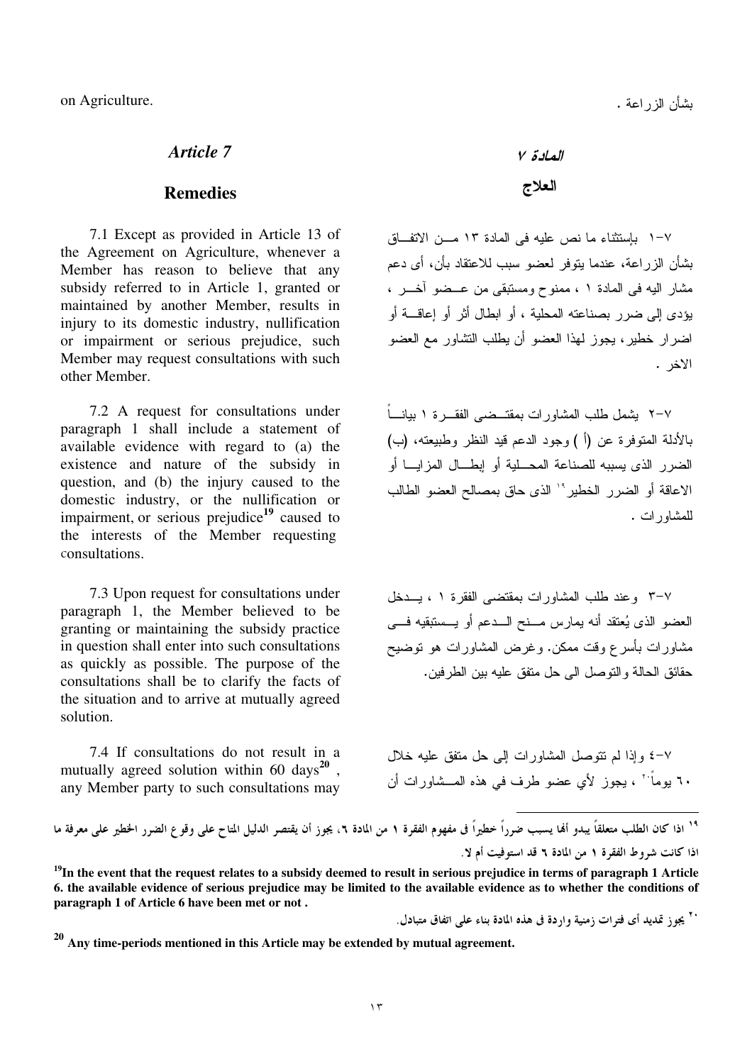on Agriculture.

بشأن الزراعة .

### *Article 7*

### **Remedies**

7.1 Except as provided in Article 13 of the Agreement on Agriculture, whenever a Member has reason to believe that any subsidy referred to in Article 1, granted or maintained by another Member, results in injury to its domestic industry, nullification or impairment or serious prejudice, such Member may request consultations with such other Member.

7.2 A request for consultations under paragraph 1 shall include a statement of available evidence with regard to (a) the existence and nature of the subsidy in question, and (b) the injury caused to the domestic industry, or the nullification or impairment, or serious prejudice[19] caused to the interests of the Member requesting consultations.

7.3 Upon request for consultations under paragraph 1, the Member believed to be granting or maintaining the subsidy practice in question shall enter into such consultations as quickly as possible. The purpose of the consultations shall be to clarify the facts of the situation and to arrive at mutually agreed solution.

7.4 If consultations do not result in a mutually agreed solution within 60 days[20], any Member party to such consultations may

### *المادة ٧*

### **العلاج**

٧-١ بإستثناء ما نص عليه فى المادة ١٣ مـن الاتفـاق بشأن الزراعة، عندما يتوفر لعضو سبب للاعتقاد بأن، أى دعم مشار اليه فى المادة ١ ، ممنوح ومستبقى من عـضو آخـر ، يؤدى إلى ضرر بصناعته المحلية ، أو ابطال أثر أو إعاقـة أو اضرار خطير، يجوز لهذا العضو أن يطلب التشاور مع العضو الاخر .

٧-٢ يشمل طلب المشاورات بمقتـضى الفقـرة ١ بيانـاً بالأدلة المتوفرة عن (أ ) وجود الدعم قيد النظر وطبيعته، (ب) الضرر الذى يسببه للصناعة المحـلية أو إبطـال المزايـا أو الاعاقة أو الضرر الخطير[١٩] الذى حاق بمصالح العضو الطالب للمشاورات .

٧-٣ وعند طلب المشاورات بمقتضى الفقرة ١ ، يـدخل العضو الذى يُعتقد أنه يمارس مـنح الـدعم أو يـستبقيه فـى مشاورات بأسرع وقت ممكن. وغرض المشاورات هو توضيح حقائق الحالة والتوصل الى حل متفق عليه بين الطرفين.

٧-٤ وإذا لم تتوصل المشاورات إلى حل متفق عليه خلال ٦٠ يوماً[٢٠] ، يجوز لأي عضو طرف في هذه المـشاورات أن

---

[١٩] اذا كان الطلب متعلقاً يبدو أنها يسبب ضرراً خطيراً فى مفهوم الفقرة ١ من المادة ٦، يجوز أن يقتصر الدليل المتاح على وقوع الضرر الخطير على معرفة ما اذا كانت شروط الفقرة ١ من المادة ٦ قد استوفيت أم لا.

**[19]In the event that the request relates to a subsidy deemed to result in serious prejudice in terms of paragraph 1 Article 6. the available evidence of serious prejudice may be limited to the available evidence as to whether the conditions of paragraph 1 of Article 6 have been met or not .**

[٢٠] يجوز تمديد أى فترات زمنية واردة فى هذه المادة بناء على اتفاق متبادل.

**[20] Any time-periods mentioned in this Article may be extended by mutual agreement.**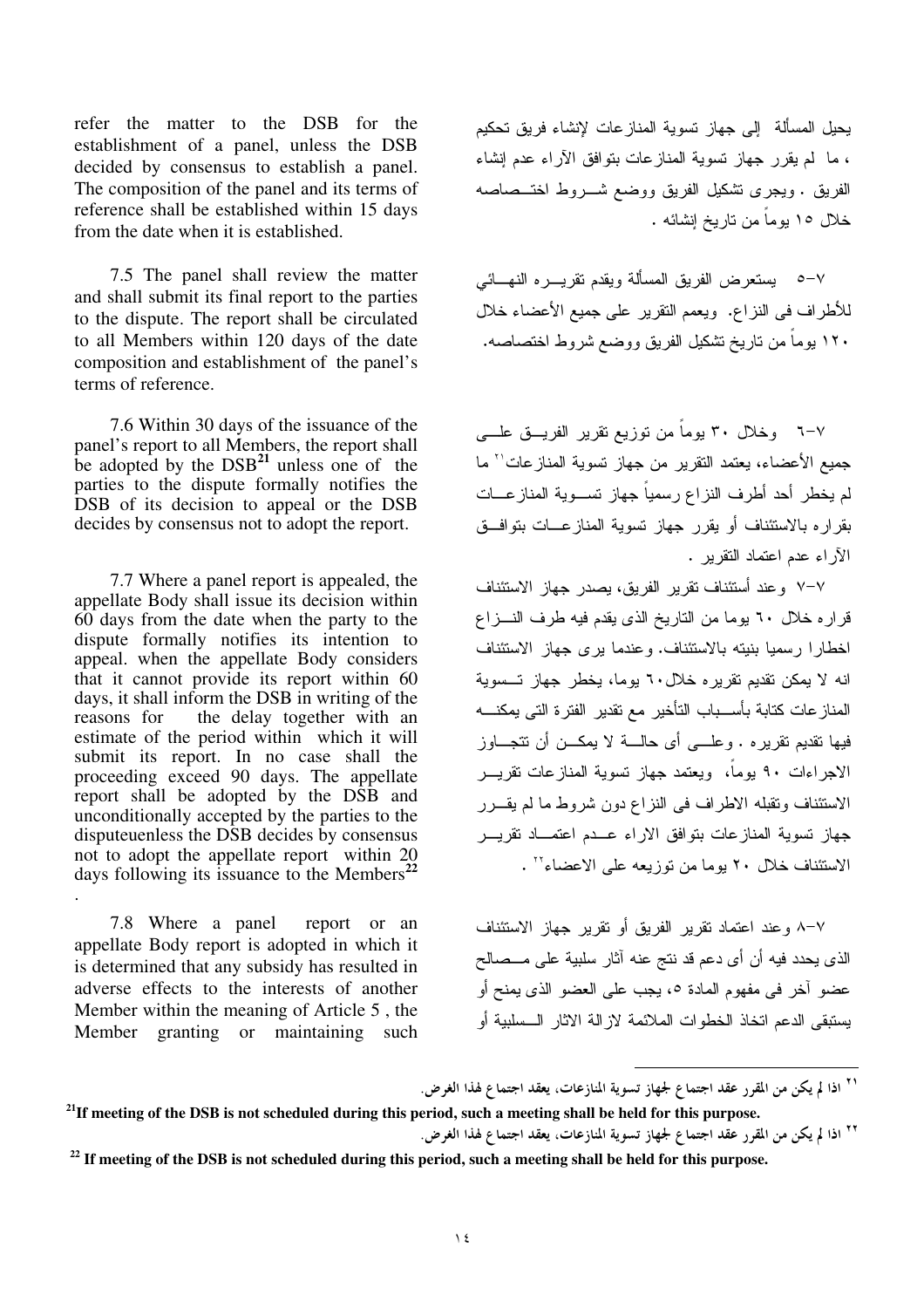refer the matter to the DSB for the establishment of a panel, unless the DSB decided by consensus to establish a panel. The composition of the panel and its terms of reference shall be established within 15 days from the date when it is established.

يحيل المسألة إلى جهاز تسوية المنازعات لإنشاء فريق تحكيم ، ما لم يقرر جهاز تسوية المنازعات بتوافق الآراء عدم إنشاء الفريق . ويجرى تشكيل الفريق ووضع شروط اختصاصه خلال ١٥ يوماً من تاريخ إنشائه .

7.5 The panel shall review the matter and shall submit its final report to the parties to the dispute. The report shall be circulated to all Members within 120 days of the date composition and establishment of the panel's terms of reference.

٧-٥ يستعرض الفريق المسألة ويقدم تقريره النهائي للأطراف فى النزاع. ويعمم التقرير على جميع الأعضاء خلال ١٢٠ يوماً من تاريخ تشكيل الفريق ووضع شروط اختصاصه.

7.6 Within 30 days of the issuance of the panel's report to all Members, the report shall be adopted by the DSB[21] unless one of the parties to the dispute formally notifies the DSB of its decision to appeal or the DSB decides by consensus not to adopt the report.

٧-٦ وخلال ٣٠ يوماً من توزيع تقرير الفريق على جميع الأعضاء، يعتمد التقرير من جهاز تسوية المنازعات[٢١] ما لم يخطر أحد أطرف النزاع رسمياً جهاز تسوية المنازعات بقراره بالاستئناف أو يقرر جهاز تسوية المنازعات بتوافق الآراء عدم اعتماد التقرير .

7.7 Where a panel report is appealed, the appellate Body shall issue its decision within 60 days from the date when the party to the dispute formally notifies its intention to appeal. when the appellate Body considers that it cannot provide its report within 60 days, it shall inform the DSB in writing of the reasons for the delay together with an estimate of the period within which it will submit its report. In no case shall the proceeding exceed 90 days. The appellate report shall be adopted by the DSB and unconditionally accepted by the parties to the disputeuenless the DSB decides by consensus not to adopt the appellate report within 20 days following its issuance to the Members[22] .

٧-٧ وعند أستئناف تقرير الفريق، يصدر جهاز الاستئناف قراره خلال ٦٠ يوما من التاريخ الذى يقدم فيه طرف النزاع اخطارا رسميا بنيته بالاستئناف. وعندما يرى جهاز الاستئناف انه لا يمكن تقديم تقريره خلال٦٠ يوما، يخطر جهاز تسوية المنازعات كتابة بأسباب التأخير مع تقدير الفترة التى يمكنه فيها تقديم تقريره . وعلى أى حالة لا يمكن أن تتجاوز الاجراءات ٩٠ يوماً، ويعتمد جهاز تسوية المنازعات تقرير الاستئناف وتقبله الاطراف فى النزاع دون شروط ما لم يقرر جهاز تسوية المنازعات بتوافق الاراء عدم اعتماد تقرير الاستئناف خلال ٢٠ يوما من توزيعه على الاعضاء[٢٢] .

7.8 Where a panel report or an appellate Body report is adopted in which it is determined that any subsidy has resulted in adverse effects to the interests of another Member within the meaning of Article 5 , the Member granting or maintaining such

٧-٨ وعند اعتماد تقرير الفريق أو تقرير جهاز الاستئناف الذى يحدد فيه أن أى دعم قد نتج عنه آثار سلبية على مصالح عضو آخر فى مفهوم المادة ٥، يجب على العضو الذى يمنح أو يستبقى الدعم اتخاذ الخطوات الملائمة لازالة الاثار السلبية أو

---

[٢١] اذا لم يكن من المقرر عقد اجتماع لجهاز تسوية المنازعات، يعقد اجتماع لهذا الغرض.

**[21] If meeting of the DSB is not scheduled during this period, such a meeting shall be held for this purpose.**

[٢٢] اذا لم يكن من المقرر عقد اجتماع لجهاز تسوية المنازعات، يعقد اجتماع لهذا الغرض.

**[22] If meeting of the DSB is not scheduled during this period, such a meeting shall be held for this purpose.**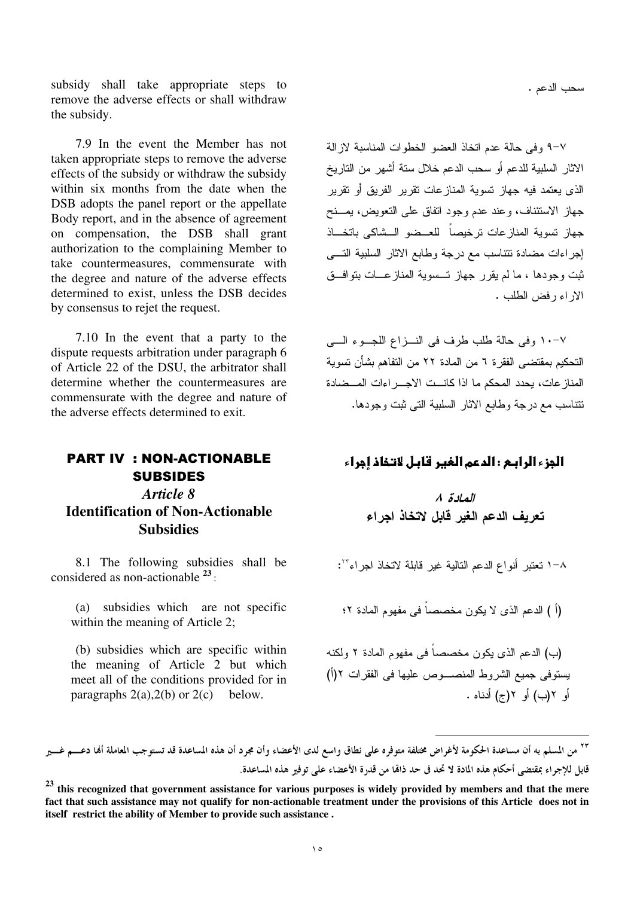subsidy shall take appropriate steps to remove the adverse effects or shall withdraw the subsidy.

سحب الدعم .

7.9 In the event the Member has not taken appropriate steps to remove the adverse effects of the subsidy or withdraw the subsidy within six months from the date when the DSB adopts the panel report or the appellate Body report, and in the absence of agreement on compensation, the DSB shall grant authorization to the complaining Member to take countermeasures, commensurate with the degree and nature of the adverse effects determined to exist, unless the DSB decides by consensus to rejet the request.

٧-٩ وفى حالة عدم اتخاذ العضو الخطوات المناسبة لازالة الاثار السلبية للدعم أو سحب الدعم خلال ستة أشهر من التاريخ الذى يعتمد فيه جهاز تسوية المنازعات تقرير الفريق أو تقرير جهاز الاستئناف، وعند عدم وجود اتفاق على التعويض، يمنح جهاز تسوية المنازعات ترخيصاً للعضو الشاكى باتخاذ إجراءات مضادة تتناسب مع درجة وطابع الاثار السلبية التى ثبت وجودها ، ما لم يقرر جهاز تسوية المنازعات بتوافق الاراء رفض الطلب .

7.10 In the event that a party to the dispute requests arbitration under paragraph 6 of Article 22 of the DSU, the arbitrator shall determine whether the countermeasures are commensurate with the degree and nature of the adverse effects determined to exit.

٧-١٠ وفى حالة طلب طرف فى النزاع اللجوء الى التحكيم بمقتضى الفقرة ٦ من المادة ٢٢ من التفاهم بشأن تسوية المنازعات، يحدد المحكم ما اذا كانت الاجراءات المضادة تتناسب مع درجة وطابع الاثار السلبية التى ثبت وجودها.

## PART IV : NON-ACTIONABLE SUBSIDES

## الجزء الرابع : الدعم الغير قابل لاتخاذ إجراء

### *Article 8*
### Identification of Non-Actionable Subsidies

### *المادة ٨*
### تعريف الدعم الغير قابل لاتخاذ اجراء

8.1 The following subsidies shall be considered as non-actionable [23]:

٨-١ تعتبر أنواع الدعم التالية غير قابلة لاتخاذ اجراء[٢٣]:

(a) subsidies which are not specific within the meaning of Article 2;

(أ ) الدعم الذى لا يكون مخصصاً فى مفهوم المادة ٢؛

(b) subsidies which are specific within the meaning of Article 2 but which meet all of the conditions provided for in paragraphs 2(a),2(b) or 2(c) below.

(ب) الدعم الذى يكون مخصصاً فى مفهوم المادة ٢ ولكنه يستوفى جميع الشروط المنصوص عليها فى الفقرات ٢(أ) أو ٢(ب) أو ٢(ج) أدناه .

[٢٣] من المسلم به أن مساعدة الحكومة لأغراض مختلفة متوفره على نطاق واسع لدى الأعضاء وأن مجرد أن هذه المساعدة قد تستوجب المعاملة ألها دعم غير قابل للإجراء بمقتضى أحكام هذه المادة لا تحد فى حد ذاتها من قدرة الأعضاء على توفير هذه المساعدة.

**[23] this recognized that government assistance for various purposes is widely provided by members and that the mere fact that such assistance may not qualify for non-actionable treatment under the provisions of this Article does not in itself restrict the ability of Member to provide such assistance .**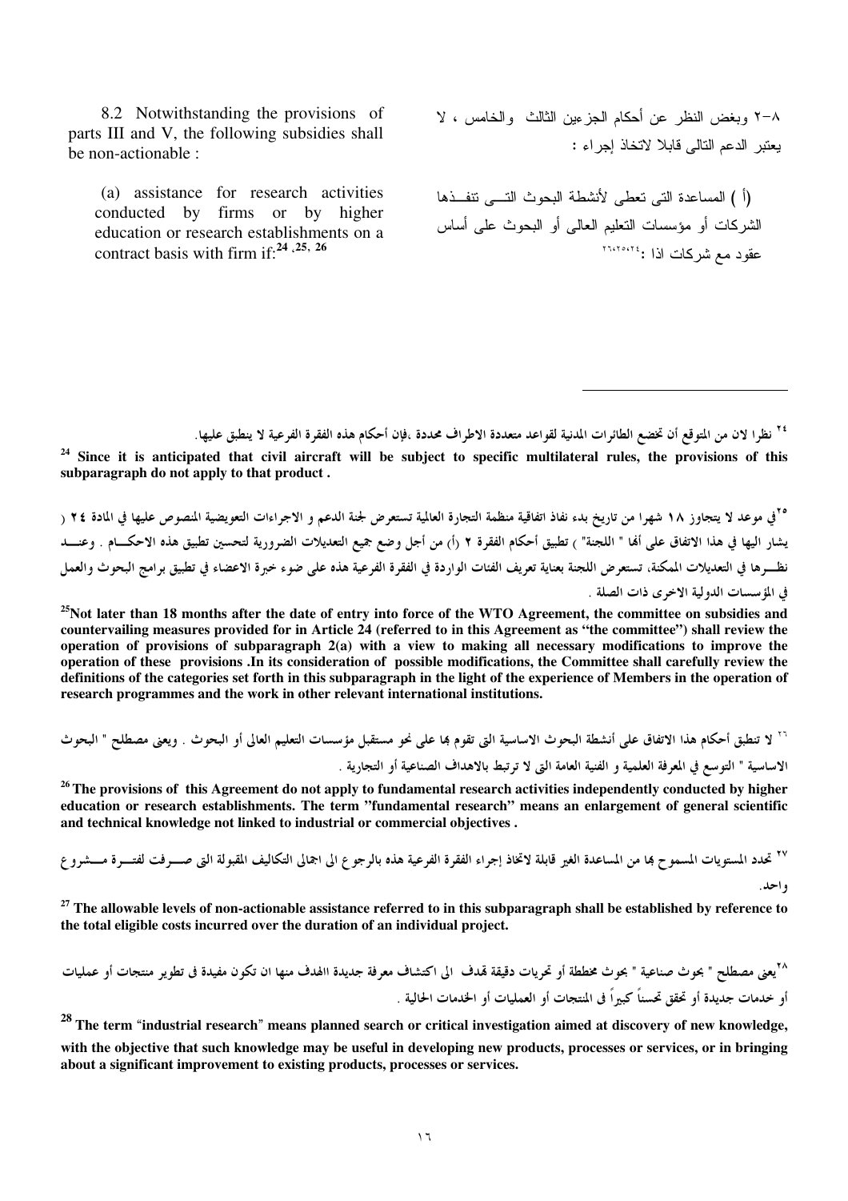8.2 Notwithstanding the provisions of parts III and V, the following subsidies shall be non-actionable :

(a) assistance for research activities conducted by firms or by higher education or research establishments on a contract basis with firm if:[24 ,25, 26]

٨-٢ وبغض النظر عن أحكام الجزءين الثالث والخامس ، لا يعتبر الدعم التالى قابلا لاتخاذ إجراء :

(أ ) المساعدة التى تعطى لأنشطة البحوث التـــى تنفــذها الشركات أو مؤسسات التعليم العالى أو البحوث على أساس عقود مع شركات اذا :[٢٤،٢٥،٢٦]

---

[٢٤] نظرا لان من المتوقع أن تخضع الطائرات المدنية لقواعد متعددة الاطراف محددة ،فإن أحكام هذه الفقرة الفرعية لا ينطبق عليها.

**[24] Since it is anticipated that civil aircraft will be subject to specific multilateral rules, the provisions of this subparagraph do not apply to that product .**

[٢٥] في موعد لا يتجاوز ١٨ شهرا من تاريخ بدء نفاذ اتفاقية منظمة التجارة العالمية تستعرض لجنة الدعم و الاجراءات التعويضية المنصوص عليها في المادة ٢٤ ( يشار اليها في هذا الاتفاق على أنها " اللجنة" ) تطبيق أحكام الفقرة ٢ (أ) من أجل وضع جميع التعديلات الضرورية لتحسين تطبيق هذه الاحكـــام . وعنـــد نظـــرها في التعديلات الممكنة، تستعرض اللجنة بعناية تعريف الفئات الواردة في الفقرة الفرعية هذه على ضوء خبرة الاعضاء في تطبيق برامج البحوث والعمل في المؤسسات الدولية الاخرى ذات الصلة .

**[25] Not later than 18 months after the date of entry into force of the WTO Agreement, the committee on subsidies and countervailing measures provided for in Article 24 (referred to in this Agreement as "the committee") shall review the operation of provisions of subparagraph 2(a) with a view to making all necessary modifications to improve the operation of these provisions .In its consideration of possible modifications, the Committee shall carefully review the definitions of the categories set forth in this subparagraph in the light of the experience of Members in the operation of research programmes and the work in other relevant international institutions.**

[٢٦] لا تنطبق أحكام هذا الاتفاق على أنشطة البحوث الاساسية التى تقوم بها على نحو مستقبل مؤسسات التعليم العالى أو البحوث . ويعنى مصطلح " البحوث الاساسية " التوسع في المعرفة العلمية و الفنية العامة التى لا ترتبط بالاهداف الصناعية أو التجارية .

**[26] The provisions of this Agreement do not apply to fundamental research activities independently conducted by higher education or research establishments. The term "fundamental research" means an enlargement of general scientific and technical knowledge not linked to industrial or commercial objectives .**

[٢٧] تحدد المستويات المسموح بها من المساعدة الغير قابلة لاتخاذ إجراء الفقرة الفرعية هذه بالرجوع الى اجمالى التكاليف المقبولة التى صـــرفت لفتـــرة مـــشروع واحد.

**[27] The allowable levels of non-actionable assistance referred to in this subparagraph shall be established by reference to the total eligible costs incurred over the duration of an individual project.**

[٢٨] يعنى مصطلح " بحوث صناعية " بحوث مخططة أو تحريات دقيقة تهدف الى اكتشاف معرفة جديدة االهدف منها ان تكون مفيدة فى تطوير منتجات أو عمليات أو خدمات جديدة أو تحقق تحسناً كبيراً فى المنتجات أو العمليات أو الخدمات الحالية .

**[28] The term "industrial research" means planned search or critical investigation aimed at discovery of new knowledge, with the objective that such knowledge may be useful in developing new products, processes or services, or in bringing about a significant improvement to existing products, processes or services.**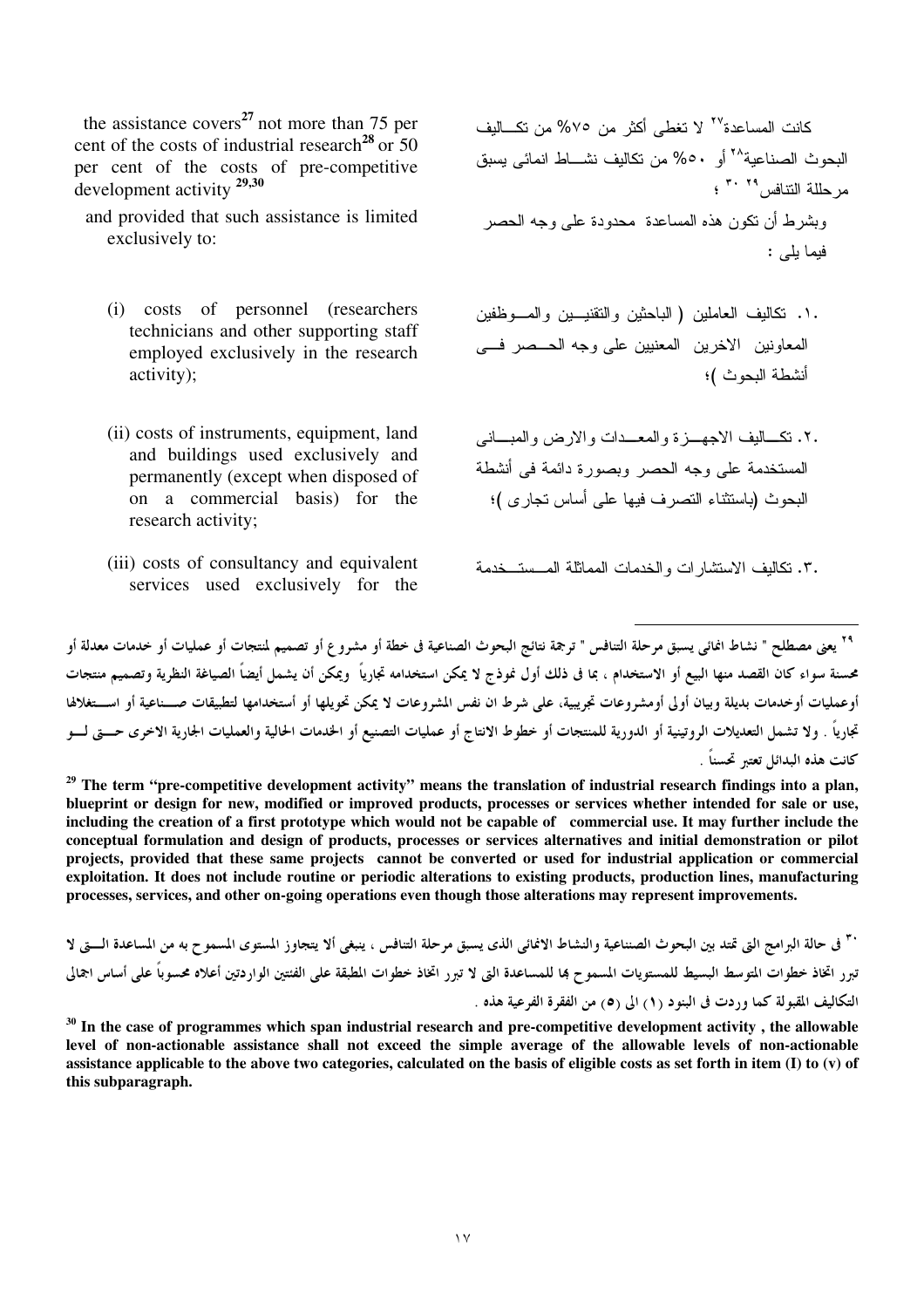the assistance covers[27] not more than 75 per cent of the costs of industrial research[28] or 50 per cent of the costs of pre-competitive development activity [29,30]

and provided that such assistance is limited exclusively to:

(i) costs of personnel (researchers technicians and other supporting staff employed exclusively in the research activity);

(ii) costs of instruments, equipment, land and buildings used exclusively and permanently (except when disposed of on a commercial basis) for the research activity;

(iii) costs of consultancy and equivalent services used exclusively for the

كانت المساعدة[٢٧] لا تغطى أكثر من ٧٥% من تكـاليف البحوث الصناعية[٢٨] أو ٥٠% من تكاليف نشـاط انمائى يسبق مرحلة التنافس[٢٩ ٣٠] ؛

وبشرط أن تكون هذه المساعدة محدودة على وجه الحصر فيما يلى :

١. تكاليف العاملين ( الباحثين والتقنيـين والمـوظفين المعاونين الاخرين المعنيين على وجه الحـصر فـى أنشطة البحوث )؛

٢. تكـاليف الاجهـزة والمعـدات والارض والمبـانى المستخدمة على وجه الحصر وبصورة دائمة فى أنشطة البحوث (باستثناء التصرف فيها على أساس تجارى )؛

٣. تكاليف الاستشارات والخدمات المماثلة المسـتـخدمة

---

[٢٩] يعنى مصطلح " نشاط انمائى يسبق مرحلة التنافس " ترجمة نتائج البحوث الصناعية فى خطة أو مشروع أو تصميم لمنتجات أو عمليات أو خدمات معدلة أو محسنة سواء كان القصد منها البيع أو الاستخدام ، بما فى ذلك أول نموذج لا يمكن استخدامه تجارياً ويمكن أن يشمل أيضاً الصياغة النظرية وتصميم منتجات أوعمليات أوخدمات بديلة وبيان أولى أومشروعات تجريبية، على شرط ان نفس المشروعات لا يمكن تحويلها أو أستخدامها لتطبيقات صـناعية أو اسـتغلالها تجارياً . ولا تشمل التعديلات الروتينية أو الدورية للمنتجات أو خطوط الانتاج أو عمليات التصنيع أو الخدمات الحالية والعمليات الجارية الاخرى حـتى لـو كانت هذه البدائل تعتبر تحسناً .

**[29] The term "pre-competitive development activity" means the translation of industrial research findings into a plan, blueprint or design for new, modified or improved products, processes or services whether intended for sale or use, including the creation of a first prototype which would not be capable of commercial use. It may further include the conceptual formulation and design of products, processes or services alternatives and initial demonstration or pilot projects, provided that these same projects cannot be converted or used for industrial application or commercial exploitation. It does not include routine or periodic alterations to existing products, production lines, manufacturing processes, services, and other on-going operations even though those alterations may represent improvements.**

[٣٠] فى حالة البرامج التى تمتد بين البحوث الصناعية والنشاط الانمائى الذى يسبق مرحلة التنافس ، ينبغى ألا يتجاوز المستوى المسموح به من المساعدة الـتى لا تبرر اتخاذ خطوات المتوسط البسيط للمستويات المسموح بها للمساعدة التى لا تبرر اتخاذ خطوات المطبقة على الفئتين الواردتين أعلاه محسوباً على أساس اجمالى التكاليف المقبولة كما وردت فى البنود (١) الى (٥) من الفقرة الفرعية هذه .

**[30] In the case of programmes which span industrial research and pre-competitive development activity , the allowable level of non-actionable assistance shall not exceed the simple average of the allowable levels of non-actionable assistance applicable to the above two categories, calculated on the basis of eligible costs as set forth in item (I) to (v) of this subparagraph.**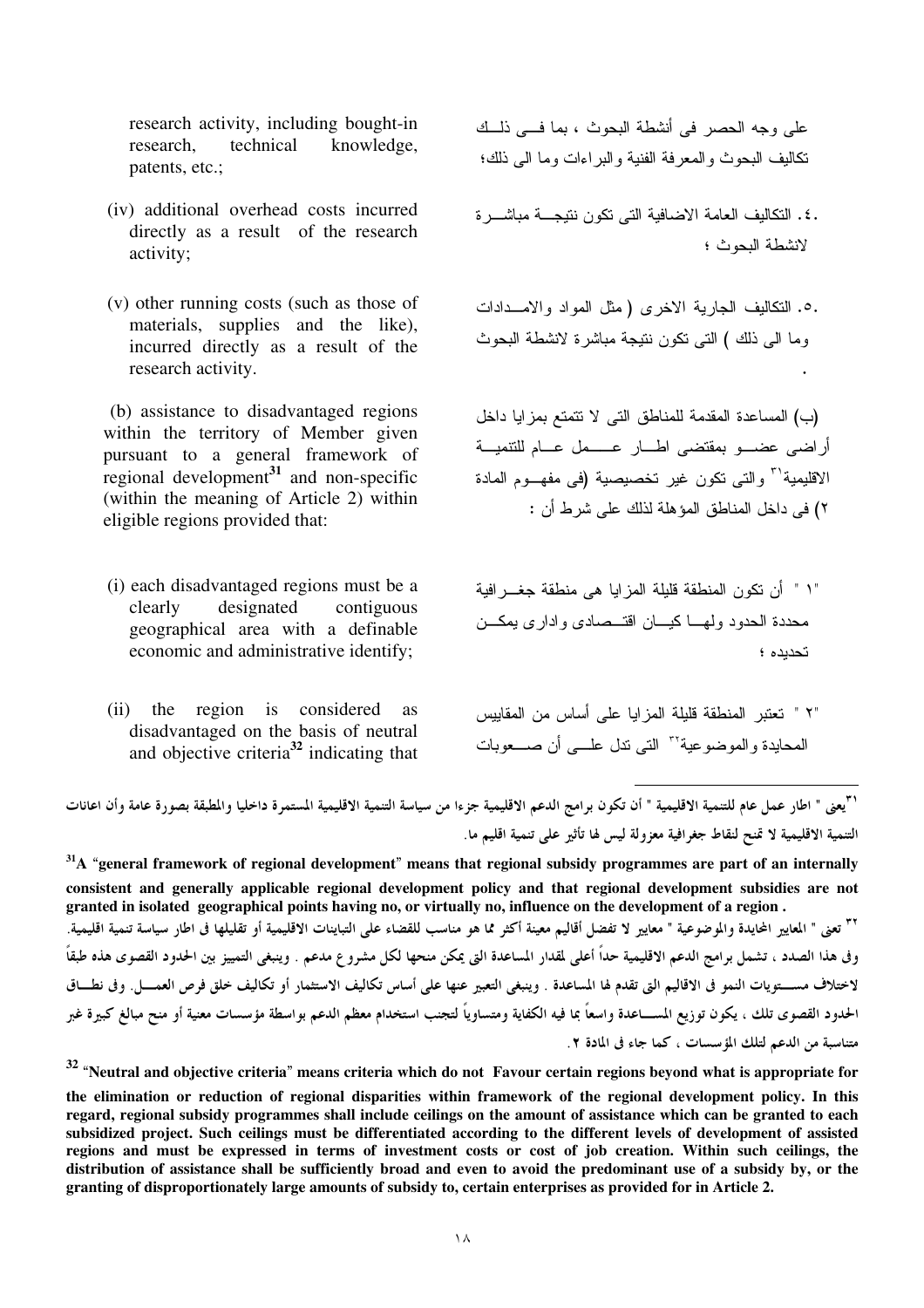research activity, including bought-in research, technical knowledge, patents, etc.;

على وجه الحصر فى أنشطة البحوث ، بما فـى ذلـك تكاليف البحوث والمعرفة الفنية والبراءات وما الى ذلك؛

(iv) additional overhead costs incurred directly as a result of the research activity;

٤. التكاليف العامة الاضافية التى تكون نتيجـة مباشـرة لانشطة البحوث ؛

(v) other running costs (such as those of materials, supplies and the like), incurred directly as a result of the research activity.

٥. التكاليف الجارية الاخرى ( مثل المواد والامـدادات وما الى ذلك ) التى تكون نتيجة مباشرة لانشطة البحوث .

(b) assistance to disadvantaged regions within the territory of Member given pursuant to a general framework of regional development[31] and non-specific (within the meaning of Article 2) within eligible regions provided that:

(ب) المساعدة المقدمة للمناطق التى لا تتمتع بمزايا داخل أراضى عضـو بمقتضى اطـار عـمل عـام للتنميـة الاقليمية[٣١] والتى تكون غير تخصيصية (فى مفهـوم المادة ٢) فى داخل المناطق المؤهلة لذلك على شرط أن :

(i) each disadvantaged regions must be a clearly designated contiguous geographical area with a definable economic and administrative identify;

"١" أن تكون المنطقة قليلة المزايا هى منطقة جغـرافية محددة الحدود ولهـا كيـان اقتـصادى وادارى يمكـن تحديده ؛

(ii) the region is considered as disadvantaged on the basis of neutral and objective criteria[32] indicating that

"٢" تعتبر المنطقة قليلة المزايا على أساس من المقاييس المحايدة والموضوعية[٣٢] التى تدل علـى أن صـعوبات

---

[٣١] يعنى " اطار عمل عام للتنمية الاقليمية " أن تكون برامج الدعم الاقليمية جزءا من سياسة التنمية الاقليمية المستمرة داخليا والمطبقة بصورة عامة وأن اعانات التنمية الاقليمية لا تمنح لنقاط جغرافية معزولة ليس لها تأثير على تنمية اقليم ما.

**[31] A "general framework of regional development" means that regional subsidy programmes are part of an internally consistent and generally applicable regional development policy and that regional development subsidies are not granted in isolated geographical points having no, or virtually no, influence on the development of a region .**

[٣٢] تعنى " المعايير المحايدة والموضوعية " معايير لا تفضل أقاليم معينة أكثر مما هو مناسب للقضاء على التباينات الاقليمية أو تقليلها فى اطار سياسة تنمية اقليمية. وفى هذا الصدد ، تشمل برامج الدعم الاقليمية حداً أعلى لمقدار المساعدة التى يمكن منحها لكل مشروع مدعم . وينبغى التمييز بين الحدود القصوى هذه طبقاً لاختلاف مسـتويات النمو فى الاقاليم التى تقدم لها المساعدة . وينبغى التعبير عنها على أساس تكاليف الاستثمار أو تكاليف خلق فرص العمـل. وفى نطـاق الحدود القصوى تلك ، يكون توزيع المسـاعدة واسعاً بما فيه الكفاية ومتساوياً لتجنب استخدام معظم الدعم بواسطة مؤسسات معنية أو منح مبالغ كبيرة غير متناسبة من الدعم لتلك المؤسسات ، كما جاء فى المادة ٢.

**[32] "Neutral and objective criteria" means criteria which do not Favour certain regions beyond what is appropriate for the elimination or reduction of regional disparities within framework of the regional development policy. In this regard, regional subsidy programmes shall include ceilings on the amount of assistance which can be granted to each subsidized project. Such ceilings must be differentiated according to the different levels of development of assisted regions and must be expressed in terms of investment costs or cost of job creation. Within such ceilings, the distribution of assistance shall be sufficiently broad and even to avoid the predominant use of a subsidy by, or the granting of disproportionately large amounts of subsidy to, certain enterprises as provided for in Article 2.**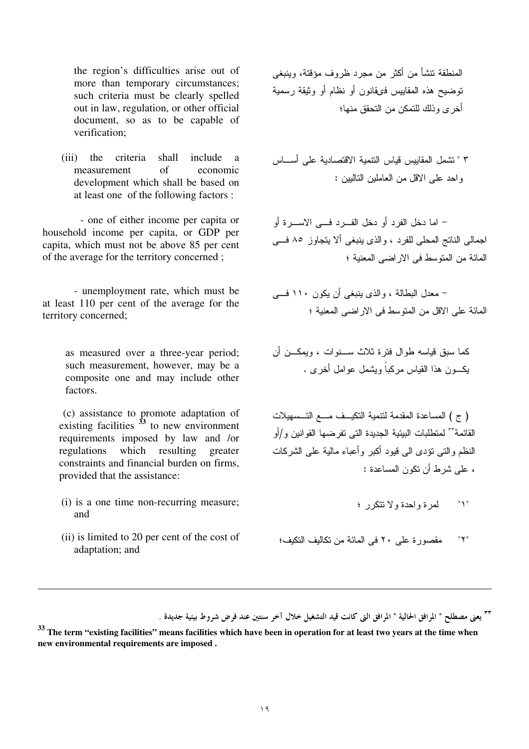the region's difficulties arise out of more than temporary circumstances; such criteria must be clearly spelled out in law, regulation, or other official document, so as to be capable of verification;

المنطقة تنشأ من أكثر من مجرد ظروف مؤقتة، وينبغى توضيح هذه المقاييس فىقانون أو نظام أو وثيقة رسمية أخرى وذلك للتمكن من التحقق منها؛

(iii) the criteria shall include a measurement of economic development which shall be based on at least one of the following factors :

٣ " تشمل المقاييس قياس التنمية الاقتصادية على أساس واحد على الاقل من العاملين التاليين :

- one of either income per capita or household income per capita, or GDP per capita, which must not be above 85 per cent of the average for the territory concerned ;

– اما دخل الفرد أو دخل الفرد فى الاسرة أو اجمالى الناتج المحلى للفرد ، والذى ينبغى ألا يتجاوز ٨٥ فى المائة من المتوسط فى الاراضى المعنية ؛

- unemployment rate, which must be at least 110 per cent of the average for the territory concerned;

– معدل البطالة ، والذى ينبغى أن يكون ١١٠ فى المائة على الاقل من المتوسط فى الاراضى المعنية ؛

as measured over a three-year period; such measurement, however, may be a composite one and may include other factors.

كما سبق قياسه طوال فترة ثلاث سنوات ، ويمكن أن يكون هذا القياس مركباً ويشمل عوامل أخرى .

(c) assistance to promote adaptation of existing facilities [33] to new environment requirements imposed by law and /or regulations which resulting greater constraints and financial burden on firms, provided that the assistance:

( ج ) المساعدة المقدمة لتنمية التكيف مع التسهيلات القائمة[٣٣] لمتطلبات البيئية الجديدة التى تفرضها القوانين و/أو النظم والتى تؤدى الى قيود أكبر وأعباء مالية على الشركات ، على شرط أن تكون المساعدة :

(i) is a one time non-recurring measure; and

"١" لمرة واحدة ولا تتكرر ؛

(ii) is limited to 20 per cent of the cost of adaptation; and

"٢" مقصورة على ٢٠ فى المائة من تكاليف التكيف؛

---

[٣٣] يعنى مصطلح " المرافق الحالية " المرافق التى كانت قيد التشغيل خلال آخر سنتين عند فرض شروط بيئية جديدة .

**[33] The term "existing facilities" means facilities which have been in operation for at least two years at the time when new environmental requirements are imposed .**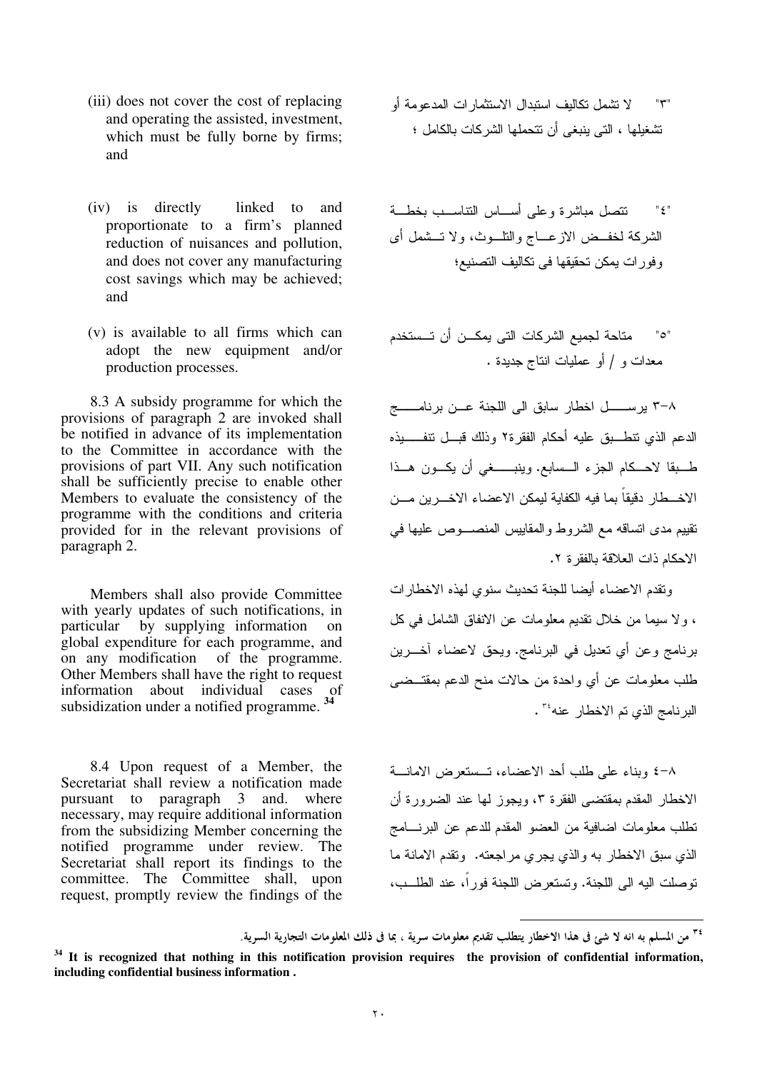(iii) does not cover the cost of replacing and operating the assisted, investment, which must be fully borne by firms; and

"٣" لا تشمل تكاليف استبدال الاستثمارات المدعومة أو تشغيلها ، التى ينبغى أن تتحملها الشركات بالكامل ؛

(iv) is directly linked to and proportionate to a firm's planned reduction of nuisances and pollution, and does not cover any manufacturing cost savings which may be achieved; and

"٤" تتصل مباشرة وعلى أساس التناسب بخطة الشركة لخفض الازعاج والتلوث، ولا تشمل أى وفورات يمكن تحقيقها فى تكاليف التصنيع؛

(v) is available to all firms which can adopt the new equipment and/or production processes.

"٥" متاحة لجميع الشركات التى يمكن أن تستخدم معدات و / أو عمليات انتاج جديدة .

8.3 A subsidy programme for which the provisions of paragraph 2 are invoked shall be notified in advance of its implementation to the Committee in accordance with the provisions of part VII. Any such notification shall be sufficiently precise to enable other Members to evaluate the consistency of the programme with the conditions and criteria provided for in the relevant provisions of paragraph 2.

٨-٣ يرسل اخطار سابق الى اللجنة عن برنامج الدعم الذي تنطبق عليه أحكام الفقرة٢ وذلك قبل تنفيذه طبقا لاحكام الجزء السابع. وينبغي أن يكون هذا الاخطار دقيقاً بما فيه الكفاية ليمكن الاعضاء الاخرين من تقييم مدى اتساقه مع الشروط والمقاييس المنصوص عليها في الاحكام ذات العلاقة بالفقرة ٢.

Members shall also provide Committee with yearly updates of such notifications, in particular by supplying information on global expenditure for each programme, and on any modification of the programme. Other Members shall have the right to request information about individual cases of subsidization under a notified programme. [34]

وتقدم الاعضاء أيضا للجنة تحديث سنوي لهذه الاخطارات ، ولا سيما من خلال تقديم معلومات عن الانفاق الشامل في كل برنامج وعن أي تعديل في البرنامج. ويحق لاعضاء آخرين طلب معلومات عن أي واحدة من حالات منح الدعم بمقتضى البرنامج الذي تم الاخطار عنه[٣٤] .

8.4 Upon request of a Member, the Secretariat shall review a notification made pursuant to paragraph 3 and. where necessary, may require additional information from the subsidizing Member concerning the notified programme under review. The Secretariat shall report its findings to the committee. The Committee shall, upon request, promptly review the findings of the

٨-٤ وبناء على طلب أحد الاعضاء، تستعرض الامانة الاخطار المقدم بمقتضى الفقرة ٣، ويجوز لها عند الضرورة أن تطلب معلومات اضافية من العضو المقدم للدعم عن البرنامج الذي سبق الاخطار به والذي يجري مراجعته. وتقدم الامانة ما توصلت اليه الى اللجنة. وتستعرض اللجنة فوراً، عند الطلب،

---

[٣٤] من المسلم به انه لا شئ فى هذا الاخطار يتطلب تقديم معلومات سرية ، بما فى ذلك المعلومات التجارية السرية.

**[34] It is recognized that nothing in this notification provision requires the provision of confidential information, including confidential business information .**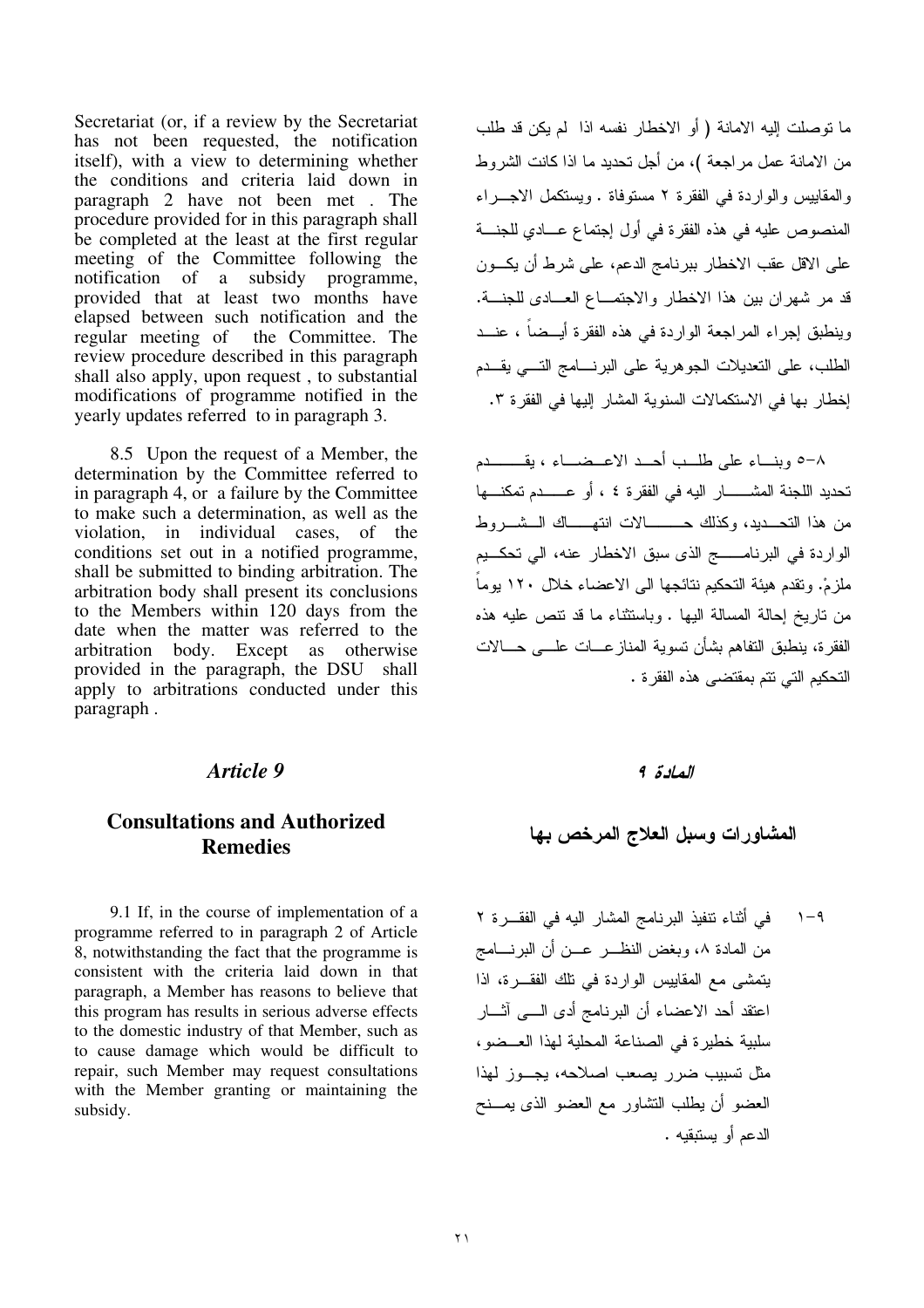Secretariat (or, if a review by the Secretariat has not been requested, the notification itself), with a view to determining whether the conditions and criteria laid down in paragraph 2 have not been met . The procedure provided for in this paragraph shall be completed at the least at the first regular meeting of the Committee following the notification of a subsidy programme, provided that at least two months have elapsed between such notification and the regular meeting of the Committee. The review procedure described in this paragraph shall also apply, upon request , to substantial modifications of programme notified in the yearly updates referred to in paragraph 3.

ما توصلت إليه الامانة ( أو الاخطار نفسه اذا لم يكن قد طلب من الامانة عمل مراجعة )، من أجل تحديد ما اذا كانت الشروط والمقاييس والواردة في الفقرة ٢ مستوفاة . ويستكمل الاجراء المنصوص عليه في هذه الفقرة في أول إجتماع عادي للجنة على الاقل عقب الاخطار ببرنامج الدعم، على شرط أن يكون قد مر شهران بين هذا الاخطار والاجتماع العادى للجنة. وينطبق إجراء المراجعة الواردة في هذه الفقرة أيضاً ، عند الطلب، على التعديلات الجوهرية على البرنامج التي يقدم إخطار بها في الاستكمالات السنوية المشار إليها في الفقرة ٣.

8.5 Upon the request of a Member, the determination by the Committee referred to in paragraph 4, or a failure by the Committee to make such a determination, as well as the violation, in individual cases, of the conditions set out in a notified programme, shall be submitted to binding arbitration. The arbitration body shall present its conclusions to the Members within 120 days from the date when the matter was referred to the arbitration body. Except as otherwise provided in the paragraph, the DSU shall apply to arbitrations conducted under this paragraph .

٨-٥ وبناء على طلب أحد الاعضاء ، يقدم تحديد اللجنة المشار اليه في الفقرة ٤ ، أو عدم تمكنها من هذا التحديد، وكذلك حالات انتهاك الشروط الواردة في البرنامج الذى سبق الاخطار عنه، الي تحكيم ملزمٌ. وتقدم هيئة التحكيم نتائجها الى الاعضاء خلال ١٢٠ يوماً من تاريخ إحالة المسالة اليها . وباستثناء ما قد تنص عليه هذه الفقرة، ينطبق التفاهم بشأن تسوية المنازعات على حالات التحكيم التي تتم بمقتضى هذه الفقرة .

## *Article 9*

## *المادة ٩*

## Consultations and Authorized Remedies

## المشاورات وسبل العلاج المرخص بها

9.1 If, in the course of implementation of a programme referred to in paragraph 2 of Article 8, notwithstanding the fact that the programme is consistent with the criteria laid down in that paragraph, a Member has reasons to believe that this program has results in serious adverse effects to the domestic industry of that Member, such as to cause damage which would be difficult to repair, such Member may request consultations with the Member granting or maintaining the subsidy.

٩-١ في أثناء تنفيذ البرنامج المشار اليه في الفقرة ٢ من المادة ٨، وبغض النظر عن أن البرنامج يتمشى مع المقاييس الواردة في تلك الفقرة، اذا اعتقد أحد الاعضاء أن البرنامج أدى الى آثار سلبية خطيرة في الصناعة المحلية لهذا العضو، مثل تسبيب ضرر يصعب اصلاحه، يجوز لهذا العضو أن يطلب التشاور مع العضو الذى يمنح الدعم أو يستبقيه .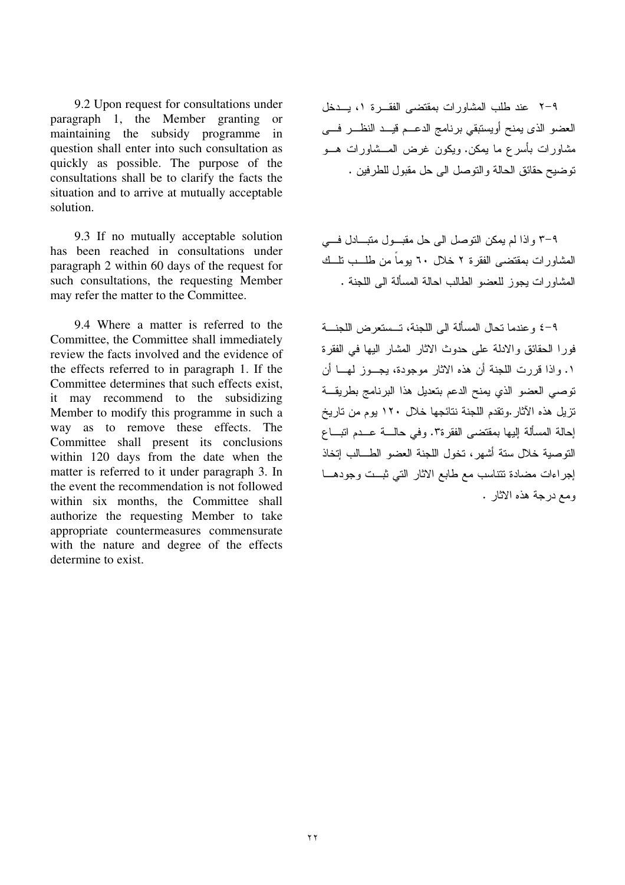9.2 Upon request for consultations under paragraph 1, the Member granting or maintaining the subsidy programme in question shall enter into such consultation as quickly as possible. The purpose of the consultations shall be to clarify the facts the situation and to arrive at mutually acceptable solution.

9.3 If no mutually acceptable solution has been reached in consultations under paragraph 2 within 60 days of the request for such consultations, the requesting Member may refer the matter to the Committee.

9.4 Where a matter is referred to the Committee, the Committee shall immediately review the facts involved and the evidence of the effects referred to in paragraph 1. If the Committee determines that such effects exist, it may recommend to the subsidizing Member to modify this programme in such a way as to remove these effects. The Committee shall present its conclusions within 120 days from the date when the matter is referred to it under paragraph 3. In the event the recommendation is not followed within six months, the Committee shall authorize the requesting Member to take appropriate countermeasures commensurate with the nature and degree of the effects determine to exist.

٩-٢ عند طلب المشاورات بمقتضى الفقرة ١، يدخل العضو الذى يمنح أويستبقي برنامج الدعم قيد النظر فى مشاورات بأسرع ما يمكن. ويكون غرض المشاورات هو توضيح حقائق الحالة والتوصل الى حل مقبول للطرفين .

٩-٣ واذا لم يمكن التوصل الى حل مقبول متبادل في المشاورات بمقتضى الفقرة ٢ خلال ٦٠ يوماً من طلب تلك المشاورات يجوز للعضو الطالب احالة المسألة الى اللجنة .

٩-٤ وعندما تحال المسألة الى اللجنة، تستعرض اللجنة فورا الحقائق والادلة على حدوث الاثار المشار اليها في الفقرة ١. واذا قررت اللجنة أن هذه الاثار موجودة، يجوز لها أن توصي العضو الذي يمنح الدعم بتعديل هذا البرنامج بطريقة تزيل هذه الآثار.وتقدم اللجنة نتائجها خلال ١٢٠ يوم من تاريخ إحالة المسألة إليها بمقتضى الفقرة٣. وفي حالة عدم اتباع التوصية خلال ستة أشهر، تخول اللجنة العضو الطالب إتخاذ إجراءات مضادة تتناسب مع طابع الاثار التي ثبت وجودها ومع درجة هذه الاثار .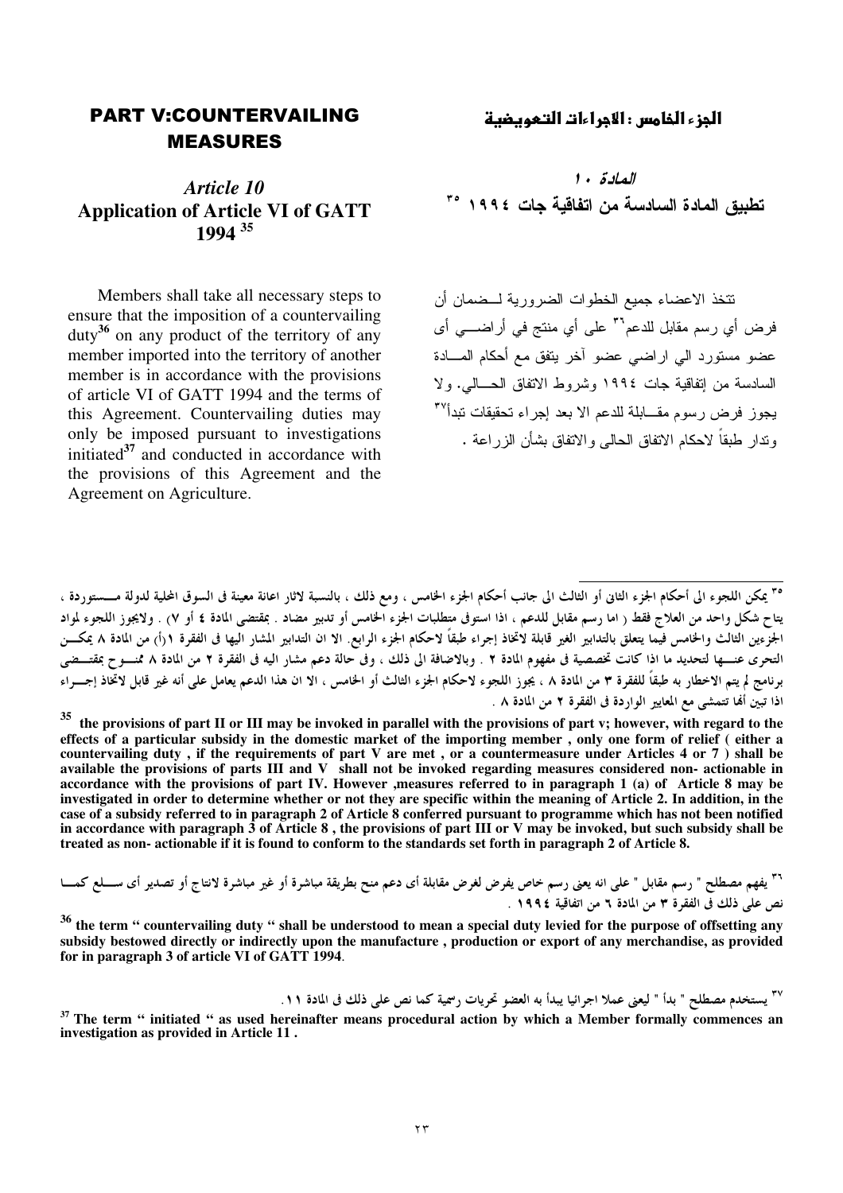## PART V:COUNTERVAILING MEASURES

### *Article 10*
### Application of Article VI of GATT 1994 [35]

Members shall take all necessary steps to ensure that the imposition of a countervailing duty[36] on any product of the territory of any member imported into the territory of another member is in accordance with the provisions of article VI of GATT 1994 and the terms of this Agreement. Countervailing duties may only be imposed pursuant to investigations initiated[37] and conducted in accordance with the provisions of this Agreement and the Agreement on Agriculture.

## الجزء الخامس : الاجراءات التعويضية

### المادة ١٠
### تطبيق المادة السادسة من اتفاقية جات ١٩٩٤ [٣٥]

تتخذ الاعضاء جميع الخطوات الضرورية لـضمان أن فرض أي رسم مقابل للدعم[٣٦] على أي منتج في أراضـي أى عضو مستورد الي اراضي عضو آخر يتفق مع أحكام المـادة السادسة من إتفاقية جات ١٩٩٤ وشروط الاتفاق الحـالي. ولا يجوز فرض رسوم مقـابلة للدعم الا بعد إجراء تحقيقات تبدأ[٣٧] وتدار طبقاً لاحكام الاتفاق الحالى والاتفاق بشأن الزراعة .

---

[٣٥] يمكن اللجوء الى أحكام الجزء الثانى أو الثالث الى جانب أحكام الجزء الخامس ، ومع ذلك ، بالنسبة لاثار اعانة معينة فى السوق المحلية لدولة مـستوردة ، يتاح شكل واحد من العلاج فقط ( اما رسم مقابل للدعم ، اذا استوفى متطلبات الجزء الخامس أو تدبير مضاد . بمقتضى المادة ٤ أو ٧) . ولايجوز اللجوء لمواد الجزءين الثالث والخامس فيما يتعلق بالتدابير الغير قابلة لاتخاذ إجراء طبقاً لاحكام الجزء الرابع. الا ان التدابير المشار اليها فى الفقرة ١(أ) من المادة ٨ يمكـن التحرى عنـها لتحديد ما اذا كانت تخصصية فى مفهوم المادة ٢ . وبالاضافة الى ذلك ، وفى حالة دعم مشار اليه فى الفقرة ٢ من المادة ٨ ممنـوح بمقتـضى برنامج لم يتم الاخطار به طبقاً للفقرة ٣ من المادة ٨ ، يجوز اللجوء لاحكام الجزء الثالث أو الخامس ، الا ان هذا الدعم يعامل على أنه غير قابل لاتخاذ إجـراء اذا تبين أنها تتمشى مع المعايير الواردة فى الفقرة ٢ من المادة ٨ .

[35] the provisions of part II or III may be invoked in parallel with the provisions of part v; however, with regard to the effects of a particular subsidy in the domestic market of the importing member , only one form of relief ( either a countervailing duty , if the requirements of part V are met , or a countermeasure under Articles 4 or 7 ) shall be available the provisions of parts III and V shall not be invoked regarding measures considered non- actionable in accordance with the provisions of part IV. However ,measures referred to in paragraph 1 (a) of Article 8 may be investigated in order to determine whether or not they are specific within the meaning of Article 2. In addition, in the case of a subsidy referred to in paragraph 2 of Article 8 conferred pursuant to programme which has not been notified in accordance with paragraph 3 of Article 8 , the provisions of part III or V may be invoked, but such subsidy shall be treated as non- actionable if it is found to conform to the standards set forth in paragraph 2 of Article 8.

[٣٦] يفهم مصطلح " رسم مقابل " على انه يعنى رسم خاص يفرض لغرض مقابلة أى دعم منح بطريقة مباشرة أو غير مباشرة لانتاج أو تصدير أى سـلع كمـا نص على ذلك فى الفقرة ٣ من المادة ٦ من اتفاقية ١٩٩٤ .

[36] the term " countervailing duty " shall be understood to mean a special duty levied for the purpose of offsetting any subsidy bestowed directly or indirectly upon the manufacture , production or export of any merchandise, as provided for in paragraph 3 of article VI of GATT 1994.

[٣٧] يستخدم مصطلح " بدأ " ليعنى عملا اجرائيا يبدأ به العضو تحريات رسمية كما نص على ذلك فى المادة ١١.

[37] The term " initiated " as used hereinafter means procedural action by which a Member formally commences an investigation as provided in Article 11 .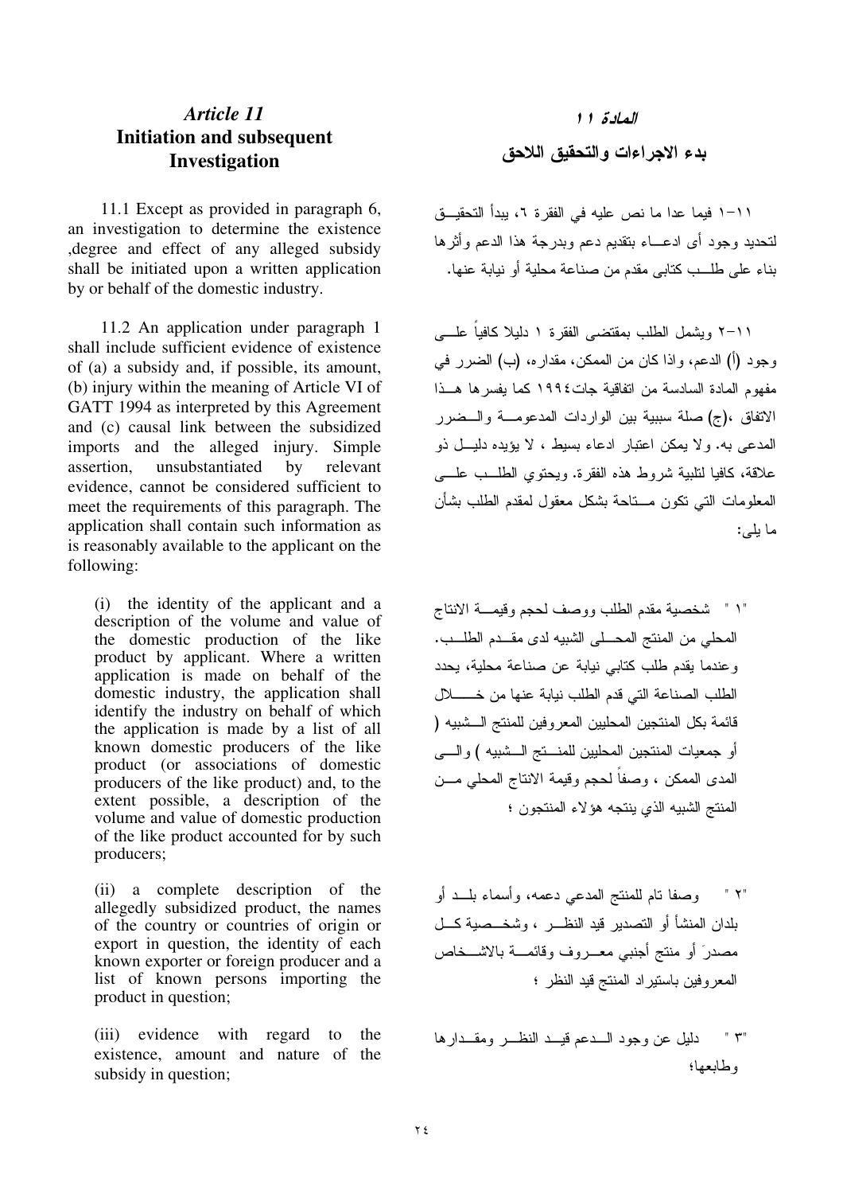## *Article 11*
## Initiation and subsequent Investigation

11.1 Except as provided in paragraph 6, an investigation to determine the existence ,degree and effect of any alleged subsidy shall be initiated upon a written application by or behalf of the domestic industry.

11.2 An application under paragraph 1 shall include sufficient evidence of existence of (a) a subsidy and, if possible, its amount, (b) injury within the meaning of Article VI of GATT 1994 as interpreted by this Agreement and (c) causal link between the subsidized imports and the alleged injury. Simple assertion, unsubstantiated by relevant evidence, cannot be considered sufficient to meet the requirements of this paragraph. The application shall contain such information as is reasonably available to the applicant on the following:

(i) the identity of the applicant and a description of the volume and value of the domestic production of the like product by applicant. Where a written application is made on behalf of the domestic industry, the application shall identify the industry on behalf of which the application is made by a list of all known domestic producers of the like product (or associations of domestic producers of the like product) and, to the extent possible, a description of the volume and value of domestic production of the like product accounted for by such producers;

(ii) a complete description of the allegedly subsidized product, the names of the country or countries of origin or export in question, the identity of each known exporter or foreign producer and a list of known persons importing the product in question;

(iii) evidence with regard to the existence, amount and nature of the subsidy in question;

## *المادة ١١*
## بدء الاجراءات والتحقيق اللاحق

١١-١ فيما عدا ما نص عليه في الفقرة ٦، يبدأ التحقيق لتحديد وجود أى ادعاء بتقديم دعم وبدرجة هذا الدعم وأثرها بناء على طلب كتابى مقدم من صناعة محلية أو نيابة عنها.

١١-٢ ويشمل الطلب بمقتضى الفقرة ١ دليلا كافياً على وجود (أ) الدعم، واذا كان من الممكن، مقداره، (ب) الضرر في مفهوم المادة السادسة من اتفاقية جات١٩٩٤ كما يفسرها هذا الاتفاق ،(ج) صلة سببية بين الواردات المدعومة والضرر المدعى به. ولا يمكن اعتبار ادعاء بسيط ، لا يؤيده دليل ذو علاقة، كافيا لتلبية شروط هذه الفقرة. ويحتوي الطلب على المعلومات التي تكون متاحة بشكل معقول لمقدم الطلب بشأن ما يلى:

"١" شخصية مقدم الطلب ووصف لحجم وقيمة الانتاج المحلي من المنتج المحلى الشبيه لدى مقدم الطلب. وعندما يقدم طلب كتابي نيابة عن صناعة محلية، يحدد الطلب الصناعة التي قدم الطلب نيابة عنها من خلال قائمة بكل المنتجين المحليين المعروفين للمنتج الشبيه ( أو جمعيات المنتجين المحليين للمنتج الشبيه ) والى المدى الممكن ، وصفاً لحجم وقيمة الانتاج المحلي من المنتج الشبيه الذي ينتجه هؤلاء المنتجون ؛

"٢" وصفا تام للمنتج المدعي دعمه، وأسماء بلد أو بلدان المنشأ أو التصدير قيد النظر ، وشخصية كل مصدرَ أو منتج أجنبي معروف وقائمة بالاشخاص المعروفين باستيراد المنتج قيد النظر ؛

"٣" دليل عن وجود الدعم قيد النظر ومقدارها وطابعها؛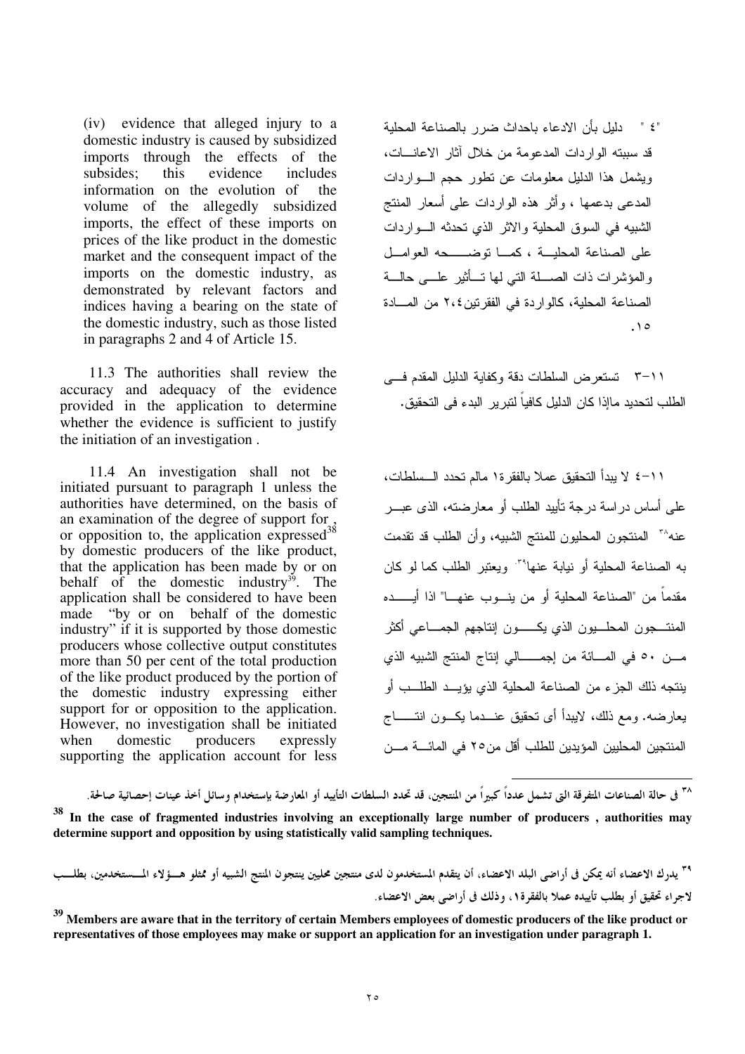(iv) evidence that alleged injury to a domestic industry is caused by subsidized imports through the effects of the subsides; this evidence includes information on the evolution of the volume of the allegedly subsidized imports, the effect of these imports on prices of the like product in the domestic market and the consequent impact of the imports on the domestic industry, as demonstrated by relevant factors and indices having a bearing on the state of the domestic industry, such as those listed in paragraphs 2 and 4 of Article 15.

11.3 The authorities shall review the accuracy and adequacy of the evidence provided in the application to determine whether the evidence is sufficient to justify the initiation of an investigation .

11.4 An investigation shall not be initiated pursuant to paragraph 1 unless the authorities have determined, on the basis of an examination of the degree of support for, or opposition to, the application expressed[38] by domestic producers of the like product, that the application has been made by or on behalf of the domestic industry[39]. The application shall be considered to have been made "by or on behalf of the domestic industry" if it is supported by those domestic producers whose collective output constitutes more than 50 per cent of the total production of the like product produced by the portion of the domestic industry expressing either support for or opposition to the application. However, no investigation shall be initiated when domestic producers expressly supporting the application account for less

"٤ " دليل بأن الادعاء باحداث ضرر بالصناعة المحلية قد سببته الواردات المدعومة من خلال آثار الاعانات، ويشمل هذا الدليل معلومات عن تطور حجم الواردات المدعى بدعمها ، وأثر هذه الواردات على أسعار المنتج الشبيه في السوق المحلية والاثر الذي تحدثه الواردات على الصناعة المحلية ، كما توضحه العوامل والمؤشرات ذات الصلة التي لها تأثير على حالة الصناعة المحلية، كالواردة في الفقرتين٢،٤ من المادة ١٥.

١١-٣ تستعرض السلطات دقة وكفاية الدليل المقدم في الطلب لتحديد ماإذا كان الدليل كافياً لتبرير البدء فى التحقيق.

١١-٤ لا يبدأ التحقيق عملا بالفقرة١ مالم تحدد السلطات، على أساس دراسة درجة تأييد الطلب أو معارضته، الذى عبر عنه[٣٨] المنتجون المحليون للمنتج الشبيه، وأن الطلب قد تقدمت به الصناعة المحلية أو نيابة عنها[٣٩]. ويعتبر الطلب كما لو كان مقدماً من "الصناعة المحلية أو من ينوب عنها" اذا أيده المنتجون المحليون الذي يكون إنتاجهم الجماعي أكثر من ٥٠ في المائة من إجمالي إنتاج المنتج الشبيه الذي ينتجه ذلك الجزء من الصناعة المحلية الذي يؤيد الطلب أو يعارضه. ومع ذلك، لايبدأ أى تحقيق عندما يكون انتاج المنتجين المحليين المؤيدين للطلب أقل من٢٥ في المائة من

---

[٣٨] فى حالة الصناعات المتفرقة التى تشمل عدداً كبيراً من المنتجين، قد تحدد السلطات التأييد أو المعارضة بإستخدام وسائل أخذ عينات إحصائية صالحة.

**[38] In the case of fragmented industries involving an exceptionally large number of producers , authorities may determine support and opposition by using statistically valid sampling techniques.**

[٣٩] يدرك الاعضاء أنه يمكن فى أراضى البلد الاعضاء، أن يتقدم المستخدمون لدى منتجين محليين ينتجون المنتج الشبيه أو ممثلو هؤلاء المستخدمين، بطلب لاجراء تحقيق أو بطلب تأييده عملا بالفقرة١، وذلك فى أراضى بعض الاعضاء.

**[39] Members are aware that in the territory of certain Members employees of domestic producers of the like product or representatives of those employees may make or support an application for an investigation under paragraph 1.**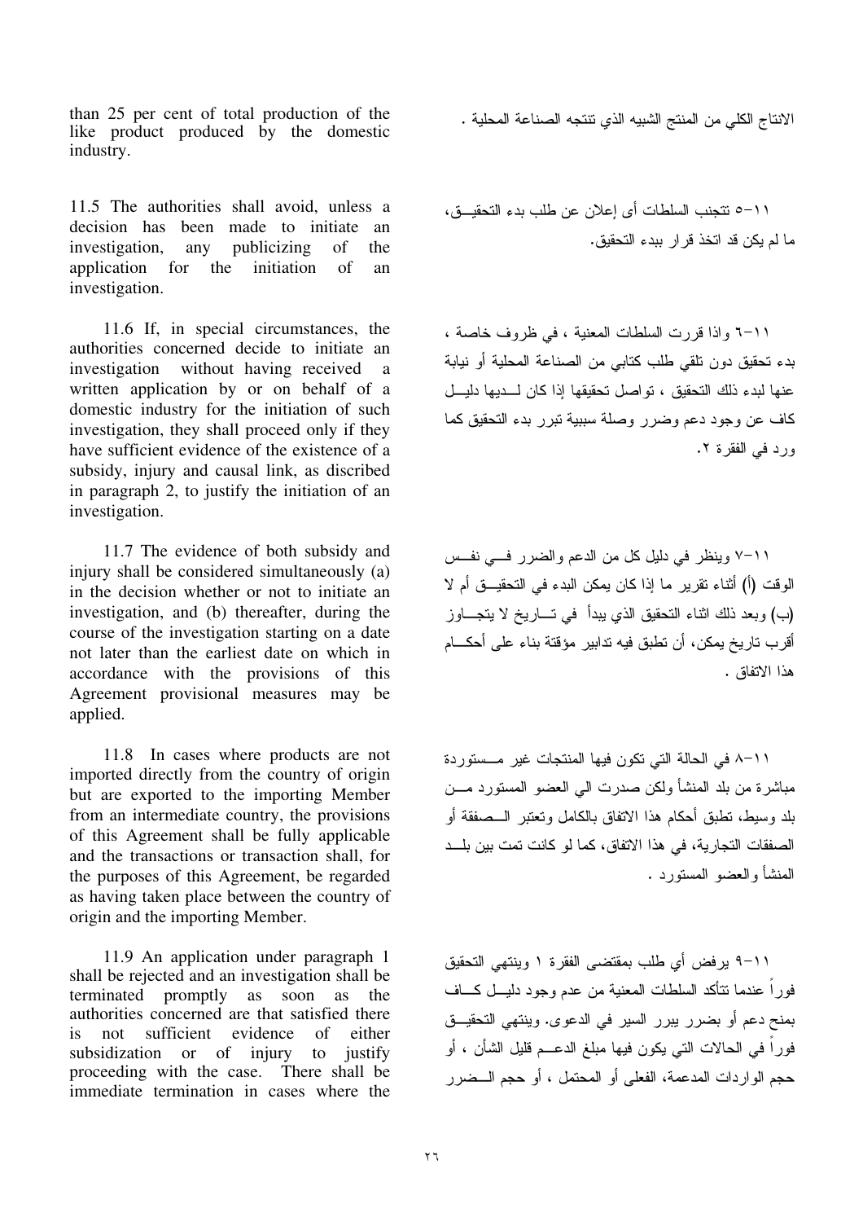than 25 per cent of total production of the like product produced by the domestic industry.

الانتاج الكلي من المنتج الشبيه الذي تنتجه الصناعة المحلية .

11.5 The authorities shall avoid, unless a decision has been made to initiate an investigation, any publicizing of the application for the initiation of an investigation.

١١-٥ تتجنب السلطات أى إعلان عن طلب بدء التحقيق، ما لم يكن قد اتخذ قرار ببدء التحقيق.

11.6 If, in special circumstances, the authorities concerned decide to initiate an investigation without having received a written application by or on behalf of a domestic industry for the initiation of such investigation, they shall proceed only if they have sufficient evidence of the existence of a subsidy, injury and causal link, as discribed in paragraph 2, to justify the initiation of an investigation.

١١-٦ واذا قررت السلطات المعنية ، في ظروف خاصة ، بدء تحقيق دون تلقي طلب كتابي من الصناعة المحلية أو نيابة عنها لبدء ذلك التحقيق ، تواصل تحقيقها إذا كان لديها دليل كاف عن وجود دعم وضرر وصلة سببية تبرر بدء التحقيق كما ورد في الفقرة ٢.

11.7 The evidence of both subsidy and injury shall be considered simultaneously (a) in the decision whether or not to initiate an investigation, and (b) thereafter, during the course of the investigation starting on a date not later than the earliest date on which in accordance with the provisions of this Agreement provisional measures may be applied.

١١-٧ وينظر في دليل كل من الدعم والضرر في نفس الوقت (أ) أثناء تقرير ما إذا كان يمكن البدء في التحقيق أم لا (ب) وبعد ذلك اثناء التحقيق الذي يبدأ في تاريخ لا يتجاوز أقرب تاريخ يمكن، أن تطبق فيه تدابير مؤقتة بناء على أحكام هذا الاتفاق .

11.8 In cases where products are not imported directly from the country of origin but are exported to the importing Member from an intermediate country, the provisions of this Agreement shall be fully applicable and the transactions or transaction shall, for the purposes of this Agreement, be regarded as having taken place between the country of origin and the importing Member.

١١-٨ في الحالة التي تكون فيها المنتجات غير مستوردة مباشرة من بلد المنشأ ولكن صدرت الي العضو المستورد من بلد وسيط، تطبق أحكام هذا الاتفاق بالكامل وتعتبر الصفقة أو الصفقات التجارية، في هذا الاتفاق، كما لو كانت تمت بين بلد المنشأ والعضو المستورد .

11.9 An application under paragraph 1 shall be rejected and an investigation shall be terminated promptly as soon as the authorities concerned are that satisfied there is not sufficient evidence of either subsidization or of injury to justify proceeding with the case. There shall be immediate termination in cases where the

١١-٩ يرفض أي طلب بمقتضى الفقرة ١ وينتهي التحقيق فوراً عندما تتأكد السلطات المعنية من عدم وجود دليل كاف بمنح دعم أو بضرر يبرر السير في الدعوى. وينتهي التحقيق فوراً في الحالات التي يكون فيها مبلغ الدعم قليل الشأن ، أو حجم الواردات المدعمة، الفعلى أو المحتمل ، أو حجم الضرر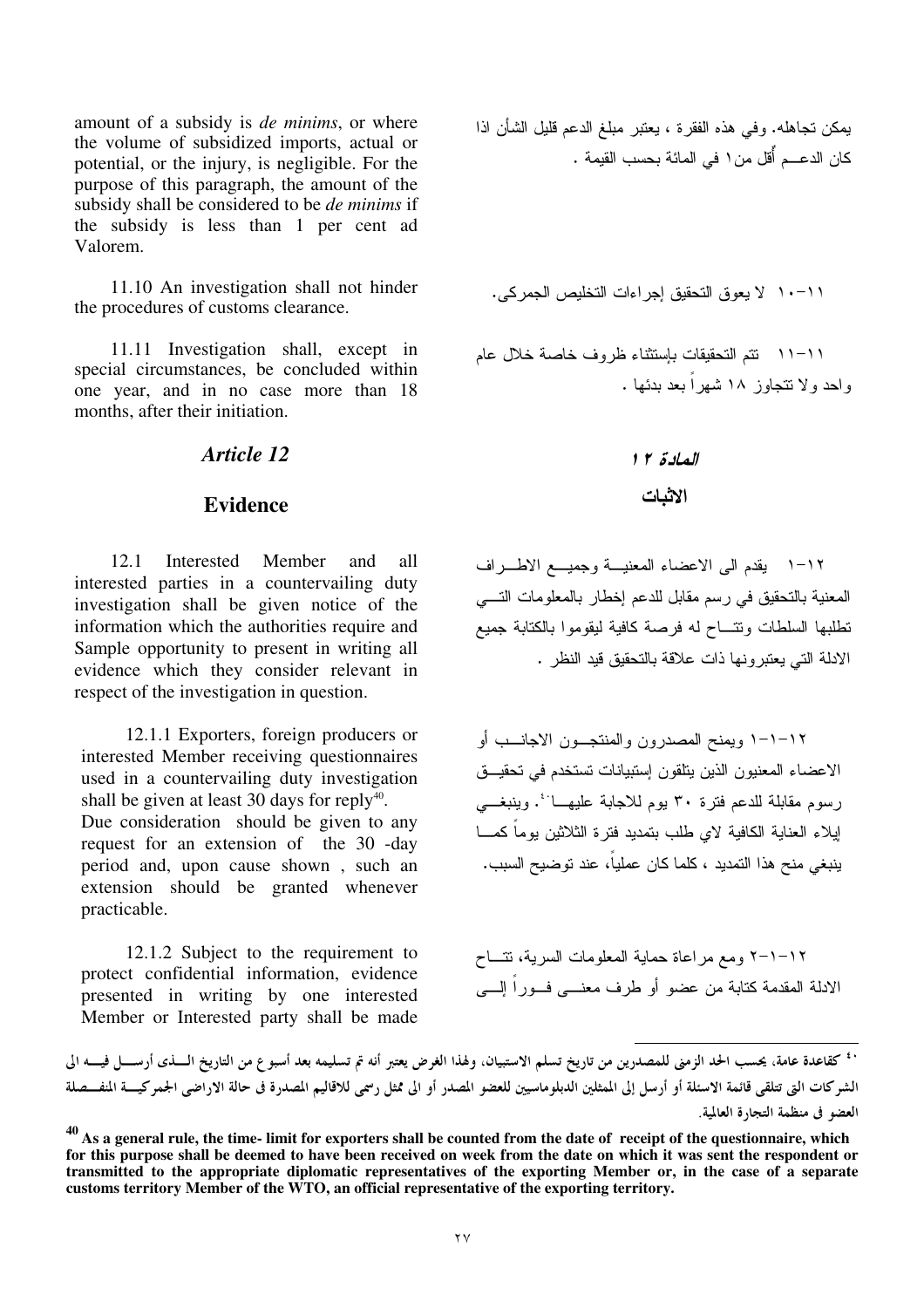amount of a subsidy is *de minims*, or where the volume of subsidized imports, actual or potential, or the injury, is negligible. For the purpose of this paragraph, the amount of the subsidy shall be considered to be *de minims* if the subsidy is less than 1 per cent ad Valorem.

يمكن تجاهله. وفي هذه الفقرة ، يعتبر مبلغ الدعم قليل الشأن اذا كان الدعـــم أقل من١ في المائة بحسب القيمة .

11.10 An investigation shall not hinder the procedures of customs clearance.

١١-١٠ لا يعوق التحقيق إجراءات التخليص الجمركى.

11.11 Investigation shall, except in special circumstances, be concluded within one year, and in no case more than 18 months, after their initiation.

١١-١١ تتم التحقيقات بإستثناء ظروف خاصة خلال عام واحد ولا تتجاوز ١٨ شهراً بعد بدئها .

## *Article 12*

## **Evidence**

## *المادة ١٢*

## **الاثبات**

12.1 Interested Member and all interested parties in a countervailing duty investigation shall be given notice of the information which the authorities require and Sample opportunity to present in writing all evidence which they consider relevant in respect of the investigation in question.

١٢-١ يقدم الى الاعضاء المعنيـــة وجميـــع الاطـــراف المعنية بالتحقيق في رسم مقابل للدعم إخطار بالمعلومات التـــي تطلبها السلطات وتتـــاح له فرصة كافية ليقوموا بالكتابة جميع الادلة التي يعتبرونها ذات علاقة بالتحقيق قيد النظر .

12.1.1 Exporters, foreign producers or interested Member receiving questionnaires used in a countervailing duty investigation shall be given at least 30 days for reply[40]. Due consideration should be given to any request for an extension of the 30 -day period and, upon cause shown , such an extension should be granted whenever practicable.

١٢-١-١ ويمنح المصدرون والمنتجـــون الاجانـــب أو الاعضاء المعنيون الذين يتلقون إستبيانات تستخدم في تحقيـــق رسوم مقابلة للدعم فترة ٣٠ يوم للاجابة عليهـــا[٤٠]. وينبغـــي إيلاء العناية الكافية لاي طلب بتمديد فترة الثلاثين يوماً كمـــا ينبغي منح هذا التمديد ، كلما كان عملياً، عند توضيح السبب.

12.1.2 Subject to the requirement to protect confidential information, evidence presented in writing by one interested Member or Interested party shall be made

١٢-١-٢ ومع مراعاة حماية المعلومات السرية، تتـــاح الادلة المقدمة كتابة من عضو أو طرف معنـــى فـــوراً إلـــى

---

[٤٠] كقاعدة عامة، يحسب الحد الزمنى للمصدرين من تاريخ تسلم الاستبيان، ولهذا الغرض يعتبر أنه تم تسليمه بعد أسبوع من التاريخ الـــذى أرســـل فيـــه الى الشركات التى تتلقى قائمة الاسئلة أو أرسل إلى الممثلين الدبلوماسيين للعضو المصدر أو الى ممثل رسمى للاقاليم المصدرة فى حالة الاراضى الجمركيـــة المنفـــصلة العضو فى منظمة التجارة العالمية.

[40] **As a general rule, the time- limit for exporters shall be counted from the date of receipt of the questionnaire, which for this purpose shall be deemed to have been received on week from the date on which it was sent the respondent or transmitted to the appropriate diplomatic representatives of the exporting Member or, in the case of a separate customs territory Member of the WTO, an official representative of the exporting territory.**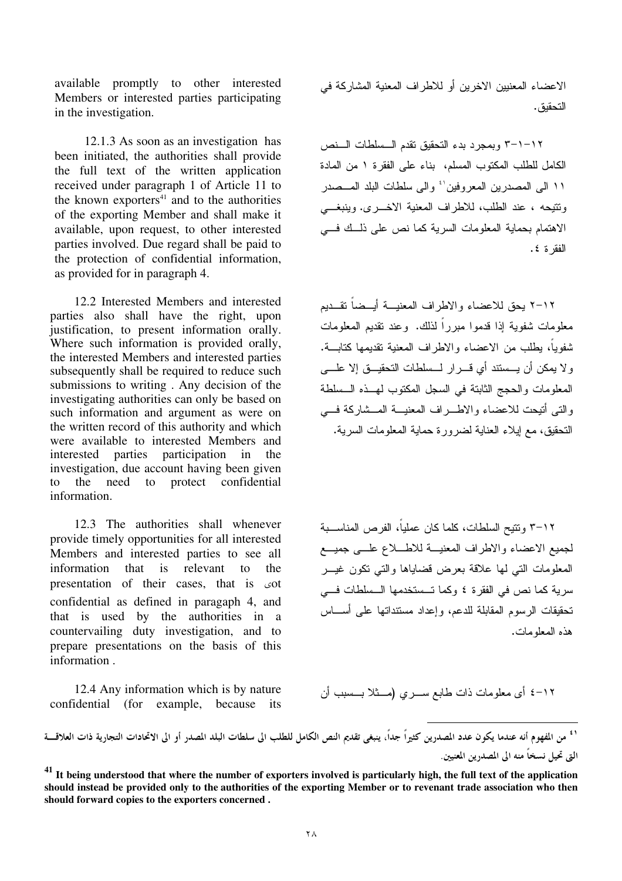available promptly to other interested Members or interested parties participating in the investigation.

الاعضاء المعنيين الاخرين أو للاطراف المعنية المشاركة في التحقيق.

12.1.3 As soon as an investigation has been initiated, the authorities shall provide the full text of the written application received under paragraph 1 of Article 11 to the known exporters[41] and to the authorities of the exporting Member and shall make it available, upon request, to other interested parties involved. Due regard shall be paid to the protection of confidential information, as provided for in paragraph 4.

١٢-١-٣ وبمجرد بدء التحقيق تقدم السلطات النص الكامل للطلب المكتوب المسلم، بناء على الفقرة ١ من المادة ١١ الى المصدرين المعروفين[٤١] والى سلطات البلد المصدر وتتيحه ، عند الطلب، للاطراف المعنية الاخرى. وينبغي الاهتمام بحماية المعلومات السرية كما نص على ذلك في الفقرة ٤.

12.2 Interested Members and interested parties also shall have the right, upon justification, to present information orally. Where such information is provided orally, the interested Members and interested parties subsequently shall be required to reduce such submissions to writing . Any decision of the investigating authorities can only be based on such information and argument as were on the written record of this authority and which were available to interested Members and interested parties participation in the investigation, due account having been given to the need to protect confidential information.

١٢-٢ يحق للاعضاء والاطراف المعنية أيضاً تقديم معلومات شفوية إذا قدموا مبرراً لذلك. وعند تقديم المعلومات شفوياً، يطلب من الاعضاء والاطراف المعنية تقديمها كتابة. ولا يمكن أن يستند أي قرار لسلطات التحقيق إلا على المعلومات والحجج الثابتة في السجل المكتوب لهذه السلطة والتى أتيحت للاعضاء والاطراف المعنية المشاركة في التحقيق، مع إيلاء العناية لضرورة حماية المعلومات السرية.

12.3 The authorities shall whenever provide timely opportunities for all interested Members and interested parties to see all information that is relevant to the presentation of their cases, that is ىot confidential as defined in paragaph 4, and that is used by the authorities in a countervailing duty investigation, and to prepare presentations on the basis of this information .

١٢-٣ وتتيح السلطات، كلما كان عملياً، الفرص المناسبة لجميع الاعضاء والاطراف المعنية للاطلاع على جميع المعلومات التي لها علاقة بعرض قضاياها والتي تكون غير سرية كما نص في الفقرة ٤ وكما تستخدمها السلطات في تحقيقات الرسوم المقابلة للدعم، وإعداد مستنداتها على أساس هذه المعلومات.

12.4 Any information which is by nature confidential (for example, because its

١٢-٤ أى معلومات ذات طابع سري (مثلا بسبب أن

---

[٤١] من المفهوم أنه عندما يكون عدد المصدرين كثيراً جداً، ينبغى تقديم النص الكامل للطلب الى سلطات البلد المصدر أو الى الاتحادات التجارية ذات العلاقة التى تحيل نسخاً منه الى المصدرين المعنيين.

**[41] It being understood that where the number of exporters involved is particularly high, the full text of the application should instead be provided only to the authorities of the exporting Member or to revenant trade association who then should forward copies to the exporters concerned .**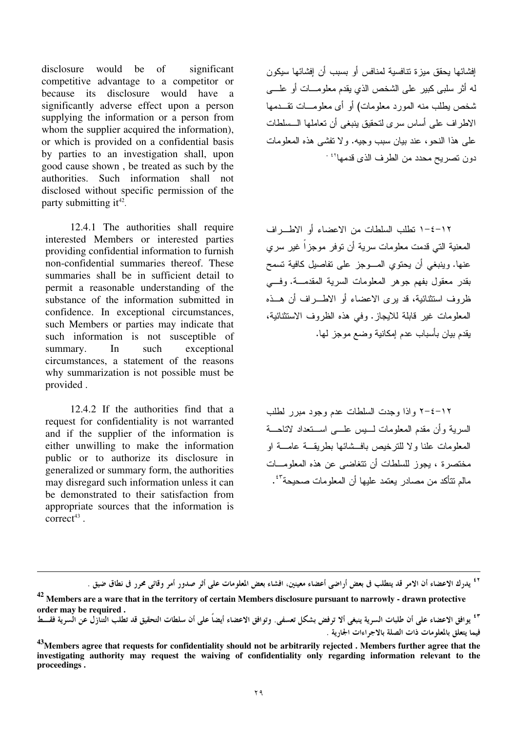disclosure would be of significant competitive advantage to a competitor or because its disclosure would have a significantly adverse effect upon a person supplying the information or a person from whom the supplier acquired the information), or which is provided on a confidential basis by parties to an investigation shall, upon good cause shown , be treated as such by the authorities. Such information shall not disclosed without specific permission of the party submitting it[42].

إفشائها يحقق ميزة تنافسية لمنافس أو بسبب أن إفشائها سيكون له أثر سلبي كبير على الشخص الذي يقدم معلومـات أو علـى شخص يطلب منه المورد معلومات) أو أى معلومـات تقـدمها الاطراف على أساس سرى لتحقيق ينبغى أن تعاملها الـسلطات على هذا النحو، عند بيان سبب وجيه. ولا تفشى هذه المعلومات دون تصريح محدد من الطرف الذى قدمها[42].

12.4.1 The authorities shall require interested Members or interested parties providing confidential information to furnish non-confidential summaries thereof. These summaries shall be in sufficient detail to permit a reasonable understanding of the substance of the information submitted in confidence. In exceptional circumstances, such Members or parties may indicate that such information is not susceptible of summary. In such exceptional circumstances, a statement of the reasons why summarization is not possible must be provided .

١٢-٤-١ تطلب السلطات من الاعضاء أو الاطـراف المعنية التي قدمت معلومات سرية أن توفر موجزاً غير سري عنها. وينبغي أن يحتوي المـوجز على تفاصيل كافية تسمح بقدر معقول بفهم جوهر المعلومات السرية المقدمـة. وفـي ظروف استثنائية، قد يرى الاعضاء أو الاطـراف أن هـذه المعلومات غير قابلة للايجاز. وفي هذه الظروف الاستثنائية، يقدم بيان بأسباب عدم إمكانية وضع موجز لها.

12.4.2 If the authorities find that a request for confidentiality is not warranted and if the supplier of the information is either unwilling to make the information public or to authorize its disclosure in generalized or summary form, the authorities may disregard such information unless it can be demonstrated to their satisfaction from appropriate sources that the information is correct[43] .

١٢-٤-٢ واذا وجدت السلطات عدم وجود مبرر لطلب السرية وأن مقدم المعلومات لـيس علـى اسـتعداد لاتاحـة المعلومات علنا ولا للترخيص بافـشائها بطريقـة عامـة او مختصرة ، يجوز للسلطات أن تتغاضى عن هذه المعلومـات مالم تتأكد من مصادر يعتمد عليها أن المعلومات صحيحة[43].

---

[42] يدرك الاعضاء أن الامر قد يتطلب فى بعض أراضى أعضاء معينين، افشاء بعض المعلومات على أثر صدور أمر وقائى محرر فى نطاق ضيق .

**[42] Members are a ware that in the territory of certain Members disclosure pursuant to narrowly - drawn protective order may be required .**

[43] يوافق الاعضاء على أن طلبات السرية ينبغى ألا ترفض بشكل تعسفى. وتوافق الاعضاء أيضاً على أن سلطات التحقيق قد تطلب التنازل عن السرية فقـط فيما يتعلق بالمعلومات ذات الصلة بالاجراءات الجارية .

**[43] Members agree that requests for confidentiality should not be arbitrarily rejected . Members further agree that the investigating authority may request the waiving of confidentiality only regarding information relevant to the proceedings .**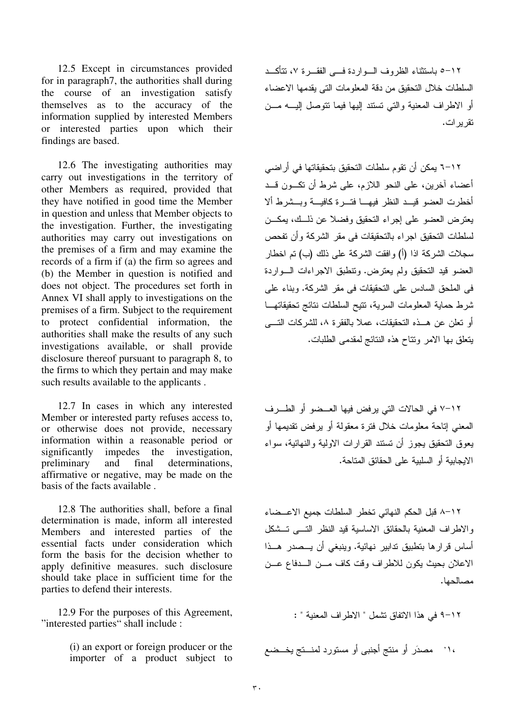12.5 Except in circumstances provided for in paragraph7, the authorities shall during the course of an investigation satisfy themselves as to the accuracy of the information supplied by interested Members or interested parties upon which their findings are based.

١٢-٥ باستثناء الظروف الواردة في الفقرة ٧، تتأكد السلطات خلال التحقيق من دقة المعلومات التى يقدمها الاعضاء أو الاطراف المعنية والتي تستند إليها فيما تتوصل إليه من تقريرات.

12.6 The investigating authorities may carry out investigations in the territory of other Members as required, provided that they have notified in good time the Member in question and unless that Member objects to the investigation. Further, the investigating authorities may carry out investigations on the premises of a firm and may examine the records of a firm if (a) the firm so agrees and (b) the Member in question is notified and does not object. The procedures set forth in Annex VI shall apply to investigations on the premises of a firm. Subject to the requirement to protect confidential information, the authorities shall make the results of any such investigations available, or shall provide disclosure thereof pursuant to paragraph 8, to the firms to which they pertain and may make such results available to the applicants .

١٢-٦ يمكن أن تقوم سلطات التحقيق بتحقيقاتها في أراضي أعضاء آخرين، على النحو اللازم، على شرط أن تكون قد أخطرت العضو قيد النظر فيها فترة كافية وبشرط ألا يعترض العضو على إجراء التحقيق وفضلا عن ذلك، يمكن لسلطات التحقيق اجراء بالتحقيقات فى مقر الشركة وأن تفحص سجلات الشركة اذا (أ) وافقت الشركة على ذلك (ب) تم اخطار العضو قيد التحقيق ولم يعترض. وتنطبق الاجراءات الواردة فى الملحق السادس على التحقيقات فى مقر الشركة. وبناء على شرط حماية المعلومات السرية، تتيح السلطات نتائج تحقيقاتها أو تعلن عن هذه التحقيقات، عملا بالفقرة ٨، للشركات التى يتعلق بها الامر وتتاح هذه النتائج لمقدمى الطلبات.

12.7 In cases in which any interested Member or interested party refuses access to, or otherwise does not provide, necessary information within a reasonable period or significantly impedes the investigation, preliminary and final determinations, affirmative or negative, may be made on the basis of the facts available .

١٢-٧ في الحالات التي يرفض فيها العضو أو الطرف المعني إتاحة معلومات خلال فترة معقولة أو يرفض تقديمها أو يعوق التحقيق يجوز أن تستند القرارات الاولية والنهائية، سواء الايجابية أو السلبية على الحقائق المتاحة.

12.8 The authorities shall, before a final determination is made, inform all interested Members and interested parties of the essential facts under consideration which form the basis for the decision whether to apply definitive measures. such disclosure should take place in sufficient time for the parties to defend their interests.

١٢-٨ قبل الحكم النهائي تخطر السلطات جميع الاعضاء والاطراف المعنية بالحقائق الاساسية قيد النظر التى تشكل أساس قرارها بتطبيق تدابير نهائية. وينبغي أن يصدر هذا الاعلان بحيث يكون للاطراف وقت كاف من الدفاع عن مصالحها.

12.9 For the purposes of this Agreement, "interested parties" shall include :

١٢-٩ في هذا الاتفاق تشمل " الاطراف المعنية " :

(i) an export or foreign producer or the importer of a product subject to

'١' مصدَر أو منتج أجنبى أو مستورد لمنتج يخضع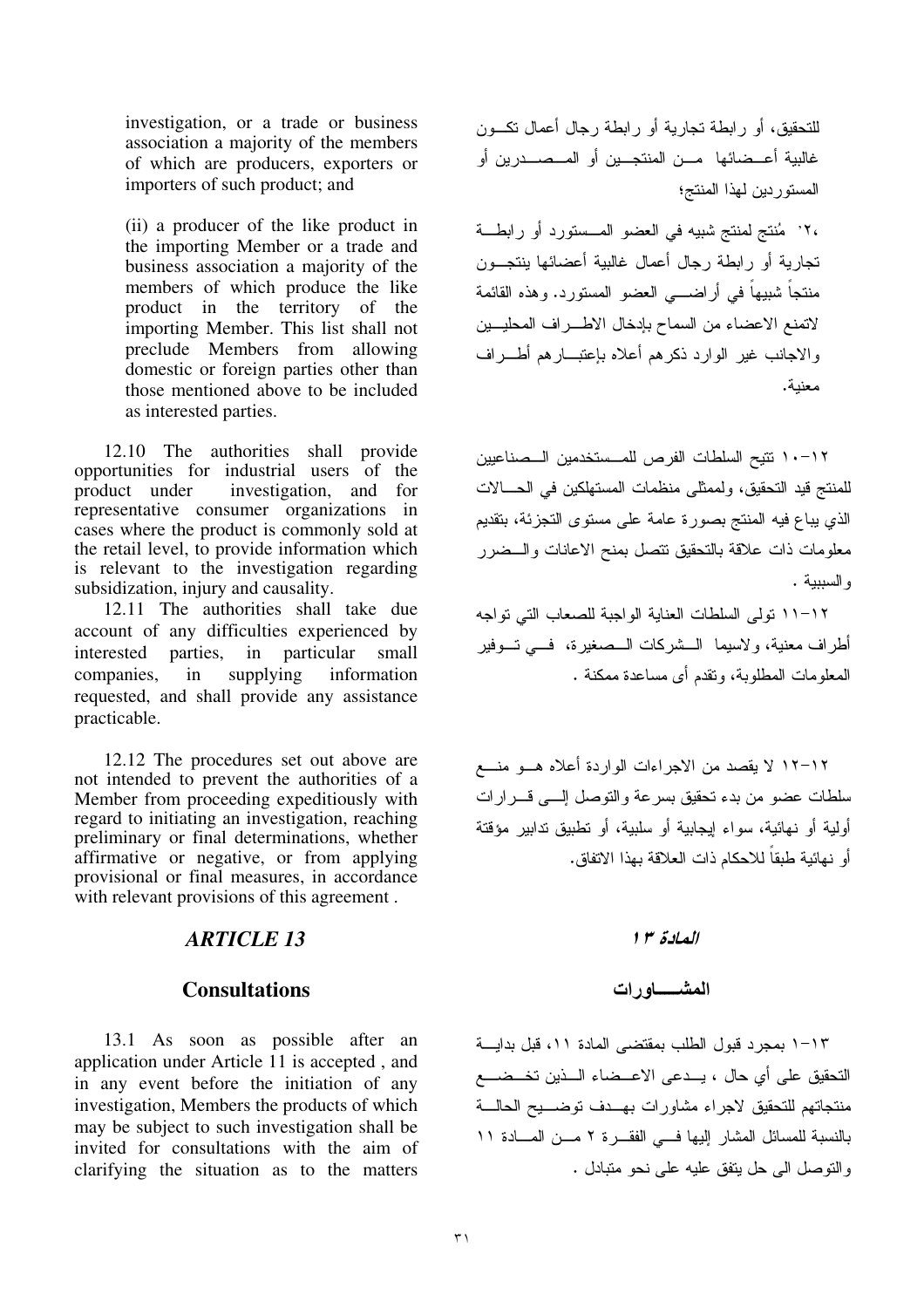investigation, or a trade or business association a majority of the members of which are producers, exporters or importers of such product; and

(ii) a producer of the like product in the importing Member or a trade and business association a majority of the members of which produce the like product in the territory of the importing Member. This list shall not preclude Members from allowing domestic or foreign parties other than those mentioned above to be included as interested parties.

12.10 The authorities shall provide opportunities for industrial users of the product under investigation, and for representative consumer organizations in cases where the product is commonly sold at the retail level, to provide information which is relevant to the investigation regarding subsidization, injury and causality.

12.11 The authorities shall take due account of any difficulties experienced by interested parties, in particular small companies, in supplying information requested, and shall provide any assistance practicable.

12.12 The procedures set out above are not intended to prevent the authorities of a Member from proceeding expeditiously with regard to initiating an investigation, reaching preliminary or final determinations, whether affirmative or negative, or from applying provisional or final measures, in accordance with relevant provisions of this agreement .

## *ARTICLE 13*

## Consultations

13.1 As soon as possible after an application under Article 11 is accepted , and in any event before the initiation of any investigation, Members the products of which may be subject to such investigation shall be invited for consultations with the aim of clarifying the situation as to the matters

للتحقيق، أو رابطة تجارية أو رابطة رجال أعمال تكون غالبية أعضائها من المنتجين أو المصدرين أو المستوردين لهذا المنتج؛

،٢' مُنتج لمنتج شبيه في العضو المستورد أو رابطة تجارية أو رابطة رجال أعمال غالبية أعضائها ينتجون منتجاً شبيهاً في أراضي العضو المستورد. وهذه القائمة لاتمنع الاعضاء من السماح بإدخال الاطراف المحليين والاجانب غير الوارد ذكرهم أعلاه بإعتبارهم أطراف معنية.

١٢-١٠ تتيح السلطات الفرص للمستخدمين الصناعيين للمنتج قيد التحقيق، ولممثلي منظمات المستهلكين في الحالات الذي يباع فيه المنتج بصورة عامة على مستوى التجزئة، بتقديم معلومات ذات علاقة بالتحقيق تتصل بمنح الاعانات والضرر والسببية .

١٢-١١ تولى السلطات العناية الواجبة للصعاب التي تواجه أطراف معنية، ولاسيما الشركات الصغيرة، في توفير المعلومات المطلوبة، وتقدم أى مساعدة ممكنة .

١٢-١٢ لا يقصد من الاجراءات الواردة أعلاه هو منع سلطات عضو من بدء تحقيق بسرعة والتوصل إلى قرارات أولية أو نهائية، سواء إيجابية أو سلبية، أو تطبيق تدابير مؤقتة أو نهائية طبقاً للاحكام ذات العلاقة بهذا الاتفاق.

## *المادة ١٣*

## المشـاورات

١٣-١ بمجرد قبول الطلب بمقتضى المادة ١١، قبل بداية التحقيق على أي حال ، يدعى الاعضاء الذين تخضع منتجاتهم للتحقيق لاجراء مشاورات بهدف توضيح الحالة بالنسبة للمسائل المشار إليها في الفقرة ٢ من المادة ١١ والتوصل الى حل يتفق عليه على نحو متبادل .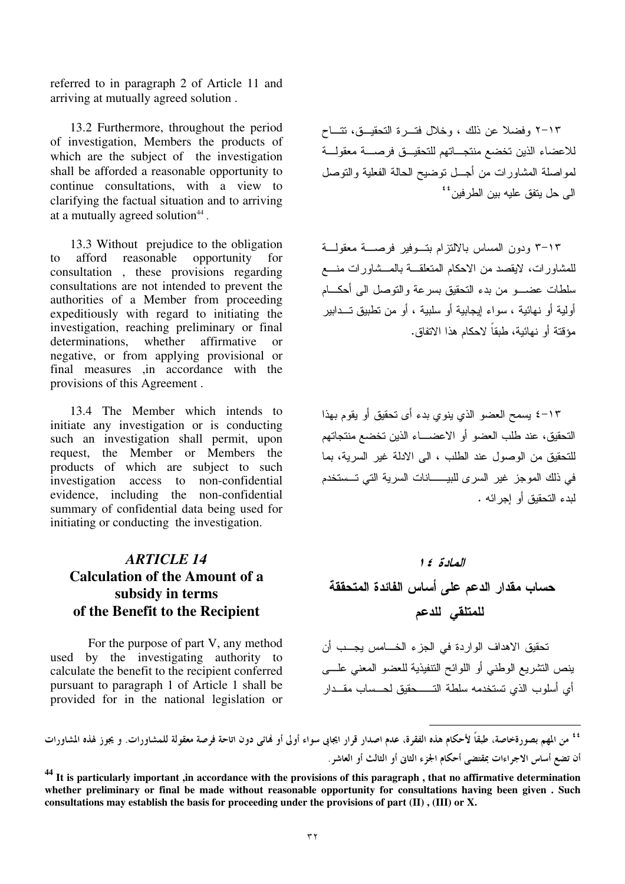referred to in paragraph 2 of Article 11 and arriving at mutually agreed solution .

13.2 Furthermore, throughout the period of investigation, Members the products of which are the subject of the investigation shall be afforded a reasonable opportunity to continue consultations, with a view to clarifying the factual situation and to arriving at a mutually agreed solution[44] .

13.3 Without prejudice to the obligation to afford reasonable opportunity for consultation , these provisions regarding consultations are not intended to prevent the authorities of a Member from proceeding expeditiously with regard to initiating the investigation, reaching preliminary or final determinations, whether affirmative or negative, or from applying provisional or final measures ,in accordance with the provisions of this Agreement .

13.4 The Member which intends to initiate any investigation or is conducting such an investigation shall permit, upon request, the Member or Members the products of which are subject to such investigation access to non-confidential evidence, including the non-confidential summary of confidential data being used for initiating or conducting the investigation.

٢-١٣ وفضلا عن ذلك ، وخلال فترة التحقيق، تتاح للاعضاء الذين تخضع منتجاتهم للتحقيق فرصة معقولة لمواصلة المشاورات من أجل توضيح الحالة الفعلية والتوصل الى حل يتفق عليه بين الطرفين[٤٤]

٣-١٣ ودون المساس بالالتزام بتوفير فرصة معقولة للمشاورات، لايقصد من الاحكام المتعلقة بالمشاورات منع سلطات عضو من بدء التحقيق بسرعة والتوصل الى أحكام أولية أو نهائية ، سواء إيجابية أو سلبية ، أو من تطبيق تدابير مؤقتة أو نهائية، طبقاً لاحكام هذا الاتفاق.

٤-١٣ يسمح العضو الذي ينوي بدء أى تحقيق أو يقوم بهذا التحقيق، عند طلب العضو أو الاعضاء الذين تخضع منتجاتهم للتحقيق من الوصول عند الطلب ، الى الادلة غير السرية، بما في ذلك الموجز غير السرى للبيانات السرية التي تستخدم لبدء التحقيق أو إجرائه .

## *ARTICLE 14*
## Calculation of the Amount of a subsidy in terms of the Benefit to the Recipient

For the purpose of part V, any method used by the investigating authority to calculate the benefit to the recipient conferred pursuant to paragraph 1 of Article 1 shall be provided for in the national legislation or

## *المادة ١٤*
## حساب مقدار الدعم على أساس الفائدة المتحققة للمتلقي للدعم

تحقيق الاهداف الواردة في الجزء الخامس يجب أن ينص التشريع الوطني أو اللوائح التنفيذية للعضو المعني على أي أسلوب الذي تستخدمه سلطة التحقيق لحساب مقدار

---

[٤٤] من المهم بصورةخاصة، طبقاً لأحكام هذه الفقرة، عدم اصدار قرار ايجابي سواء أولى أو نهائى دون اتاحة فرصة معقولة للمشاورات. و يجوز لهذه المشاورات أن تضع أساس الاجراءات بمقتضى أحكام الجزء الثاني أو الثالث أو العاشر.

[44] **It is particularly important ,in accordance with the provisions of this paragraph , that no affirmative determination whether preliminary or final be made without reasonable opportunity for consultations having been given . Such consultations may establish the basis for proceeding under the provisions of part (II) , (III) or X.**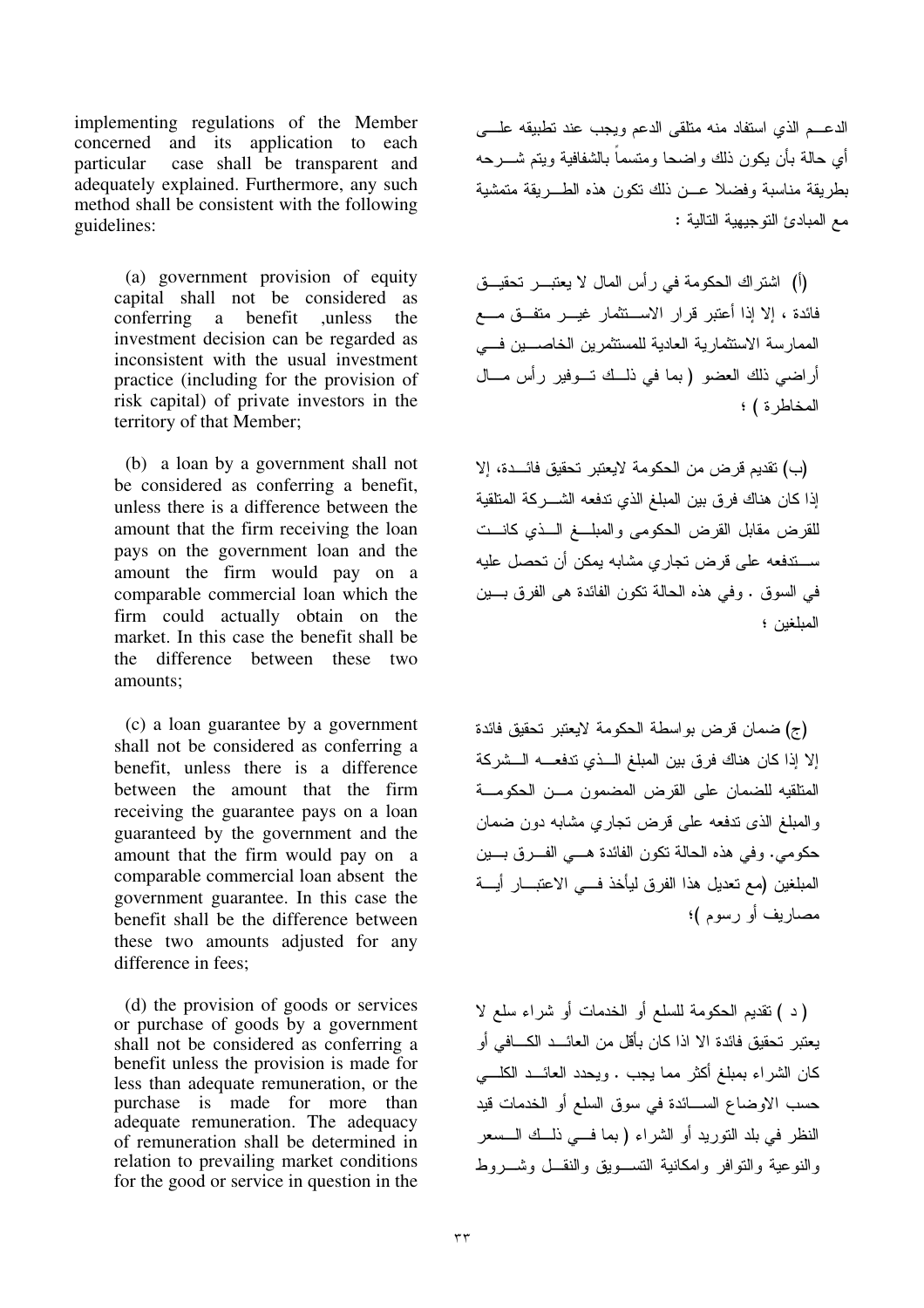implementing regulations of the Member concerned and its application to each particular case shall be transparent and adequately explained. Furthermore, any such method shall be consistent with the following guidelines:

(a) government provision of equity capital shall not be considered as conferring a benefit ,unless the investment decision can be regarded as inconsistent with the usual investment practice (including for the provision of risk capital) of private investors in the territory of that Member;

(b) a loan by a government shall not be considered as conferring a benefit, unless there is a difference between the amount that the firm receiving the loan pays on the government loan and the amount the firm would pay on a comparable commercial loan which the firm could actually obtain on the market. In this case the benefit shall be the difference between these two amounts;

(c) a loan guarantee by a government shall not be considered as conferring a benefit, unless there is a difference between the amount that the firm receiving the guarantee pays on a loan guaranteed by the government and the amount that the firm would pay on a comparable commercial loan absent the government guarantee. In this case the benefit shall be the difference between these two amounts adjusted for any difference in fees;

(d) the provision of goods or services or purchase of goods by a government shall not be considered as conferring a benefit unless the provision is made for less than adequate remuneration, or the purchase is made for more than adequate remuneration. The adequacy of remuneration shall be determined in relation to prevailing market conditions for the good or service in question in the

الدعم الذي استفاد منه متلقى الدعم ويجب عند تطبيقه على أي حالة بأن يكون ذلك واضحا ومتسماً بالشفافية ويتم شرحه بطريقة مناسبة وفضلا عن ذلك تكون هذه الطريقة متمشية مع المبادئ التوجيهية التالية :

(أ) اشتراك الحكومة في رأس المال لا يعتبر تحقيق فائدة ، إلا إذا أعتبر قرار الاستثمار غير متفق مع الممارسة الاستثمارية العادية للمستثمرين الخاصين في أراضي ذلك العضو ( بما في ذلك توفير رأس مال المخاطرة ) ؛

(ب) تقديم قرض من الحكومة لايعتبر تحقيق فائدة، إلا إذا كان هناك فرق بين المبلغ الذي تدفعه الشركة المتلقية للقرض مقابل القرض الحكومى والمبلغ الذي كانت ستدفعه على قرض تجاري مشابه يمكن أن تحصل عليه في السوق . وفي هذه الحالة تكون الفائدة هى الفرق بين المبلغين ؛

(ج) ضمان قرض بواسطة الحكومة لايعتبر تحقيق فائدة إلا إذا كان هناك فرق بين المبلغ الذي تدفعه الشركة المتلقيه للضمان على القرض المضمون من الحكومة والمبلغ الذى تدفعه على قرض تجاري مشابه دون ضمان حكومي. وفي هذه الحالة تكون الفائدة هي الفرق بين المبلغين (مع تعديل هذا الفرق ليأخذ في الاعتبار أية مصاريف أو رسوم )؛

( د ) تقديم الحكومة للسلع أو الخدمات أو شراء سلع لا يعتبر تحقيق فائدة الا اذا كان بأقل من العائد الكافي أو كان الشراء بمبلغ أكثر مما يجب . ويحدد العائد الكلي حسب الاوضاع السائدة في سوق السلع أو الخدمات قيد النظر في بلد التوريد أو الشراء ( بما في ذلك السعر والنوعية والتوافر وامكانية التسويق والنقل وشروط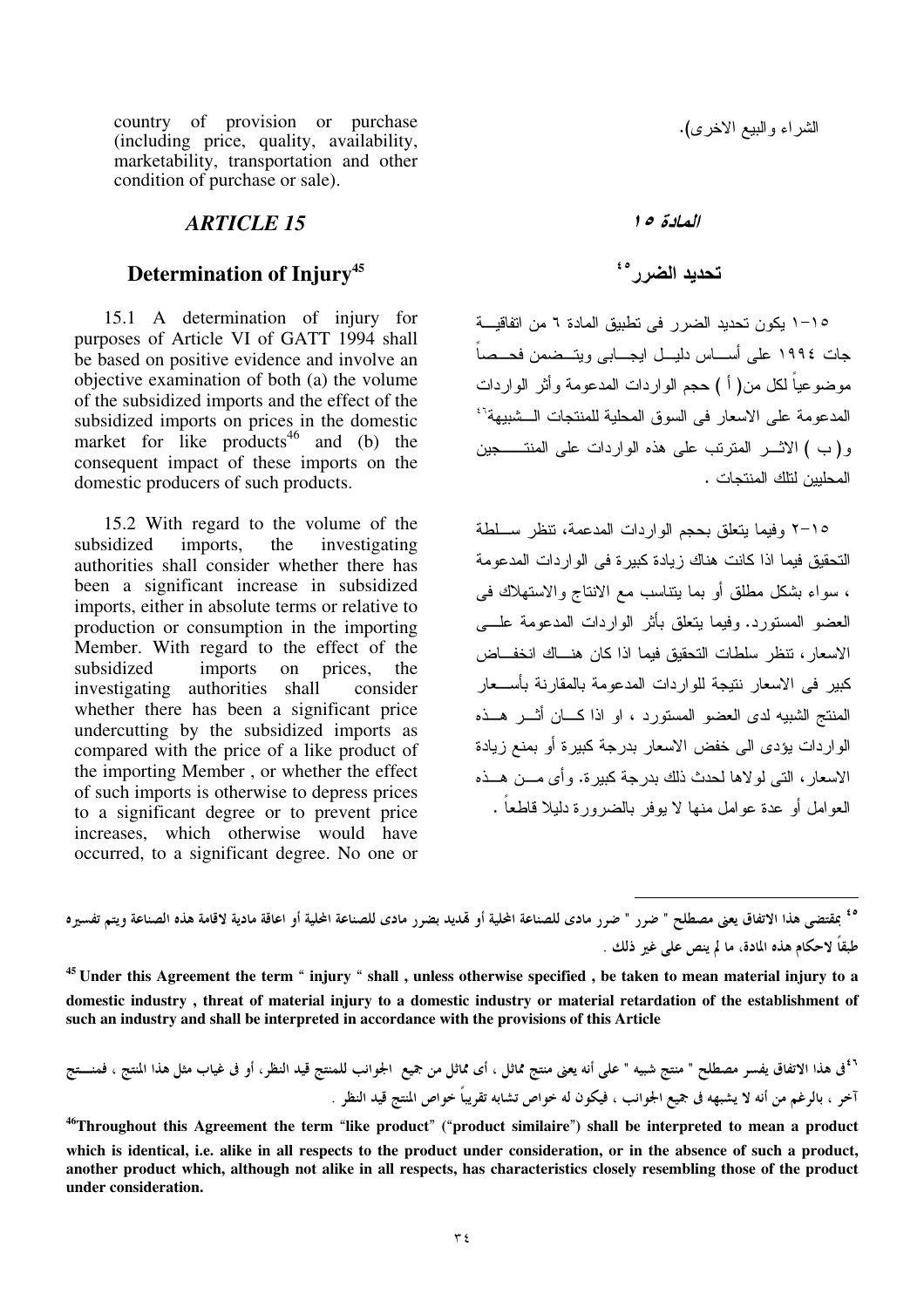country of provision or purchase (including price, quality, availability, marketability, transportation and other condition of purchase or sale).

الشراء والبيع الاخرى).

## *ARTICLE 15*

## *المادة ١٥*

## Determination of Injury[45]

## تحديد الضرر[٤٥]

15.1 A determination of injury for purposes of Article VI of GATT 1994 shall be based on positive evidence and involve an objective examination of both (a) the volume of the subsidized imports and the effect of the subsidized imports on prices in the domestic market for like products[46] and (b) the consequent impact of these imports on the domestic producers of such products.

١٥-١ يكون تحديد الضرر فى تطبيق المادة ٦ من اتفاقية جات ١٩٩٤ على أساس دليل ايجابى ويتضمن فحصاً موضوعياً لكل من( أ ) حجم الواردات المدعومة وأثر الواردات المدعومة على الاسعار فى السوق المحلية للمنتجات الشبيهة[٤٦] و( ب ) الاثر المترتب على هذه الواردات على المنتجين المحليين لتلك المنتجات .

15.2 With regard to the volume of the subsidized imports, the investigating authorities shall consider whether there has been a significant increase in subsidized imports, either in absolute terms or relative to production or consumption in the importing Member. With regard to the effect of the subsidized imports on prices, the investigating authorities shall consider whether there has been a significant price undercutting by the subsidized imports as compared with the price of a like product of the importing Member , or whether the effect of such imports is otherwise to depress prices to a significant degree or to prevent price increases, which otherwise would have occurred, to a significant degree. No one or

١٥-٢ وفيما يتعلق بحجم الواردات المدعمة، تنظر سلطة التحقيق فيما اذا كانت هناك زيادة كبيرة فى الواردات المدعومة ، سواء بشكل مطلق أو بما يتناسب مع الانتاج والاستهلاك فى العضو المستورد. وفيما يتعلق بأثر الواردات المدعومة على الاسعار، تنظر سلطات التحقيق فيما اذا كان هناك انخفاض كبير فى الاسعار نتيجة للواردات المدعومة بالمقارنة بأسعار المنتج الشبيه لدى العضو المستورد ، او اذا كان أثر هذه الواردات يؤدى الى خفض الاسعار بدرجة كبيرة أو بمنع زيادة الاسعار، التى لولاها لحدث ذلك بدرجة كبيرة. وأى من هذه العوامل أو عدة عوامل منها لا يوفر بالضرورة دليلا قاطعاً .

---

[٤٥] بمقتضى هذا الاتفاق يعنى مصطلح " ضرر " ضرر مادى للصناعة المحلية أو تهديد بضرر مادى للصناعة المحلية أو اعاقة مادية لاقامة هذه الصناعة ويتم تفسيره طبقاً لاحكام هذه المادة، ما لم ينص على غير ذلك .

**[45] Under this Agreement the term " injury " shall , unless otherwise specified , be taken to mean material injury to a domestic industry , threat of material injury to a domestic industry or material retardation of the establishment of such an industry and shall be interpreted in accordance with the provisions of this Article**

[٤٦] فى هذا الاتفاق يفسر مصطلح " منتج شبيه " على أنه يعنى منتج مماثل ، أى مماثل من جميع الجوانب للمنتج قيد النظر، أو فى غياب مثل هذا المنتج ، فمنتج آخر ، بالرغم من أنه لا يشبهه فى جميع الجوانب ، فيكون له خواص تشابه تقريباً خواص المنتج قيد النظر .

**[46] Throughout this Agreement the term "like product" ("product similaire") shall be interpreted to mean a product which is identical, i.e. alike in all respects to the product under consideration, or in the absence of such a product, another product which, although not alike in all respects, has characteristics closely resembling those of the product under consideration.**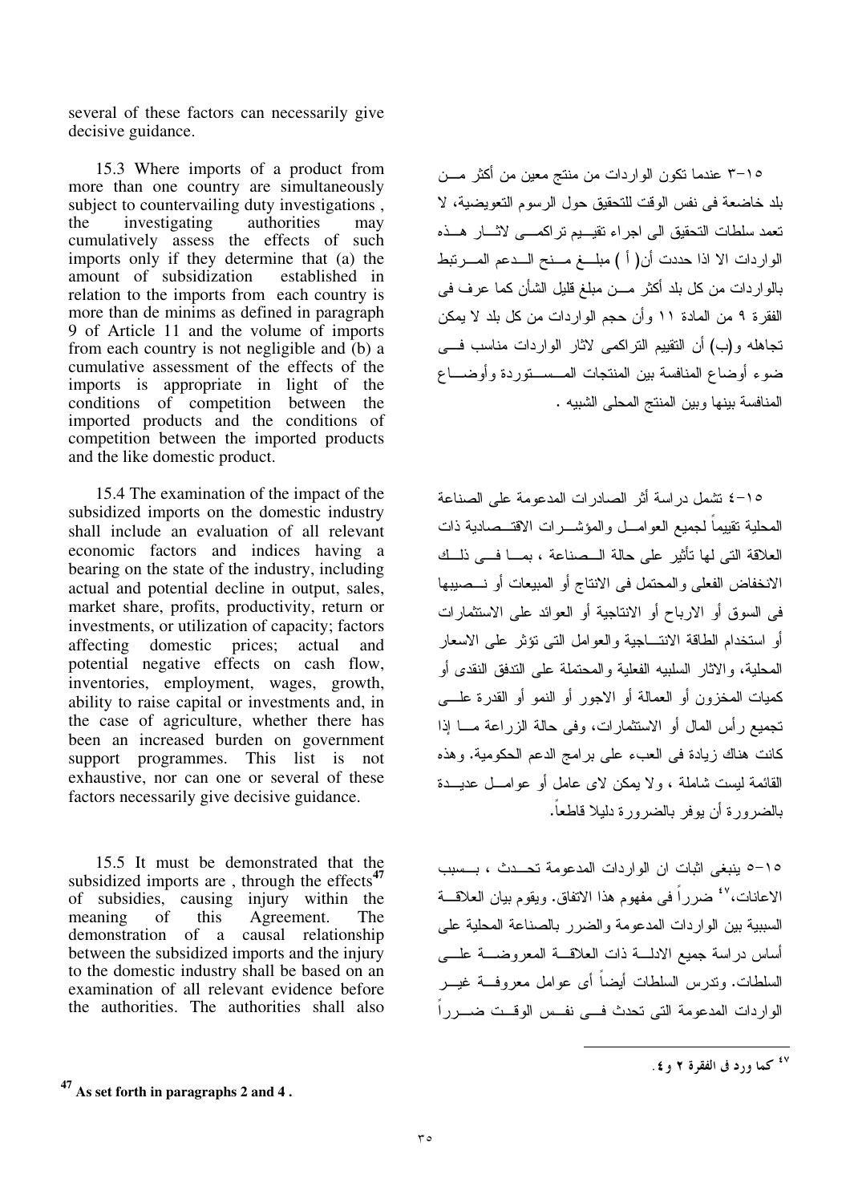several of these factors can necessarily give decisive guidance.

15.3 Where imports of a product from more than one country are simultaneously subject to countervailing duty investigations , the investigating authorities may cumulatively assess the effects of such imports only if they determine that (a) the amount of subsidization established in relation to the imports from each country is more than de minims as defined in paragraph 9 of Article 11 and the volume of imports from each country is not negligible and (b) a cumulative assessment of the effects of the imports is appropriate in light of the conditions of competition between the imported products and the conditions of competition between the imported products and the like domestic product.

15.4 The examination of the impact of the subsidized imports on the domestic industry shall include an evaluation of all relevant economic factors and indices having a bearing on the state of the industry, including actual and potential decline in output, sales, market share, profits, productivity, return or investments, or utilization of capacity; factors affecting domestic prices; actual and potential negative effects on cash flow, inventories, employment, wages, growth, ability to raise capital or investments and, in the case of agriculture, whether there has been an increased burden on government support programmes. This list is not exhaustive, nor can one or several of these factors necessarily give decisive guidance.

15.5 It must be demonstrated that the subsidized imports are , through the effects[47] of subsidies, causing injury within the meaning of this Agreement. The demonstration of a causal relationship between the subsidized imports and the injury to the domestic industry shall be based on an examination of all relevant evidence before the authorities. The authorities shall also

[47] As set forth in paragraphs 2 and 4 .

١٥-٣ عندما تكون الواردات من منتج معين من أكثر من بلد خاضعة فى نفس الوقت للتحقيق حول الرسوم التعويضية، لا تعمد سلطات التحقيق الى اجراء تقييم تراكمى لاثار هذه الواردات الا اذا حددت أن( أ ) مبلغ منح الدعم المرتبط بالواردات من كل بلد أكثر من مبلغ قليل الشأن كما عرف فى الفقرة ٩ من المادة ١١ وأن حجم الواردات من كل بلد لا يمكن تجاهله و(ب) أن التقييم التراكمى لاثار الواردات مناسب فى ضوء أوضاع المنافسة بين المنتجات المستوردة وأوضاع المنافسة بينها وبين المنتج المحلى الشبيه .

١٥-٤ تشمل دراسة أثر الصادرات المدعومة على الصناعة المحلية تقييماً لجميع العوامل والمؤشرات الاقتصادية ذات العلاقة التى لها تأثير على حالة الصناعة ، بما فى ذلك الانخفاض الفعلى والمحتمل فى الانتاج أو المبيعات أو نصيبها فى السوق أو الارباح أو الانتاجية أو العوائد على الاستثمارات أو استخدام الطاقة الانتاجية والعوامل التى تؤثر على الاسعار المحلية، والاثار السلبيه الفعلية والمحتملة على التدفق النقدى أو كميات المخزون أو العمالة أو الاجور أو النمو أو القدرة على تجميع رأس المال أو الاستثمارات، وفى حالة الزراعة ما إذا كانت هناك زيادة فى العبء على برامج الدعم الحكومية. وهذه القائمة ليست شاملة ، ولا يمكن لاى عامل أو عوامل عديدة بالضرورة أن يوفر بالضرورة دليلا قاطعاً.

١٥-٥ ينبغى اثبات ان الواردات المدعومة تحدث ، بسبب الاعانات،[٤٧] ضرراً فى مفهوم هذا الاتفاق. ويقوم بيان العلاقة السببية بين الواردات المدعومة والضرر بالصناعة المحلية على أساس دراسة جميع الادلة ذات العلاقة المعروضة على السلطات. وتدرس السلطات أيضاً أى عوامل معروفة غير الواردات المدعومة التى تحدث فى نفس الوقت ضرراً

[٤٧] **كما ورد فى الفقرة ٢ و ٤ .**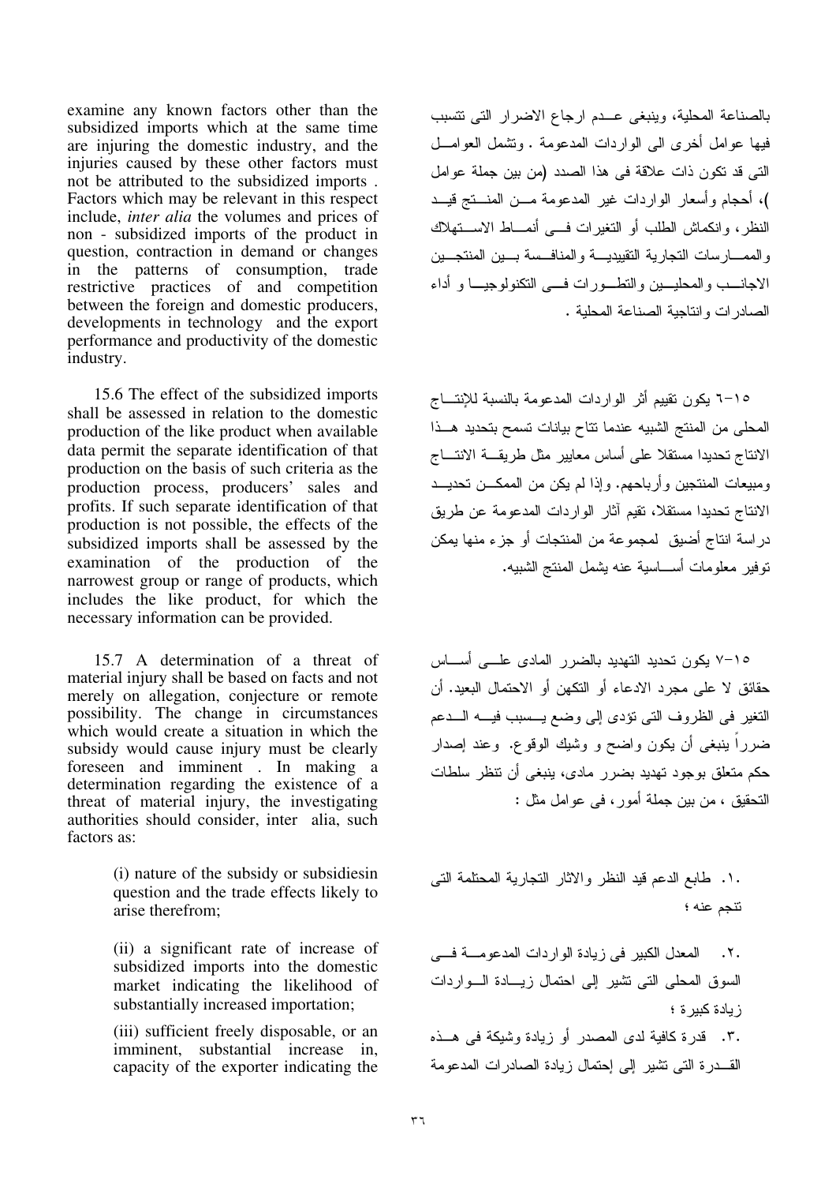examine any known factors other than the subsidized imports which at the same time are injuring the domestic industry, and the injuries caused by these other factors must not be attributed to the subsidized imports . Factors which may be relevant in this respect include, *inter alia* the volumes and prices of non - subsidized imports of the product in question, contraction in demand or changes in the patterns of consumption, trade restrictive practices of and competition between the foreign and domestic producers, developments in technology and the export performance and productivity of the domestic industry.

15.6 The effect of the subsidized imports shall be assessed in relation to the domestic production of the like product when available data permit the separate identification of that production on the basis of such criteria as the production process, producers' sales and profits. If such separate identification of that production is not possible, the effects of the subsidized imports shall be assessed by the examination of the production of the narrowest group or range of products, which includes the like product, for which the necessary information can be provided.

15.7 A determination of a threat of material injury shall be based on facts and not merely on allegation, conjecture or remote possibility. The change in circumstances which would create a situation in which the subsidy would cause injury must be clearly foreseen and imminent . In making a determination regarding the existence of a threat of material injury, the investigating authorities should consider, inter alia, such factors as:

(i) nature of the subsidy or subsidiesin question and the trade effects likely to arise therefrom;

(ii) a significant rate of increase of subsidized imports into the domestic market indicating the likelihood of substantially increased importation;

(iii) sufficient freely disposable, or an imminent, substantial increase in, capacity of the exporter indicating the

بالصناعة المحلية، وينبغى عدم ارجاع الاضرار التى تتسبب فيها عوامل أخرى الى الواردات المدعومة . وتشمل العوامل التى قد تكون ذات علاقة فى هذا الصدد (من بين جملة عوامل)، أحجام وأسعار الواردات غير المدعومة من المنتج قيد النظر، وانكماش الطلب أو التغيرات فى أنماط الاستهلاك والممارسات التجارية التقييدية والمنافسة بين المنتجين الاجانب والمحليين والتطورات فى التكنولوجيا و أداء الصادرات وانتاجية الصناعة المحلية .

١٥-٦ يكون تقييم أثر الواردات المدعومة بالنسبة للإنتاج المحلى من المنتج الشبيه عندما تتاح بيانات تسمح بتحديد هذا الانتاج تحديدا مستقلا على أساس معايير مثل طريقة الانتاج ومبيعات المنتجين وأرباحهم. وإذا لم يكن من الممكن تحديد الانتاج تحديدا مستقلا، تقيم آثار الواردات المدعومة عن طريق دراسة انتاج أضيق لمجموعة من المنتجات أو جزء منها يمكن توفير معلومات أساسية عنه يشمل المنتج الشبيه.

١٥-٧ يكون تحديد التهديد بالضرر المادى على أساس حقائق لا على مجرد الادعاء أو التكهن أو الاحتمال البعيد. أن التغير فى الظروف التى تؤدى إلى وضع يسبب فيه الدعم ضرراً ينبغى أن يكون واضح و وشيك الوقوع. وعند إصدار حكم متعلق بوجود تهديد بضرر مادى، ينبغى أن تنظر سلطات التحقيق ، من بين جملة أمور، فى عوامل مثل :

١. طابع الدعم قيد النظر والاثار التجارية المحتملة التى تنجم عنه ؛

٢. المعدل الكبير فى زيادة الواردات المدعومة فى السوق المحلى التى تشير إلى احتمال زيادة الواردات زيادة كبيرة ؛

٣. قدرة كافية لدى المصدر أو زيادة وشيكة فى هذه القدرة التى تشير إلى إحتمال زيادة الصادرات المدعومة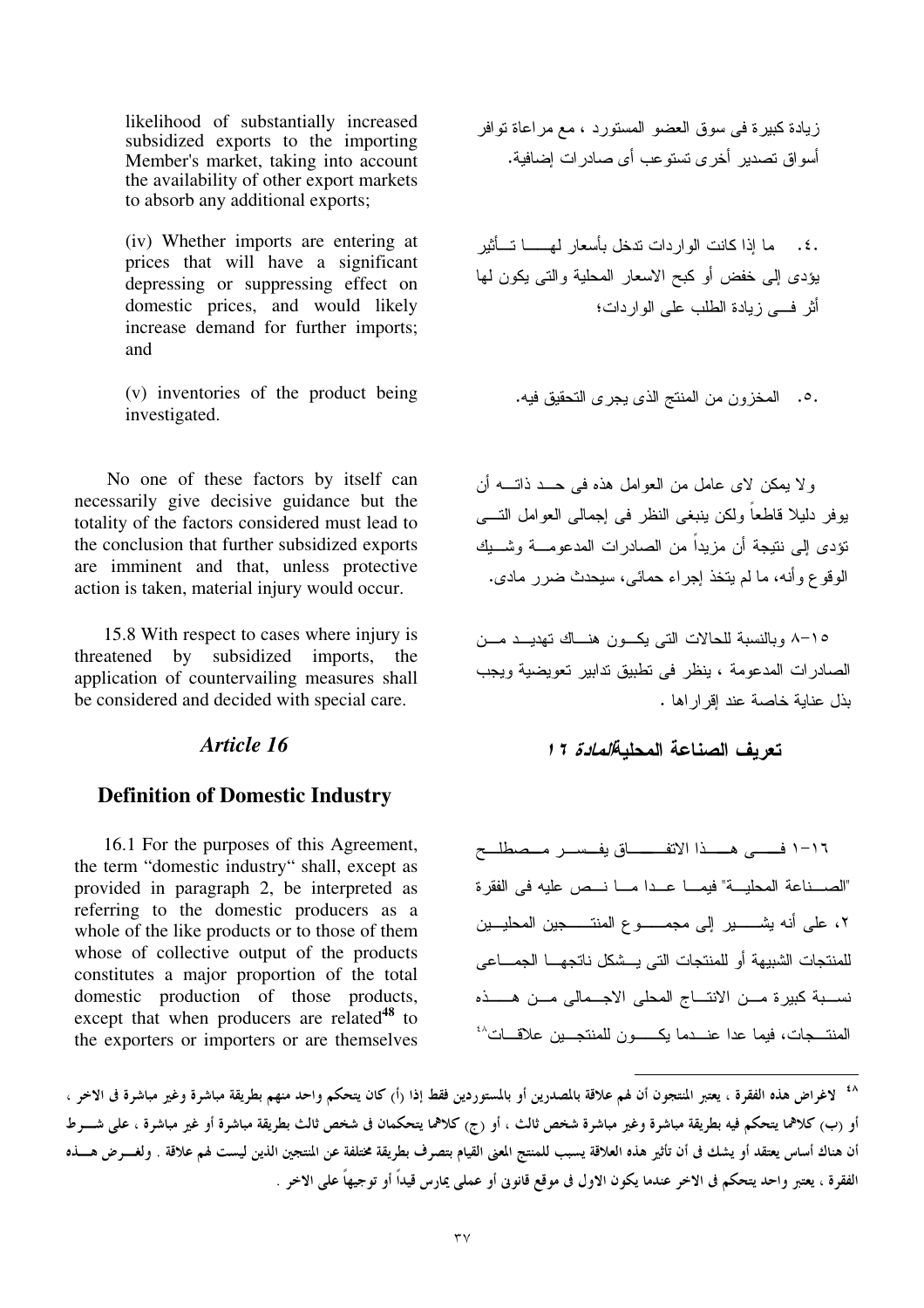likelihood of substantially increased subsidized exports to the importing Member's market, taking into account the availability of other export markets to absorb any additional exports;

زيادة كبيرة فى سوق العضو المستورد ، مع مراعاة توافر أسواق تصدير أخرى تستوعب أى صادرات إضافية.

(iv) Whether imports are entering at prices that will have a significant depressing or suppressing effect on domestic prices, and would likely increase demand for further imports; and

٤. ما إذا كانت الواردات تدخل بأسعار لهـا تـأثير يؤدى إلى خفض أو كبح الاسعار المحلية والتى يكون لها أثر فـى زيادة الطلب على الواردات؛

(v) inventories of the product being investigated.

٥. المخزون من المنتج الذى يجرى التحقيق فيه.

No one of these factors by itself can necessarily give decisive guidance but the totality of the factors considered must lead to the conclusion that further subsidized exports are imminent and that, unless protective action is taken, material injury would occur.

ولا يمكن لاى عامل من العوامل هذه فى حـد ذاتـه أن يوفر دليلا قاطعاً ولكن ينبغى النظر فى إجمالى العوامل التـى تؤدى إلى نتيجة أن مزيداً من الصادرات المدعومـة وشـيك الوقوع وأنه، ما لم يتخذ إجراء حمائى، سيحدث ضرر مادى.

15.8 With respect to cases where injury is threatened by subsidized imports, the application of countervailing measures shall be considered and decided with special care.

١٥-٨ وبالنسبة للحالات التى يكـون هنـاك تهديـد مـن الصادرات المدعومة ، ينظر فى تطبيق تدابير تعويضية ويجب بذل عناية خاصة عند إقرارها .

## Article 16

## المادة ١٦

## Definition of Domestic Industry

## تعريف الصناعة المحلية

16.1 For the purposes of this Agreement, the term "domestic industry" shall, except as provided in paragraph 2, be interpreted as referring to the domestic producers as a whole of the like products or to those of them whose collective output of the products constitutes a major proportion of the total domestic production of those products, except that when producers are related[48] to the exporters or importers or are themselves

١٦-١ فـى هـذا الاتفـاق يفـسر مـصطلـح "الصـناعة المحليـة" فيمـا عـدا مـا نـص عليه فى الفقرة ٢، على أنه يشـير إلى مجمـوع المنتـجين المحليـين للمنتجات الشبيهة أو للمنتجات التى يـشكل ناتجهـا الجمـاعى نسـبة كبيرة مـن الانتـاج المحلى الاجـمالى مـن هـذه المنتـجات، فيما عدا عنـدما يكـون للمنتجـين علاقـات[٤٨]

[٤٨] لاغراض هذه الفقرة ، يعتبر المنتجون أن لهم علاقة بالمصدرين أو بالمستوردين فقط إذا (أ) كان يتحكم واحد منهم بطريقة مباشرة وغير مباشرة فى الاخر ، أو (ب) كلاهما يتحكم فيه بطريقة مباشرة وغير مباشرة شخص ثالث ، أو (ج) كلاهما يتحكمان فى شخص ثالث بطريقة مباشرة أو غير مباشرة ، على شـرط أن هناك أساس يعتقد أو يشك فى أن تأثير هذه العلاقة يسبب للمنتج المعنى القيام بتصرف بطريقة مختلفة عن المنتجين الذين ليست لهم علاقة . ولغـرض هـذه الفقرة ، يعتبر واحد يتحكم فى الاخر عندما يكون الاول فى موقع قانونى أو عملى يمارس قيداً أو توجيهاً على الاخر .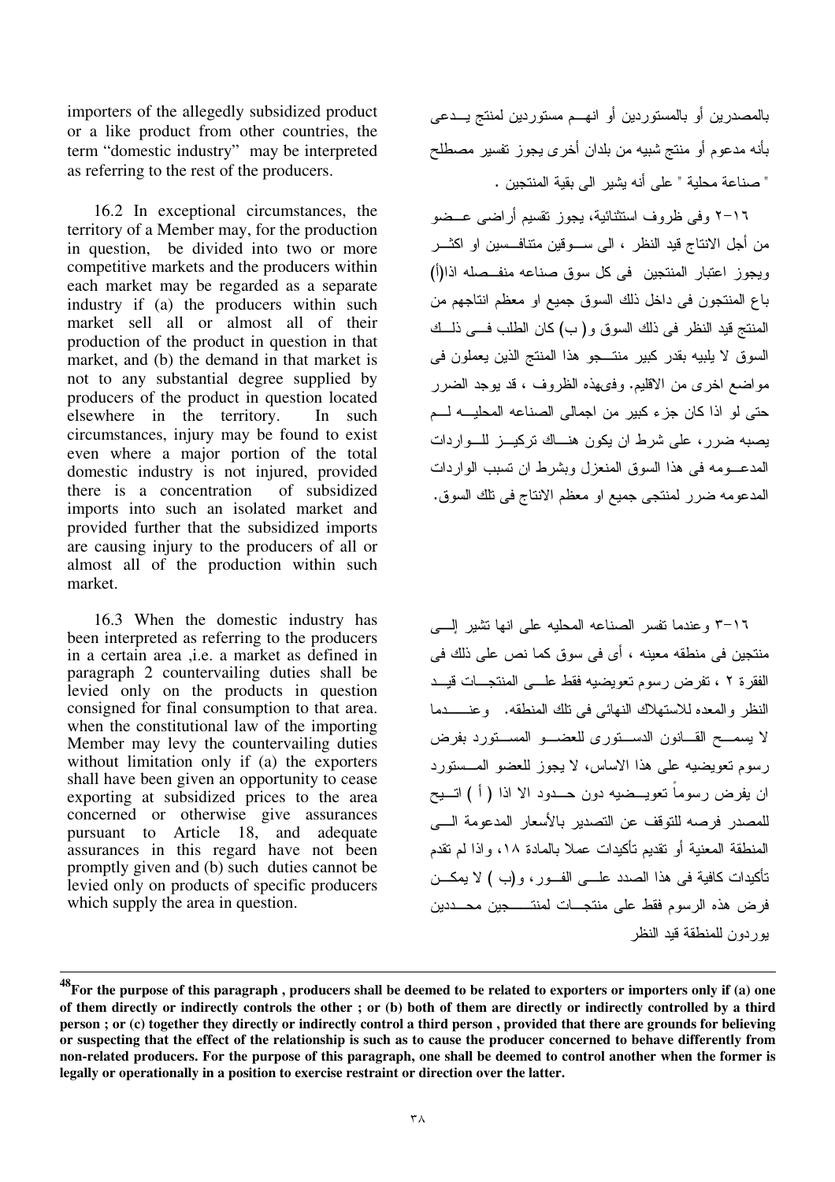importers of the allegedly subsidized product or a like product from other countries, the term "domestic industry" may be interpreted as referring to the rest of the producers.

16.2 In exceptional circumstances, the territory of a Member may, for the production in question, be divided into two or more competitive markets and the producers within each market may be regarded as a separate industry if (a) the producers within such market sell all or almost all of their production of the product in question in that market, and (b) the demand in that market is not to any substantial degree supplied by producers of the product in question located elsewhere in the territory. In such circumstances, injury may be found to exist even where a major portion of the total domestic industry is not injured, provided there is a concentration of subsidized imports into such an isolated market and provided further that the subsidized imports are causing injury to the producers of all or almost all of the production within such market.

16.3 When the domestic industry has been interpreted as referring to the producers in a certain area ,i.e. a market as defined in paragraph 2 countervailing duties shall be levied only on the products in question consigned for final consumption to that area. when the constitutional law of the importing Member may levy the countervailing duties without limitation only if (a) the exporters shall have been given an opportunity to cease exporting at subsidized prices to the area concerned or otherwise give assurances pursuant to Article 18, and adequate assurances in this regard have not been promptly given and (b) such duties cannot be levied only on products of specific producers which supply the area in question.

بالمصدرين أو بالمستوردين أو انهم مستوردين لمنتج يدعى بأنه مدعوم أو منتج شبيه من بلدان أخرى يجوز تفسير مصطلح " صناعة محلية " على أنه يشير الى بقية المنتجين .

١٦-٢ وفى ظروف استثنائية، يجوز تقسيم أراضى عضو من أجل الانتاج قيد النظر ، الى سوقين متنافسين او اكثر ويجوز اعتبار المنتجين فى كل سوق صناعه منفصله اذا(أ) باع المنتجون فى داخل ذلك السوق جميع او معظم انتاجهم من المنتج قيد النظر فى ذلك السوق و( ب) كان الطلب فى ذلك السوق لا يلبيه بقدر كبير منتجو هذا المنتج الذين يعملون فى مواضع اخرى من الاقليم. وفىهذه الظروف ، قد يوجد الضرر حتى لو اذا كان جزء كبير من اجمالى الصناعه المحليه لم يصبه ضرر، على شرط ان يكون هناك تركيز للواردات المدعومه فى هذا السوق المنعزل وبشرط ان تسبب الواردات المدعومه ضرر لمنتجى جميع او معظم الانتاج فى تلك السوق.

١٦-٣ وعندما تفسر الصناعه المحليه على انها تشير إلى منتجين فى منطقه معينه ، أى فى سوق كما نص على ذلك فى الفقرة ٢ ، تفرض رسوم تعويضيه فقط على المنتجات قيد النظر والمعده للاستهلاك النهائى فى تلك المنطقه. وعندما لا يسمح القانون الدستورى للعضو المستورد بفرض رسوم تعويضيه على هذا الاساس، لا يجوز للعضو المستورد ان يفرض رسوماً تعويضيه دون حدود الا اذا ( أ ) اتيح للمصدر فرصه للتوقف عن التصدير بالأسعار المدعومة الى المنطقة المعنية أو تقديم تأكيدات عملا بالمادة ١٨، واذا لم تقدم تأكيدات كافية فى هذا الصدد على الفور، و(ب ) لا يمكن فرض هذه الرسوم فقط على منتجات لمنتجين محددين يوردون للمنطقة قيد النظر

---

**[48] For the purpose of this paragraph , producers shall be deemed to be related to exporters or importers only if (a) one of them directly or indirectly controls the other ; or (b) both of them are directly or indirectly controlled by a third person ; or (c) together they directly or indirectly control a third person , provided that there are grounds for believing or suspecting that the effect of the relationship is such as to cause the producer concerned to behave differently from non-related producers. For the purpose of this paragraph, one shall be deemed to control another when the former is legally or operationally in a position to exercise restraint or direction over the latter.**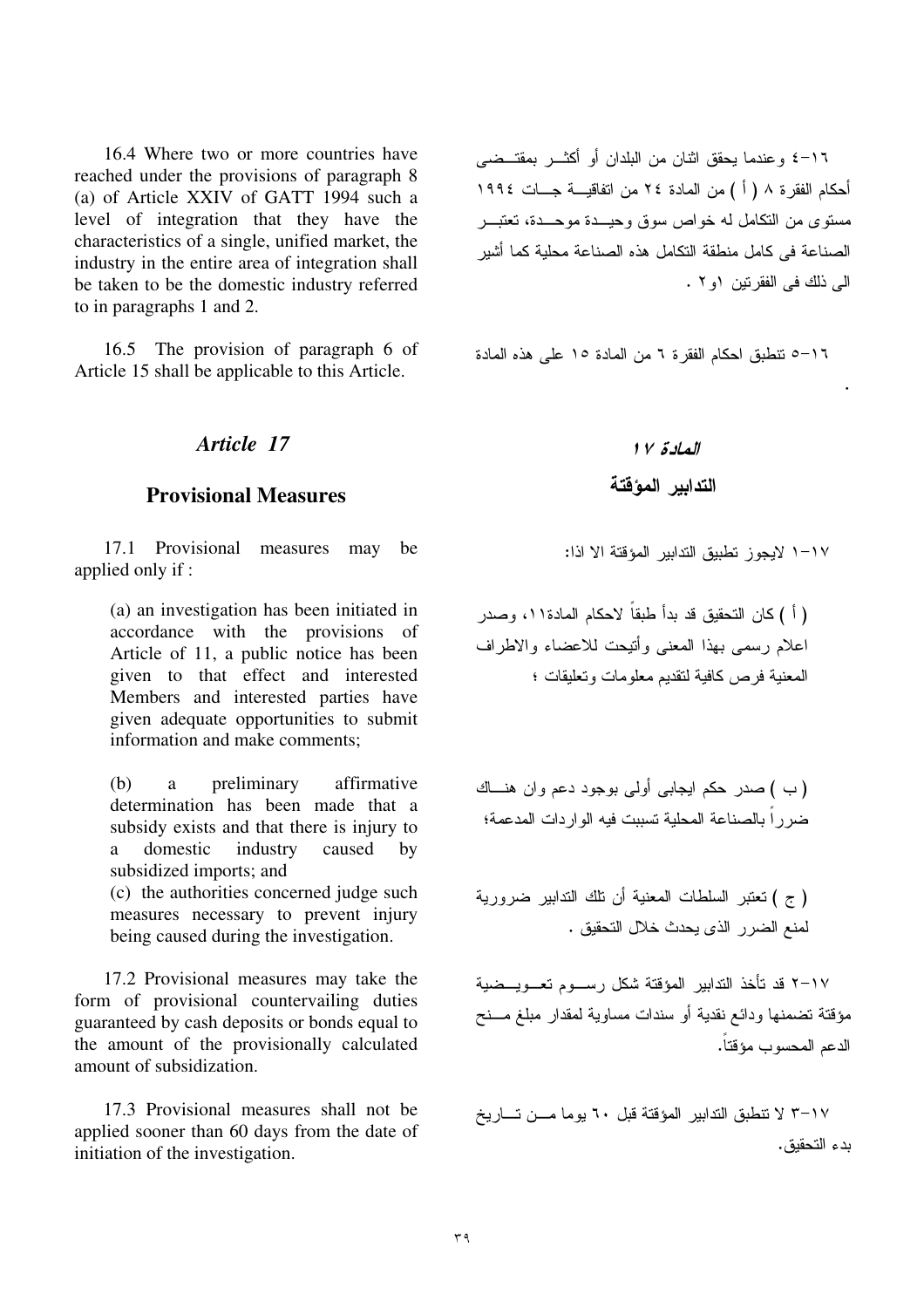16.4 Where two or more countries have reached under the provisions of paragraph 8 (a) of Article XXIV of GATT 1994 such a level of integration that they have the characteristics of a single, unified market, the industry in the entire area of integration shall be taken to be the domestic industry referred to in paragraphs 1 and 2.

16.5 The provision of paragraph 6 of Article 15 shall be applicable to this Article.

## *Article 17*

## Provisional Measures

17.1 Provisional measures may be applied only if :

(a) an investigation has been initiated in accordance with the provisions of Article of 11, a public notice has been given to that effect and interested Members and interested parties have given adequate opportunities to submit information and make comments;

(b) a preliminary affirmative determination has been made that a subsidy exists and that there is injury to a domestic industry caused by subsidized imports; and

(c) the authorities concerned judge such measures necessary to prevent injury being caused during the investigation.

17.2 Provisional measures may take the form of provisional countervailing duties guaranteed by cash deposits or bonds equal to the amount of the provisionally calculated amount of subsidization.

17.3 Provisional measures shall not be applied sooner than 60 days from the date of initiation of the investigation.

١٦-٤ وعندما يحقق اثنان من البلدان أو أكثر بمقتضى أحكام الفقرة ٨ ( أ ) من المادة ٢٤ من اتفاقية جات ١٩٩٤ مستوى من التكامل له خواص سوق وحيدة موحدة، تعتبر الصناعة فى كامل منطقة التكامل هذه الصناعة محلية كما أشير الى ذلك فى الفقرتين ١و٢ .

١٦-٥ تنطبق احكام الفقرة ٦ من المادة ١٥ على هذه المادة .

## *المادة ١٧*

## التدابير المؤقتة

١٧-١ لايجوز تطبيق التدابير المؤقتة الا اذا:

( أ ) كان التحقيق قد بدأ طبقاً لاحكام المادة١١، وصدر اعلام رسمى بهذا المعنى وأتيحت للاعضاء والاطراف المعنية فرص كافية لتقديم معلومات وتعليقات ؛

( ب ) صدر حكم ايجابى أولى بوجود دعم وان هناك ضرراً بالصناعة المحلية تسببت فيه الواردات المدعمة؛

( ج ) تعتبر السلطات المعنية أن تلك التدابير ضرورية لمنع الضرر الذى يحدث خلال التحقيق .

١٧-٢ قد تأخذ التدابير المؤقتة شكل رسوم تعويضية مؤقتة تضمنها ودائع نقدية أو سندات مساوية لمقدار مبلغ منح الدعم المحسوب مؤقتاً.

١٧-٣ لا تنطبق التدابير المؤقتة قبل ٦٠ يوما من تاريخ بدء التحقيق.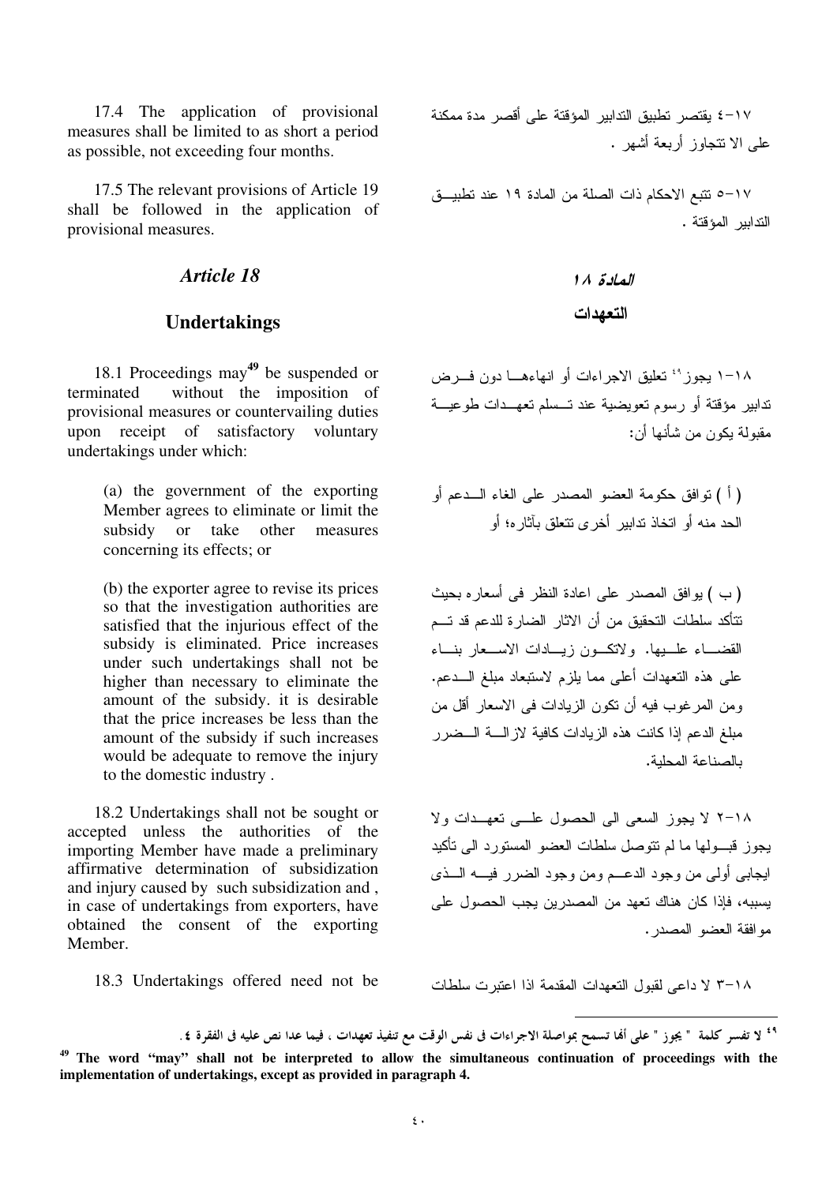17.4 The application of provisional measures shall be limited to as short a period as possible, not exceeding four months.

١٧-٤ يقتصر تطبيق التدابير المؤقتة على أقصر مدة ممكنة على الا تتجاوز أربعة أشهر .

17.5 The relevant provisions of Article 19 shall be followed in the application of provisional measures.

١٧-٥ تتبع الاحكام ذات الصلة من المادة ١٩ عند تطبيق التدابير المؤقتة .

## *Article 18*

## *المادة ١٨*

## Undertakings

## التعهدات

18.1 Proceedings may[49] be suspended or terminated without the imposition of provisional measures or countervailing duties upon receipt of satisfactory voluntary undertakings under which:

> (a) the government of the exporting Member agrees to eliminate or limit the subsidy or take other measures concerning its effects; or
>
> (b) the exporter agree to revise its prices so that the investigation authorities are satisfied that the injurious effect of the subsidy is eliminated. Price increases under such undertakings shall not be higher than necessary to eliminate the amount of the subsidy. it is desirable that the price increases be less than the amount of the subsidy if such increases would be adequate to remove the injury to the domestic industry .

١٨-١ يجوز[٤٩] تعليق الاجراءات أو انهاءها دون فرض تدابير مؤقتة أو رسوم تعويضية عند تسلم تعهدات طوعية مقبولة يكون من شأنها أن:

> ( أ ) توافق حكومة العضو المصدر على الغاء الدعم أو الحد منه أو اتخاذ تدابير أخرى تتعلق بآثاره؛ أو
>
> ( ب ) يوافق المصدر على اعادة النظر فى أسعاره بحيث تتأكد سلطات التحقيق من أن الاثار الضارة للدعم قد تم القضاء عليها. ولاتكون زيادات الاسعار بناء على هذه التعهدات أعلى مما يلزم لاستبعاد مبلغ الدعم. ومن المرغوب فيه أن تكون الزيادات فى الاسعار أقل من مبلغ الدعم إذا كانت هذه الزيادات كافية لازالة الضرر بالصناعة المحلية.

18.2 Undertakings shall not be sought or accepted unless the authorities of the importing Member have made a preliminary affirmative determination of subsidization and injury caused by such subsidization and , in case of undertakings from exporters, have obtained the consent of the exporting Member.

١٨-٢ لا يجوز السعى الى الحصول على تعهدات ولا يجوز قبولها ما لم تتوصل سلطات العضو المستورد الى تأكيد ايجابى أولى من وجود الدعم ومن وجود الضرر فيه الذى يسببه، فإذا كان هناك تعهد من المصدرين يجب الحصول على موافقة العضو المصدر.

18.3 Undertakings offered need not be

١٨-٣ لا داعى لقبول التعهدات المقدمة اذا اعتبرت سلطات

---

**[٤٩] لا تفسر كلمة " يجوز " على أنها تسمح بمواصلة الاجراءات فى نفس الوقت مع تنفيذ تعهدات ، فيما عدا نص عليه فى الفقرة ٤ .**

**[49] The word "may" shall not be interpreted to allow the simultaneous continuation of proceedings with the implementation of undertakings, except as provided in paragraph 4.**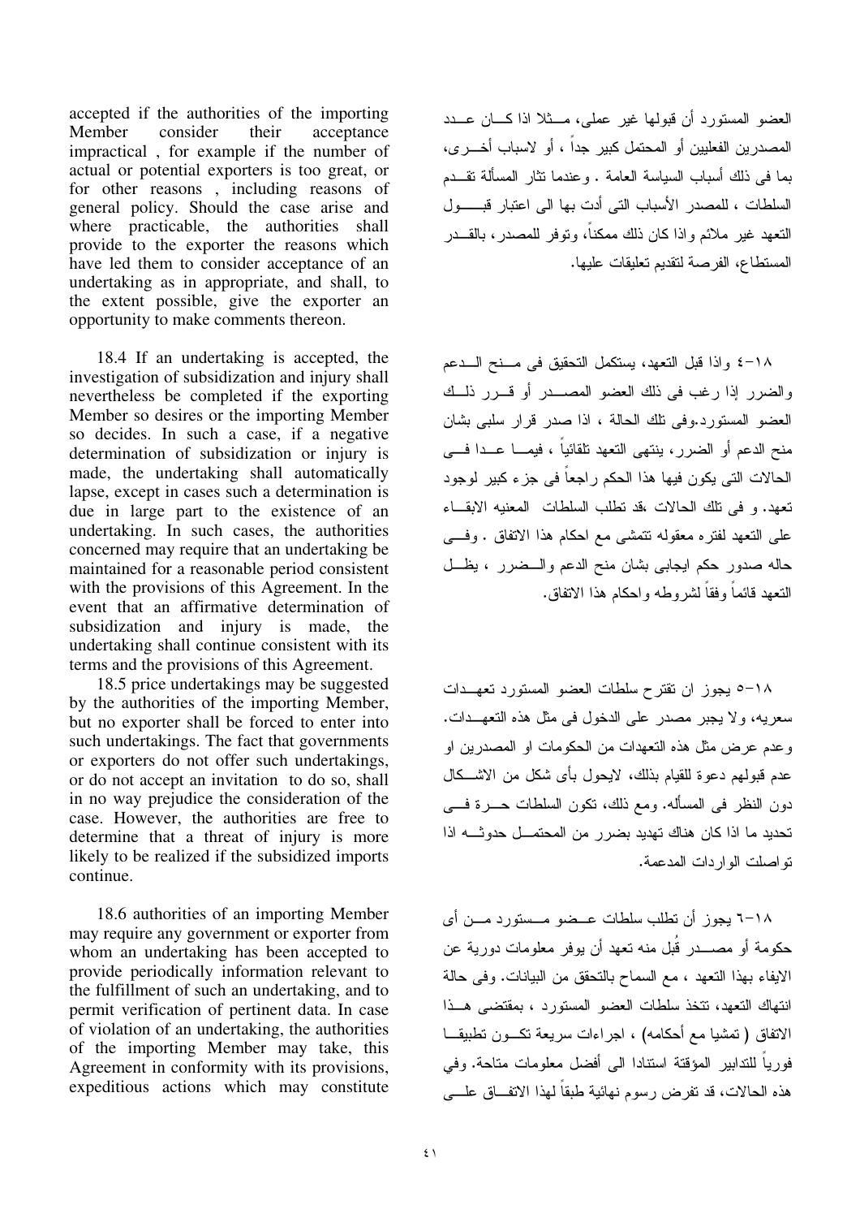accepted if the authorities of the importing Member consider their acceptance impractical , for example if the number of actual or potential exporters is too great, or for other reasons , including reasons of general policy. Should the case arise and where practicable, the authorities shall provide to the exporter the reasons which have led them to consider acceptance of an undertaking as in appropriate, and shall, to the extent possible, give the exporter an opportunity to make comments thereon.

18.4 If an undertaking is accepted, the investigation of subsidization and injury shall nevertheless be completed if the exporting Member so desires or the importing Member so decides. In such a case, if a negative determination of subsidization or injury is made, the undertaking shall automatically lapse, except in cases such a determination is due in large part to the existence of an undertaking. In such cases, the authorities concerned may require that an undertaking be maintained for a reasonable period consistent with the provisions of this Agreement. In the event that an affirmative determination of subsidization and injury is made, the undertaking shall continue consistent with its terms and the provisions of this Agreement.

18.5 price undertakings may be suggested by the authorities of the importing Member, but no exporter shall be forced to enter into such undertakings. The fact that governments or exporters do not offer such undertakings, or do not accept an invitation to do so, shall in no way prejudice the consideration of the case. However, the authorities are free to determine that a threat of injury is more likely to be realized if the subsidized imports continue.

18.6 authorities of an importing Member may require any government or exporter from whom an undertaking has been accepted to provide periodically information relevant to the fulfillment of such an undertaking, and to permit verification of pertinent data. In case of violation of an undertaking, the authorities of the importing Member may take, this Agreement in conformity with its provisions, expeditious actions which may constitute

العضو المستورد أن قبولها غير عملى، مثلا اذا كان عدد المصدرين الفعليين أو المحتمل كبير جداً ، أو لاسباب أخرى، بما فى ذلك أسباب السياسة العامة . وعندما تثار المسألة تقدم السلطات ، للمصدر الأسباب التى أدت بها الى اعتبار قبول التعهد غير ملائم واذا كان ذلك ممكناً، وتوفر للمصدر، بالقدر المستطاع، الفرصة لتقديم تعليقات عليها.

١٨-٤ واذا قبل التعهد، يستكمل التحقيق فى منح الدعم والضرر إذا رغب فى ذلك العضو المصدر أو قرر ذلك العضو المستورد.وفى تلك الحالة ، اذا صدر قرار سلبى بشان منح الدعم أو الضرر، ينتهى التعهد تلقائياً ، فيما عدا فى الحالات التى يكون فيها هذا الحكم راجعاً فى جزء كبير لوجود تعهد. و فى تلك الحالات ،قد تطلب السلطات المعنيه الابقاء على التعهد لفتره معقوله تتمشى مع احكام هذا الاتفاق . وفى حاله صدور حكم ايجابى بشان منح الدعم والضرر ، يظل التعهد قائماً وفقاً لشروطه واحكام هذا الاتفاق.

١٨-٥ يجوز ان تقترح سلطات العضو المستورد تعهدات سعريه، ولا يجبر مصدر على الدخول فى مثل هذه التعهدات. وعدم عرض مثل هذه التعهدات من الحكومات او المصدرين او عدم قبولهم دعوة للقيام بذلك، لايحول بأى شكل من الاشكال دون النظر فى المسأله. ومع ذلك، تكون السلطات حرة فى تحديد ما اذا كان هناك تهديد بضرر من المحتمل حدوثه اذا تواصلت الواردات المدعمة.

١٨-٦ يجوز أن تطلب سلطات عضو مستورد من أى حكومة أو مصدر قُبل منه تعهد أن يوفر معلومات دورية عن الايفاء بهذا التعهد ، مع السماح بالتحقق من البيانات. وفى حالة انتهاك التعهد، تتخذ سلطات العضو المستورد ، بمقتضى هذا الاتفاق ( تمشيا مع أحكامه) ، اجراءات سريعة تكون تطبيقا فورياً للتدابير المؤقتة استنادا الى أفضل معلومات متاحة. وفي هذه الحالات، قد تفرض رسوم نهائية طبقاً لهذا الاتفاق على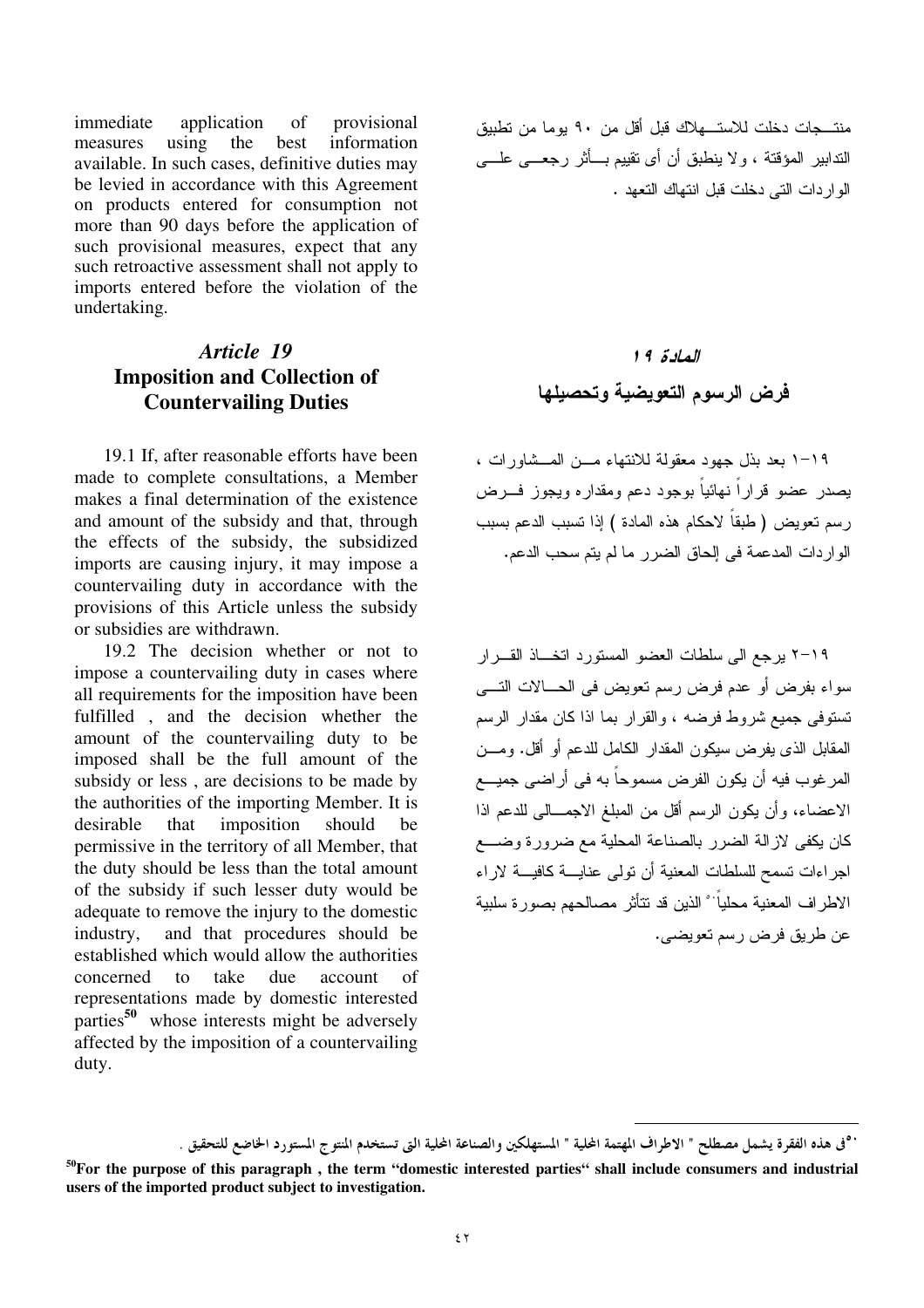immediate application of provisional measures using the best information available. In such cases, definitive duties may be levied in accordance with this Agreement on products entered for consumption not more than 90 days before the application of such provisional measures, expect that any such retroactive assessment shall not apply to imports entered before the violation of the undertaking.

منتـجات دخلت للاستـهلاك قبل أقل من ٩٠ يوما من تطبيق التدابير المؤقتة ، ولا ينطبق أن أى تقييم بـأثر رجعـى علـى الواردات التى دخلت قبل انتهاك التعهد .

## *Article 19*
## Imposition and Collection of Countervailing Duties

## *المادة ١٩*
## فرض الرسوم التعويضية وتحصيلها

19.1 If, after reasonable efforts have been made to complete consultations, a Member makes a final determination of the existence and amount of the subsidy and that, through the effects of the subsidy, the subsidized imports are causing injury, it may impose a countervailing duty in accordance with the provisions of this Article unless the subsidy or subsidies are withdrawn.

١٩-١ بعد بذل جهود معقولة للانتهاء مـن المـشاورات ، يصدر عضو قراراً نهائياً بوجود دعم ومقداره ويجوز فـرض رسم تعويض ( طبقاً لاحكام هذه المادة ) إذا تسبب الدعم بسبب الواردات المدعمة فى إلحاق الضرر ما لم يتم سحب الدعم.

19.2 The decision whether or not to impose a countervailing duty in cases where all requirements for the imposition have been fulfilled , and the decision whether the amount of the countervailing duty to be imposed shall be the full amount of the subsidy or less , are decisions to be made by the authorities of the importing Member. It is desirable that imposition should be permissive in the territory of all Member, that the duty should be less than the total amount of the subsidy if such lesser duty would be adequate to remove the injury to the domestic industry, and that procedures should be established which would allow the authorities concerned to take due account of representations made by domestic interested parties[50] whose interests might be adversely affected by the imposition of a countervailing duty.

١٩-٢ يرجع الى سلطات العضو المستورد اتخـاذ القـرار سواء بفرض أو عدم فرض رسم تعويض فى الحـالات التـى تستوفى جميع شروط فرضه ، والقرار بما اذا كان مقدار الرسم المقابل الذى يفرض سيكون المقدار الكامل للدعم أو أقل. ومـن المرغوب فيه أن يكون الفرض مسموحاً به فى أراضى جميـع الاعضاء، وأن يكون الرسم أقل من المبلغ الاجمـالى للدعم اذا كان يكفى لازالة الضرر بالصناعة المحلية مع ضرورة وضـع اجراءات تسمح للسلطات المعنية أن تولى عنايـة كافيـة لاراء الاطراف المعنية محلياً[٥٠] الذين قد تتأثر مصالحهم بصورة سلبية عن طريق فرض رسم تعويضى.

---

[٥٠] فى هذه الفقرة يشمل مصطلح " الاطراف المهتمة المحلية " المستهلكين والصناعة المحلية التى تستخدم المنتوج المستورد الخاضع للتحقيق .

**[50] For the purpose of this paragraph , the term "domestic interested parties" shall include consumers and industrial users of the imported product subject to investigation.**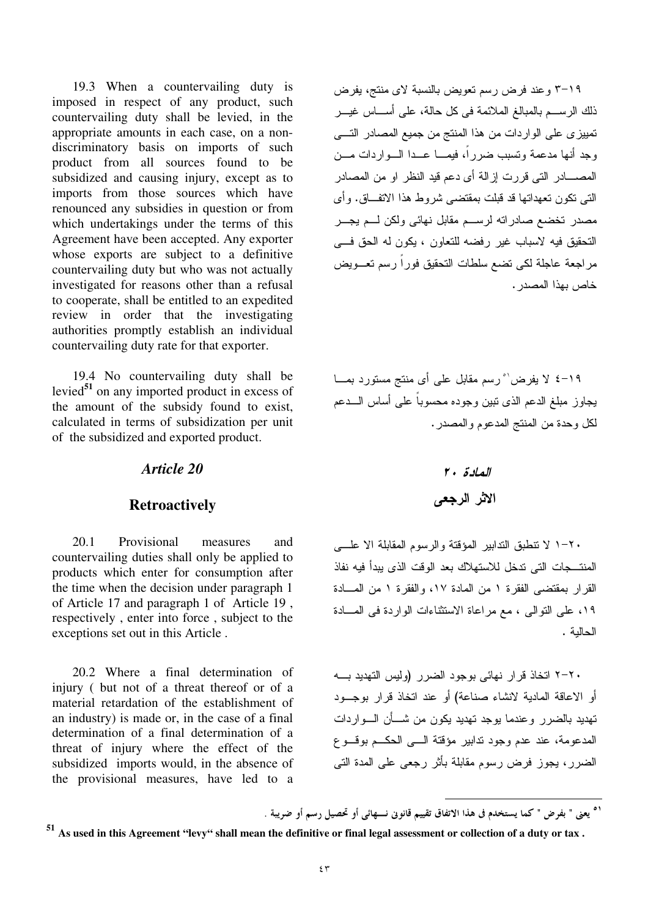19.3 When a countervailing duty is imposed in respect of any product, such countervailing duty shall be levied, in the appropriate amounts in each case, on a non-discriminatory basis on imports of such product from all sources found to be subsidized and causing injury, except as to imports from those sources which have renounced any subsidies in question or from which undertakings under the terms of this Agreement have been accepted. Any exporter whose exports are subject to a definitive countervailing duty but who was not actually investigated for reasons other than a refusal to cooperate, shall be entitled to an expedited review in order that the investigating authorities promptly establish an individual countervailing duty rate for that exporter.

١٩-٣ وعند فرض رسم تعويض بالنسبة لاى منتج، يفرض ذلك الرسم بالمبالغ الملائمة فى كل حالة، على أساس غير تمييزى على الواردات من هذا المنتج من جميع المصادر التى وجد أنها مدعمة وتسبب ضرراً، فيما عدا الواردات من المصادر التى قررت إزالة أى دعم قيد النظر او من المصادر التى تكون تعهداتها قد قبلت بمقتضى شروط هذا الاتفاق. وأى مصدر تخضع صادراته لرسم مقابل نهائى ولكن لم يجر التحقيق فيه لاسباب غير رفضه للتعاون ، يكون له الحق فى مراجعة عاجلة لكى تضع سلطات التحقيق فوراً رسم تعويض خاص بهذا المصدر.

19.4 No countervailing duty shall be levied[51] on any imported product in excess of the amount of the subsidy found to exist, calculated in terms of subsidization per unit of the subsidized and exported product.

١٩-٤ لا يفرض[51] رسم مقابل على أى منتج مستورد بما يجاوز مبلغ الدعم الذى تبين وجوده محسوباً على أساس الدعم لكل وحدة من المنتج المدعوم والمصدر.

## *Article 20*

## *المادة ٢٠*

## Retroactively

## الاثر الرجعى

20.1 Provisional measures and countervailing duties shall only be applied to products which enter for consumption after the time when the decision under paragraph 1 of Article 17 and paragraph 1 of Article 19 , respectively , enter into force , subject to the exceptions set out in this Article .

٢٠-١ لا تنطبق التدابير المؤقتة والرسوم المقابلة الا على المنتجات التى تدخل للاستهلاك بعد الوقت الذى يبدأ فيه نفاذ القرار بمقتضى الفقرة ١ من المادة ١٧، والفقرة ١ من المادة ١٩، على التوالى ، مع مراعاة الاستثناءات الواردة فى المادة الحالية .

20.2 Where a final determination of injury ( but not of a threat thereof or of a material retardation of the establishment of an industry) is made or, in the case of a final determination of a final determination of a threat of injury where the effect of the subsidized imports would, in the absence of the provisional measures, have led to a

٢٠-٢ اتخاذ قرار نهائى بوجود الضرر (وليس التهديد به أو الاعاقة المادية لانشاء صناعة) أو عند اتخاذ قرار بوجود تهديد بالضرر وعندما يوجد تهديد يكون من شأن الواردات المدعومة، عند عدم وجود تدابير مؤقتة الى الحكم بوقوع الضرر، يجوز فرض رسوم مقابلة بأثر رجعى على المدة التى

---

[51] As used in this Agreement "levy" shall mean the definitive or final legal assessment or collection of a duty or tax .

[51] يعنى " يفرض " كما يستخدم فى هذا الاتفاق تقييم قانونى نهائى أو تحصيل رسم أو ضريبة .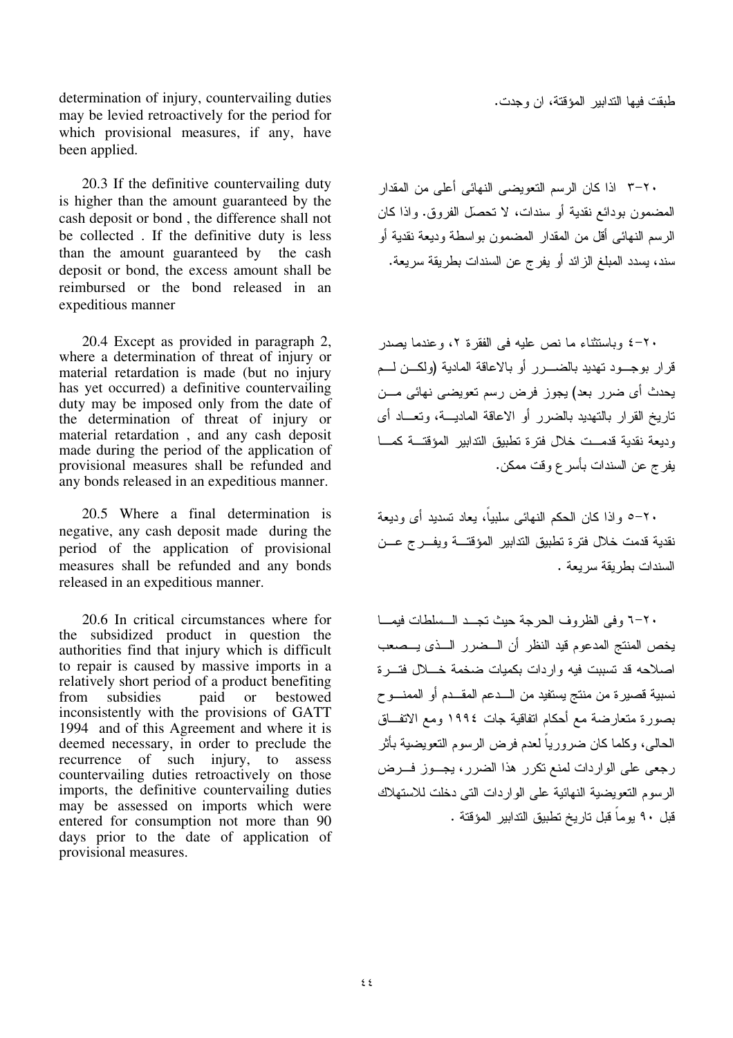determination of injury, countervailing duties may be levied retroactively for the period for which provisional measures, if any, have been applied.

طبقت فيها التدابير المؤقتة، ان وجدت.

20.3 If the definitive countervailing duty is higher than the amount guaranteed by the cash deposit or bond , the difference shall not be collected . If the definitive duty is less than the amount guaranteed by the cash deposit or bond, the excess amount shall be reimbursed or the bond released in an expeditious manner

٢٠-٣ اذا كان الرسم التعويضى النهائى أعلى من المقدار المضمون بودائع نقدية أو سندات، لا تحصل الفروق. واذا كان الرسم النهائى أقل من المقدار المضمون بواسطة وديعة نقدية أو سند، يسدد المبلغ الزائد أو يفرج عن السندات بطريقة سريعة.

20.4 Except as provided in paragraph 2, where a determination of threat of injury or material retardation is made (but no injury has yet occurred) a definitive countervailing duty may be imposed only from the date of the determination of threat of injury or material retardation , and any cash deposit made during the period of the application of provisional measures shall be refunded and any bonds released in an expeditious manner.

٢٠-٤ وباستثناء ما نص عليه فى الفقرة ٢، وعندما يصدر قرار بوجود تهديد بالضرر أو بالاعاقة المادية (ولكن لم يحدث أى ضرر بعد) يجوز فرض رسم تعويضى نهائى من تاريخ القرار بالتهديد بالضرر أو الاعاقة المادية، وتعاد أى وديعة نقدية قدمت خلال فترة تطبيق التدابير المؤقتة كما يفرج عن السندات بأسرع وقت ممكن.

20.5 Where a final determination is negative, any cash deposit made during the period of the application of provisional measures shall be refunded and any bonds released in an expeditious manner.

٢٠-٥ واذا كان الحكم النهائى سلبياً، يعاد تسديد أى وديعة نقدية قدمت خلال فترة تطبيق التدابير المؤقتة ويفرج عن السندات بطريقة سريعة .

20.6 In critical circumstances where for the subsidized product in question the authorities find that injury which is difficult to repair is caused by massive imports in a relatively short period of a product benefiting from subsidies paid or bestowed inconsistently with the provisions of GATT 1994 and of this Agreement and where it is deemed necessary, in order to preclude the recurrence of such injury, to assess countervailing duties retroactively on those imports, the definitive countervailing duties may be assessed on imports which were entered for consumption not more than 90 days prior to the date of application of provisional measures.

٢٠-٦ وفى الظروف الحرجة حيث تجد السلطات فيما يخص المنتج المدعوم قيد النظر أن الضرر الذى يصعب اصلاحه قد تسببت فيه واردات بكميات ضخمة خلال فترة نسبية قصيرة من منتج يستفيد من الدعم المقدم أو الممنوح بصورة متعارضة مع أحكام اتفاقية جات ١٩٩٤ ومع الاتفاق الحالى، وكلما كان ضرورياً لعدم فرض الرسوم التعويضية بأثر رجعى على الواردات لمنع تكرر هذا الضرر، يجوز فرض الرسوم التعويضية النهائية على الواردات التى دخلت للاستهلاك قبل ٩٠ يوماً قبل تاريخ تطبيق التدابير المؤقتة .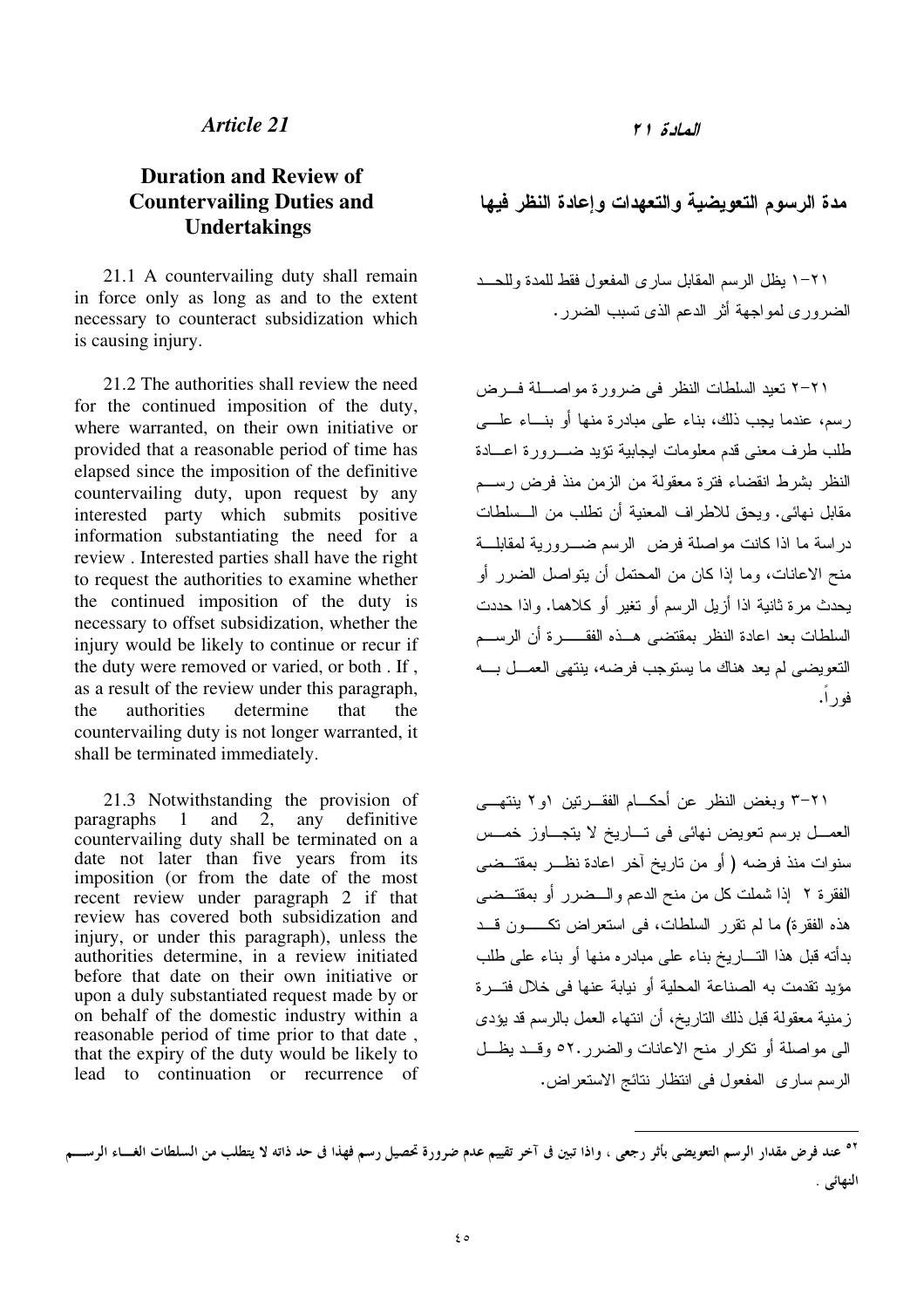## Article 21

### Duration and Review of Countervailing Duties and Undertakings

21.1 A countervailing duty shall remain in force only as long as and to the extent necessary to counteract subsidization which is causing injury.

21.2 The authorities shall review the need for the continued imposition of the duty, where warranted, on their own initiative or provided that a reasonable period of time has elapsed since the imposition of the definitive countervailing duty, upon request by any interested party which submits positive information substantiating the need for a review . Interested parties shall have the right to request the authorities to examine whether the continued imposition of the duty is necessary to offset subsidization, whether the injury would be likely to continue or recur if the duty were removed or varied, or both . If , as a result of the review under this paragraph, the authorities determine that the countervailing duty is not longer warranted, it shall be terminated immediately.

21.3 Notwithstanding the provision of paragraphs 1 and 2, any definitive countervailing duty shall be terminated on a date not later than five years from its imposition (or from the date of the most recent review under paragraph 2 if that review has covered both subsidization and injury, or under this paragraph), unless the authorities determine, in a review initiated before that date on their own initiative or upon a duly substantiated request made by or on behalf of the domestic industry within a reasonable period of time prior to that date , that the expiry of the duty would be likely to lead to continuation or recurrence of

## المادة ٢١

### مدة الرسوم التعويضية والتعهدات وإعادة النظر فيها

٢١-١ يظل الرسم المقابل سارى المفعول فقط للمدة وللحد الضرورى لمواجهة أثر الدعم الذى تسبب الضرر.

٢١-٢ تعيد السلطات النظر فى ضرورة مواصلة فرض رسم، عندما يجب ذلك، بناء على مبادرة منها أو بناء على طلب طرف معنى قدم معلومات ايجابية تؤيد ضرورة اعادة النظر بشرط انقضاء فترة معقولة من الزمن منذ فرض رسم مقابل نهائى. ويحق للاطراف المعنية أن تطلب من السلطات دراسة ما اذا كانت مواصلة فرض الرسم ضرورية لمقابلة منح الاعانات، وما إذا كان من المحتمل أن يتواصل الضرر أو يحدث مرة ثانية اذا أزيل الرسم أو تغير أو كلاهما. واذا حددت السلطات بعد اعادة النظر بمقتضى هذه الفقرة أن الرسم التعويضى لم يعد هناك ما يستوجب فرضه، ينتهى العمل به فوراً.

٢١-٣ وبغض النظر عن أحكام الفقرتين ١و٢ ينتهى العمل برسم تعويض نهائى فى تاريخ لا يتجاوز خمس سنوات منذ فرضه ( أو من تاريخ آخر اعادة نظر بمقتضى الفقرة ٢ إذا شملت كل من منح الدعم والضرر أو بمقتضى هذه الفقرة) ما لم تقرر السلطات، فى استعراض تكون قد بدأته قبل هذا التاريخ بناء على مبادره منها أو بناء على طلب مؤيد تقدمت به الصناعة المحلية أو نيابة عنها فى خلال فترة زمنية معقولة قبل ذلك التاريخ، أن انتهاء العمل بالرسم قد يؤدى الى مواصلة أو تكرار منح الاعانات والضرر.[٥٢] وقد يظل الرسم سارى المفعول فى انتظار نتائج الاستعراض.

---

[٥٢] عند فرض مقدار الرسم التعويضى بأثر رجعى ، واذا تبين فى آخر تقييم عدم ضرورة تحصيل رسم فهذا فى حد ذاته لا يتطلب من السلطات الغاء الرسم النهائى .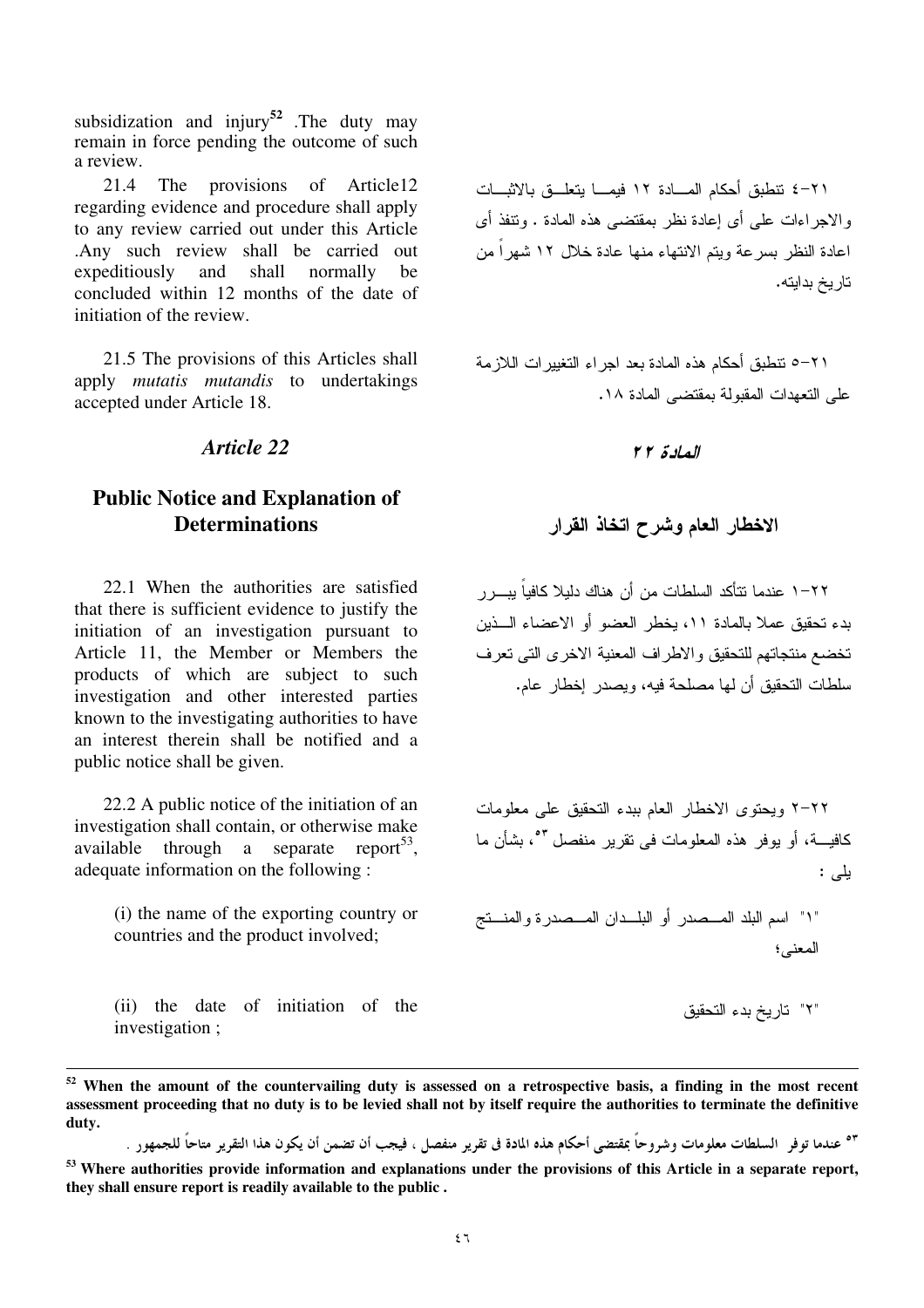subsidization and injury[52] .The duty may remain in force pending the outcome of such a review.

٢١-٤ تنطبق أحكام المـــادة ١٢ فيمـــا يتعلـــق بالاثبـــات والاجراءات على أى إعادة نظر بمقتضى هذه المادة . وتنفذ أى اعادة النظر بسرعة ويتم الانتهاء منها عادة خلال ١٢ شهراً من تاريخ بدايته.

21.4 The provisions of Article12 regarding evidence and procedure shall apply to any review carried out under this Article .Any such review shall be carried out expeditiously and shall normally be concluded within 12 months of the date of initiation of the review.

٢١-٥ تنطبق أحكام هذه المادة بعد اجراء التغييرات اللازمة على التعهدات المقبولة بمقتضى المادة ١٨.

21.5 The provisions of this Articles shall apply *mutatis mutandis* to undertakings accepted under Article 18.

## *Article 22*

## *المادة ٢٢*

## Public Notice and Explanation of Determinations

## الاخطار العام وشرح اتخاذ القرار

٢٢-١ عندما تتأكد السلطات من أن هناك دليلا كافياً يبـــرر بدء تحقيق عملا بالمادة ١١، يخطر العضو أو الاعضاء الـــذين تخضع منتجاتهم للتحقيق والاطراف المعنية الاخرى التى تعرف سلطات التحقيق أن لها مصلحة فيه، ويصدر إخطار عام.

22.1 When the authorities are satisfied that there is sufficient evidence to justify the initiation of an investigation pursuant to Article 11, the Member or Members the products of which are subject to such investigation and other interested parties known to the investigating authorities to have an interest therein shall be notified and a public notice shall be given.

٢٢-٢ ويحتوى الاخطار العام ببدء التحقيق على معلومات كافيـــة، أو يوفر هذه المعلومات فى تقرير منفصل [٥٣]، بشأن ما يلى :

22.2 A public notice of the initiation of an investigation shall contain, or otherwise make available through a separate report[53], adequate information on the following :

"١" اسم البلد المـــصدر أو البلـــدان المـــصدرة والمنـــتج المعنى؛

(i) the name of the exporting country or countries and the product involved;

"٢" تاريخ بدء التحقيق

(ii) the date of initiation of the investigation ;

---

[52] **When the amount of the countervailing duty is assessed on a retrospective basis, a finding in the most recent assessment proceeding that no duty is to be levied shall not by itself require the authorities to terminate the definitive duty.**

[٥٣] **عندما توفر السلطات معلومات وشروحاً بمقتضى أحكام هذه المادة فى تقرير منفصل ، فيجب أن تضمن أن يكون هذا التقرير متاحاً للجمهور .**

[53] **Where authorities provide information and explanations under the provisions of this Article in a separate report, they shall ensure report is readily available to the public .**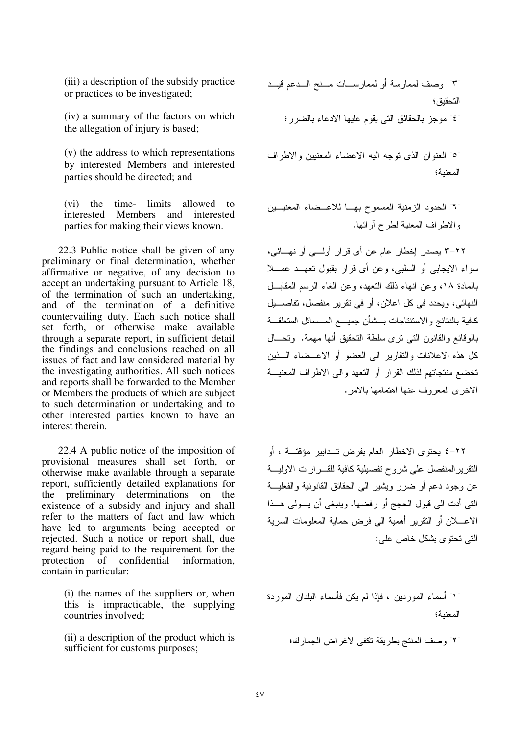(iii) a description of the subsidy practice or practices to be investigated;

(iv) a summary of the factors on which the allegation of injury is based;

(v) the address to which representations by interested Members and interested parties should be directed; and

(vi) the time- limits allowed to interested Members and interested parties for making their views known.

22.3 Public notice shall be given of any preliminary or final determination, whether affirmative or negative, of any decision to accept an undertaking pursuant to Article 18, of the termination of such an undertaking, and of the termination of a definitive countervailing duty. Each such notice shall set forth, or otherwise make available through a separate report, in sufficient detail the findings and conclusions reached on all issues of fact and law considered material by the investigating authorities. All such notices and reports shall be forwarded to the Member or Members the products of which are subject to such determination or undertaking and to other interested parties known to have an interest therein.

22.4 A public notice of the imposition of provisional measures shall set forth, or otherwise make available through a separate report, sufficiently detailed explanations for the preliminary determinations on the existence of a subsidy and injury and shall refer to the matters of fact and law which have led to arguments being accepted or rejected. Such a notice or report shall, due regard being paid to the requirement for the protection of confidential information, contain in particular:

(i) the names of the suppliers or, when this is impracticable, the supplying countries involved;

(ii) a description of the product which is sufficient for customs purposes;

"٣" وصف لممارسة أو لممارسات منح الدعم قيد التحقيق؛

"٤" موجز بالحقائق التى يقوم عليها الادعاء بالضرر؛

"٥" العنوان الذى توجه اليه الاعضاء المعنيين والاطراف المعنية؛

"٦" الحدود الزمنية المسموح بها للاعضاء المعنيين والاطراف المعنية لطرح آرائها.

٢٢-٣ يصدر إخطار عام عن أى قرار أولى أو نهائى، سواء الايجابى أو السلبى، وعن أى قرار بقبول تعهد عملا بالمادة ١٨، وعن انهاء ذلك التعهد، وعن الغاء الرسم المقابل النهائى، ويحدد فى كل اعلان، أو فى تقرير منفصل، تفاصيل كافية بالنتائج والاستنتاجات بشأن جميع المسائل المتعلقة بالوقائع والقانون التى ترى سلطة التحقيق أنها مهمة. وتحال كل هذه الاعلانات والتقارير الى العضو أو الاعضاء الذين تخضع منتجاتهم لذلك القرار أو التعهد والى الاطراف المعنية الاخرى المعروف عنها اهتمامها بالامر.

٢٢-٤ يحتوى الاخطار العام بفرض تدابير مؤقتة ، أو التقريرالمنفصل على شروح تفصيلية كافية للقرارات الاولية عن وجود دعم أو ضرر ويشير الى الحقائق القانونية والفعلية التى أدت الى قبول الحجج أو رفضها. وينبغى أن يولى هذا الاعلان أو التقرير أهمية الى فرض حماية المعلومات السرية التى تحتوى بشكل خاص على:

"١" أسماء الموردين ، فإذا لم يكن فأسماء البلدان الموردة المعنية؛

"٢" وصف المنتج بطريقة تكفى لاغراض الجمارك؛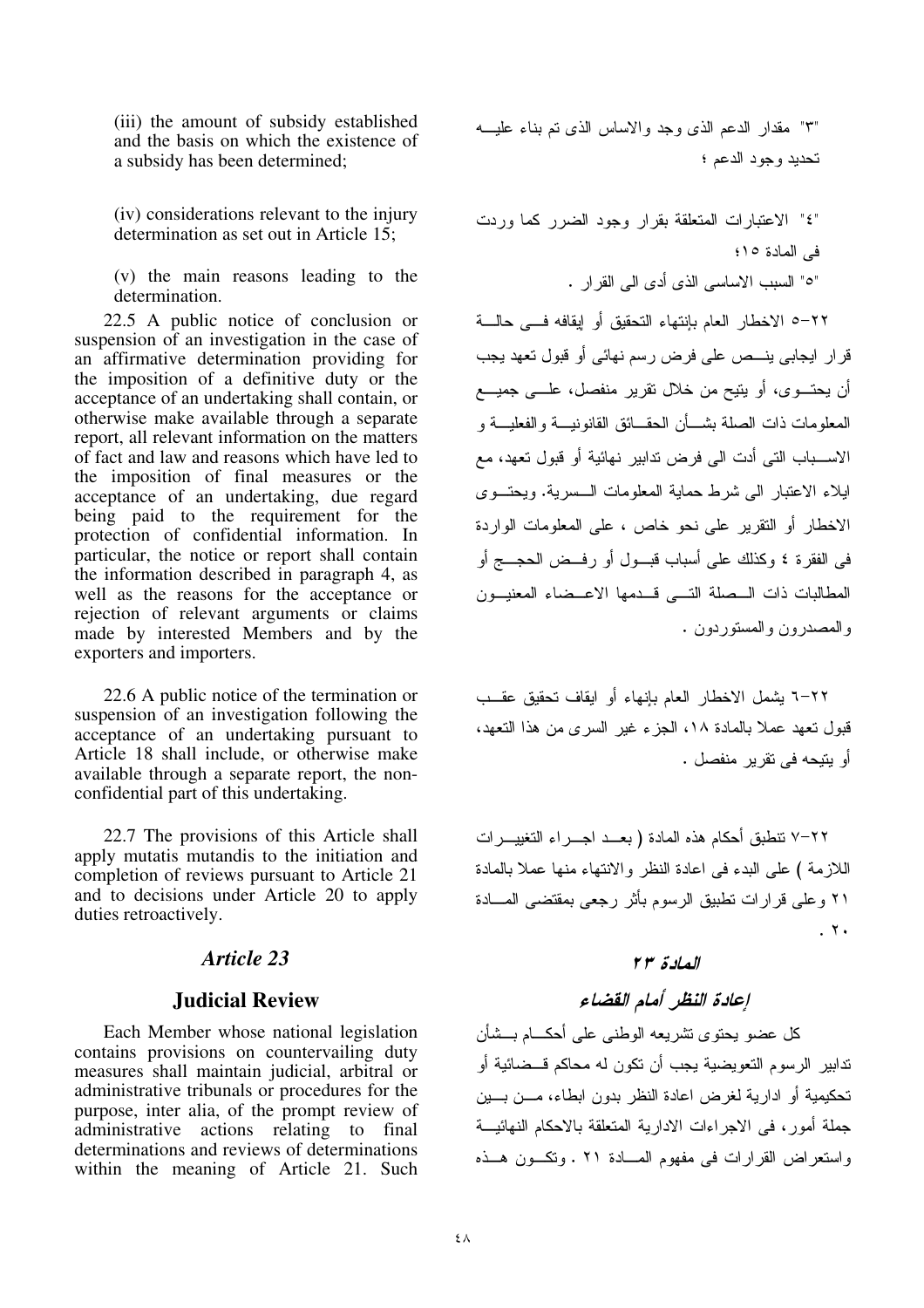(iii) the amount of subsidy established and the basis on which the existence of a subsidy has been determined;

(iv) considerations relevant to the injury determination as set out in Article 15;

(v) the main reasons leading to the determination.

22.5 A public notice of conclusion or suspension of an investigation in the case of an affirmative determination providing for the imposition of a definitive duty or the acceptance of an undertaking shall contain, or otherwise make available through a separate report, all relevant information on the matters of fact and law and reasons which have led to the imposition of final measures or the acceptance of an undertaking, due regard being paid to the requirement for the protection of confidential information. In particular, the notice or report shall contain the information described in paragraph 4, as well as the reasons for the acceptance or rejection of relevant arguments or claims made by interested Members and by the exporters and importers.

22.6 A public notice of the termination or suspension of an investigation following the acceptance of an undertaking pursuant to Article 18 shall include, or otherwise make available through a separate report, the non-confidential part of this undertaking.

22.7 The provisions of this Article shall apply mutatis mutandis to the initiation and completion of reviews pursuant to Article 21 and to decisions under Article 20 to apply duties retroactively.

## *Article 23*

## Judicial Review

Each Member whose national legislation contains provisions on countervailing duty measures shall maintain judicial, arbitral or administrative tribunals or procedures for the purpose, inter alia, of the prompt review of administrative actions relating to final determinations and reviews of determinations within the meaning of Article 21. Such

"٣" مقدار الدعم الذى وجد والاساس الذى تم بناء عليه تحديد وجود الدعم ؛

"٤" الاعتبارات المتعلقة بقرار وجود الضرر كما وردت فى المادة ١٥؛

"٥" السبب الاساسى الذى أدى الى القرار .

٢٢-٥ الاخطار العام بإنتهاء التحقيق أو إيقافه فى حالة قرار ايجابى ينص على فرض رسم نهائى أو قبول تعهد يجب أن يحتوى، أو يتيح من خلال تقرير منفصل، على جميع المعلومات ذات الصلة بشأن الحقائق القانونية والفعلية و الاسباب التى أدت الى فرض تدابير نهائية أو قبول تعهد، مع ايلاء الاعتبار الى شرط حماية المعلومات السرية. ويحتوى الاخطار أو التقرير على نحو خاص ، على المعلومات الواردة فى الفقرة ٤ وكذلك على أسباب قبول أو رفض الحجج أو المطالبات ذات الصلة التى قدمها الاعضاء المعنيون والمصدرون والمستوردون .

٢٢-٦ يشمل الاخطار العام بإنهاء أو ايقاف تحقيق عقب قبول تعهد عملا بالمادة ١٨، الجزء غير السرى من هذا التعهد، أو يتيحه فى تقرير منفصل .

٢٢-٧ تنطبق أحكام هذه المادة ( بعد اجراء التغييرات اللازمة ) على البدء فى اعادة النظر والانتهاء منها عملا بالمادة ٢١ وعلى قرارات تطبيق الرسوم بأثر رجعى بمقتضى المادة ٢٠ .

## *المادة ٢٣*

## *إعادة النظر أمام القضاء*

كل عضو يحتوى تشريعه الوطنى على أحكام بشأن تدابير الرسوم التعويضية يجب أن تكون له محاكم قضائية أو تحكيمية أو ادارية لغرض اعادة النظر بدون ابطاء، من بين جملة أمور، فى الاجراءات الادارية المتعلقة بالاحكام النهائية واستعراض القرارات فى مفهوم المادة ٢١ . وتكون هذه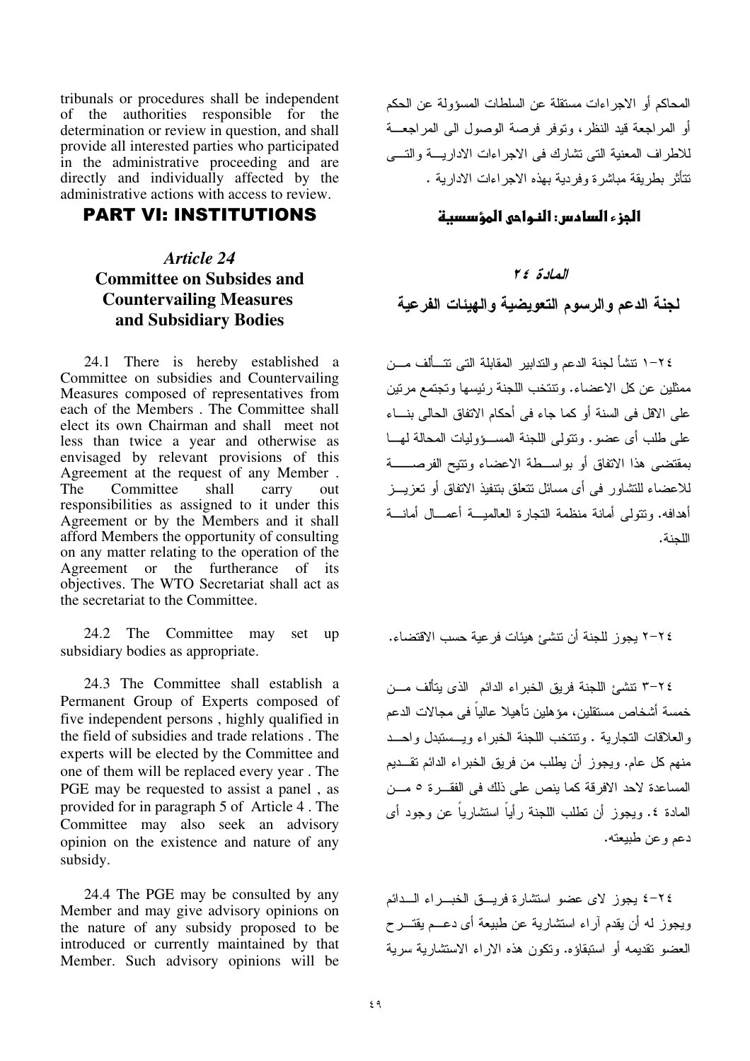tribunals or procedures shall be independent of the authorities responsible for the determination or review in question, and shall provide all interested parties who participated in the administrative proceeding and are directly and individually affected by the administrative actions with access to review.

المحاكم أو الاجراءات مستقلة عن السلطات المسؤولة عن الحكم أو المراجعة قيد النظر، وتوفر فرصة الوصول الى المراجعة للاطراف المعنية التى تشارك فى الاجراءات الادارية والتى تتأثر بطريقة مباشرة وفردية بهذه الاجراءات الادارية .

## PART VI: INSTITUTIONS

## الجزء السادس: النواحى المؤسسية

### *Article 24*
### Committee on Subsides and Countervailing Measures and Subsidiary Bodies

### *المادة ٢٤*
### لجنة الدعم والرسوم التعويضية والهيئات الفرعية

24.1 There is hereby established a Committee on subsidies and Countervailing Measures composed of representatives from each of the Members . The Committee shall elect its own Chairman and shall meet not less than twice a year and otherwise as envisaged by relevant provisions of this Agreement at the request of any Member . The Committee shall carry out responsibilities as assigned to it under this Agreement or by the Members and it shall afford Members the opportunity of consulting on any matter relating to the operation of the Agreement or the furtherance of its objectives. The WTO Secretariat shall act as the secretariat to the Committee.

٢٤-١ تنشأ لجنة الدعم والتدابير المقابلة التى تتألف من ممثلين عن كل الاعضاء. وتنتخب اللجنة رئيسها وتجتمع مرتين على الاقل فى السنة أو كما جاء فى أحكام الاتفاق الحالى بناء على طلب أى عضو. وتتولى اللجنة المسؤوليات المحالة لها بمقتضى هذا الاتفاق أو بواسطة الاعضاء وتتيح الفرصة للاعضاء للتشاور فى أى مسائل تتعلق بتنفيذ الاتفاق أو تعزيز أهدافه. وتتولى أمانة منظمة التجارة العالمية أعمال أمانة اللجنة.

24.2 The Committee may set up subsidiary bodies as appropriate.

٢٤-٢ يجوز للجنة أن تنشئ هيئات فرعية حسب الاقتضاء.

24.3 The Committee shall establish a Permanent Group of Experts composed of five independent persons , highly qualified in the field of subsidies and trade relations . The experts will be elected by the Committee and one of them will be replaced every year . The PGE may be requested to assist a panel , as provided for in paragraph 5 of Article 4 . The Committee may also seek an advisory opinion on the existence and nature of any subsidy.

٢٤-٣ تنشئ اللجنة فريق الخبراء الدائم الذى يتألف من خمسة أشخاص مستقلين، مؤهلين تأهيلا عالياً فى مجالات الدعم والعلاقات التجارية . وتنتخب اللجنة الخبراء ويستبدل واحد منهم كل عام. ويجوز أن يطلب من فريق الخبراء الدائم تقديم المساعدة لاحد الافرقة كما ينص على ذلك فى الفقرة ٥ من المادة ٤. ويجوز أن تطلب اللجنة رأياً استشارياً عن وجود أى دعم وعن طبيعته.

24.4 The PGE may be consulted by any Member and may give advisory opinions on the nature of any subsidy proposed to be introduced or currently maintained by that Member. Such advisory opinions will be

٢٤-٤ يجوز لاى عضو استشارة فريق الخبراء الدائم ويجوز له أن يقدم آراء استشارية عن طبيعة أى دعم يقترح العضو تقديمه أو استبقاؤه. وتكون هذه الاراء الاستشارية سرية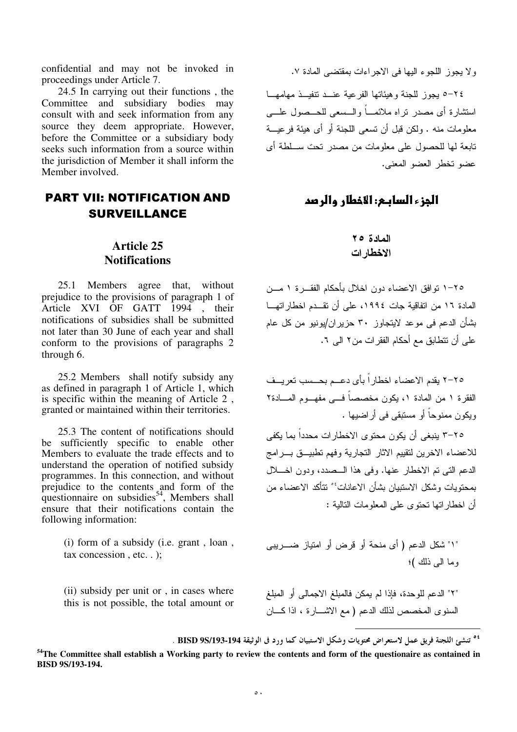confidential and may not be invoked in proceedings under Article 7.

24.5 In carrying out their functions, the Committee and subsidiary bodies may consult with and seek information from any source they deem appropriate. However, before the Committee or a subsidiary body seeks such information from a source within the jurisdiction of Member it shall inform the Member involved.

ولا يجوز اللجوء اليها فى الاجراءات بمقتضى المادة ٧.

٢٤-٥ يجوز للجنة وهيئاتها الفرعية عند تنفيذ مهامها استشارة أى مصدر تراه ملائماً والسعى للحصول على معلومات منه . ولكن قبل أن تسعى اللجنة أو أى هيئة فرعية تابعة لها للحصول على معلومات من مصدر تحت سلطة أى عضو تخطر العضو المعنى.

## PART VII: NOTIFICATION AND SURVEILLANCE

## الجزء السابع: الاخطار والرصد

### Article 25
### Notifications

### المادة ٢٥
### الاخطارات

25.1 Members agree that, without prejudice to the provisions of paragraph 1 of Article XVI OF GATT 1994, their notifications of subsidies shall be submitted not later than 30 June of each year and shall conform to the provisions of paragraphs 2 through 6.

٢٥-١ توافق الاعضاء دون اخلال بأحكام الفقرة ١ من المادة ١٦ من اتفاقية جات ١٩٩٤، على أن تقدم اخطاراتها بشأن الدعم فى موعد لايتجاوز ٣٠ حزيران/يونيو من كل عام على أن تتطابق مع أحكام الفقرات من٢ الى ٦.

25.2 Members shall notify subsidy any as defined in paragraph 1 of Article 1, which is specific within the meaning of Article 2, granted or maintained within their territories.

٢٥-٢ يقدم الاعضاء اخطاراً بأى دعم بحسب تعريف الفقرة ١ من المادة ١، يكون مخصصاً فى مفهوم المادة٢ ويكون ممنوحاً أو مستبقى فى أراضيها .

25.3 The content of notifications should be sufficiently specific to enable other Members to evaluate the trade effects and to understand the operation of notified subsidy programmes. In this connection, and without prejudice to the contents and form of the questionnaire on subsidies[54], Members shall ensure that their notifications contain the following information:

٢٥-٣ ينبغى أن يكون محتوى الاخطارات محدداً بما يكفى للاعضاء الاخرين لتقييم الاثار التجارية وفهم تطبيق برامج الدعم التى تم الاخطار عنها. وفى هذا الصدد، ودون اخلال بمحتويات وشكل الاستبيان بشأن الاعانات[٥٤] تتأكد الاعضاء من أن اخطاراتها تحتوى على المعلومات التالية :

(i) form of a subsidy (i.e. grant, loan, tax concession, etc. . );

"١" شكل الدعم ( أى منحة أو قرض أو امتياز ضريبى وما الى ذلك )؛

(ii) subsidy per unit or, in cases where this is not possible, the total amount or

"٢" الدعم للوحدة، فإذا لم يمكن فالمبلغ الاجمالى أو المبلغ السنوى المخصص لذلك الدعم ( مع الاشارة ، اذا كان

---

[٥٤] تنشئ اللجنة فريق عمل لاستعراض محتويات وشكل الاستبيان كما ورد فى الوثيقة BISD 9S/193-194 .

**[54]The Committee shall establish a Working party to review the contents and form of the questionnaire as contained in BISD 9S/193-194.**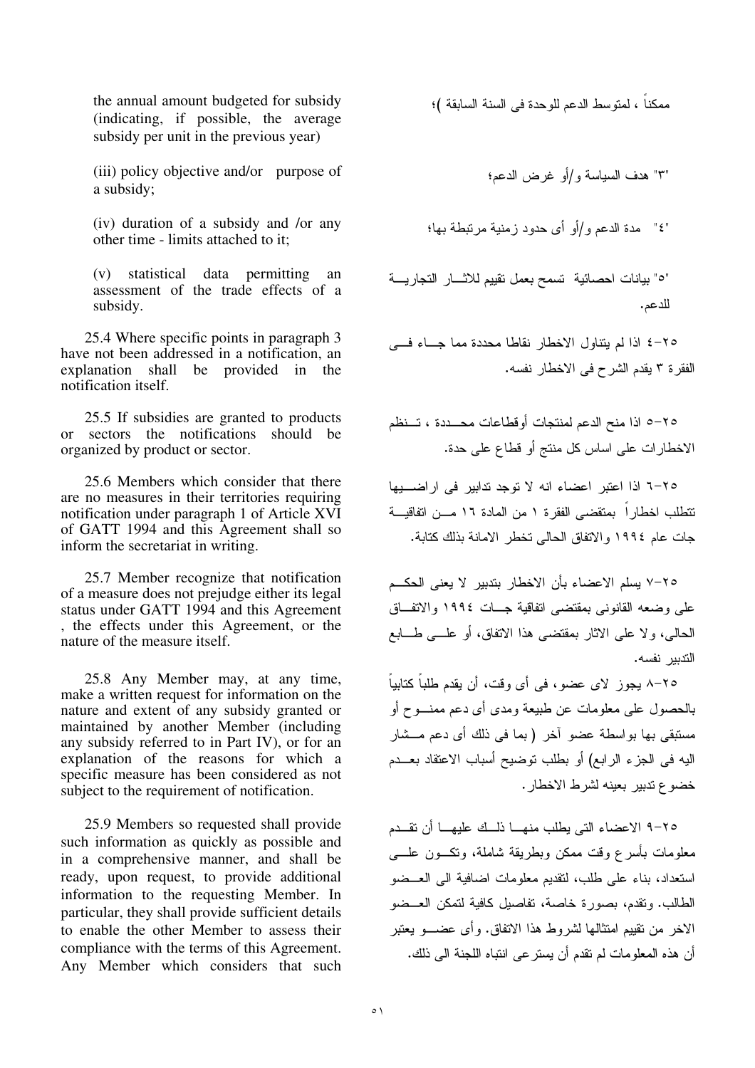the annual amount budgeted for subsidy (indicating, if possible, the average subsidy per unit in the previous year)

(iii) policy objective and/or purpose of a subsidy;

(iv) duration of a subsidy and /or any other time - limits attached to it;

(v) statistical data permitting an assessment of the trade effects of a subsidy.

25.4 Where specific points in paragraph 3 have not been addressed in a notification, an explanation shall be provided in the notification itself.

25.5 If subsidies are granted to products or sectors the notifications should be organized by product or sector.

25.6 Members which consider that there are no measures in their territories requiring notification under paragraph 1 of Article XVI of GATT 1994 and this Agreement shall so inform the secretariat in writing.

25.7 Member recognize that notification of a measure does not prejudge either its legal status under GATT 1994 and this Agreement , the effects under this Agreement, or the nature of the measure itself.

25.8 Any Member may, at any time, make a written request for information on the nature and extent of any subsidy granted or maintained by another Member (including any subsidy referred to in Part IV), or for an explanation of the reasons for which a specific measure has been considered as not subject to the requirement of notification.

25.9 Members so requested shall provide such information as quickly as possible and in a comprehensive manner, and shall be ready, upon request, to provide additional information to the requesting Member. In particular, they shall provide sufficient details to enable the other Member to assess their compliance with the terms of this Agreement. Any Member which considers that such

ممكناً ، لمتوسط الدعم للوحدة فى السنة السابقة )؛

"٣" هدف السياسة و/أو غرض الدعم؛

"٤" مدة الدعم و/أو أى حدود زمنية مرتبطة بها؛

"٥" بيانات احصائية تسمح بعمل تقييم للاثار التجارية للدعم.

٢٥-٤ اذا لم يتناول الاخطار نقاطا محددة مما جاء فى الفقرة ٣ يقدم الشرح فى الاخطار نفسه.

٢٥-٥ اذا منح الدعم لمنتجات أوقطاعات محددة ، تنظم الاخطارات على اساس كل منتج أو قطاع على حدة.

٢٥-٦ اذا اعتبر اعضاء انه لا توجد تدابير فى اراضيها تتطلب اخطاراً بمقتضى الفقرة ١ من المادة ١٦ من اتفاقية جات عام ١٩٩٤ والاتفاق الحالى تخطر الامانة بذلك كتابة.

٢٥-٧ يسلم الاعضاء بأن الاخطار بتدبير لا يعنى الحكم على وضعه القانونى بمقتضى اتفاقية جات ١٩٩٤ والاتفاق الحالى، ولا على الاثار بمقتضى هذا الاتفاق، أو على طابع التدبير نفسه.

٢٥-٨ يجوز لاى عضو، فى أى وقت، أن يقدم طلباً كتابياً بالحصول على معلومات عن طبيعة ومدى أى دعم ممنوح أو مستبقى بها بواسطة عضو آخر (بما فى ذلك أى دعم مشار اليه فى الجزء الرابع) أو بطلب توضيح أسباب الاعتقاد بعدم خضوع تدبير بعينه لشرط الاخطار.

٢٥-٩ الاعضاء التى يطلب منها ذلك عليها أن تقدم معلومات بأسرع وقت ممكن وبطريقة شاملة، وتكون على استعداد، بناء على طلب، لتقديم معلومات اضافية الى العضو الطالب. وتقدم، بصورة خاصة، تفاصيل كافية لتمكن العضو الاخر من تقييم امتثالها لشروط هذا الاتفاق. وأى عضو يعتبر أن هذه المعلومات لم تقدم أن يسترعى انتباه اللجنة الى ذلك.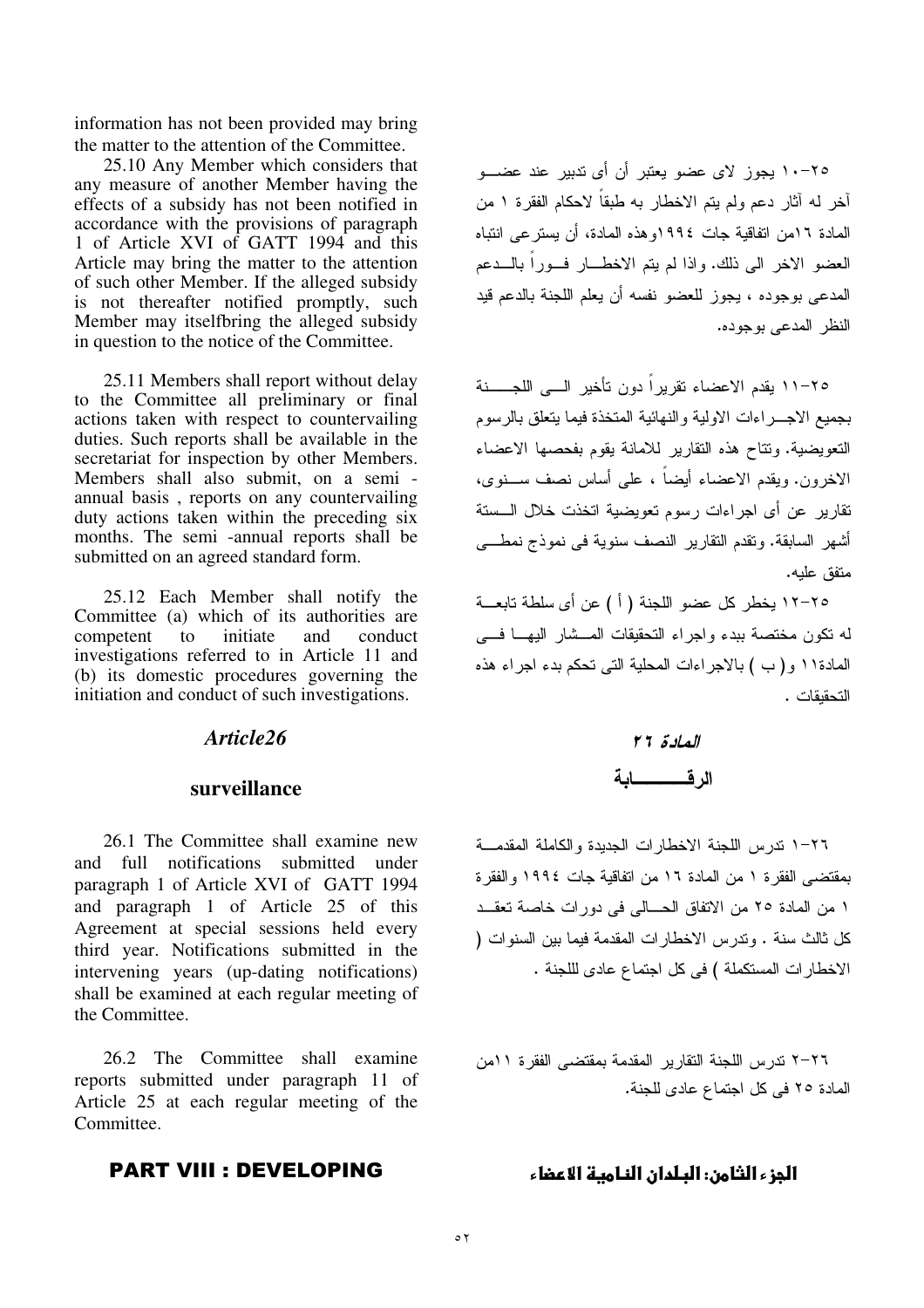information has not been provided may bring the matter to the attention of the Committee.

25.10 Any Member which considers that any measure of another Member having the effects of a subsidy has not been notified in accordance with the provisions of paragraph 1 of Article XVI of GATT 1994 and this Article may bring the matter to the attention of such other Member. If the alleged subsidy is not thereafter notified promptly, such Member may itselfbring the alleged subsidy in question to the notice of the Committee.

25.11 Members shall report without delay to the Committee all preliminary or final actions taken with respect to countervailing duties. Such reports shall be available in the secretariat for inspection by other Members. Members shall also submit, on a semi - annual basis , reports on any countervailing duty actions taken within the preceding six months. The semi -annual reports shall be submitted on an agreed standard form.

25.12 Each Member shall notify the Committee (a) which of its authorities are competent to initiate and conduct investigations referred to in Article 11 and (b) its domestic procedures governing the initiation and conduct of such investigations.

## *Article26*

## surveillance

26.1 The Committee shall examine new and full notifications submitted under paragraph 1 of Article XVI of GATT 1994 and paragraph 1 of Article 25 of this Agreement at special sessions held every third year. Notifications submitted in the intervening years (up-dating notifications) shall be examined at each regular meeting of the Committee.

26.2 The Committee shall examine reports submitted under paragraph 11 of Article 25 at each regular meeting of the Committee.

## PART VIII : DEVELOPING

٢٥-١٠ يجوز لاى عضو يعتبر أن أى تدبير عند عضو آخر له آثار دعم ولم يتم الاخطار به طبقاً لاحكام الفقرة ١ من المادة ١٦من اتفاقية جات ١٩٩٤وهذه المادة، أن يسترعى انتباه العضو الاخر الى ذلك. واذا لم يتم الاخطار فوراً بالدعم المدعى بوجوده ، يجوز للعضو نفسه أن يعلم اللجنة بالدعم قيد النظر المدعى بوجوده.

٢٥-١١ يقدم الاعضاء تقريراً دون تأخير الى اللجنة بجميع الاجراءات الاولية والنهائية المتخذة فيما يتعلق بالرسوم التعويضية. وتتاح هذه التقارير للامانة يقوم بفحصها الاعضاء الاخرون. ويقدم الاعضاء أيضاً ، على أساس نصف سنوى، تقارير عن أى اجراءات رسوم تعويضية اتخذت خلال الستة أشهر السابقة. وتقدم التقارير النصف سنوية فى نموذج نمطى متفق عليه.

٢٥-١٢ يخطر كل عضو اللجنة ( أ ) عن أى سلطة تابعة له تكون مختصة ببدء واجراء التحقيقات المشار اليها فى المادة١١ و( ب ) بالاجراءات المحلية التى تحكم بدء اجراء هذه التحقيقات .

## *المادة ٢٦*

## الرقـــــــابة

٢٦-١ تدرس اللجنة الاخطارات الجديدة والكاملة المقدمة بمقتضى الفقرة ١ من المادة ١٦ من اتفاقية جات ١٩٩٤ والفقرة ١ من المادة ٢٥ من الاتفاق الحالى فى دورات خاصة تعقد كل ثالث سنة . وتدرس الاخطارات المقدمة فيما بين السنوات ( الاخطارات المستكملة ) فى كل اجتماع عادى للجنة .

٢٦-٢ تدرس اللجنة التقارير المقدمة بمقتضى الفقرة ١١من المادة ٢٥ فى كل اجتماع عادى للجنة.

## الجزء الثامن: البلدان النامية الاعضاء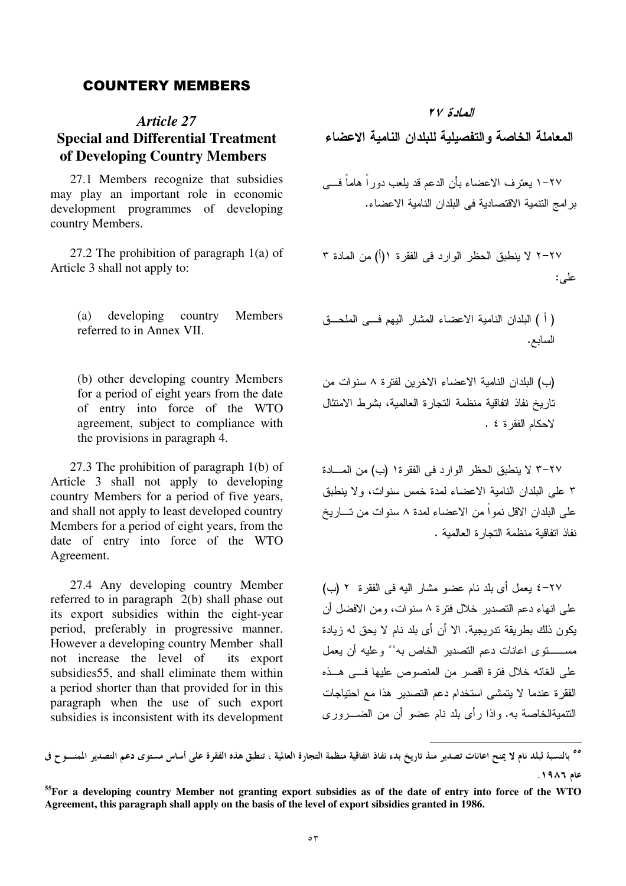## COUNTERY MEMBERS

### *Article 27*
### Special and Differential Treatment of Developing Country Members

27.1 Members recognize that subsidies may play an important role in economic development programmes of developing country Members.

27.2 The prohibition of paragraph 1(a) of Article 3 shall not apply to:

(a) developing country Members referred to in Annex VII.

(b) other developing country Members for a period of eight years from the date of entry into force of the WTO agreement, subject to compliance with the provisions in paragraph 4.

27.3 The prohibition of paragraph 1(b) of Article 3 shall not apply to developing country Members for a period of five years, and shall not apply to least developed country Members for a period of eight years, from the date of entry into force of the WTO Agreement.

27.4 Any developing country Member referred to in paragraph 2(b) shall phase out its export subsidies within the eight-year period, preferably in progressive manner. However a developing country Member shall not increase the level of its export subsidies55, and shall eliminate them within a period shorter than that provided for in this paragraph when the use of such export subsidies is inconsistent with its development

### *المادة ٢٧*
### المعاملة الخاصة والتفصيلية للبلدان النامية الاعضاء

٢٧-١ يعترف الاعضاء بأن الدعم قد يلعب دوراً هاماً فـي برامج التنمية الاقتصادية فى البلدان النامية الاعضاء.

٢٧-٢ لا ينطبق الحظر الوارد فى الفقرة ١(أ) من المادة ٣ على:

( أ ) البلدان النامية الاعضاء المشار اليهم فـي الملحـق السابع.

(ب) البلدان النامية الاعضاء الاخرين لفترة ٨ سنوات من تاريخ نفاذ اتفاقية منظمة التجارة العالمية، بشرط الامتثال لاحكام الفقرة ٤ .

٢٧-٣ لا ينطبق الحظر الوارد فى الفقرة١ (ب) من المـادة ٣ على البلدان النامية الاعضاء لمدة خمس سنوات، ولا ينطبق على البلدان الاقل نمواً من الاعضاء لمدة ٨ سنوات من تـاريخ نفاذ اتفاقية منظمة التجارة العالمية .

٢٧-٤ يعمل أى بلد نام عضو مشار اليه فى الفقرة ٢ (ب) على انهاء دعم التصدير خلال فترة ٨ سنوات، ومن الافضل أن يكون ذلك بطريقة تدريجية. الا أن أى بلد نام لا يحق له زيادة مسـتوى اعانات دعم التصدير الخاص به٥٥ وعليه أن يعمل على الغائه خلال فترة اقصر من المنصوص عليها فـي هـذه الفقرة عندما لا يتمشى استخدام دعم التصدير هذا مع احتياجات التنميةالخاصة به. واذا رأى بلد نام عضو أن من الضـروري

---

٥٥ بالنسبة لبلد نام لا يمنح اعانات تصدير منذ تاريخ بدء نفاذ اتفاقية منظمة التجارة العالمية ، تنطبق هذه الفقرة على أساس مستوى دعم التصدير الممنـوح فى عام ١٩٨٦.

**[55]For a developing country Member not granting export subsidies as of the date of entry into force of the WTO Agreement, this paragraph shall apply on the basis of the level of export sibsidies granted in 1986.**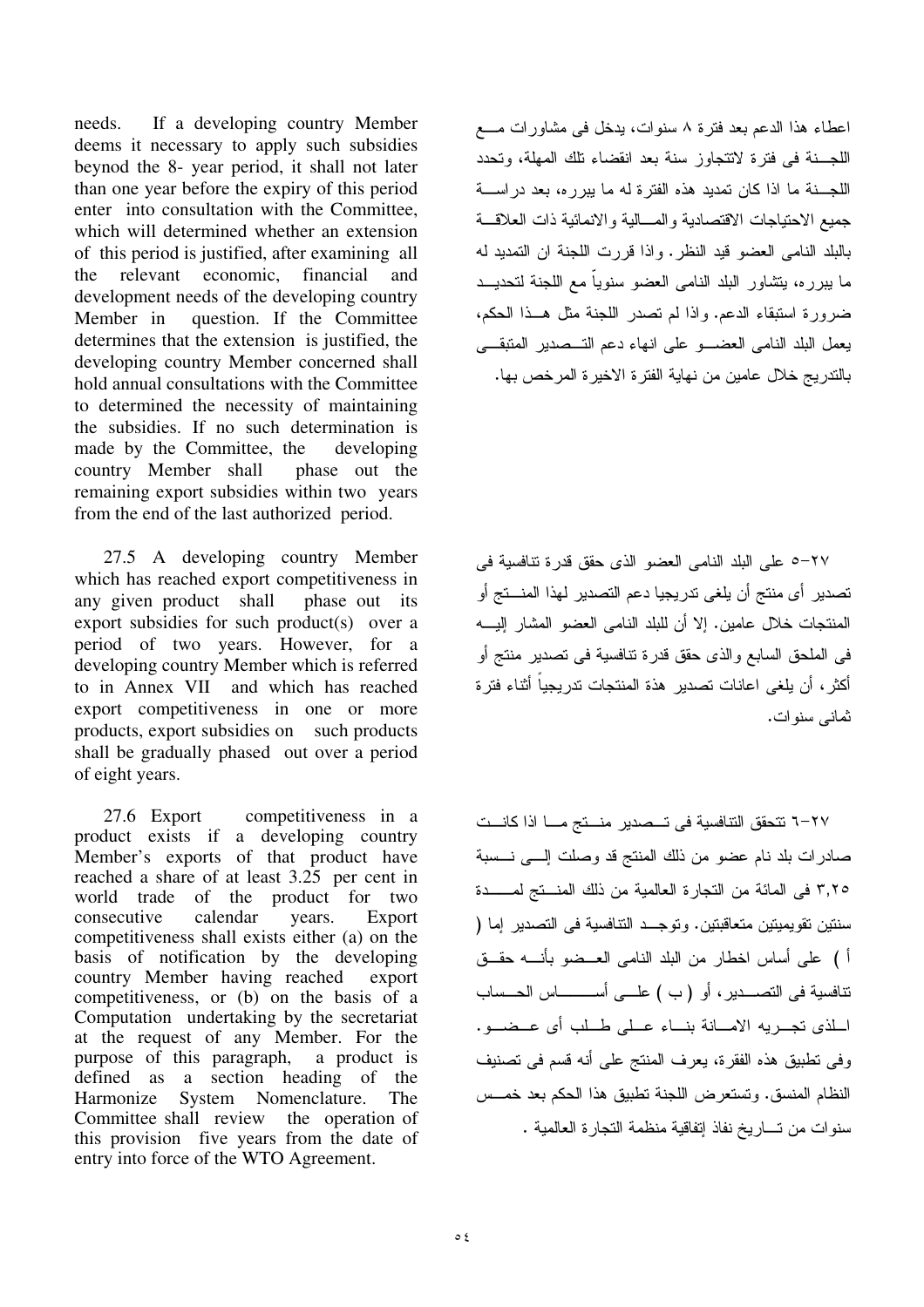needs. If a developing country Member deems it necessary to apply such subsidies beynod the 8- year period, it shall not later than one year before the expiry of this period enter into consultation with the Committee, which will determined whether an extension of this period is justified, after examining all the relevant economic, financial and development needs of the developing country Member in question. If the Committee determines that the extension is justified, the developing country Member concerned shall hold annual consultations with the Committee to determined the necessity of maintaining the subsidies. If no such determination is made by the Committee, the developing country Member shall phase out the remaining export subsidies within two years from the end of the last authorized period.

اعطاء هذا الدعم بعد فترة ٨ سنوات، يدخل فى مشاورات مع اللجنة فى فترة لاتتجاوز سنة بعد انقضاء تلك المهلة، وتحدد اللجنة ما اذا كان تمديد هذه الفترة له ما يبرره، بعد دراسة جميع الاحتياجات الاقتصادية والمالية والانمائية ذات العلاقة بالبلد النامى العضو قيد النظر. واذا قررت اللجنة ان التمديد له ما يبرره، يتشاور البلد النامى العضو سنوياً مع اللجنة لتحديد ضرورة استبقاء الدعم. واذا لم تصدر اللجنة مثل هذا الحكم، يعمل البلد النامى العضو على انهاء دعم التصدير المتبقى بالتدريج خلال عامين من نهاية الفترة الاخيرة المرخص بها.

27.5 A developing country Member which has reached export competitiveness in any given product shall phase out its export subsidies for such product(s) over a period of two years. However, for a developing country Member which is referred to in Annex VII and which has reached export competitiveness in one or more products, export subsidies on such products shall be gradually phased out over a period of eight years.

٢٧-٥ على البلد النامى العضو الذى حقق قدرة تنافسية فى تصدير أى منتج أن يلغى تدريجيا دعم التصدير لهذا المنتج أو المنتجات خلال عامين. إلا أن للبلد النامى العضو المشار إليه فى الملحق السابع والذى حقق قدرة تنافسية فى تصدير منتج أو أكثر، أن يلغى اعانات تصدير هذه المنتجات تدريجياً أثناء فترة ثمانى سنوات.

27.6 Export competitiveness in a product exists if a developing country Member's exports of that product have reached a share of at least 3.25 per cent in world trade of the product for two consecutive calendar years. Export competitiveness shall exists either (a) on the basis of notification by the developing country Member having reached export competitiveness, or (b) on the basis of a Computation undertaking by the secretariat at the request of any Member. For the purpose of this paragraph, a product is defined as a section heading of the Harmonize System Nomenclature. The Committee shall review the operation of this provision five years from the date of entry into force of the WTO Agreement.

٢٧-٦ تتحقق التنافسية فى تصدير منتج ما اذا كانت صادرات بلد نام عضو من ذلك المنتج قد وصلت إلى نسبة ٣,٢٥ فى المائة من التجارة العالمية من ذلك المنتج لمدة سنتين تقويميتين متعاقبتين. وتوجد التنافسية فى التصدير إما ( أ ) على أساس اخطار من البلد النامى العضو بأنه حقق تنافسية فى التصدير، أو ( ب ) على أساس الحساب الذى تجريه الامانة بناء على طلب أى عضو. وفى تطبيق هذه الفقرة، يعرف المنتج على أنه قسم فى تصنيف النظام المنسق. وتستعرض اللجنة تطبيق هذا الحكم بعد خمس سنوات من تاريخ نفاذ إتفاقية منظمة التجارة العالمية .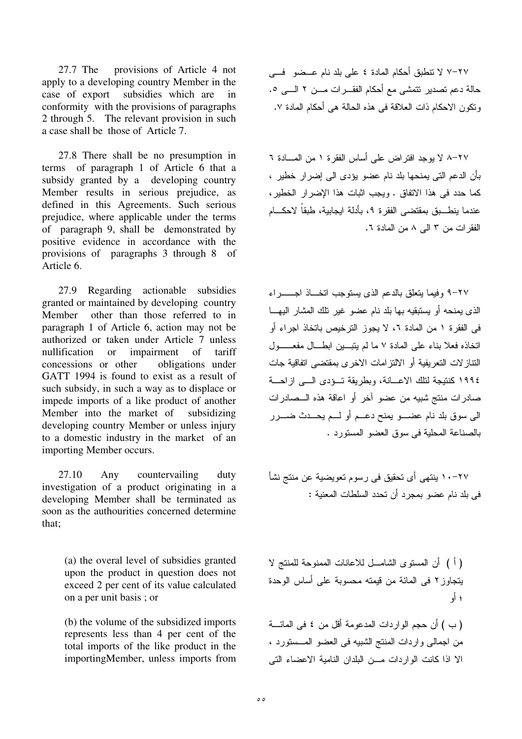27.7 The provisions of Article 4 not apply to a developing country Member in the case of export subsidies which are in conformity with the provisions of paragraphs 2 through 5. The relevant provision in such a case shall be those of Article 7.

27.8 There shall be no presumption in terms of paragraph 1 of Article 6 that a subsidy granted by a developing country Member results in serious prejudice, as defined in this Agreements. Such serious prejudice, where applicable under the terms of paragraph 9, shall be demonstrated by positive evidence in accordance with the provisions of paragraphs 3 through 8 of Article 6.

27.9 Regarding actionable subsidies granted or maintained by developing country Member other than those referred to in paragraph 1 of Article 6, action may not be authorized or taken under Article 7 unless nullification or impairment of tariff concessions or other obligations under GATT 1994 is found to exist as a result of such subsidy, in such a way as to displace or impede imports of a like product of another Member into the market of subsidizing developing country Member or unless injury to a domestic industry in the market of an importing Member occurs.

27.10 Any countervailing duty investigation of a product originating in a developing Member shall be terminated as soon as the authourities concerned determine that;

(a) the overal level of subsidies granted upon the product in question does not exceed 2 per cent of its value calculated on a per unit basis ; or

(b) the volume of the subsidized imports represents less than 4 per cent of the total imports of the like product in the importingMember, unless imports from

٢٧-٧ لا تنطبق أحكام المادة ٤ على بلد نام عضو فى حالة دعم تصدير تتمشى مع أحكام الفقرات من ٢ الى ٥. وتكون الاحكام ذات العلاقة فى هذه الحالة هى أحكام المادة ٧.

٢٧-٨ لا يوجد افتراض على أساس الفقرة ١ من المادة ٦ بأن الدعم التى يمنحها بلد نام عضو يؤدى الى إضرار خطير ، كما حدد فى هذا الاتفاق . ويجب اثبات هذا الإضرار الخطير، عندما ينطبق بمقتضى الفقرة ٩، بأدلة ايجابية، طبقاً لاحكام الفقرات من ٣ الى ٨ من المادة ٦.

٢٧-٩ وفيما يتعلق بالدعم الذى يستوجب اتخاذ اجراء الذى يمنحه أو يستبقيه بها بلد نام عضو غير تلك المشار اليها فى الفقرة ١ من المادة ٦، لا يجوز الترخيص باتخاذ اجراء أو اتخاذه فعلا بناء على المادة ٧ ما لم يتبين ابطال مفعول التنازلات التعريفية أو الالتزامات الاخرى بمقتضى اتفاقية جات ١٩٩٤ كنتيجة لتلك الاعانة، وبطريقة تؤدى الى ازاحة صادرات منتج شبيه من عضو آخر أو اعاقة هذه الصادرات الى سوق بلد نام عضو يمنح دعم أو لم يحدث ضرر بالصناعة المحلية فى سوق العضو المستورد .

٢٧-١٠ ينتهى أى تحقيق فى رسوم تعويضية عن منتج نشأ فى بلد نام عضو بمجرد أن تحدد السلطات المعنية :

( أ ) أن المستوى الشامل للاعانات الممنوحة للمنتج لا يتجاوز ٢ فى المائة من قيمته محسوبة على أساس الوحدة ؛ أو

( ب ) أن حجم الواردات المدعومة أقل من ٤ فى المائة من اجمالى واردات المنتج الشبيه فى العضو المستورد ، الا اذا كانت الواردات من البلدان النامية الاعضاء التى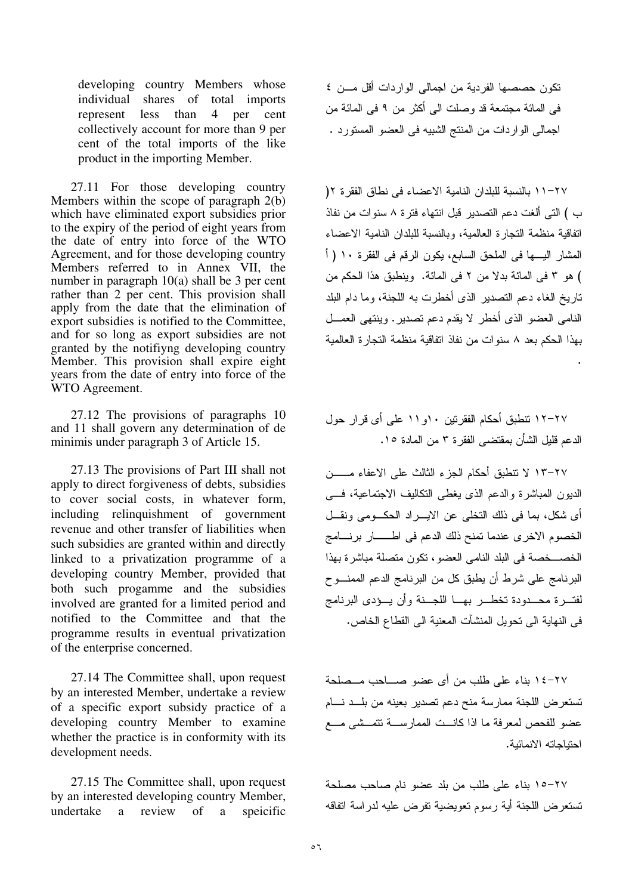developing country Members whose individual shares of total imports represent less than 4 per cent collectively account for more than 9 per cent of the total imports of the like product in the importing Member.

27.11 For those developing country Members within the scope of paragraph 2(b) which have eliminated export subsidies prior to the expiry of the period of eight years from the date of entry into force of the WTO Agreement, and for those developing country Members referred to in Annex VII, the number in paragraph 10(a) shall be 3 per cent rather than 2 per cent. This provision shall apply from the date that the elimination of export subsidies is notified to the Committee, and for so long as export subsidies are not granted by the notifiyng developing country Member. This provision shall expire eight years from the date of entry into force of the WTO Agreement.

27.12 The provisions of paragraphs 10 and 11 shall govern any determination of de minimis under paragraph 3 of Article 15.

27.13 The provisions of Part III shall not apply to direct forgiveness of debts, subsidies to cover social costs, in whatever form, including relinquishment of government revenue and other transfer of liabilities when such subsidies are granted within and directly linked to a privatization programme of a developing country Member, provided that both such progamme and the subsidies involved are granted for a limited period and notified to the Committee and that the programme results in eventual privatization of the enterprise concerned.

27.14 The Committee shall, upon request by an interested Member, undertake a review of a specific export subsidy practice of a developing country Member to examine whether the practice is in conformity with its development needs.

27.15 The Committee shall, upon request by an interested developing country Member, undertake a review of a speicific

تكون حصصها الفردية من اجمالى الواردات أقل من ٤ فى المائة مجتمعة قد وصلت الى أكثر من ٩ فى المائة من اجمالى الواردات من المنتج الشبيه فى العضو المستورد .

٢٧-١١ بالنسبة للبلدان النامية الاعضاء فى نطاق الفقرة ٢( ب ) التى ألغت دعم التصدير قبل انتهاء فترة ٨ سنوات من نفاذ اتفاقية منظمة التجارة العالمية، وبالنسبة للبلدان النامية الاعضاء المشار اليها فى الملحق السابع، يكون الرقم فى الفقرة ١٠ ( أ ) هو ٣ فى المائة بدلا من ٢ فى المائة. وينطبق هذا الحكم من تاريخ الغاء دعم التصدير الذى أخطرت به اللجنة، وما دام البلد النامى العضو الذى أخطر لا يقدم دعم تصدير. وينتهى العمل بهذا الحكم بعد ٨ سنوات من نفاذ اتفاقية منظمة التجارة العالمية .

٢٧-١٢ تنطبق أحكام الفقرتين ١٠و١١ على أى قرار حول الدعم قليل الشأن بمقتضى الفقرة ٣ من المادة ١٥.

٢٧-١٣ لا تنطبق أحكام الجزء الثالث على الاعفاء من الديون المباشرة والدعم الذى يغطى التكاليف الاجتماعية، فى أى شكل، بما فى ذلك التخلى عن الايراد الحكومى ونقل الخصوم الاخرى عندما تمنح ذلك الدعم فى اطار برنامج الخصخصة فى البلد النامى العضو، تكون متصلة مباشرة بهذا البرنامج على شرط أن يطبق كل من البرنامج الدعم الممنوح لفترة محدودة تخطر بها اللجنة وأن يؤدى البرنامج فى النهاية الى تحويل المنشآت المعنية الى القطاع الخاص.

٢٧-١٤ بناء على طلب من أى عضو صاحب مصلحة تستعرض اللجنة ممارسة منح دعم تصدير بعينه من بلد نام عضو للفحص لمعرفة ما اذا كانت الممارسة تتمشى مع احتياجاته الانمائية.

٢٧-١٥ بناء على طلب من بلد عضو نام صاحب مصلحة تستعرض اللجنة أية رسوم تعويضية تفرض عليه لدراسة اتفاقه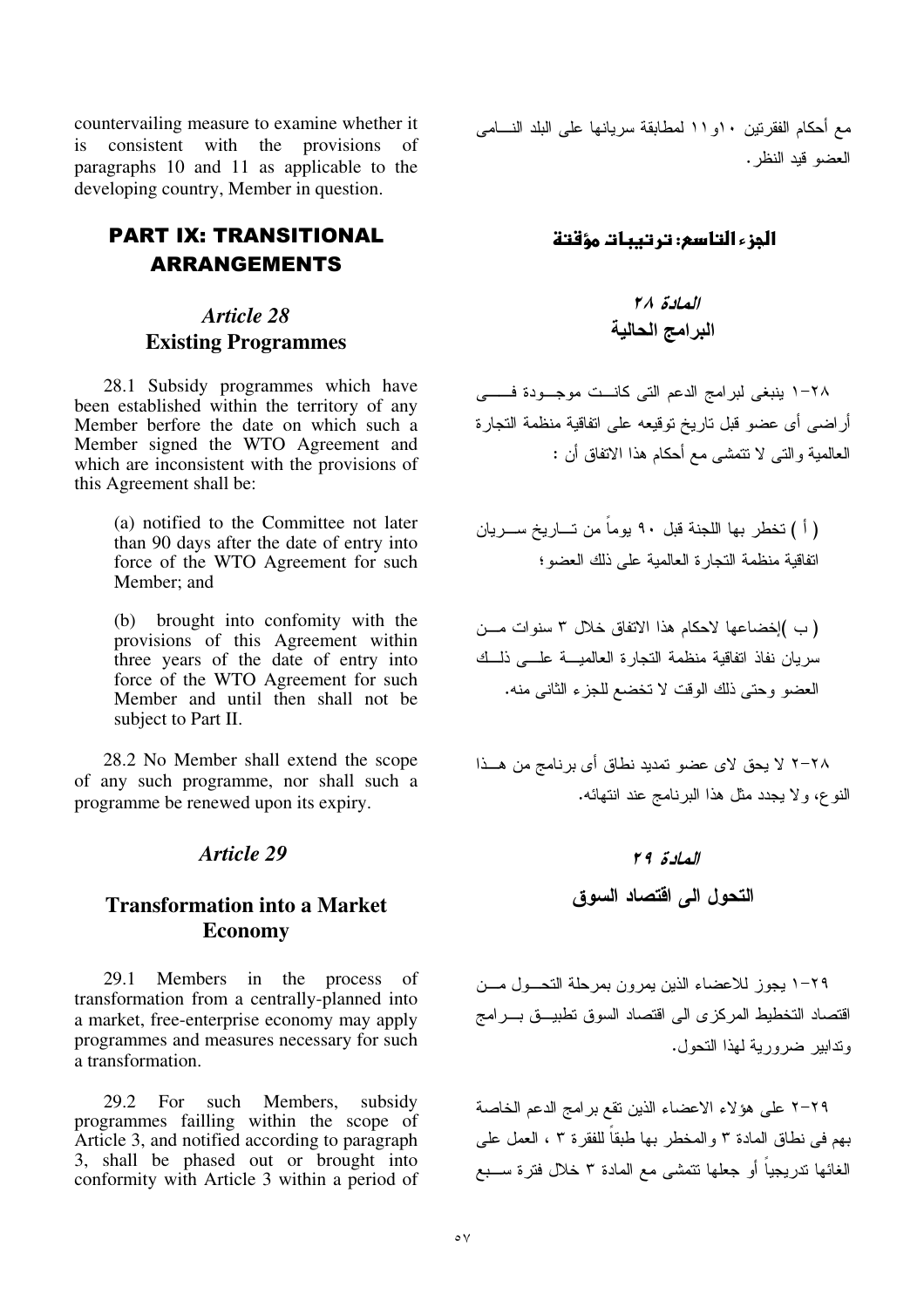countervailing measure to examine whether it is consistent with the provisions of paragraphs 10 and 11 as applicable to the developing country, Member in question.

مع أحكام الفقرتين ١٠و١١ لمطابقة سريانها على البلد النـــامى العضو قيد النظر.

## PART IX: TRANSITIONAL ARRANGEMENTS

## الجزء التاسع: ترتيبات مؤقتة

### *Article 28*
### Existing Programmes

### *المادة ٢٨*
### البرامج الحالية

28.1 Subsidy programmes which have been established within the territory of any Member berfore the date on which such a Member signed the WTO Agreement and which are inconsistent with the provisions of this Agreement shall be:

(a) notified to the Committee not later than 90 days after the date of entry into force of the WTO Agreement for such Member; and

(b) brought into confomity with the provisions of this Agreement within three years of the date of entry into force of the WTO Agreement for such Member and until then shall not be subject to Part II.

28.2 No Member shall extend the scope of any such programme, nor shall such a programme be renewed upon its expiry.

٢٨-١ ينبغى لبرامج الدعم التى كانـــت موجـــودة فـــــى أراضى أى عضو قبل تاريخ توقيعه على اتفاقية منظمة التجارة العالمية والتى لا تتمشى مع أحكام هذا الاتفاق أن :

( أ ) تخطر بها اللجنة قبل ٩٠ يوماً من تـــاريخ ســـريان اتفاقية منظمة التجارة العالمية على ذلك العضو؛

( ب )إخضاعها لاحكام هذا الاتفاق خلال ٣ سنوات مـــن سريان نفاذ اتفاقية منظمة التجارة العالميـــة علـــى ذلـــك العضو وحتى ذلك الوقت لا تخضع للجزء الثانى منه.

٢٨-٢ لا يحق لاى عضو تمديد نطاق أى برنامج من هـــذا النوع، ولا يجدد مثل هذا البرنامج عند انتهائه.

### *Article 29*
### Transformation into a Market Economy

### *المادة ٢٩*
### التحول الى اقتصاد السوق

29.1 Members in the process of transformation from a centrally-planned into a market, free-enterprise economy may apply programmes and measures necessary for such a transformation.

29.2 For such Members, subsidy programmes failling within the scope of Article 3, and notified according to paragraph 3, shall be phased out or brought into conformity with Article 3 within a period of

٢٩-١ يجوز للاعضاء الذين يمرون بمرحلة التحـــول مـــن اقتصاد التخطيط المركزى الى اقتصاد السوق تطبيـــق بـــرامج وتدابير ضرورية لهذا التحول.

٢٩-٢ على هؤلاء الاعضاء الذين تقع برامج الدعم الخاصة بهم فى نطاق المادة ٣ والمخطر بها طبقاً للفقرة ٣ ، العمل على الغائها تدريجياً أو جعلها تتمشى مع المادة ٣ خلال فترة ســـبع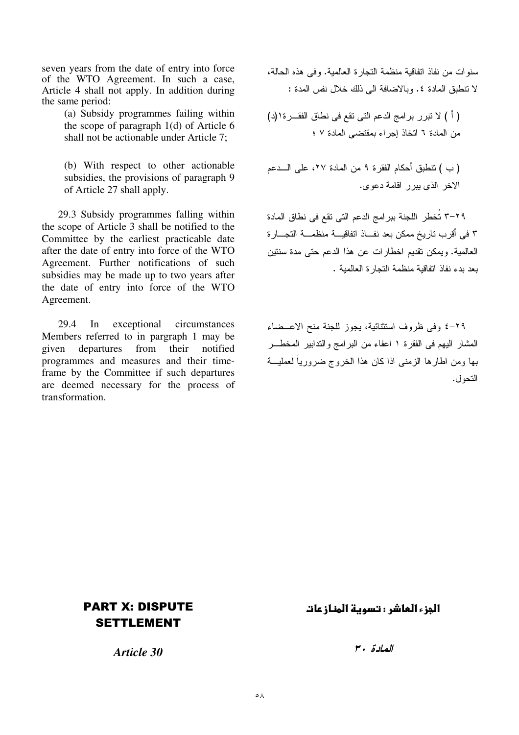seven years from the date of entry into force of the WTO Agreement. In such a case, Article 4 shall not apply. In addition during the same period:

(a) Subsidy programmes failing within the scope of paragraph 1(d) of Article 6 shall not be actionable under Article 7;

(b) With respect to other actionable subsidies, the provisions of paragraph 9 of Article 27 shall apply.

29.3 Subsidy programmes falling within the scope of Article 3 shall be notified to the Committee by the earliest practicable date after the date of entry into force of the WTO Agreement. Further notifications of such subsidies may be made up to two years after the date of entry into force of the WTO Agreement.

29.4 In exceptional circumstances Members referred to in pargraph 1 may be given departures from their notified programmes and measures and their time-frame by the Committee if such departures are deemed necessary for the process of transformation.

سنوات من نفاذ اتفاقية منظمة التجارة العالمية. وفى هذه الحالة، لا تنطبق المادة ٤. وبالاضافة الى ذلك خلال نفس المدة :

( أ ) لا تبرر برامج الدعم التى تقع فى نطاق الفقرة١(د) من المادة ٦ اتخاذ إجراء بمقتضى المادة ٧ ؛

( ب ) تنطبق أحكام الفقرة ٩ من المادة ٢٧، على الدعم الاخر الذى يبرر اقامة دعوى.

٢٩-٣ تُخطر اللجنة ببرامج الدعم التى تقع فى نطاق المادة ٣ فى أقرب تاريخ ممكن بعد نفاذ اتفاقية منظمة التجارة العالمية. ويمكن تقديم اخطارات عن هذا الدعم حتى مدة سنتين بعد بدء نفاذ اتفاقية منظمة التجارة العالمية .

٢٩-٤ وفى ظروف استثنائية، يجوز للجنة منح الاعضاء المشار اليهم فى الفقرة ١ اعفاء من البرامج والتدابير المخطر بها ومن اطارها الزمنى اذا كان هذا الخروج ضرورياً لعملية التحول.

## PART X: DISPUTE SETTLEMENT

## الجزء العاشر : تسوية المنازعات

### *Article 30*

### *المادة ٣٠*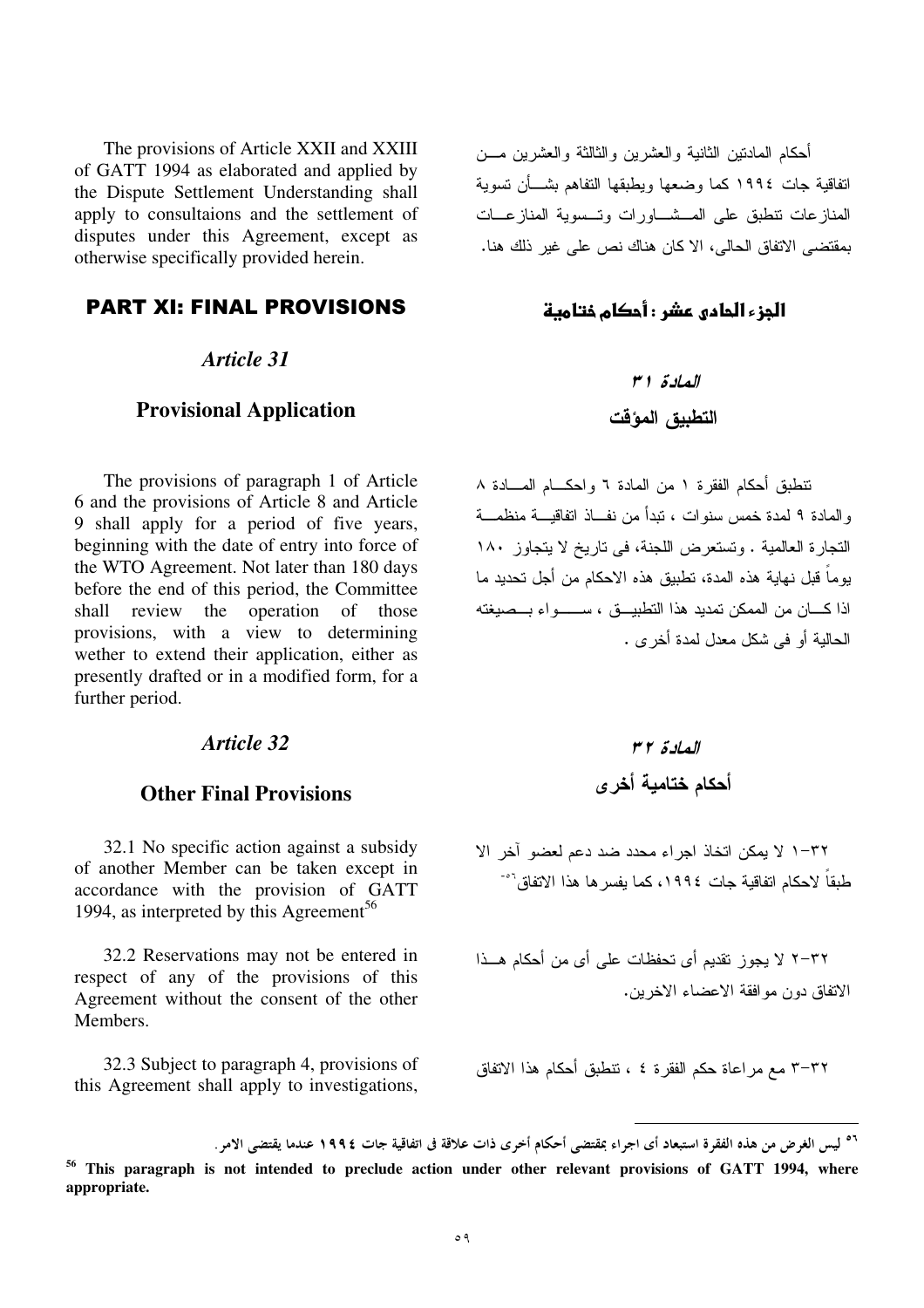The provisions of Article XXII and XXIII of GATT 1994 as elaborated and applied by the Dispute Settlement Understanding shall apply to consultaions and the settlement of disputes under this Agreement, except as otherwise specifically provided herein.

أحكام المادتين الثانية والعشرين والثالثة والعشرين من اتفاقية جات ١٩٩٤ كما وضعها ويطبقها التفاهم بشأن تسوية المنازعات تنطبق على المشاورات وتسوية المنازعات بمقتضى الاتفاق الحالى، الا كان هناك نص على غير ذلك هنا.

## PART XI: FINAL PROVISIONS

## الجزء الحادى عشر : أحكام ختامية

### *Article 31*

### Provisional Application

### *المادة ٣١*

### التطبيق المؤقت

The provisions of paragraph 1 of Article 6 and the provisions of Article 8 and Article 9 shall apply for a period of five years, beginning with the date of entry into force of the WTO Agreement. Not later than 180 days before the end of this period, the Committee shall review the operation of those provisions, with a view to determining wether to extend their application, either as presently drafted or in a modified form, for a further period.

تنطبق أحكام الفقرة ١ من المادة ٦ واحكام المادة ٨ والمادة ٩ لمدة خمس سنوات ، تبدأ من نفاذ اتفاقية منظمة التجارة العالمية . وتستعرض اللجنة، فى تاريخ لا يتجاوز ١٨٠ يوماً قبل نهاية هذه المدة، تطبيق هذه الاحكام من أجل تحديد ما اذا كان من الممكن تمديد هذا التطبيق ، سواء بصيغته الحالية أو فى شكل معدل لمدة أخرى .

### *Article 32*

### Other Final Provisions

### *المادة ٣٢*

### أحكام ختامية أخرى

32.1 No specific action against a subsidy of another Member can be taken except in accordance with the provision of GATT 1994, as interpreted by this Agreement[56]

٣٢-١ لا يمكن اتخاذ اجراء محدد ضد دعم لعضو آخر الا طبقاً لاحكام اتفاقية جات ١٩٩٤، كما يفسرها هذا الاتفاق[٥٦]

32.2 Reservations may not be entered in respect of any of the provisions of this Agreement without the consent of the other Members.

٣٢-٢ لا يجوز تقديم أى تحفظات على أى من أحكام هذا الاتفاق دون موافقة الاعضاء الاخرين.

32.3 Subject to paragraph 4, provisions of this Agreement shall apply to investigations,

٣٢-٣ مع مراعاة حكم الفقرة ٤ ، تنطبق أحكام هذا الاتفاق

---

[٥٦] **ليس الغرض من هذه الفقرة استبعاد أى اجراء بمقتضى أحكام أخرى ذات علاقة فى اتفاقية جات ١٩٩٤ عندما يقتضى الامر.**

[56] **This paragraph is not intended to preclude action under other relevant provisions of GATT 1994, where appropriate.**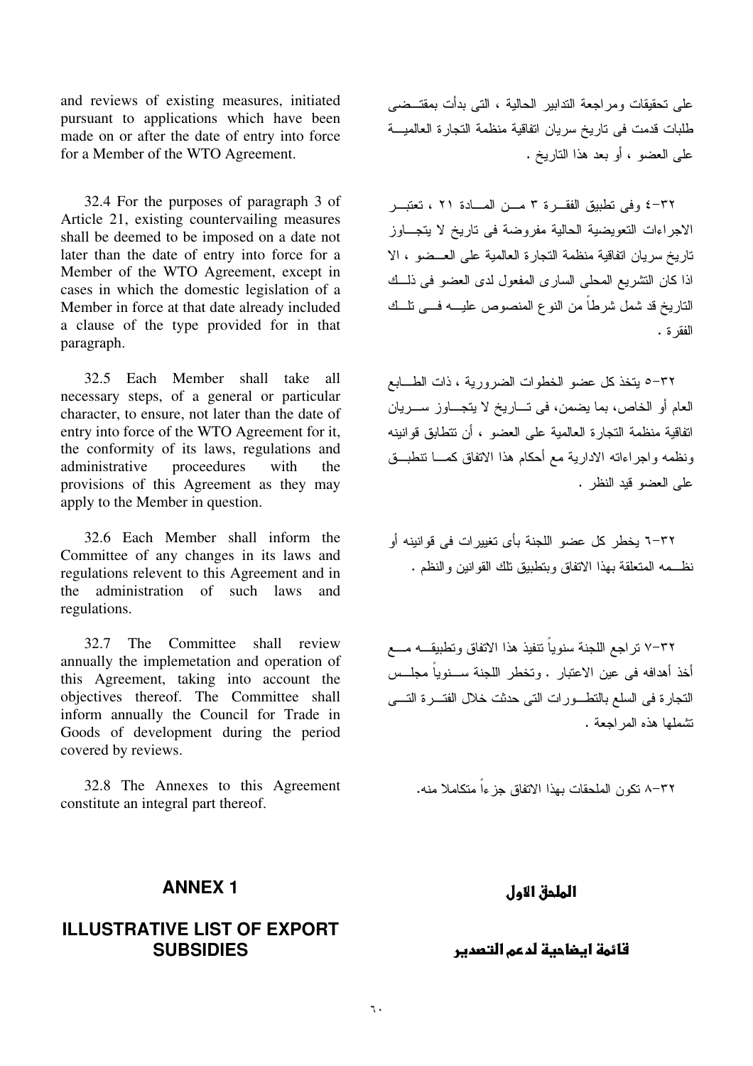and reviews of existing measures, initiated pursuant to applications which have been made on or after the date of entry into force for a Member of the WTO Agreement.

على تحقيقات ومراجعة التدابير الحالية ، التى بدأت بمقتضى طلبات قدمت فى تاريخ سريان اتفاقية منظمة التجارة العالمية على العضو ، أو بعد هذا التاريخ .

32.4 For the purposes of paragraph 3 of Article 21, existing countervailing measures shall be deemed to be imposed on a date not later than the date of entry into force for a Member of the WTO Agreement, except in cases in which the domestic legislation of a Member in force at that date already included a clause of the type provided for in that paragraph.

٣٢-٤ وفى تطبيق الفقرة ٣ من المادة ٢١ ، تعتبر الاجراءات التعويضية الحالية مفروضة فى تاريخ لا يتجاوز تاريخ سريان اتفاقية منظمة التجارة العالمية على العضو ، الا اذا كان التشريع المحلى السارى المفعول لدى العضو فى ذلك التاريخ قد شمل شرطاً من النوع المنصوص عليه فى تلك الفقرة .

32.5 Each Member shall take all necessary steps, of a general or particular character, to ensure, not later than the date of entry into force of the WTO Agreement for it, the conformity of its laws, regulations and administrative proceedures with the provisions of this Agreement as they may apply to the Member in question.

٣٢-٥ يتخذ كل عضو الخطوات الضرورية ، ذات الطابع العام أو الخاص، بما يضمن، فى تاريخ لا يتجاوز سريان اتفاقية منظمة التجارة العالمية على العضو ، أن تتطابق قوانينه ونظمه واجراءاته الادارية مع أحكام هذا الاتفاق كما تنطبق على العضو قيد النظر .

32.6 Each Member shall inform the Committee of any changes in its laws and regulations relevent to this Agreement and in the administration of such laws and regulations.

٣٢-٦ يخطر كل عضو اللجنة بأى تغييرات فى قوانينه أو نظمه المتعلقة بهذا الاتفاق وبتطبيق تلك القوانين والنظم .

32.7 The Committee shall review annually the implemetation and operation of this Agreement, taking into account the objectives thereof. The Committee shall inform annually the Council for Trade in Goods of development during the period covered by reviews.

٣٢-٧ تراجع اللجنة سنوياً تنفيذ هذا الاتفاق وتطبيقه مع أخذ أهدافه فى عين الاعتبار . وتخطر اللجنة سنوياً مجلس التجارة فى السلع بالتطورات التى حدثت خلال الفترة التى تشملها هذه المراجعة .

32.8 The Annexes to this Agreement constitute an integral part thereof.

٣٢-٨ تكون الملحقات بهذا الاتفاق جزءاً متكاملا منه.

## ANNEX 1

## الملحق الاول

## ILLUSTRATIVE LIST OF EXPORT SUBSIDIES

## قائمة ايضاحية لدعم التصدير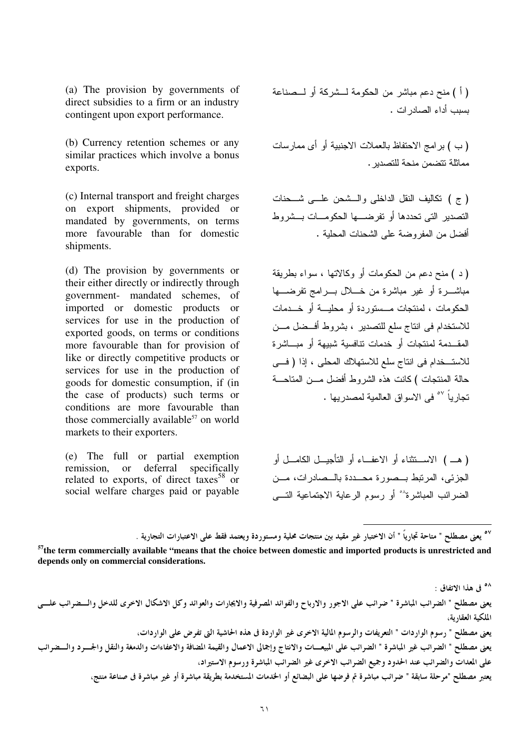(a) The provision by governments of direct subsidies to a firm or an industry contingent upon export performance.

(b) Currency retention schemes or any similar practices which involve a bonus exports.

(c) Internal transport and freight charges on export shipments, provided or mandated by governments, on terms more favourable than for domestic shipments.

(d) The provision by governments or their either directly or indirectly through government- mandated schemes, of imported or domestic products or services for use in the production of exported goods, on terms or conditions more favourable than for provision of like or directly competitive products or services for use in the production of goods for domestic consumption, if (in the case of products) such terms or conditions are more favourable than those commercially available[57] on world markets to their exporters.

(e) The full or partial exemption remission, or deferral specifically related to exports, of direct taxes[58] or social welfare charges paid or payable

( أ ) منح دعم مباشر من الحكومة لـشركة أو لـصناعة بسبب أداء الصادرات .

( ب ) برامج الاحتفاظ بالعملات الاجنبية أو أى ممارسات مماثلة تتضمن منحة للتصدير.

( ج ) تكاليف النقل الداخلى والـشحن علـى شـحنات التصدير التى تحددها أو تفرضـها الحكومـات بـشروط أفضل من المفروضة على الشحنات المحلية .

( د ) منح دعم من الحكومات أو وكالاتها ، سواء بطريقة مباشـرة أو غير مباشرة من خـلال بـرامج تفرضـها الحكومات ، لمنتجات مـستوردة أو محليـة أو خـدمات للاستخدام فى انتاج سلع للتصدير ، بشروط أفـضل مـن المقـدمة لمنتجات أو خدمات تنافسية شبيهة أو مبـاشرة للاستـخدام فى انتاج سلع للاستهلاك المحلى ، إذا ( فـى حالة المنتجات ) كانت هذه الشروط أفضل مـن المتاحـة تجارياً [٥٧] فى الاسواق العالمية لمصدريها .

( هـ ) الاسـتثناء أو الاعفـاء أو التأجيـل الكامـل أو الجزئى، المرتبط بـصورة محـددة بالـصادرات، مـن الضرائب المباشرة[٥٨] أو رسوم الرعاية الاجتماعية التـى

---

[٥٧] يعنى مصطلح " متاحة تجارياً " أن الاختيار غير مقيد بين منتجات محلية ومستوردة ويعتمد فقط على الاعتبارات التجارية .

**[57] the term commercially available "means that the choice between domestic and imported products is unrestricted and depends only on commercial considerations.**

[٥٨] فى هذا الاتفاق :

يعنى مصطلح " الضرائب المباشرة " ضرائب على الاجور والارباح والفوائد المصرفية والايجارات والعوائد وكل الاشكال الاخرى للدخل والـضرائب علـى الملكية العقارية،

يعنى مصطلح " رسوم الواردات " التعريفات والرسوم المالية الاخرى غير الواردة فى هذه الحاشية التى تفرض على الواردات،

يعنى مصطلح " الضرائب غير المباشرة " الضرائب على المبيعـات والانتاج وإجمالى الاعمال والقيمة المضافة والاعفاءات والدمغة والنقل والجـرد والـضرائب على المعدات والضرائب عند الحدود وجميع الضرائب الاخرى غير الضرائب المباشرة ورسوم الاستيراد،

يعتبر مصطلح "مرحلة سابقة " ضرائب مباشرة تم فرضها على البضائع أو الخدمات المستخدمة بطريقة مباشرة أو غير مباشرة فى صناعة منتج،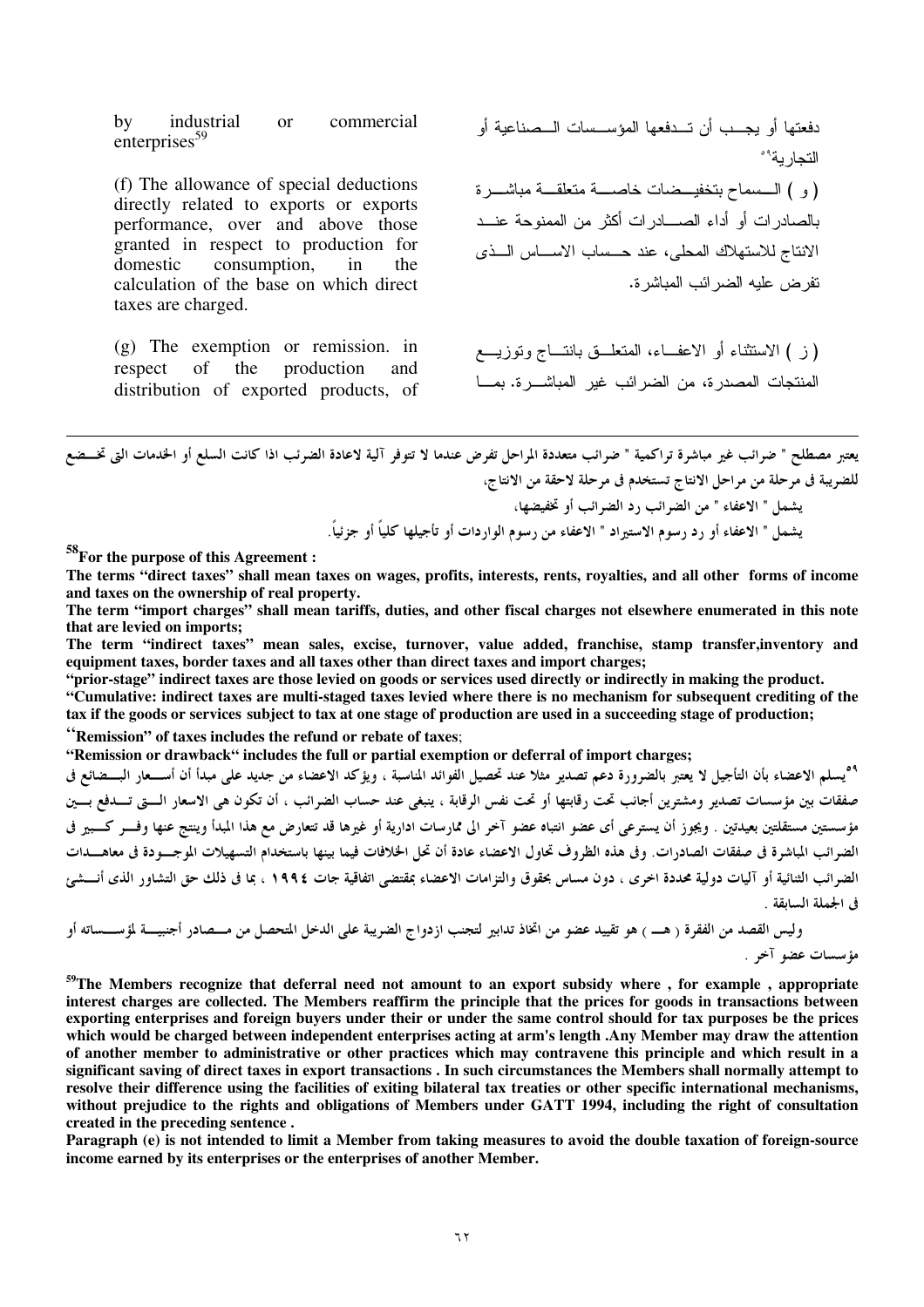by industrial or commercial enterprises[59]

دفعتها أو يجـب أن تـدفعها المؤسسـات الـصناعية أو التجارية[٥٩]

(f) The allowance of special deductions directly related to exports or exports performance, over and above those granted in respect to production for domestic consumption, in the calculation of the base on which direct taxes are charged.

( و ) الـسماح بتخفيـضات خاصـة متعلقـة مباشـرة بالصادرات أو أداء الصـادرات أكثر من الممنوحة عنـد الانتاج للاستهلاك المحلى، عند حـساب الاسـاس الـذى تفرض عليه الضرائب المباشرة.

(g) The exemption or remission. in respect of the production and distribution of exported products, of

( ز ) الاستثناء أو الاعفـاء، المتعلـق بانتـاج وتوزيـع المنتجات المصدرة، من الضرائب غير المباشـرة. بمـا

---

يعتبر مصطلح " ضرائب غير مباشرة تراكمية " ضرائب متعددة المراحل تفرض عندما لا تتوفر آلية لاعادة الضرائب اذا كانت السلع أو الخدمات التى تخـضع للضريبة فى مرحلة من مراحل الانتاج تستخدم فى مرحلة لاحقة من الانتاج،

يشمل " الاعفاء " من الضرائب رد الضرائب أو تخفيضها،

يشمل " الاعفاء أو رد رسوم الاستيراد " الاعفاء من رسوم الواردات أو تأجيلها كلياً أو جزئياً.

**[58]For the purpose of this Agreement :**

**The terms "direct taxes" shall mean taxes on wages, profits, interests, rents, royalties, and all other forms of income and taxes on the ownership of real property.**

**The term "import charges" shall mean tariffs, duties, and other fiscal charges not elsewhere enumerated in this note that are levied on imports;**

**The term "indirect taxes" mean sales, excise, turnover, value added, franchise, stamp transfer,inventory and equipment taxes, border taxes and all taxes other than direct taxes and import charges;**

**"prior-stage" indirect taxes are those levied on goods or services used directly or indirectly in making the product.**

**"Cumulative: indirect taxes are multi-staged taxes levied where there is no mechanism for subsequent crediting of the tax if the goods or services subject to tax at one stage of production are used in a succeeding stage of production;**

**"Remission" of taxes includes the refund or rebate of taxes**;

**"Remission or drawback" includes the full or partial exemption or deferral of import charges;**

[٥٩]يسلم الاعضاء بأن التأجيل لا يعتبر بالضرورة دعم تصدير مثلا عند تحصيل الفوائد المناسبة ، ويؤكد الاعضاء من جديد على مبدأ أن أسـعار البـضائع فى صفقات بين مؤسسات تصدير ومشترين أجانب تحت رقابتها أو تحت نفس الرقابة ، ينبغى عند حساب الضرائب ، أن تكون هى الاسعار الـتى تـدفع بـين مؤسستين مستقلتين بعيدتين . ويجوز أن يسترعى أى عضو انتباه عضو آخر الى ممارسات ادارية أو غيرها قد تتعارض مع هذا المبدأ وينتج عنها وفـر كـبير فى الضرائب المباشرة فى صفقات الصادرات. وفى هذه الظروف تحاول الاعضاء عادة أن تحل الخلافات فيما بينها باستخدام التسهيلات الموجـودة فى معاهـدات الضرائب الثنائية أو آليات دولية محددة اخرى ، دون مساس بحقوق والتزامات الاعضاء بمقتضى اتفاقية جات ١٩٩٤ ، بما فى ذلك حق التشاور الذى أنـشئ فى الجملة السابقة .

وليس القصد من الفقرة ( هـ ) هو تقييد عضو من اتخاذ تدابير لتجنب ازدواج الضريبة على الدخل المتحصل من مـصادر أجنبيـة لمؤسـساته أو مؤسسات عضو آخر .

**[59]The Members recognize that deferral need not amount to an export subsidy where , for example , appropriate interest charges are collected. The Members reaffirm the principle that the prices for goods in transactions between exporting enterprises and foreign buyers under their or under the same control should for tax purposes be the prices which would be charged between independent enterprises acting at arm's length .Any Member may draw the attention of another member to administrative or other practices which may contravene this principle and which result in a significant saving of direct taxes in export transactions . In such circumstances the Members shall normally attempt to resolve their difference using the facilities of exiting bilateral tax treaties or other specific international mechanisms, without prejudice to the rights and obligations of Members under GATT 1994, including the right of consultation created in the preceding sentence .**

**Paragraph (e) is not intended to limit a Member from taking measures to avoid the double taxation of foreign-source income earned by its enterprises or the enterprises of another Member.**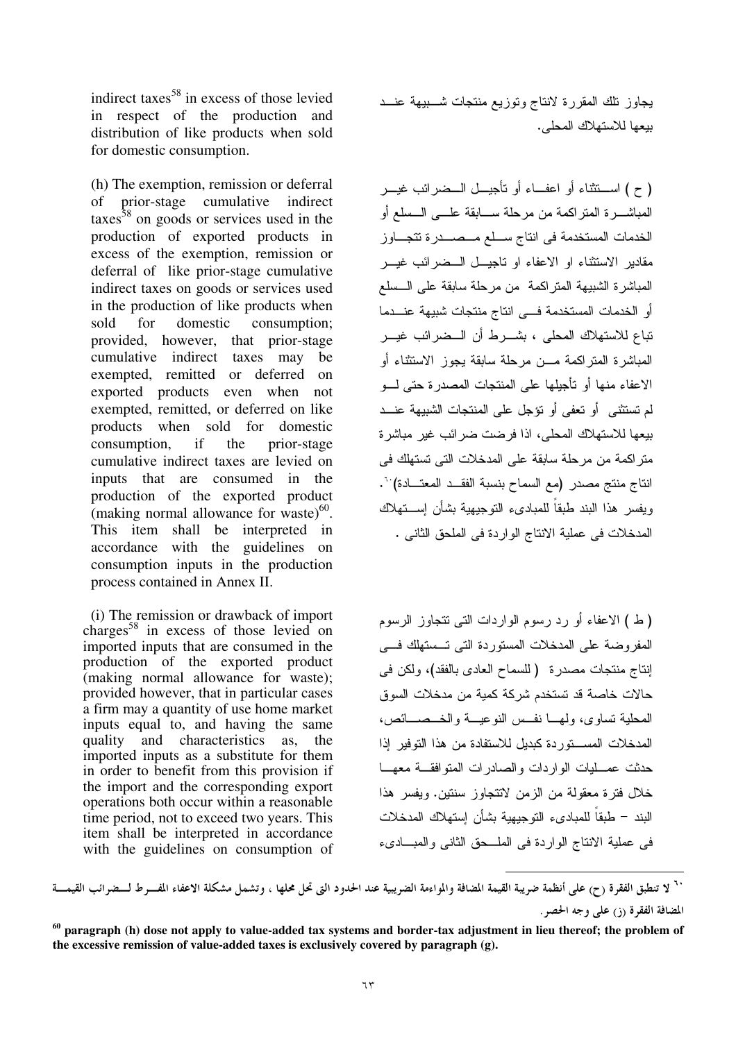indirect taxes[58] in excess of those levied in respect of the production and distribution of like products when sold for domestic consumption.

يجاوز تلك المقررة لانتاج وتوزيع منتجات شبيهة عند بيعها للاستهلاك المحلى.

(h) The exemption, remission or deferral of prior-stage cumulative indirect taxes[58] on goods or services used in the production of exported products in excess of the exemption, remission or deferral of like prior-stage cumulative indirect taxes on goods or services used in the production of like products when sold for domestic consumption; provided, however, that prior-stage cumulative indirect taxes may be exempted, remitted or deferred on exported products even when not exempted, remitted, or deferred on like products when sold for domestic consumption, if the prior-stage cumulative indirect taxes are levied on inputs that are consumed in the production of the exported product (making normal allowance for waste)[60]. This item shall be interpreted in accordance with the guidelines on consumption inputs in the production process contained in Annex II.

( ح ) استثناء أو اعفاء أو تأجيل الضرائب غير المباشرة المتراكمة من مرحلة سابقة على السلع أو الخدمات المستخدمة فى انتاج سلع مصدرة تتجاوز مقادير الاستثناء او الاعفاء او تاجيل الضرائب غير المباشرة الشبيهة المتراكمة من مرحلة سابقة على السلع أو الخدمات المستخدمة فى انتاج منتجات شبيهة عندما تباع للاستهلاك المحلى ، بشرط أن الضرائب غير المباشرة المتراكمة من مرحلة سابقة يجوز الاستثناء أو الاعفاء منها أو تأجيلها على المنتجات المصدرة حتى لو لم تستثنى أو تعفى أو تؤجل على المنتجات الشبيهة عند بيعها للاستهلاك المحلى، اذا فرضت ضرائب غير مباشرة متراكمة من مرحلة سابقة على المدخلات التى تستهلك فى انتاج منتج مصدر (مع السماح بنسبة الفقد المعتادة)[٦٠]. ويفسر هذا البند طبقاً للمبادىء التوجيهية بشأن إستهلاك المدخلات فى عملية الانتاج الواردة فى الملحق الثانى .

(i) The remission or drawback of import charges[58] in excess of those levied on imported inputs that are consumed in the production of the exported product (making normal allowance for waste); provided however, that in particular cases a firm may a quantity of use home market inputs equal to, and having the same quality and characteristics as, the imported inputs as a substitute for them in order to benefit from this provision if the import and the corresponding export operations both occur within a reasonable time period, not to exceed two years. This item shall be interpreted in accordance with the guidelines on consumption of

( ط ) الاعفاء أو رد رسوم الواردات التى تتجاوز الرسوم المفروضة على المدخلات المستوردة التى تستهلك فى إنتاج منتجات مصدرة ( للسماح العادى بالفقد)، ولكن فى حالات خاصة قد تستخدم شركة كمية من مدخلات السوق المحلية تساوى، ولها نفس النوعية والخصائص، المدخلات المستوردة كبديل للاستفادة من هذا التوفير إذا حدثت عمليات الواردات والصادرات المتوافقة معها خلال فترة معقولة من الزمن لاتتجاوز سنتين. ويفسر هذا البند – طبقاً للمبادىء التوجيهية بشأن إستهلاك المدخلات فى عملية الانتاج الواردة فى الملحق الثانى والمبادىء

---

[٦٠] لا تنطبق الفقرة (ح) على أنظمة ضريبة القيمة المضافة والمواءمة الضريبية عند الحدود التى تحل محلها ، وتشمل مشكلة الاعفاء المفرط لضرائب القيمة المضافة الفقرة (ز) على وجه الحصر.

[60] **paragraph (h) dose not apply to value-added tax systems and border-tax adjustment in lieu thereof; the problem of the excessive remission of value-added taxes is exclusively covered by paragraph (g).**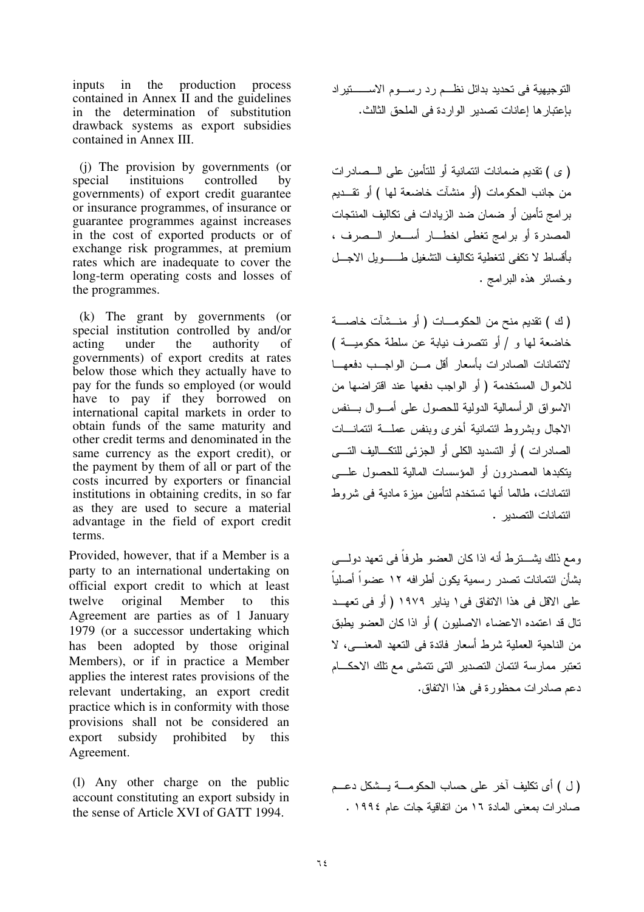inputs in the production process contained in Annex II and the guidelines in the determination of substitution drawback systems as export subsidies contained in Annex III.

التوجيهية فى تحديد بدائل نظـم رد رسـوم الاسـتيراد بإعتبارها إعانات تصدير الواردة فى الملحق الثالث.

(j) The provision by governments (or special instituions controlled by governments) of export credit guarantee or insurance programmes, of insurance or guarantee programmes against increases in the cost of exported products or of exchange risk programmes, at premium rates which are inadequate to cover the long-term operating costs and losses of the programmes.

( ى ) تقديم ضمانات ائتمانية أو للتأمين على الـصادرات من جانب الحكومات (أو منشآت خاضعة لها ) أو تقـديم برامج تأمين أو ضمان ضد الزيادات فى تكاليف المنتجات المصدرة أو برامج تغطى اخطـار أسـعار الـصرف ، بأقساط لا تكفى لتغطية تكاليف التشغيل طـويل الاجـل وخسائر هذه البرامج .

(k) The grant by governments (or special institution controlled by and/or acting under the authority of governments) of export credits at rates below those which they actually have to pay for the funds so employed (or would have to pay if they borrowed on international capital markets in order to obtain funds of the same maturity and other credit terms and denominated in the same currency as the export credit), or the payment by them of all or part of the costs incurred by exporters or financial institutions in obtaining credits, in so far as they are used to secure a material advantage in the field of export credit terms.

( ك ) تقديم منح من الحكومـات ( أو منـشآت خاصـة خاضعة لها و / أو تتصرف نيابة عن سلطة حكوميـة ) لائتمانات الصادرات بأسعار أقل مـن الواجـب دفعهـا للاموال المستخدمة ( أو الواجب دفعها عند اقتراضها من الاسواق الرأسمالية الدولية للحصول على أمـوال بـنفس الاجال وبشروط ائتمانية أخرى وبنفس عملـة ائتمانـات الصادرات ) أو التسديد الكلى أو الجزئى للتكـاليف التـى يتكبدها المصدرون أو المؤسسات المالية للحصول علـى ائتمانات، طالما أنها تستخدم لتأمين ميزة مادية فى شروط ائتمانات التصدير .

Provided, however, that if a Member is a party to an international undertaking on official export credit to which at least twelve original Member to this Agreement are parties as of 1 January 1979 (or a successor undertaking which has been adopted by those original Members), or if in practice a Member applies the interest rates provisions of the relevant undertaking, an export credit practice which is in conformity with those provisions shall not be considered an export subsidy prohibited by this Agreement.

ومع ذلك يشـترط أنه اذا كان العضو طرفاً فى تعهد دولـى بشأن ائتمانات تصدر رسمية يكون أطرافه ١٢ عضواً أصلياً على الاقل فى هذا الاتفاق فى١ يناير ١٩٧٩ ( أو فى تعهـد تال قد اعتمده الاعضاء الاصليون ) أو اذا كان العضو يطبق من الناحية العملية شرط أسعار فائدة فى التعهد المعنـى، لا تعتبر ممارسة ائتمان التصدير التى تتمشى مع تلك الاحكـام دعم صادرات محظورة فى هذا الاتفاق.

(l) Any other charge on the public account constituting an export subsidy in the sense of Article XVI of GATT 1994.

( ل ) أى تكليف آخر على حساب الحكومـة يـشكل دعـم صادرات بمعنى المادة ١٦ من اتفاقية جات عام ١٩٩٤ .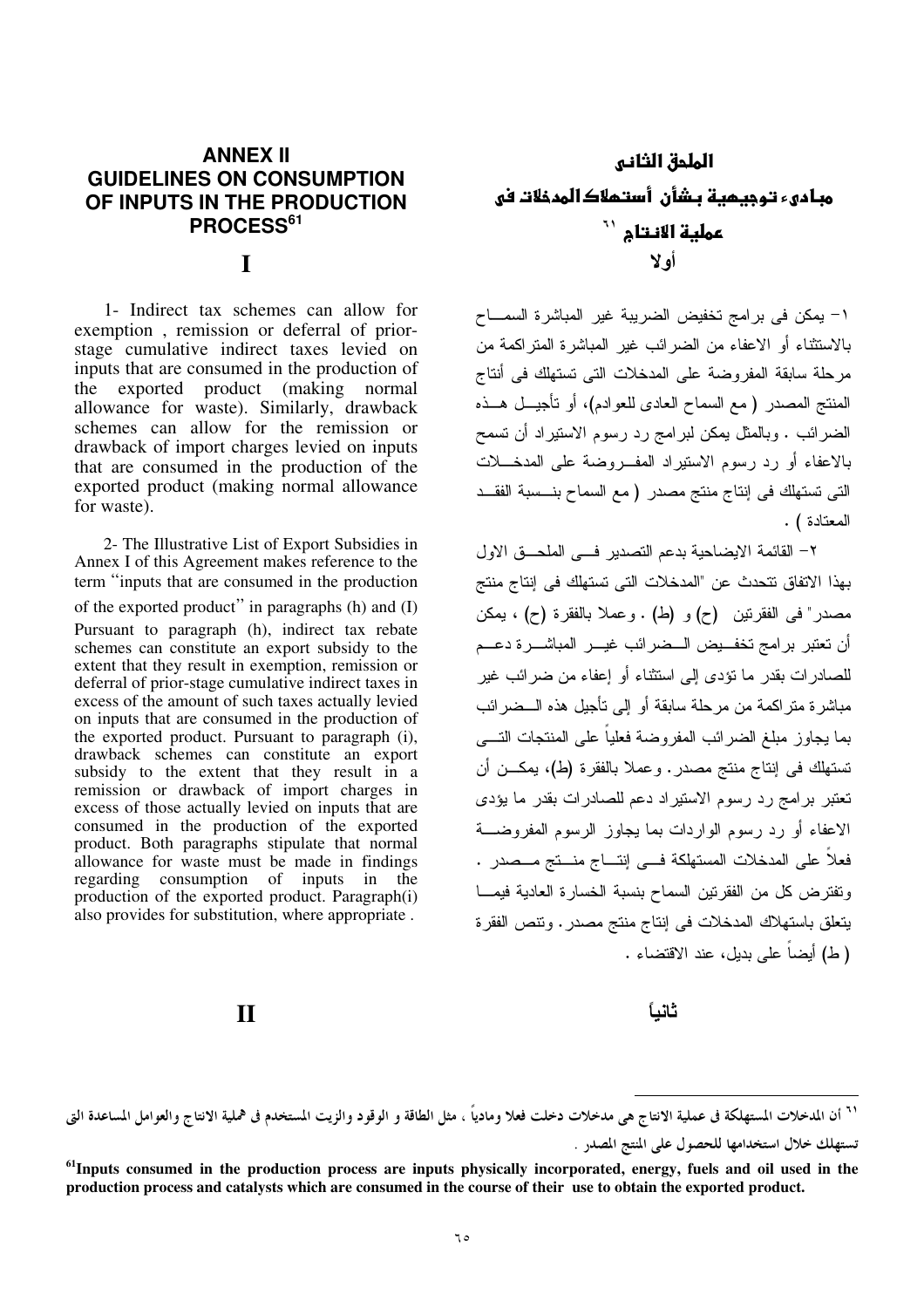# ANNEX II
# GUIDELINES ON CONSUMPTION OF INPUTS IN THE PRODUCTION PROCESS[61]

## I

1- Indirect tax schemes can allow for exemption , remission or deferral of prior-stage cumulative indirect taxes levied on inputs that are consumed in the production of the exported product (making normal allowance for waste). Similarly, drawback schemes can allow for the remission or drawback of import charges levied on inputs that are consumed in the production of the exported product (making normal allowance for waste).

2- The Illustrative List of Export Subsidies in Annex I of this Agreement makes reference to the term "inputs that are consumed in the production of the exported product" in paragraphs (h) and (I) Pursuant to paragraph (h), indirect tax rebate schemes can constitute an export subsidy to the extent that they result in exemption, remission or deferral of prior-stage cumulative indirect taxes in excess of the amount of such taxes actually levied on inputs that are consumed in the production of the exported product. Pursuant to paragraph (i), drawback schemes can constitute an export subsidy to the extent that they result in a remission or drawback of import charges in excess of those actually levied on inputs that are consumed in the production of the exported product. Both paragraphs stipulate that normal allowance for waste must be made in findings regarding consumption of inputs in the production of the exported product. Paragraph(i) also provides for substitution, where appropriate .

## II

# الملحق الثانى
# مبادىء توجيهية بشأن أستهلاك المدخلات فى عملية الانتاج [٦١]

## أولا

١- يمكن فى برامج تخفيض الضريبة غير المباشرة السماح بالاستثناء أو الاعفاء من الضرائب غير المباشرة المتراكمة من مرحلة سابقة المفروضة على المدخلات التى تستهلك فى أنتاج المنتج المصدر ( مع السماح العادى للعوادم)، أو تأجيل هذه الضرائب . وبالمثل يمكن لبرامج رد رسوم الاستيراد أن تسمح بالاعفاء أو رد رسوم الاستيراد المفروضة على المدخلات التى تستهلك فى إنتاج منتج مصدر ( مع السماح بنسبة الفقد المعتادة ) .

٢- القائمة الايضاحية بدعم التصدير فى الملحق الاول بهذا الاتفاق تتحدث عن "المدخلات التى تستهلك فى إنتاج منتج مصدر" فى الفقرتين (ح) و (ط) . وعملا بالفقرة (ح) ، يمكن أن تعتبر برامج تخفيض الضرائب غير المباشرة دعم للصادرات بقدر ما تؤدى إلى استثناء أو إعفاء من ضرائب غير مباشرة متراكمة من مرحلة سابقة أو إلى تأجيل هذه الضرائب بما يجاوز مبلغ الضرائب المفروضة فعلياً على المنتجات التى تستهلك فى إنتاج منتج مصدر. وعملا بالفقرة (ط)، يمكن أن تعتبر برامج رد رسوم الاستيراد دعم للصادرات بقدر ما يؤدى الاعفاء أو رد رسوم الواردات بما يجاوز الرسوم المفروضة فعلاً على المدخلات المستهلكة فى إنتاج منتج مصدر . وتفترض كل من الفقرتين السماح بنسبة الخسارة العادية فيما يتعلق باستهلاك المدخلات فى إنتاج منتج مصدر. وتنص الفقرة ( ط) أيضاً على بديل، عند الاقتضاء .

## ثانياً

[٦١] أن المدخلات المستهلكة فى عملية الانتاج هى مدخلات دخلت فعلا ومادياً ، مثل الطاقة و الوقود والزيت المستخدم فى عملية الانتاج والعوامل المساعدة التى تستهلك خلال استخدامها للحصول على المنتج المصدر .

[61] **Inputs consumed in the production process are inputs physically incorporated, energy, fuels and oil used in the production process and catalysts which are consumed in the course of their use to obtain the exported product.**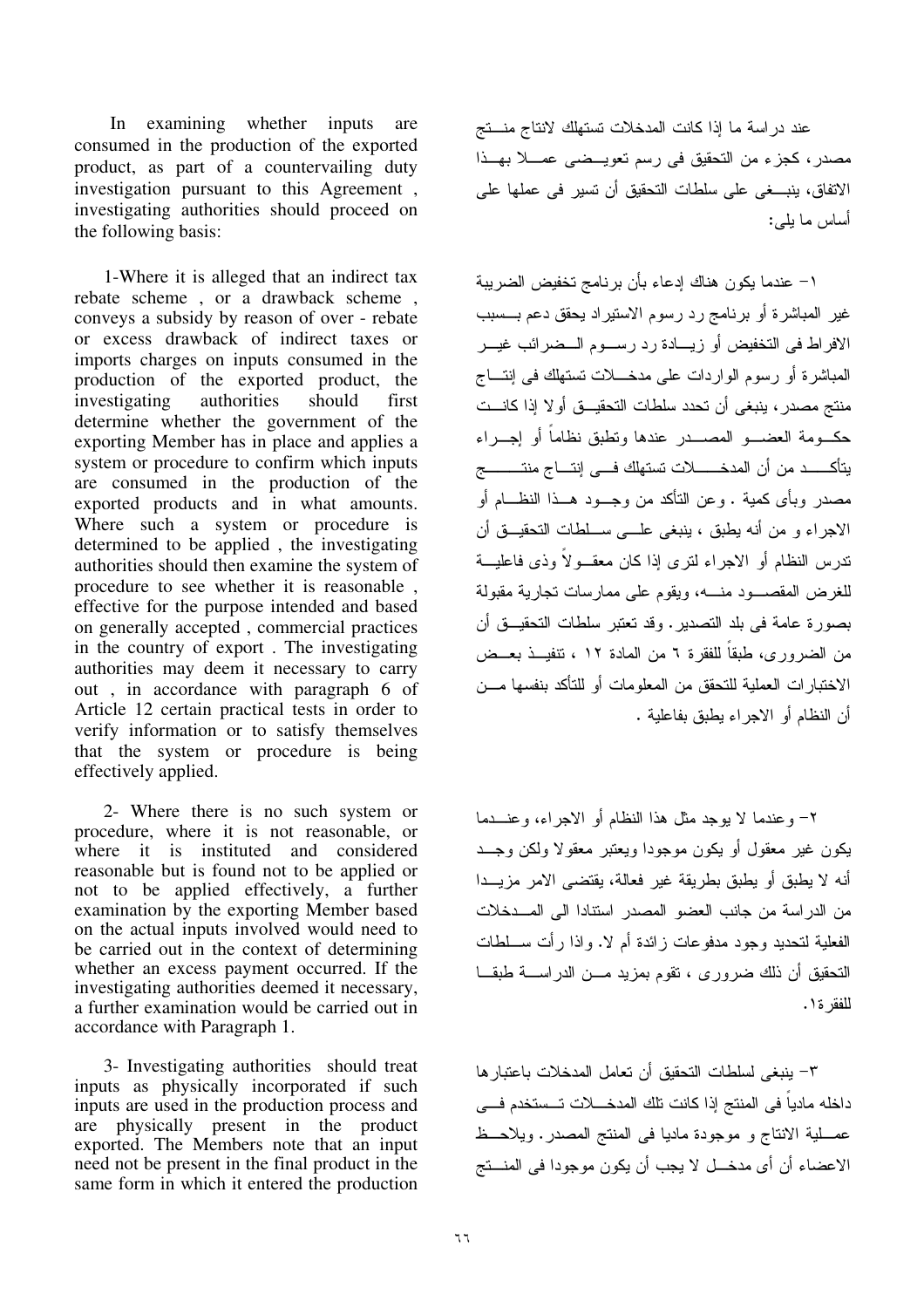In examining whether inputs are consumed in the production of the exported product, as part of a countervailing duty investigation pursuant to this Agreement , investigating authorities should proceed on the following basis:

1-Where it is alleged that an indirect tax rebate scheme , or a drawback scheme , conveys a subsidy by reason of over - rebate or excess drawback of indirect taxes or imports charges on inputs consumed in the production of the exported product, the investigating authorities should first determine whether the government of the exporting Member has in place and applies a system or procedure to confirm which inputs are consumed in the production of the exported products and in what amounts. Where such a system or procedure is determined to be applied , the investigating authorities should then examine the system of procedure to see whether it is reasonable , effective for the purpose intended and based on generally accepted , commercial practices in the country of export . The investigating authorities may deem it necessary to carry out , in accordance with paragraph 6 of Article 12 certain practical tests in order to verify information or to satisfy themselves that the system or procedure is being effectively applied.

2- Where there is no such system or procedure, where it is not reasonable, or where it is instituted and considered reasonable but is found not to be applied or not to be applied effectively, a further examination by the exporting Member based on the actual inputs involved would need to be carried out in the context of determining whether an excess payment occurred. If the investigating authorities deemed it necessary, a further examination would be carried out in accordance with Paragraph 1.

3- Investigating authorities should treat inputs as physically incorporated if such inputs are used in the production process and are physically present in the product exported. The Members note that an input need not be present in the final product in the same form in which it entered the production

عند دراسة ما إذا كانت المدخلات تستهلك لانتاج منتج مصدر، كجزء من التحقيق فى رسم تعويضى عملا بهذا الاتفاق، ينبغى على سلطات التحقيق أن تسير فى عملها على أساس ما يلى:

١- عندما يكون هناك إدعاء بأن برنامج تخفيض الضريبة غير المباشرة أو برنامج رد رسوم الاستيراد يحقق دعم بسبب الافراط فى التخفيض أو زيادة رد رسوم الضرائب غير المباشرة أو رسوم الواردات على مدخلات تستهلك فى إنتاج منتج مصدر، ينبغى أن تحدد سلطات التحقيق أولا إذا كانت حكومة العضو المصدر عندها وتطبق نظاماً أو إجراء يتأكد من أن المدخلات تستهلك فى إنتاج منتج مصدر وبأى كمية . وعن التأكد من وجود هذا النظام أو الاجراء و من أنه يطبق ، ينبغى على سلطات التحقيق أن تدرس النظام أو الاجراء لترى إذا كان معقولاً وذى فاعلية للغرض المقصود منه، ويقوم على ممارسات تجارية مقبولة بصورة عامة فى بلد التصدير. وقد تعتبر سلطات التحقيق أن من الضرورى، طبقاً للفقرة ٦ من المادة ١٢ ، تنفيذ بعض الاختبارات العملية للتحقق من المعلومات أو للتأكد بنفسها من أن النظام أو الاجراء يطبق بفاعلية .

٢- وعندما لا يوجد مثل هذا النظام أو الاجراء، وعندما يكون غير معقول أو يكون موجودا ويعتبر معقولا ولكن وجد أنه لا يطبق أو يطبق بطريقة غير فعالة، يقتضى الامر مزيدا من الدراسة من جانب العضو المصدر استنادا الى المدخلات الفعلية لتحديد وجود مدفوعات زائدة أم لا. واذا رأت سلطات التحقيق أن ذلك ضرورى ، تقوم بمزيد من الدراسة طبقا للفقرة١.

٣- ينبغى لسلطات التحقيق أن تعامل المدخلات باعتبارها داخله مادياً فى المنتج إذا كانت تلك المدخلات تستخدم فى عملية الانتاج و موجودة ماديا فى المنتج المصدر. ويلاحظ الاعضاء أن أى مدخل لا يجب أن يكون موجودا فى المنتج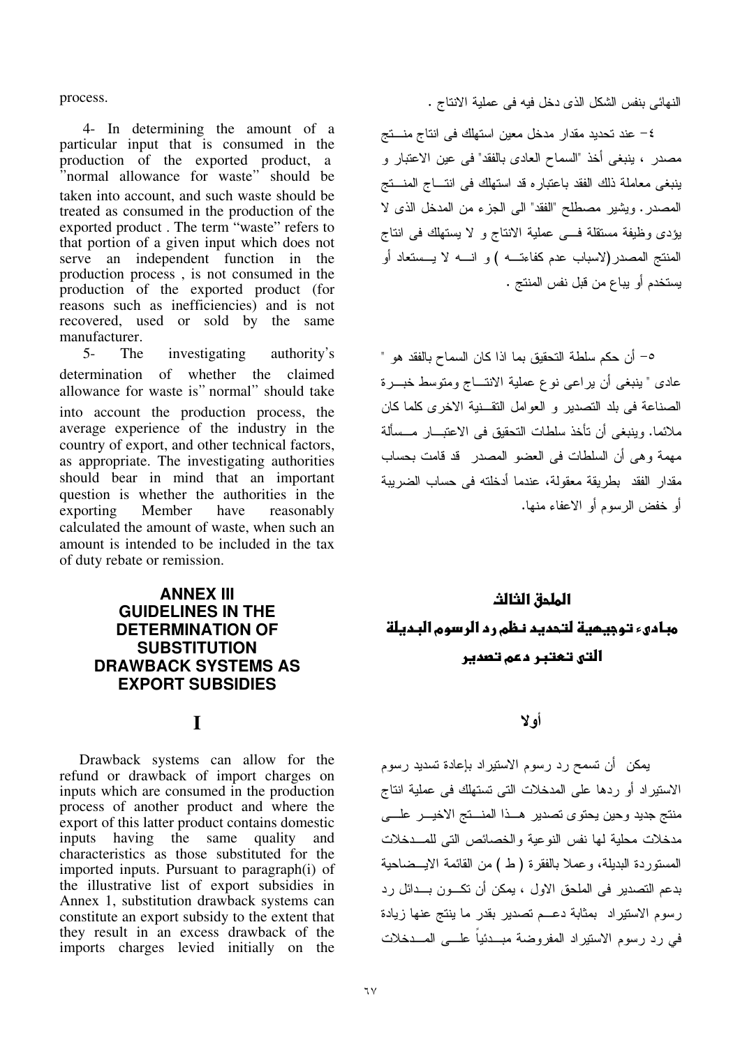process.

4- In determining the amount of a particular input that is consumed in the production of the exported product, a "normal allowance for waste" should be taken into account, and such waste should be treated as consumed in the production of the exported product . The term "waste" refers to that portion of a given input which does not serve an independent function in the production process , is not consumed in the production of the exported product (for reasons such as inefficiencies) and is not recovered, used or sold by the same manufacturer.

5- The investigating authority's determination of whether the claimed allowance for waste is" normal" should take into account the production process, the average experience of the industry in the country of export, and other technical factors, as appropriate. The investigating authorities should bear in mind that an important question is whether the authorities in the exporting Member have reasonably calculated the amount of waste, when such an amount is intended to be included in the tax of duty rebate or remission.

النهائى بنفس الشكل الذى دخل فيه فى عملية الانتاج .

٤- عند تحديد مقدار مدخل معين استهلك فى انتاج منتج مصدر ، ينبغى أخذ "السماح العادى بالفقد" فى عين الاعتبار و ينبغى معاملة ذلك الفقد باعتباره قد استهلك فى انتاج المنتج المصدر. ويشير مصطلح "الفقد" الى الجزء من المدخل الذى لا يؤدى وظيفة مستقلة فى عملية الانتاج و لا يستهلك فى انتاج المنتج المصدر (لاسباب عدم كفاءته ) و انه لا يستعاد أو يستخدم أو يباع من قبل نفس المنتج .

٥- أن حكم سلطة التحقيق بما اذا كان السماح بالفقد هو " عادى " ينبغى أن يراعى نوع عملية الانتاج ومتوسط خبرة الصناعة فى بلد التصدير و العوامل التقنية الاخرى كلما كان ملائما. وينبغى أن تأخذ سلطات التحقيق فى الاعتبار مسألة مهمة وهى أن السلطات فى العضو المصدر قد قامت بحساب مقدار الفقد بطريقة معقولة، عندما أدخلته فى حساب الضريبة أو خفض الرسوم أو الاعفاء منها.

## ANNEX III
## GUIDELINES IN THE DETERMINATION OF SUBSTITUTION DRAWBACK SYSTEMS AS EXPORT SUBSIDIES

## الملحق الثالث
## مبادىء توجيهية لتحديد نظم رد الرسوم البديلة التى تعتبر دعم تصدير

### I

Drawback systems can allow for the refund or drawback of import charges on inputs which are consumed in the production process of another product and where the export of this latter product contains domestic inputs having the same quality and characteristics as those substituted for the imported inputs. Pursuant to paragraph(i) of the illustrative list of export subsidies in Annex 1, substitution drawback systems can constitute an export subsidy to the extent that they result in an excess drawback of the imports charges levied initially on the

### أولا

يمكن أن تسمح رد رسوم الاستيراد بإعادة تسديد رسوم الاستيراد أو ردها على المدخلات التى تستهلك فى عملية انتاج منتج جديد وحين يحتوى تصدير هذا المنتج الاخير على مدخلات محلية لها نفس النوعية والخصائص التى للمدخلات المستوردة البديلة، وعملا بالفقرة ( ط ) من القائمة الايضاحية بدعم التصدير فى الملحق الاول ، يمكن أن تكون بدائل رد رسوم الاستيراد بمثابة دعم تصدير بقدر ما ينتج عنها زيادة في رد رسوم الاستيراد المفروضة مبدئياً على المدخلات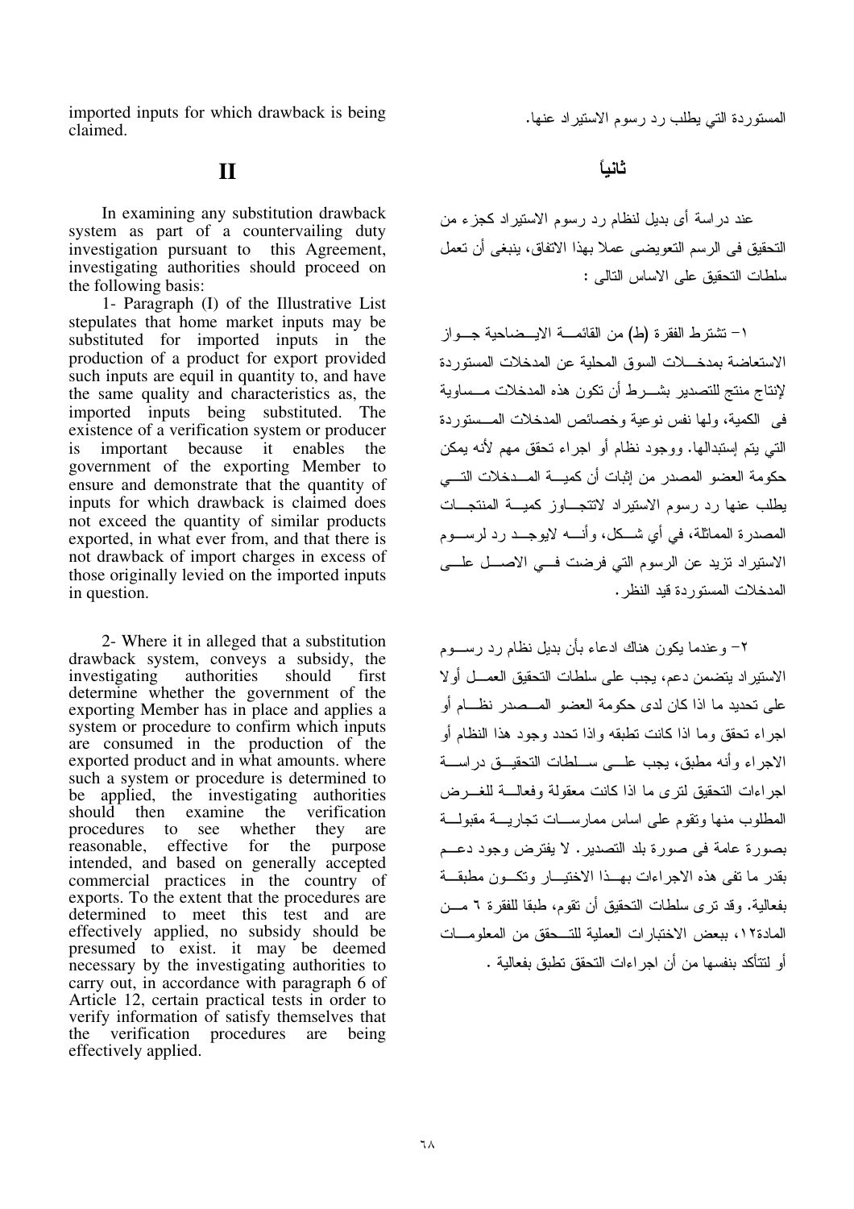imported inputs for which drawback is being claimed.

## II

In examining any substitution drawback system as part of a countervailing duty investigation pursuant to this Agreement, investigating authorities should proceed on the following basis:

1- Paragraph (I) of the Illustrative List stepulates that home market inputs may be substituted for imported inputs in the production of a product for export provided such inputs are equil in quantity to, and have the same quality and characteristics as, the imported inputs being substituted. The existence of a verification system or producer is important because it enables the government of the exporting Member to ensure and demonstrate that the quantity of inputs for which drawback is claimed does not exceed the quantity of similar products exported, in what ever from, and that there is not drawback of import charges in excess of those originally levied on the imported inputs in question.

2- Where it in alleged that a substitution drawback system, conveys a subsidy, the investigating authorities should first determine whether the government of the exporting Member has in place and applies a system or procedure to confirm which inputs are consumed in the production of the exported product and in what amounts. where such a system or procedure is determined to be applied, the investigating authorities should then examine the verification procedures to see whether they are reasonable, effective for the purpose intended, and based on generally accepted commercial practices in the country of exports. To the extent that the procedures are determined to meet this test and are effectively applied, no subsidy should be presumed to exist. it may be deemed necessary by the investigating authorities to carry out, in accordance with paragraph 6 of Article 12, certain practical tests in order to verify information of satisfy themselves that the verification procedures are being effectively applied.

المستوردة التي يطلب رد رسوم الاستيراد عنها.

## ثانياً

عند دراسة أى بديل لنظام رد رسوم الاستيراد كجزء من التحقيق فى الرسم التعويضى عملا بهذا الاتفاق، ينبغى أن تعمل سلطات التحقيق على الاساس التالى :

١- تشترط الفقرة (ط) من القائمة الايضاحية جواز الاستعاضة بمدخلات السوق المحلية عن المدخلات المستوردة لإنتاج منتج للتصدير بشرط أن تكون هذه المدخلات مساوية فى الكمية، ولها نفس نوعية وخصائص المدخلات المستوردة التي يتم إستبدالها. ووجود نظام أو اجراء تحقق مهم لأنه يمكن حكومة العضو المصدر من إثبات أن كمية المدخلات التي يطلب عنها رد رسوم الاستيراد لاتتجاوز كمية المنتجات المصدرة المماثلة، في أي شكل، وأنه لايوجد رد لرسوم الاستيراد تزيد عن الرسوم التي فرضت في الاصل على المدخلات المستوردة قيد النظر.

٢- وعندما يكون هناك ادعاء بأن بديل نظام رد رسوم الاستيراد يتضمن دعم، يجب على سلطات التحقيق العمل أولا على تحديد ما اذا كان لدى حكومة العضو المصدر نظام أو اجراء تحقق وما اذا كانت تطبقه واذا تحدد وجود هذا النظام أو الاجراء وأنه مطبق، يجب على سلطات التحقيق دراسة اجراءات التحقيق لترى ما اذا كانت معقولة وفعالة للغرض المطلوب منها وتقوم على اساس ممارسات تجارية مقبولة بصورة عامة فى صورة بلد التصدير. لا يفترض وجود دعم بقدر ما تفى هذه الاجراءات بهذا الاختيار وتكون مطبقة بفعالية. وقد ترى سلطات التحقيق أن تقوم، طبقا للفقرة ٦ من المادة١٢، ببعض الاختبارات العملية للتحقق من المعلومات أو لتتأكد بنفسها من أن اجراءات التحقق تطبق بفعالية .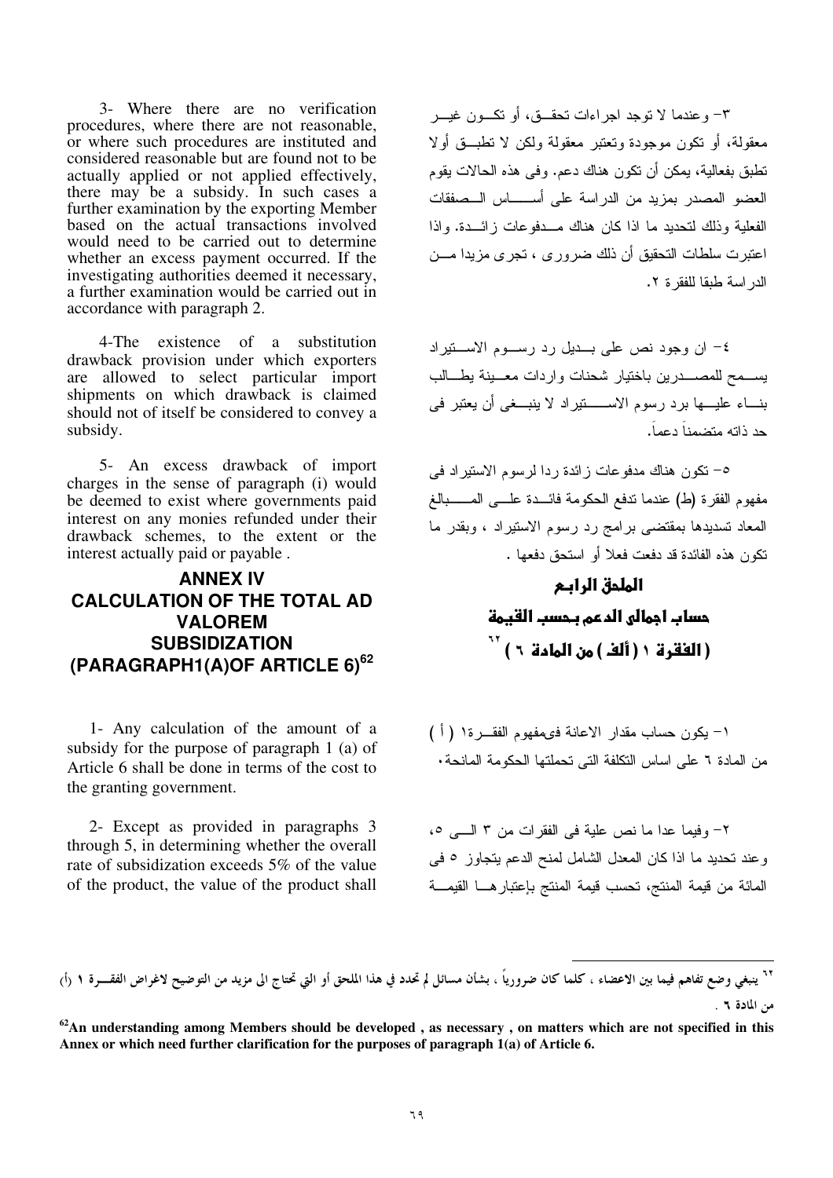3- Where there are no verification procedures, where there are not reasonable, or where such procedures are instituted and considered reasonable but are found not to be actually applied or not applied effectively, there may be a subsidy. In such cases a further examination by the exporting Member based on the actual transactions involved would need to be carried out to determine whether an excess payment occurred. If the investigating authorities deemed it necessary, a further examination would be carried out in accordance with paragraph 2.

4-The existence of a substitution drawback provision under which exporters are allowed to select particular import shipments on which drawback is claimed should not of itself be considered to convey a subsidy.

5- An excess drawback of import charges in the sense of paragraph (i) would be deemed to exist where governments paid interest on any monies refunded under their drawback schemes, to the extent or the interest actually paid or payable .

## ANNEX IV
## CALCULATION OF THE TOTAL AD VALOREM SUBSIDIZATION (PARAGRAPH1(A)OF ARTICLE 6)[62]

1- Any calculation of the amount of a subsidy for the purpose of paragraph 1 (a) of Article 6 shall be done in terms of the cost to the granting government.

2- Except as provided in paragraphs 3 through 5, in determining whether the overall rate of subsidization exceeds 5% of the value of the product, the value of the product shall

٣- وعندما لا توجد اجراءات تحقق، أو تكون غير معقولة، أو تكون موجودة وتعتبر معقولة ولكن لا تطبق أولا تطبق بفعالية، يمكن أن تكون هناك دعم. وفى هذه الحالات يقوم العضو المصدر بمزيد من الدراسة على أساس الصفقات الفعلية وذلك لتحديد ما اذا كان هناك مدفوعات زائدة. واذا اعتبرت سلطات التحقيق أن ذلك ضرورى ، تجرى مزيدا من الدراسة طبقا للفقرة ٢.

٤- ان وجود نص على بديل رد رسوم الاستيراد يسمح للمصدرين باختيار شحنات واردات معينة يطالب بناء عليها برد رسوم الاستيراد لا ينبغى أن يعتبر فى حد ذاته متضمناً دعماً.

٥- تكون هناك مدفوعات زائدة ردا لرسوم الاستيراد فى مفهوم الفقرة (ط) عندما تدفع الحكومة فائدة على المبالغ المعاد تسديدها بمقتضى برامج رد رسوم الاستيراد ، وبقدر ما تكون هذه الفائدة قد دفعت فعلا أو استحق دفعها .

## الملحق الرابع
## حساب اجمالى الدعم بحسب القيمة
## ( الفقرة ١ ( ألف ) من المادة ٦ ) [٦٢]

١- يكون حساب مقدار الاعانة فىمفهوم الفقرة١ ( أ ) من المادة ٦ على اساس التكلفة التى تحملتها الحكومة المانحة.

٢- وفيما عدا ما نص علية فى الفقرات من ٣ الى ٥، وعند تحديد ما اذا كان المعدل الشامل لمنح الدعم يتجاوز ٥ فى المائة من قيمة المنتج، تحسب قيمة المنتج بإعتبارها القيمة

---

[٦٢] ينبغي وضع تفاهم فيما بين الاعضاء ، كلما كان ضرورياً ، بشأن مسائل لم تحدد في هذا الملحق أو التي تحتاج الى مزيد من التوضيح لاغراض الفقرة ١ (أ) من المادة ٦ .

[62] **An understanding among Members should be developed , as necessary , on matters which are not specified in this Annex or which need further clarification for the purposes of paragraph 1(a) of Article 6.**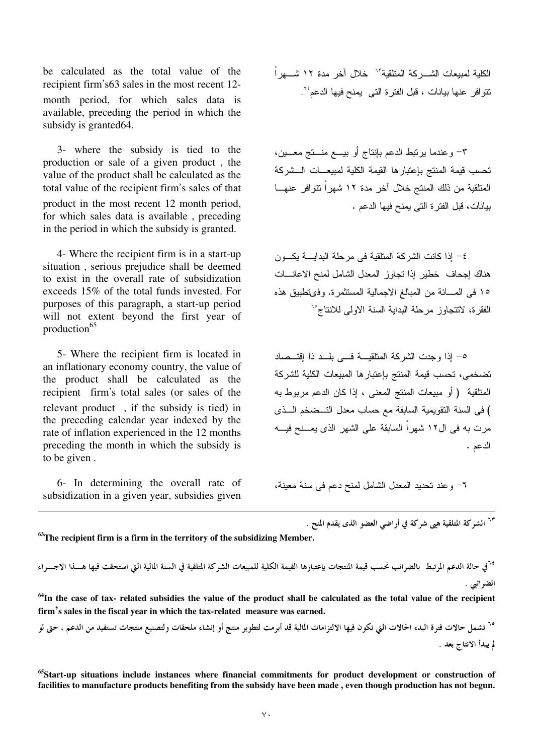be calculated as the total value of the recipient firm's[63] sales in the most recent 12-month period, for which sales data is available, preceding the period in which the subsidy is granted[64].

3- where the subsidy is tied to the production or sale of a given product , the value of the product shall be calculated as the total value of the recipient firm's sales of that product in the most recent 12 month period, for which sales data is available , preceding in the period in which the subsidy is granted.

4- Where the recipient firm is in a start-up situation , serious prejudice shall be deemed to exist in the overall rate of subsidization exceeds 15% of the total funds invested. For purposes of this paragraph, a start-up period will not extent beyond the first year of production[65]

5- Where the recipient firm is located in an inflationary economy country, the value of the product shall be calculated as the recipient firm's total sales (or sales of the relevant product , if the subsidy is tied) in the preceding calendar year indexed by the rate of inflation experienced in the 12 months preceding the month in which the subsidy is to be given .

6- In determining the overall rate of subsidization in a given year, subsidies given

الكلية لمبيعات الشركة المتلقية[٦٣] خلال آخر مدة ١٢ شهراً تتوافر عنها بيانات ، قبل الفترة التى يمنح فيها الدعم[٦٤].

٣- وعندما يرتبط الدعم بإنتاج أو بيع منتج معين، تحسب قيمة المنتج بإعتبارها القيمة الكلية لمبيعات الشركة المتلقية من ذلك المنتج خلال آخر مدة ١٢ شهراً تتوافر عنها بيانات، قبل الفترة التى يمنح فيها الدعم .

٤- إذا كانت الشركة المتلقية فى مرحلة البداية يكون هناك إجحاف خطير إذا تجاوز المعدل الشامل لمنح الاعانات ١٥ فى المائة من المبالغ الاجمالية المستثمرة. وفىتطبيق هذه الفقرة، لاتتجاوز مرحلة البداية السنة الاولى للانتاج[٦٥]

٥- إذا وجدت الشركة المتلقية فى بلد ذا إقتصاد تضخمى، تحسب قيمة المنتج بإعتبارها المبيعات الكلية للشركة المتلقية ( أو مبيعات المنتج المعنى ، إذا كان الدعم مربوط به ) فى السنة التقويمية السابقة مع حساب معدل التضخم الذى مرت به فى ال١٢ شهراً السابقة على الشهر الذى يمنح فيه الدعم .

٦- وعند تحديد المعدل الشامل لمنح دعم فى سنة معينة،

---

[٦٣] الشركة المتلقية هى شركة في أراضي العضو الذى يقدم المنح .

**[63] The recipient firm is a firm in the territory of the subsidizing Member.**

[٦٤] في حالة الدعم المرتبط بالضرائب تحسب قيمة المنتجات بإعتبارها القيمة الكلية للمبيعات الشركة المتلقية في السنة المالية التي استحقت فيها هذا الاجراء الضرائبي .

**[64] In the case of tax- related subsidies the value of the product shall be calculated as the total value of the recipient firm's sales in the fiscal year in which the tax-related measure was earned.**

[٦٥] تشمل حالات فترة البدء الحالات التي تكون فيها الالتزامات المالية قد أبرمت لتطوير منتج أو إنشاء ملحقات ولتصنيع منتجات تستفيد من الدعم ، حتى لو لم يبدأ الانتاج بعد .

**[65] Start-up situations include instances where financial commitments for product development or construction of facilities to manufacture products benefiting from the subsidy have been made , even though production has not begun.**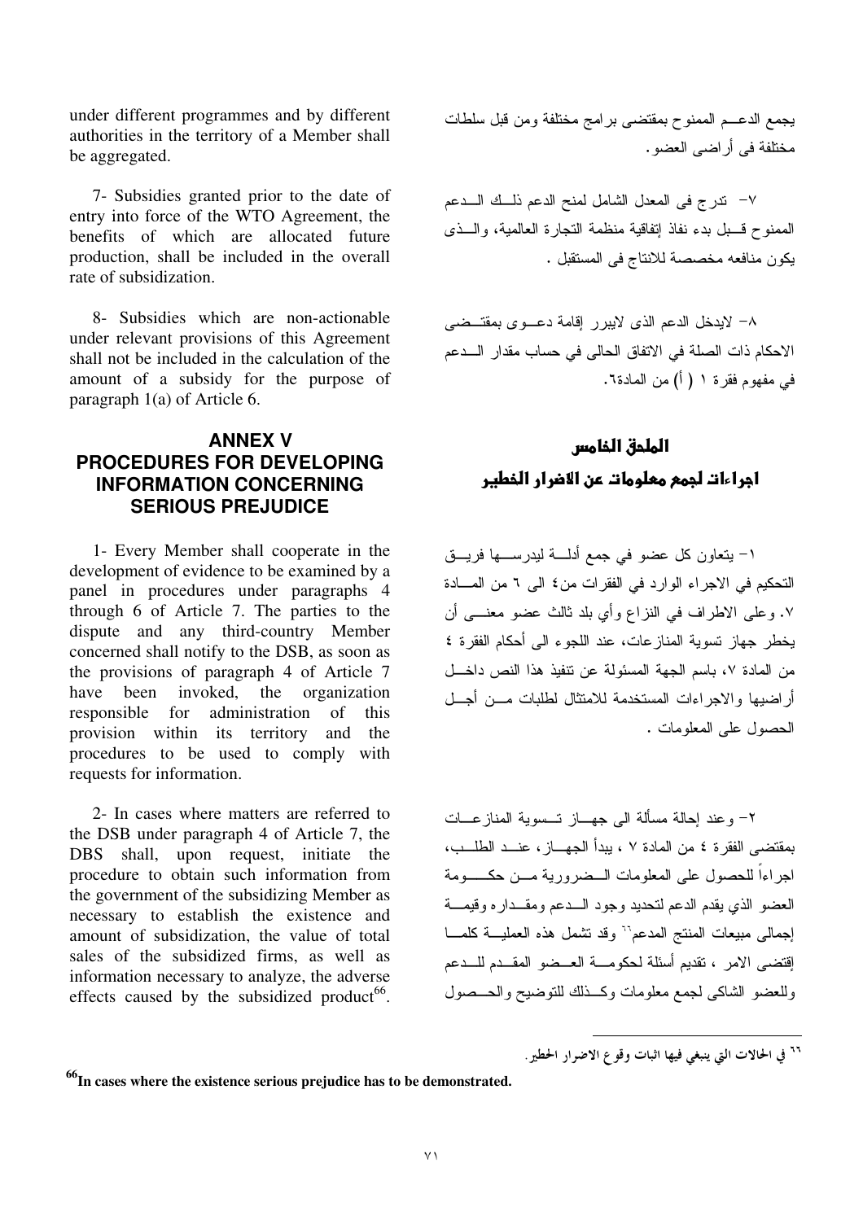under different programmes and by different authorities in the territory of a Member shall be aggregated.

7- Subsidies granted prior to the date of entry into force of the WTO Agreement, the benefits of which are allocated future production, shall be included in the overall rate of subsidization.

8- Subsidies which are non-actionable under relevant provisions of this Agreement shall not be included in the calculation of the amount of a subsidy for the purpose of paragraph 1(a) of Article 6.

## ANNEX V
## PROCEDURES FOR DEVELOPING INFORMATION CONCERNING SERIOUS PREJUDICE

1- Every Member shall cooperate in the development of evidence to be examined by a panel in procedures under paragraphs 4 through 6 of Article 7. The parties to the dispute and any third-country Member concerned shall notify to the DSB, as soon as the provisions of paragraph 4 of Article 7 have been invoked, the organization responsible for administration of this provision within its territory and the procedures to be used to comply with requests for information.

2- In cases where matters are referred to the DSB under paragraph 4 of Article 7, the DBS shall, upon request, initiate the procedure to obtain such information from the government of the subsidizing Member as necessary to establish the existence and amount of subsidization, the value of total sales of the subsidized firms, as well as information necessary to analyze, the adverse effects caused by the subsidized product[66].

يجمع الدعـــم الممنوح بمقتضى برامج مختلفة ومن قبل سلطات مختلفة فى أراضى العضو.

٧- تدرج فى المعدل الشامل لمنح الدعم ذلـــك الـــدعم الممنوح قـــبل بدء نفاذ إتفاقية منظمة التجارة العالمية، والـــذى يكون منافعه مخصصة للانتاج فى المستقبل .

٨- لايدخل الدعم الذى لايبرر إقامة دعـــوى بمقتـــضى الاحكام ذات الصلة في الاتفاق الحالى في حساب مقدار الـــدعم في مفهوم فقرة ١ ( أ) من المادة٦.

## الملحق الخامس
## اجراءات لجمع معلومات عن الاضرار الخطير

١- يتعاون كل عضو في جمع أدلـــة ليدرســـها فريـــق التحكيم في الاجراء الوارد في الفقرات من٤ الى ٦ من المـــادة ٧. وعلى الاطراف في النزاع وأي بلد ثالث عضو معنـــى أن يخطر جهاز تسوية المنازعات، عند اللجوء الى أحكام الفقرة ٤ من المادة ٧، باسم الجهة المسئولة عن تنفيذ هذا النص داخـــل أراضيها والاجراءات المستخدمة للامتثال لطلبات مـــن أجـــل الحصول على المعلومات .

٢- وعند إحالة مسألة الى جهـــاز تـــسوية المنازعـــات بمقتضى الفقرة ٤ من المادة ٧ ، يبدأ الجهـــاز، عنـــد الطلـــب، اجراءاً للحصول على المعلومات الـــضرورية مـــن حكـــومة العضو الذي يقدم الدعم لتحديد وجود الـــدعم ومقـــداره وقيمـــة إجمالى مبيعات المنتج المدعم[٦٦] وقد تشمل هذه العمليـــة كلمـــا إقتضى الامر ، تقديم أسئلة لحكومـــة العـــضو المقـــدم للـــدعم وللعضو الشاكى لجمع معلومات وكـــذلك للتوضيح والحـــصول

---

[66] In cases where the existence serious prejudice has to be demonstrated.

[٦٦] في الحالات التي ينبغي فيها اثبات وقوع الاضرار الخطير.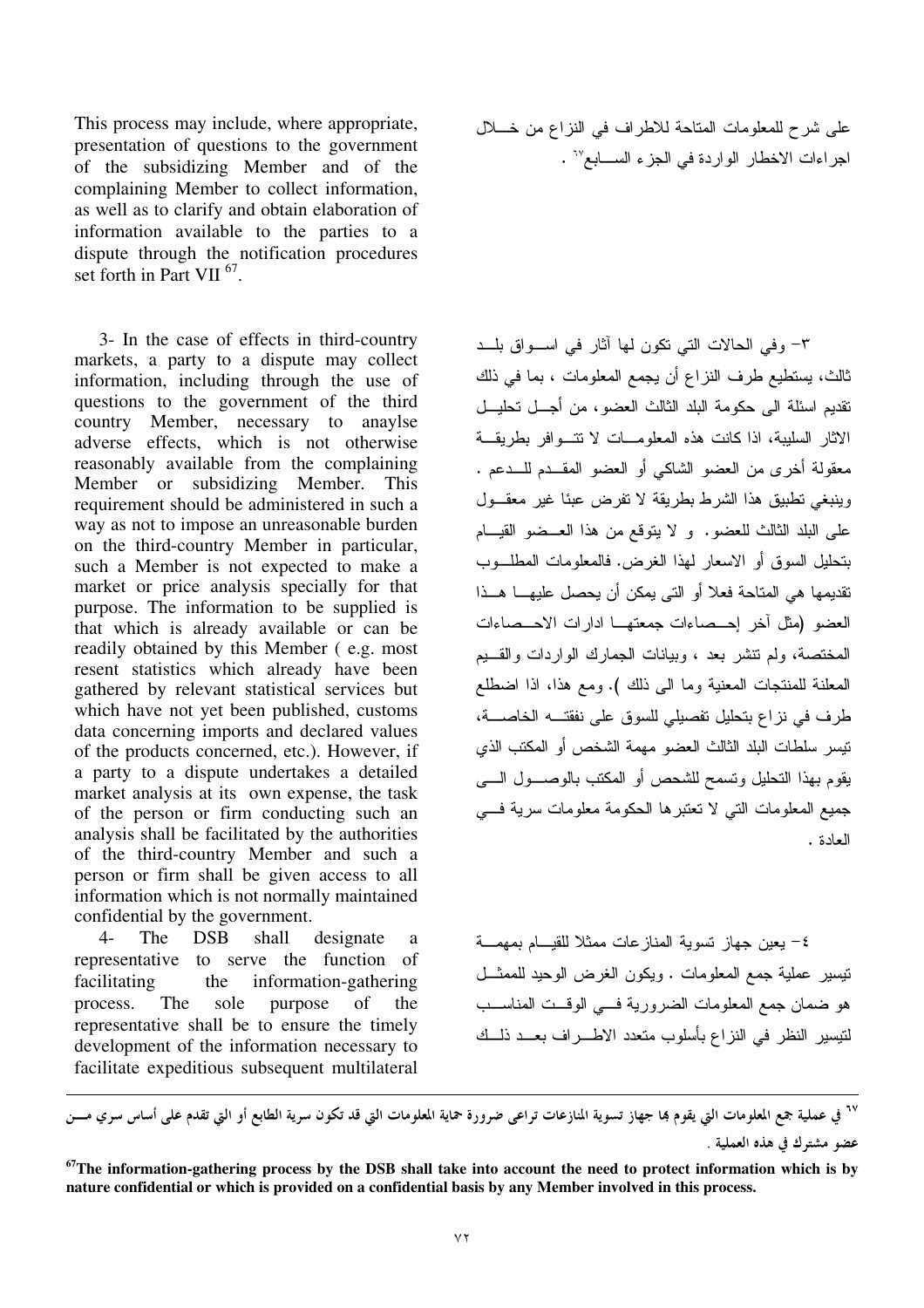This process may include, where appropriate, presentation of questions to the government of the subsidizing Member and of the complaining Member to collect information, as well as to clarify and obtain elaboration of information available to the parties to a dispute through the notification procedures set forth in Part VII [67].

على شرح للمعلومات المتاحة للاطراف في النزاع من خلال اجراءات الاخطار الواردة في الجزء السابع[٦٧] .

3- In the case of effects in third-country markets, a party to a dispute may collect information, including through the use of questions to the government of the third country Member, necessary to anaylse adverse effects, which is not otherwise reasonably available from the complaining Member or subsidizing Member. This requirement should be administered in such a way as not to impose an unreasonable burden on the third-country Member in particular, such a Member is not expected to make a market or price analysis specially for that purpose. The information to be supplied is that which is already available or can be readily obtained by this Member ( e.g. most resent statistics which already have been gathered by relevant statistical services but which have not yet been published, customs data concerning imports and declared values of the products concerned, etc.). However, if a party to a dispute undertakes a detailed market analysis at its own expense, the task of the person or firm conducting such an analysis shall be facilitated by the authorities of the third-country Member and such a person or firm shall be given access to all information which is not normally maintained confidential by the government.

٣- وفي الحالات التي تكون لها آثار في اسواق بلد ثالث، يستطيع طرف النزاع أن يجمع المعلومات ، بما في ذلك تقديم اسئلة الى حكومة البلد الثالث العضو، من أجل تحليل الاثار السلبية، اذا كانت هذه المعلومات لا تتوافر بطريقة معقولة أخرى من العضو الشاكي أو العضو المقدم للدعم . وينبغي تطبيق هذا الشرط بطريقة لا تفرض عبئا غير معقول على البلد الثالث للعضو. و لا يتوقع من هذا العضو القيام بتحليل السوق أو الاسعار لهذا الغرض. فالمعلومات المطلوب تقديمها هي المتاحة فعلا أو التى يمكن أن يحصل عليها هذا العضو (مثل آخر إحصاءات جمعتها ادارات الاحصاءات المختصة، ولم تنشر بعد ، وبيانات الجمارك الواردات والقيم المعلنة للمنتجات المعنية وما الى ذلك ). ومع هذا، اذا اضطلع طرف في نزاع بتحليل تفصيلي للسوق على نفقته الخاصة، تيسر سلطات البلد الثالث العضو مهمة الشخص أو المكتب الذي يقوم بهذا التحليل وتسمح للشخص أو المكتب بالوصول الى جميع المعلومات التي لا تعتبرها الحكومة معلومات سرية في العادة .

4- The DSB shall designate a representative to serve the function of facilitating the information-gathering process. The sole purpose of the representative shall be to ensure the timely development of the information necessary to facilitate expeditious subsequent multilateral

٤- يعين جهاز تسوية المنازعات ممثلا للقيام بمهمة تيسير عملية جمع المعلومات . ويكون الغرض الوحيد للممثل هو ضمان جمع المعلومات الضرورية في الوقت المناسب لتيسير النظر في النزاع بأسلوب متعدد الاطراف بعد ذلك

---

[٦٧] في عملية جمع المعلومات التي يقوم بها جهاز تسوية المنازعات تراعى ضرورة حماية المعلومات التي قد تكون سرية الطابع أو التي تقدم على أساس سري من عضو مشترك في هذه العملية .

[67] **The information-gathering process by the DSB shall take into account the need to protect information which is by nature confidential or which is provided on a confidential basis by any Member involved in this process.**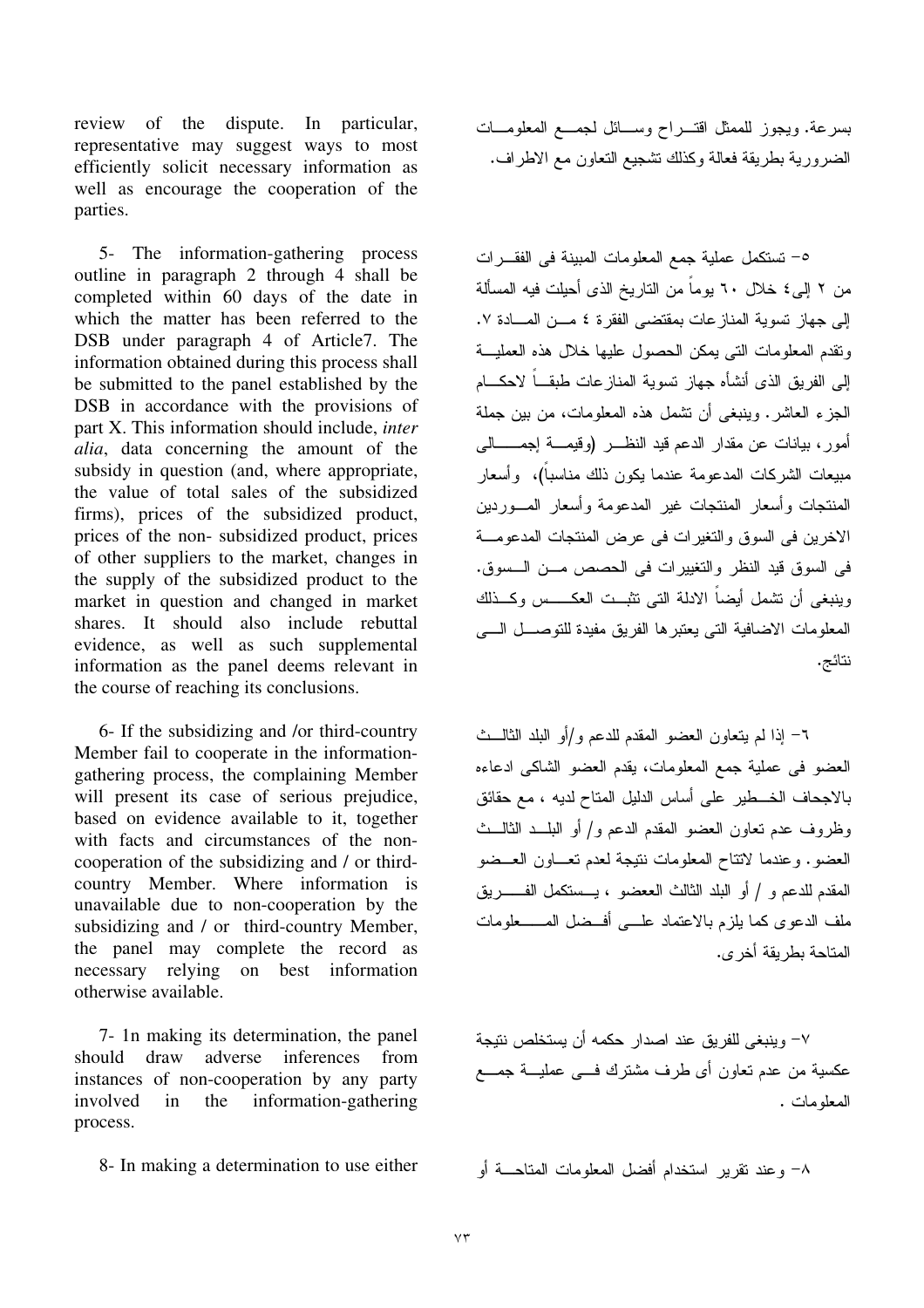review of the dispute. In particular, representative may suggest ways to most efficiently solicit necessary information as well as encourage the cooperation of the parties.

بسرعة. ويجوز للممثل اقتـــراح وســـائل لجمـــع المعلومـــات الضرورية بطريقة فعالة وكذلك تشجيع التعاون مع الاطراف.

5- The information-gathering process outline in paragraph 2 through 4 shall be completed within 60 days of the date in which the matter has been referred to the DSB under paragraph 4 of Article7. The information obtained during this process shall be submitted to the panel established by the DSB in accordance with the provisions of part X. This information should include, *inter alia*, data concerning the amount of the subsidy in question (and, where appropriate, the value of total sales of the subsidized firms), prices of the subsidized product, prices of the non- subsidized product, prices of other suppliers to the market, changes in the supply of the subsidized product to the market in question and changed in market shares. It should also include rebuttal evidence, as well as such supplemental information as the panel deems relevant in the course of reaching its conclusions.

٥- تستكمل عملية جمع المعلومات المبينة فى الفقـــرات من ٢ إلى٤ خلال ٦٠ يوماً من التاريخ الذى أحيلت فيه المسألة إلى جهاز تسوية المنازعات بمقتضى الفقرة ٤ مـــن المـــادة ٧. وتقدم المعلومات التى يمكن الحصول عليها خلال هذه العمليـــة إلى الفريق الذى أنشأه جهاز تسوية المنازعات طبقـــاً لاحكـــام الجزء العاشر. وينبغى أن تشمل هذه المعلومات، من بين جملة أمور، بيانات عن مقدار الدعم قيد النظـــر (وقيمـــة إجمـــالى مبيعات الشركات المدعومة عندما يكون ذلك مناسباً)، وأسعار المنتجات وأسعار المنتجات غير المدعومة وأسعار المـــوردين الاخرين فى السوق والتغيرات فى عرض المنتجات المدعومـــة فى السوق قيد النظر والتغييرات فى الحصص مـــن الـــسوق. وينبغى أن تشمل أيضاً الادلة التى تثبـــت العكـــس وكـــذلك المعلومات الاضافية التى يعتبرها الفريق مفيدة للتوصـــل الـــى نتائج.

6- If the subsidizing and /or third-country Member fail to cooperate in the information-gathering process, the complaining Member will present its case of serious prejudice, based on evidence available to it, together with facts and circumstances of the non-cooperation of the subsidizing and / or third-country Member. Where information is unavailable due to non-cooperation by the subsidizing and / or third-country Member, the panel may complete the record as necessary relying on best information otherwise available.

٦- إذا لم يتعاون العضو المقدم للدعم و/أو البلد الثالـــث العضو فى عملية جمع المعلومات، يقدم العضو الشاكى ادعاءه بالاجحاف الخـــطير على أساس الدليل المتاح لديه ، مع حقائق وظروف عدم تعاون العضو المقدم الدعم و/ أو البلـــد الثالـــث العضو. وعندما لاتتاح المعلومات نتيجة لعدم تعـــاون العـــضو المقدم للدعم و / أو البلد الثالث العضو ، يـــستكمل الفـــريق ملف الدعوى كما يلزم بالاعتماد علـــى أفـــضل المـــعلومات المتاحة بطريقة أخرى.

7- 1n making its determination, the panel should draw adverse inferences from instances of non-cooperation by any party involved in the information-gathering process.

٧- وينبغى للفريق عند اصدار حكمه أن يستخلص نتيجة عكسية من عدم تعاون أى طرف مشترك فـــى عمليـــة جمـــع المعلومات .

8- In making a determination to use either

٨- وعند تقرير استخدام أفضل المعلومات المتاحـــة أو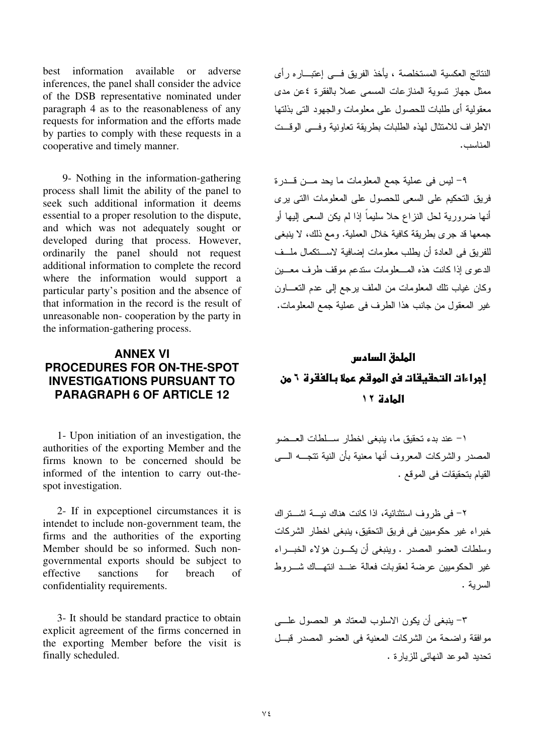best information available or adverse inferences, the panel shall consider the advice of the DSB representative nominated under paragraph 4 as to the reasonableness of any requests for information and the efforts made by parties to comply with these requests in a cooperative and timely manner.

9- Nothing in the information-gathering process shall limit the ability of the panel to seek such additional information it deems essential to a proper resolution to the dispute, and which was not adequately sought or developed during that process. However, ordinarily the panel should not request additional information to complete the record where the information would support a particular party's position and the absence of that information in the record is the result of unreasonable non- cooperation by the party in the information-gathering process.

## ANNEX VI
## PROCEDURES FOR ON-THE-SPOT INVESTIGATIONS PURSUANT TO PARAGRAPH 6 OF ARTICLE 12

1- Upon initiation of an investigation, the authorities of the exporting Member and the firms known to be concerned should be informed of the intention to carry out-the-spot investigation.

2- If in expceptionel circumstances it is intendet to include non-government team, the firms and the authorities of the exporting Member should be so informed. Such non-governmental exports should be subject to effective sanctions for breach of confidentiality requirements.

3- It should be standard practice to obtain explicit agreement of the firms concerned in the exporting Member before the visit is finally scheduled.

النتائج العكسية المستخلصة ، يأخذ الفريق فى إعتباره رأى ممثل جهاز تسوية المنازعات المسمى عملا بالفقرة ٤عن مدى معقولية أى طلبات للحصول على معلومات والجهود التى بذلتها الاطراف للامتثال لهذه الطلبات بطريقة تعاونية وفى الوقت المناسب.

٩- ليس فى عملية جمع المعلومات ما يحد من قدرة فريق التحكيم على السعى للحصول على المعلومات االتى يرى أنها ضرورية لحل النزاع حلا سليماً إذا لم يكن السعى إليها أو جمعها قد جرى بطريقة كافية خلال العملية. ومع ذلك، لا ينبغى للفريق فى العادة أن يطلب معلومات إضافية لاستكمال ملف الدعوى إذا كانت هذه المعلومات ستدعم موقف طرف معين وكان غياب تلك المعلومات من الملف يرجع إلى عدم التعاون غير المعقول من جانب هذا الطرف فى عملية جمع المعلومات.

## الملحق السادس
## إجراءات التحقيقات فى الموقع عملا بالفقرة ٦ من المادة ١٢

١- عند بدء تحقيق ما، ينبغى اخطار سلطات العضو المصدر والشركات المعروف أنها معنية بأن النية تتجه الى القيام بتحقيقات فى الموقع .

٢- فى ظروف استثنائية، اذا كانت هناك نية اشتراك خبراء غير حكوميين فى فريق التحقيق، ينبغى اخطار الشركات وسلطات العضو المصدر . وينبغى أن يكون هؤلاء الخبراء غير الحكوميين عرضة لعقوبات فعالة عند انتهاك شروط السرية .

٣- ينبغى أن يكون الاسلوب المعتاد هو الحصول على موافقة واضحة من الشركات المعنية فى العضو المصدر قبل تحديد الموعد النهائى للزيارة .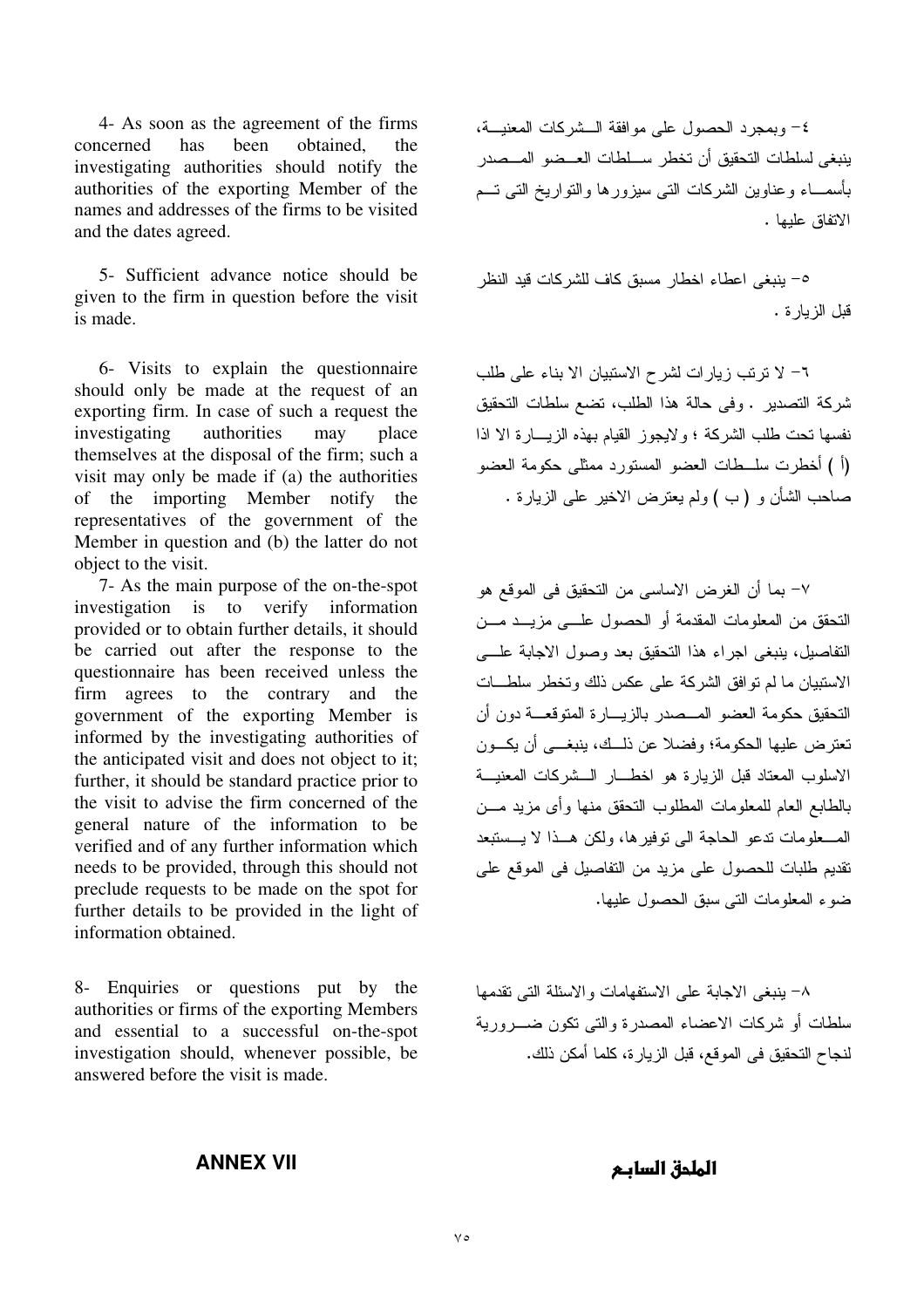4- As soon as the agreement of the firms concerned has been obtained, the investigating authorities should notify the authorities of the exporting Member of the names and addresses of the firms to be visited and the dates agreed.

٤– وبمجرد الحصول على موافقة الشركات المعنية، ينبغى لسلطات التحقيق أن تخطر سلطات العضو المصدر بأسماء وعناوين الشركات التى سيزورها والتواريخ التى تم الاتفاق عليها .

5- Sufficient advance notice should be given to the firm in question before the visit is made.

٥– ينبغى اعطاء اخطار مسبق كاف للشركات قيد النظر قبل الزيارة .

6- Visits to explain the questionnaire should only be made at the request of an exporting firm. In case of such a request the investigating authorities may place themselves at the disposal of the firm; such a visit may only be made if (a) the authorities of the importing Member notify the representatives of the government of the Member in question and (b) the latter do not object to the visit.

٦– لا ترتب زيارات لشرح الاستبيان الا بناء على طلب شركة التصدير . وفى حالة هذا الطلب، تضع سلطات التحقيق نفسها تحت طلب الشركة ؛ ولايجوز القيام بهذه الزيارة الا اذا (أ ) أخطرت سلطات العضو المستورد ممثلى حكومة العضو صاحب الشأن و ( ب ) ولم يعترض الاخير على الزيارة .

7- As the main purpose of the on-the-spot investigation is to verify information provided or to obtain further details, it should be carried out after the response to the questionnaire has been received unless the firm agrees to the contrary and the government of the exporting Member is informed by the investigating authorities of the anticipated visit and does not object to it; further, it should be standard practice prior to the visit to advise the firm concerned of the general nature of the information to be verified and of any further information which needs to be provided, through this should not preclude requests to be made on the spot for further details to be provided in the light of information obtained.

٧– بما أن الغرض الاساسى من التحقيق فى الموقع هو التحقق من المعلومات المقدمة أو الحصول على مزيد من التفاصيل، ينبغى اجراء هذا التحقيق بعد وصول الاجابة على الاستبيان ما لم توافق الشركة على عكس ذلك وتخطر سلطات التحقيق حكومة العضو المصدر بالزيارة المتوقعة دون أن تعترض عليها الحكومة؛ وفضلا عن ذلك، ينبغى أن يكون الاسلوب المعتاد قبل الزيارة هو اخطار الشركات المعنية بالطابع العام للمعلومات المطلوب التحقق منها وأى مزيد من المعلومات تدعو الحاجة الى توفيرها، ولكن هذا لا يستبعد تقديم طلبات للحصول على مزيد من التفاصيل فى الموقع على ضوء المعلومات التى سبق الحصول عليها.

8- Enquiries or questions put by the authorities or firms of the exporting Members and essential to a successful on-the-spot investigation should, whenever possible, be answered before the visit is made.

٨– ينبغى الاجابة على الاستفهامات والاسئلة التى تقدمها سلطات أو شركات الاعضاء المصدرة والتى تكون ضرورية لنجاح التحقيق فى الموقع، قبل الزيارة، كلما أمكن ذلك.

## ANNEX VII

## الملحق السابع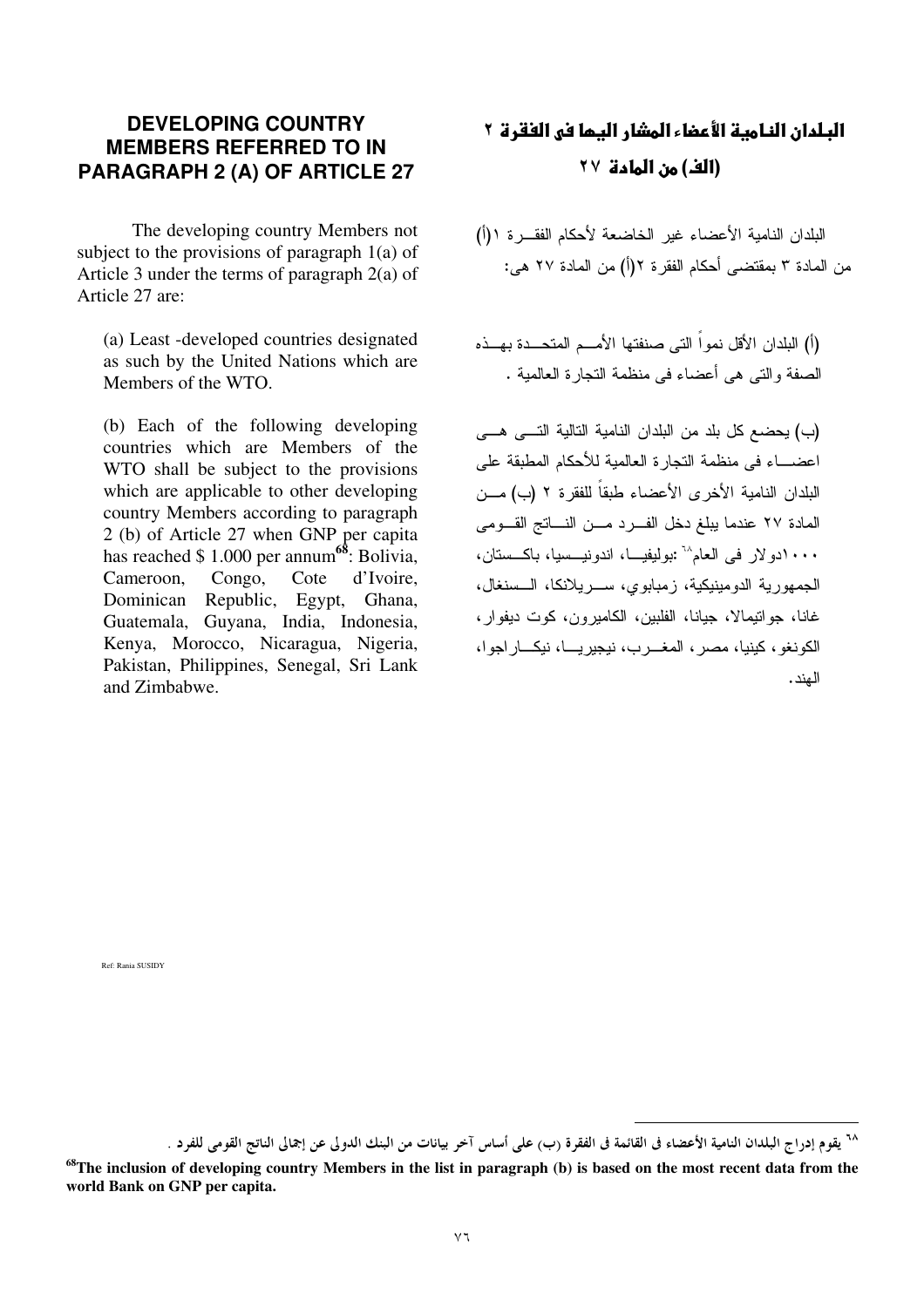## DEVELOPING COUNTRY MEMBERS REFERRED TO IN PARAGRAPH 2 (A) OF ARTICLE 27

The developing country Members not subject to the provisions of paragraph 1(a) of Article 3 under the terms of paragraph 2(a) of Article 27 are:

(a) Least -developed countries designated as such by the United Nations which are Members of the WTO.

(b) Each of the following developing countries which are Members of the WTO shall be subject to the provisions which are applicable to other developing country Members according to paragraph 2 (b) of Article 27 when GNP per capita has reached $ 1.000 per annum[68]: Bolivia, Cameroon, Congo, Cote d'Ivoire, Dominican Republic, Egypt, Ghana, Guatemala, Guyana, India, Indonesia, Kenya, Morocco, Nicaragua, Nigeria, Pakistan, Philippines, Senegal, Sri Lank and Zimbabwe.

## البلدان النامية الأعضاء المشار اليها فى الفقرة ٢ (الف) من المادة ٢٧

البلدان النامية الأعضاء غير الخاضعة لأحكام الفقرة ١(أ) من المادة ٣ بمقتضى أحكام الفقرة ٢(أ) من المادة ٢٧ هى:

(أ) البلدان الأقل نمواً التى صنفتها الأمم المتحدة بهذه الصفة والتى هى أعضاء فى منظمة التجارة العالمية .

(ب) يحضع كل بلد من البلدان النامية التالية التى هى اعضاء فى منظمة التجارة العالمية للأحكام المطبقة على البلدان النامية الأخرى الأعضاء طبقاً للفقرة ٢ (ب) من المادة ٢٧ عندما يبلغ دخل الفرد من الناتج القومى ١٠٠٠دولار فى العام[٦٨]: بوليفيا، اندونيسيا، باكستان، الجمهورية الدومينيكية، زمبابوي، سريلانكا، السنغال، غانا، جواتيمالا، جيانا، الفلبين، الكاميرون، كوت ديفوار، الكونغو، كينيا، مصر، المغرب، نيجيريا، نيكاراجوا، الهند.

Ref: Rania SUSIDY

---

[٦٨] يقوم إدراج البلدان النامية الأعضاء فى القائمة فى الفقرة (ب) على أساس آخر بيانات من البنك الدولى عن إجمالى الناتج القومى للفرد .

**[68] The inclusion of developing country Members in the list in paragraph (b) is based on the most recent data from the world Bank on GNP per capita.**